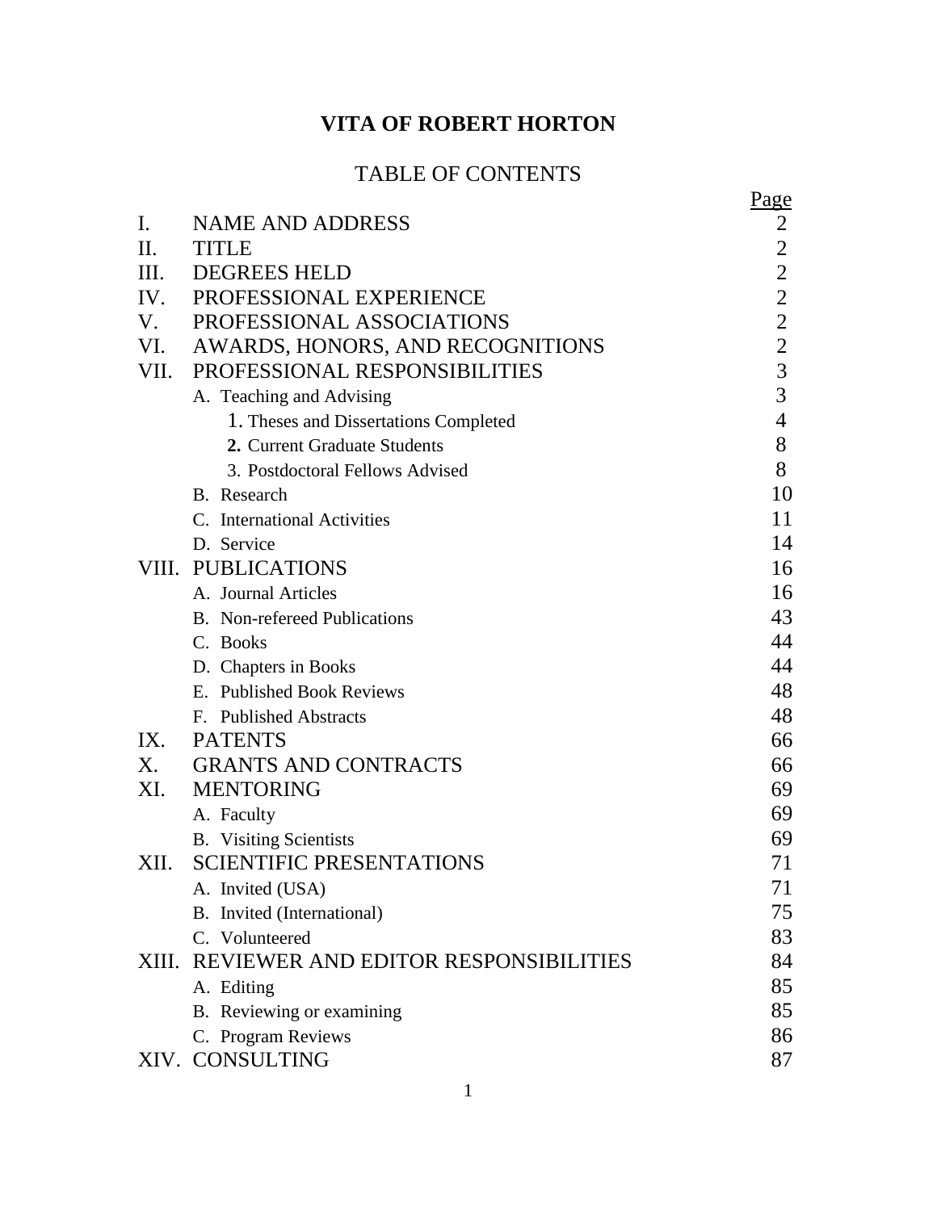# VITA OF ROBERT HORTON

## TABLE OF CONTENTS

| | | Page |
|---|---|---|
| I. | NAME AND ADDRESS | 2 |
| II. | TITLE | 2 |
| III. | DEGREES HELD | 2 |
| IV. | PROFESSIONAL EXPERIENCE | 2 |
| V. | PROFESSIONAL ASSOCIATIONS | 2 |
| VI. | AWARDS, HONORS, AND RECOGNITIONS | 2 |
| VII. | PROFESSIONAL RESPONSIBILITIES | 3 |
| | A. Teaching and Advising | 3 |
| | 1. Theses and Dissertations Completed | 4 |
| | **2.** Current Graduate Students | 8 |
| | 3. Postdoctoral Fellows Advised | 8 |
| | B. Research | 10 |
| | C. International Activities | 11 |
| | D. Service | 14 |
| VIII. | PUBLICATIONS | 16 |
| | A. Journal Articles | 16 |
| | B. Non-refereed Publications | 43 |
| | C. Books | 44 |
| | D. Chapters in Books | 44 |
| | E. Published Book Reviews | 48 |
| | F. Published Abstracts | 48 |
| IX. | PATENTS | 66 |
| X. | GRANTS AND CONTRACTS | 66 |
| XI. | MENTORING | 69 |
| | A. Faculty | 69 |
| | B. Visiting Scientists | 69 |
| XII. | SCIENTIFIC PRESENTATIONS | 71 |
| | A. Invited (USA) | 71 |
| | B. Invited (International) | 75 |
| | C. Volunteered | 83 |
| XIII. | REVIEWER AND EDITOR RESPONSIBILITIES | 84 |
| | A. Editing | 85 |
| | B. Reviewing or examining | 85 |
| | C. Program Reviews | 86 |
| XIV. | CONSULTING | 87 |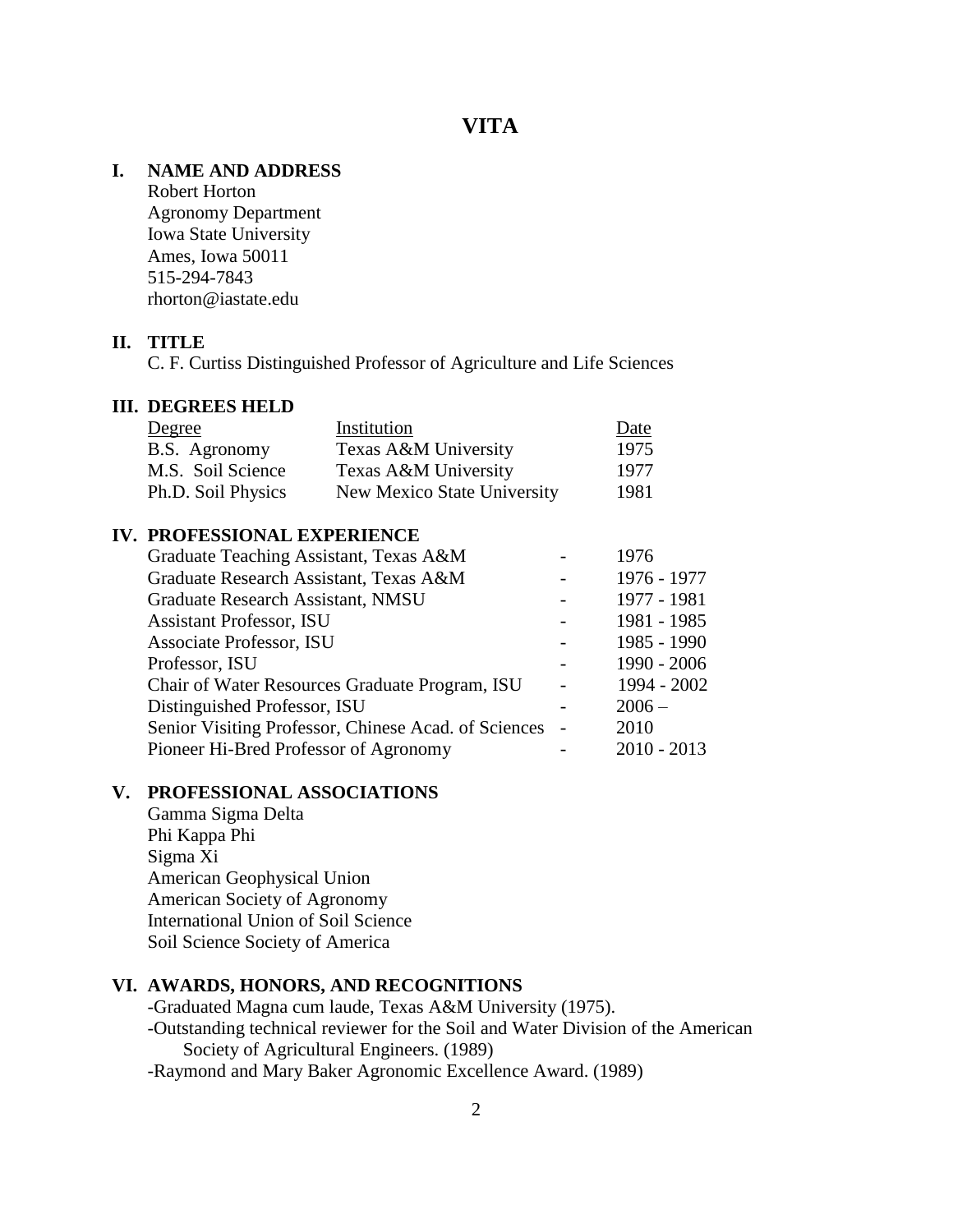# VITA

## I. NAME AND ADDRESS

Robert Horton
Agronomy Department
Iowa State University
Ames, Iowa 50011
515-294-7843
rhorton@iastate.edu

## II. TITLE

C. F. Curtiss Distinguished Professor of Agriculture and Life Sciences

## III. DEGREES HELD

| Degree | Institution | Date |
|---|---|---|
| B.S. Agronomy | Texas A&M University | 1975 |
| M.S. Soil Science | Texas A&M University | 1977 |
| Ph.D. Soil Physics | New Mexico State University | 1981 |

## IV. PROFESSIONAL EXPERIENCE

| | | |
|---|---|---|
| Graduate Teaching Assistant, Texas A&M | - | 1976 |
| Graduate Research Assistant, Texas A&M | - | 1976 - 1977 |
| Graduate Research Assistant, NMSU | - | 1977 - 1981 |
| Assistant Professor, ISU | - | 1981 - 1985 |
| Associate Professor, ISU | - | 1985 - 1990 |
| Professor, ISU | - | 1990 - 2006 |
| Chair of Water Resources Graduate Program, ISU | - | 1994 - 2002 |
| Distinguished Professor, ISU | - | 2006 – |
| Senior Visiting Professor, Chinese Acad. of Sciences | - | 2010 |
| Pioneer Hi-Bred Professor of Agronomy | - | 2010 - 2013 |

## V. PROFESSIONAL ASSOCIATIONS

Gamma Sigma Delta
Phi Kappa Phi
Sigma Xi
American Geophysical Union
American Society of Agronomy
International Union of Soil Science
Soil Science Society of America

## VI. AWARDS, HONORS, AND RECOGNITIONS

-Graduated Magna cum laude, Texas A&M University (1975).
-Outstanding technical reviewer for the Soil and Water Division of the American Society of Agricultural Engineers. (1989)
-Raymond and Mary Baker Agronomic Excellence Award. (1989)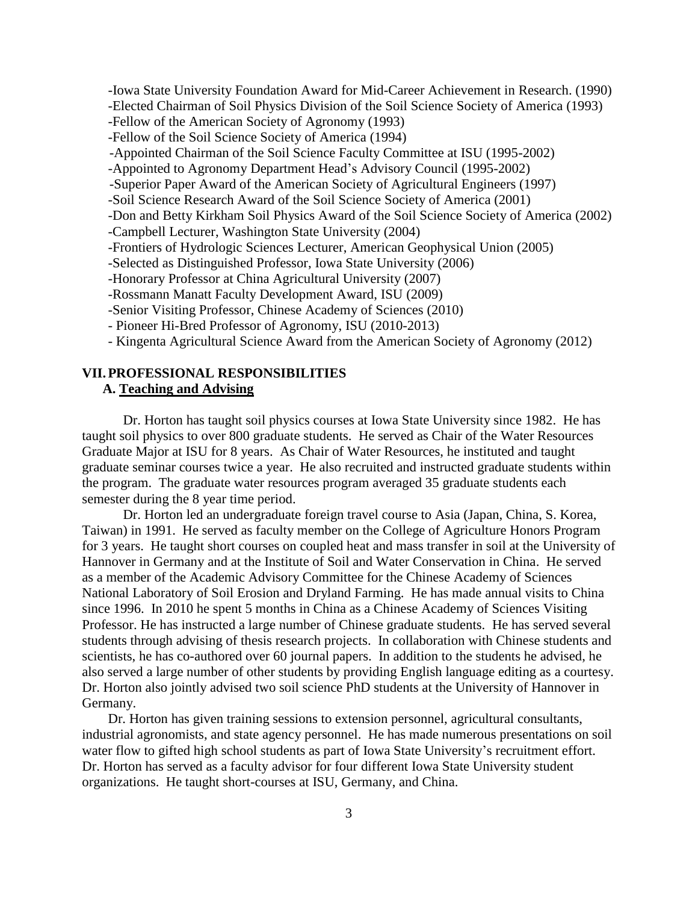-Iowa State University Foundation Award for Mid-Career Achievement in Research. (1990)
-Elected Chairman of Soil Physics Division of the Soil Science Society of America (1993)
-Fellow of the American Society of Agronomy (1993)
-Fellow of the Soil Science Society of America (1994)
-Appointed Chairman of the Soil Science Faculty Committee at ISU (1995-2002)
-Appointed to Agronomy Department Head's Advisory Council (1995-2002)
-Superior Paper Award of the American Society of Agricultural Engineers (1997)
-Soil Science Research Award of the Soil Science Society of America (2001)
-Don and Betty Kirkham Soil Physics Award of the Soil Science Society of America (2002)
-Campbell Lecturer, Washington State University (2004)
-Frontiers of Hydrologic Sciences Lecturer, American Geophysical Union (2005)
-Selected as Distinguished Professor, Iowa State University (2006)
-Honorary Professor at China Agricultural University (2007)
-Rossmann Manatt Faculty Development Award, ISU (2009)
-Senior Visiting Professor, Chinese Academy of Sciences (2010)
- Pioneer Hi-Bred Professor of Agronomy, ISU (2010-2013)
- Kingenta Agricultural Science Award from the American Society of Agronomy (2012)

## VII. PROFESSIONAL RESPONSIBILITIES

### A. Teaching and Advising

Dr. Horton has taught soil physics courses at Iowa State University since 1982. He has taught soil physics to over 800 graduate students. He served as Chair of the Water Resources Graduate Major at ISU for 8 years. As Chair of Water Resources, he instituted and taught graduate seminar courses twice a year. He also recruited and instructed graduate students within the program. The graduate water resources program averaged 35 graduate students each semester during the 8 year time period.

Dr. Horton led an undergraduate foreign travel course to Asia (Japan, China, S. Korea, Taiwan) in 1991. He served as faculty member on the College of Agriculture Honors Program for 3 years. He taught short courses on coupled heat and mass transfer in soil at the University of Hannover in Germany and at the Institute of Soil and Water Conservation in China. He served as a member of the Academic Advisory Committee for the Chinese Academy of Sciences National Laboratory of Soil Erosion and Dryland Farming. He has made annual visits to China since 1996. In 2010 he spent 5 months in China as a Chinese Academy of Sciences Visiting Professor. He has instructed a large number of Chinese graduate students. He has served several students through advising of thesis research projects. In collaboration with Chinese students and scientists, he has co-authored over 60 journal papers. In addition to the students he advised, he also served a large number of other students by providing English language editing as a courtesy. Dr. Horton also jointly advised two soil science PhD students at the University of Hannover in Germany.

Dr. Horton has given training sessions to extension personnel, agricultural consultants, industrial agronomists, and state agency personnel. He has made numerous presentations on soil water flow to gifted high school students as part of Iowa State University's recruitment effort. Dr. Horton has served as a faculty advisor for four different Iowa State University student organizations. He taught short-courses at ISU, Germany, and China.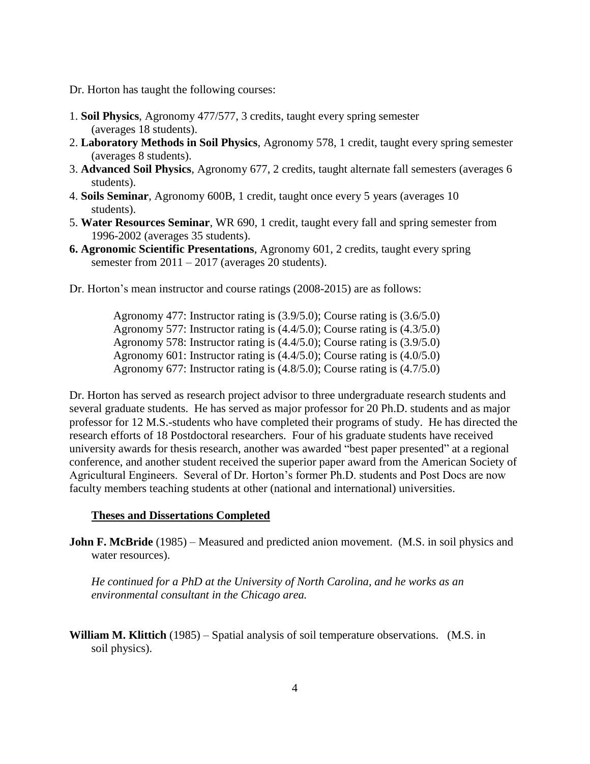Dr. Horton has taught the following courses:

1. **Soil Physics**, Agronomy 477/577, 3 credits, taught every spring semester (averages 18 students).
2. **Laboratory Methods in Soil Physics**, Agronomy 578, 1 credit, taught every spring semester (averages 8 students).
3. **Advanced Soil Physics**, Agronomy 677, 2 credits, taught alternate fall semesters (averages 6 students).
4. **Soils Seminar**, Agronomy 600B, 1 credit, taught once every 5 years (averages 10 students).
5. **Water Resources Seminar**, WR 690, 1 credit, taught every fall and spring semester from 1996-2002 (averages 35 students).
6. **Agronomic Scientific Presentations**, Agronomy 601, 2 credits, taught every spring semester from 2011 – 2017 (averages 20 students).

Dr. Horton's mean instructor and course ratings (2008-2015) are as follows:

> Agronomy 477: Instructor rating is (3.9/5.0); Course rating is (3.6/5.0)
> Agronomy 577: Instructor rating is (4.4/5.0); Course rating is (4.3/5.0)
> Agronomy 578: Instructor rating is (4.4/5.0); Course rating is (3.9/5.0)
> Agronomy 601: Instructor rating is (4.4/5.0); Course rating is (4.0/5.0)
> Agronomy 677: Instructor rating is (4.8/5.0); Course rating is (4.7/5.0)

Dr. Horton has served as research project advisor to three undergraduate research students and several graduate students. He has served as major professor for 20 Ph.D. students and as major professor for 12 M.S.-students who have completed their programs of study. He has directed the research efforts of 18 Postdoctoral researchers. Four of his graduate students have received university awards for thesis research, another was awarded "best paper presented" at a regional conference, and another student received the superior paper award from the American Society of Agricultural Engineers. Several of Dr. Horton's former Ph.D. students and Post Docs are now faculty members teaching students at other (national and international) universities.

## Theses and Dissertations Completed

**John F. McBride** (1985) – Measured and predicted anion movement. (M.S. in soil physics and water resources).

*He continued for a PhD at the University of North Carolina, and he works as an environmental consultant in the Chicago area.*

**William M. Klittich** (1985) – Spatial analysis of soil temperature observations. (M.S. in soil physics).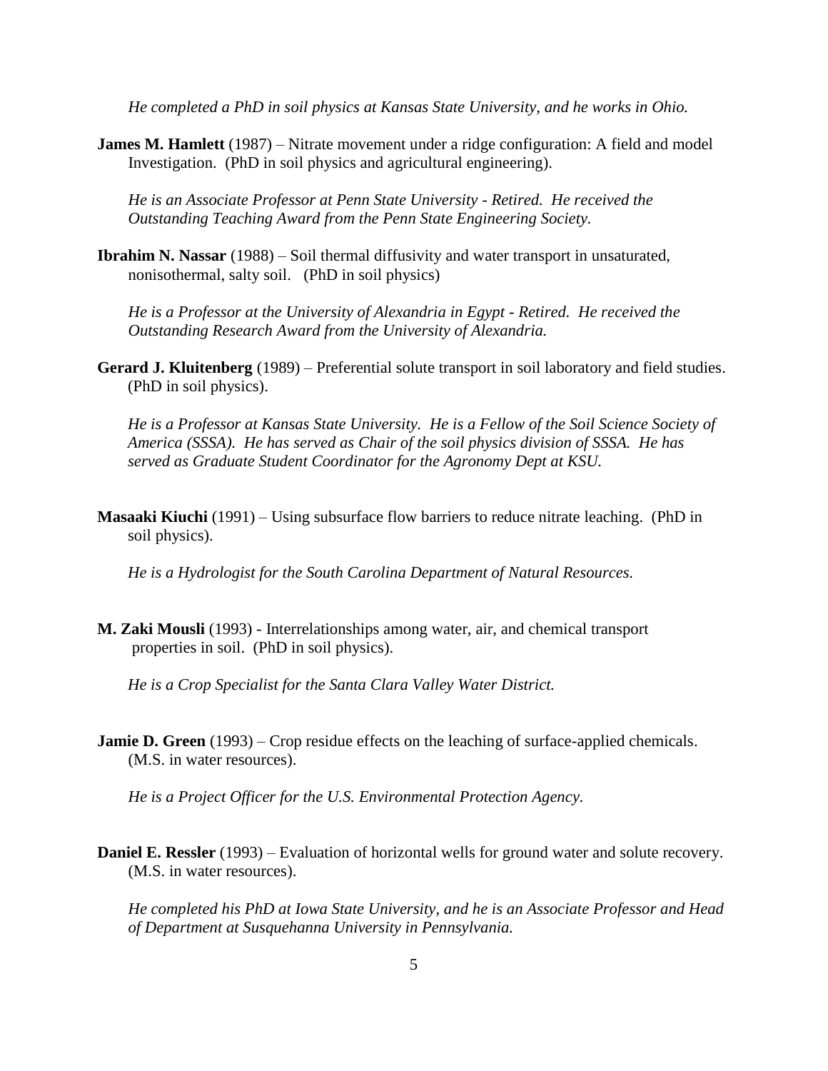*He completed a PhD in soil physics at Kansas State University, and he works in Ohio.*

**James M. Hamlett** (1987) – Nitrate movement under a ridge configuration: A field and model Investigation. (PhD in soil physics and agricultural engineering).

*He is an Associate Professor at Penn State University - Retired. He received the Outstanding Teaching Award from the Penn State Engineering Society.*

**Ibrahim N. Nassar** (1988) – Soil thermal diffusivity and water transport in unsaturated, nonisothermal, salty soil. (PhD in soil physics)

*He is a Professor at the University of Alexandria in Egypt - Retired. He received the Outstanding Research Award from the University of Alexandria.*

**Gerard J. Kluitenberg** (1989) – Preferential solute transport in soil laboratory and field studies. (PhD in soil physics).

*He is a Professor at Kansas State University. He is a Fellow of the Soil Science Society of America (SSSA). He has served as Chair of the soil physics division of SSSA. He has served as Graduate Student Coordinator for the Agronomy Dept at KSU.*

**Masaaki Kiuchi** (1991) – Using subsurface flow barriers to reduce nitrate leaching. (PhD in soil physics).

*He is a Hydrologist for the South Carolina Department of Natural Resources.*

**M. Zaki Mousli** (1993) - Interrelationships among water, air, and chemical transport properties in soil. (PhD in soil physics).

*He is a Crop Specialist for the Santa Clara Valley Water District.*

**Jamie D. Green** (1993) – Crop residue effects on the leaching of surface-applied chemicals. (M.S. in water resources).

*He is a Project Officer for the U.S. Environmental Protection Agency.*

**Daniel E. Ressler** (1993) – Evaluation of horizontal wells for ground water and solute recovery. (M.S. in water resources).

*He completed his PhD at Iowa State University, and he is an Associate Professor and Head of Department at Susquehanna University in Pennsylvania.*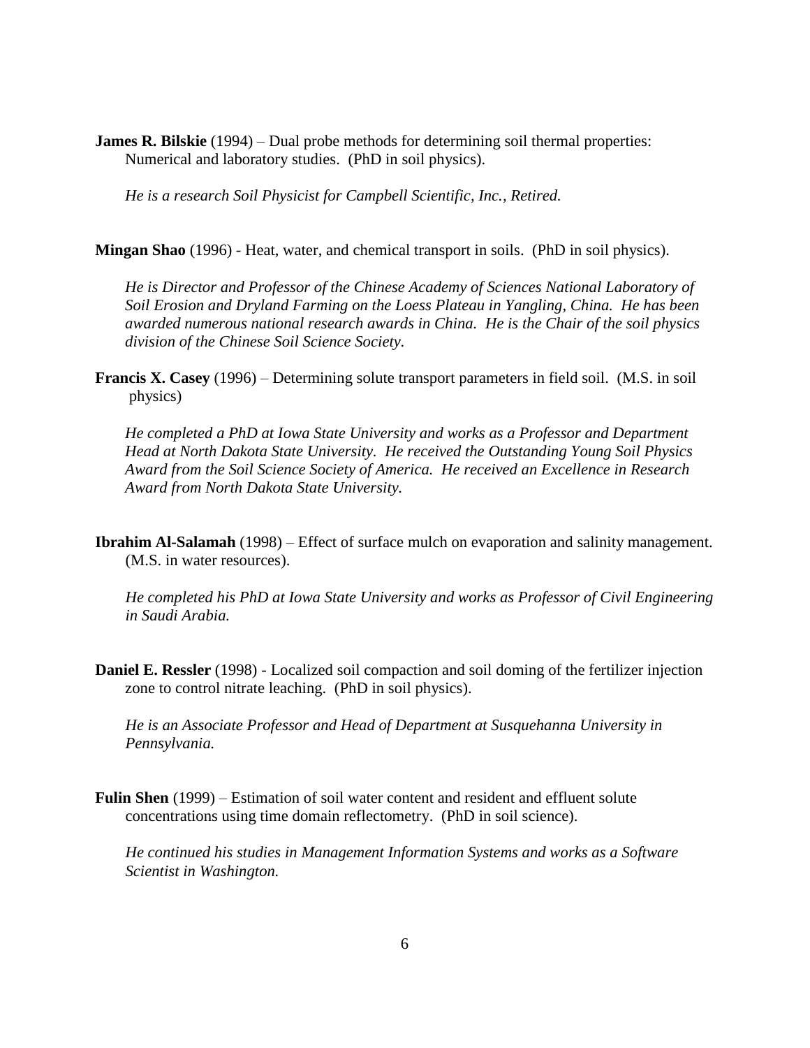**James R. Bilskie** (1994) – Dual probe methods for determining soil thermal properties: Numerical and laboratory studies. (PhD in soil physics).

*He is a research Soil Physicist for Campbell Scientific, Inc., Retired.*

**Mingan Shao** (1996) - Heat, water, and chemical transport in soils. (PhD in soil physics).

*He is Director and Professor of the Chinese Academy of Sciences National Laboratory of Soil Erosion and Dryland Farming on the Loess Plateau in Yangling, China. He has been awarded numerous national research awards in China. He is the Chair of the soil physics division of the Chinese Soil Science Society.*

**Francis X. Casey** (1996) – Determining solute transport parameters in field soil. (M.S. in soil physics)

*He completed a PhD at Iowa State University and works as a Professor and Department Head at North Dakota State University. He received the Outstanding Young Soil Physics Award from the Soil Science Society of America. He received an Excellence in Research Award from North Dakota State University.*

**Ibrahim Al-Salamah** (1998) – Effect of surface mulch on evaporation and salinity management. (M.S. in water resources).

*He completed his PhD at Iowa State University and works as Professor of Civil Engineering in Saudi Arabia.*

**Daniel E. Ressler** (1998) - Localized soil compaction and soil doming of the fertilizer injection zone to control nitrate leaching. (PhD in soil physics).

*He is an Associate Professor and Head of Department at Susquehanna University in Pennsylvania.*

**Fulin Shen** (1999) – Estimation of soil water content and resident and effluent solute concentrations using time domain reflectometry. (PhD in soil science).

*He continued his studies in Management Information Systems and works as a Software Scientist in Washington.*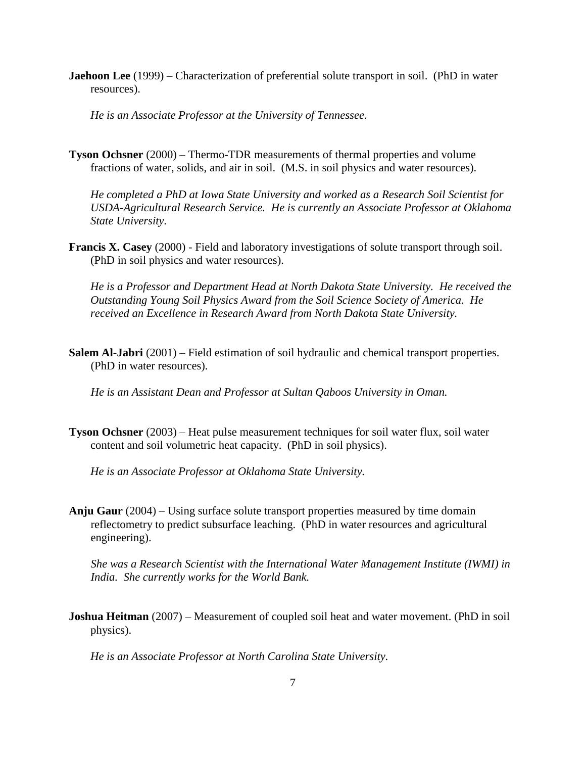**Jaehoon Lee** (1999) – Characterization of preferential solute transport in soil. (PhD in water resources).

*He is an Associate Professor at the University of Tennessee.*

**Tyson Ochsner** (2000) – Thermo-TDR measurements of thermal properties and volume fractions of water, solids, and air in soil. (M.S. in soil physics and water resources).

*He completed a PhD at Iowa State University and worked as a Research Soil Scientist for USDA-Agricultural Research Service. He is currently an Associate Professor at Oklahoma State University.*

**Francis X. Casey** (2000) - Field and laboratory investigations of solute transport through soil. (PhD in soil physics and water resources).

*He is a Professor and Department Head at North Dakota State University. He received the Outstanding Young Soil Physics Award from the Soil Science Society of America. He received an Excellence in Research Award from North Dakota State University.*

**Salem Al-Jabri** (2001) – Field estimation of soil hydraulic and chemical transport properties. (PhD in water resources).

*He is an Assistant Dean and Professor at Sultan Qaboos University in Oman.*

**Tyson Ochsner** (2003) – Heat pulse measurement techniques for soil water flux, soil water content and soil volumetric heat capacity. (PhD in soil physics).

*He is an Associate Professor at Oklahoma State University.*

**Anju Gaur** (2004) – Using surface solute transport properties measured by time domain reflectometry to predict subsurface leaching. (PhD in water resources and agricultural engineering).

*She was a Research Scientist with the International Water Management Institute (IWMI) in India. She currently works for the World Bank.*

**Joshua Heitman** (2007) – Measurement of coupled soil heat and water movement. (PhD in soil physics).

*He is an Associate Professor at North Carolina State University.*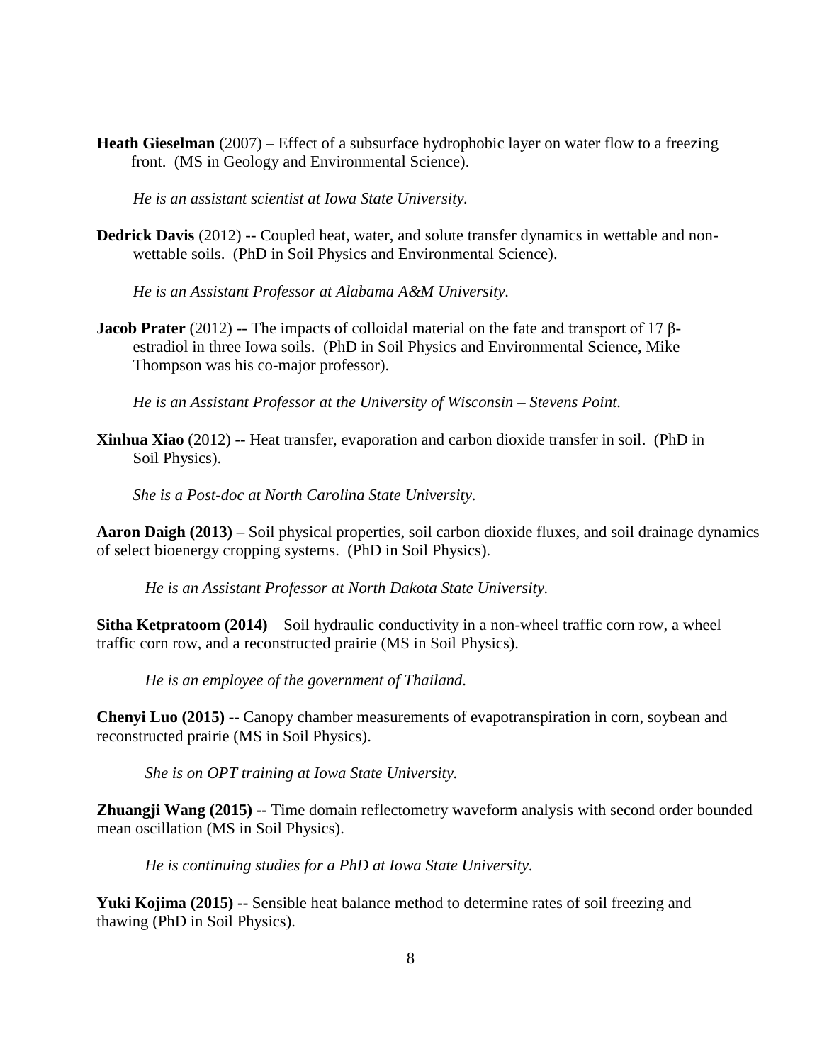**Heath Gieselman** (2007) – Effect of a subsurface hydrophobic layer on water flow to a freezing front. (MS in Geology and Environmental Science).

*He is an assistant scientist at Iowa State University.*

**Dedrick Davis** (2012) -- Coupled heat, water, and solute transfer dynamics in wettable and non-wettable soils. (PhD in Soil Physics and Environmental Science).

*He is an Assistant Professor at Alabama A&M University.*

**Jacob Prater** (2012) -- The impacts of colloidal material on the fate and transport of 17 β-estradiol in three Iowa soils. (PhD in Soil Physics and Environmental Science, Mike Thompson was his co-major professor).

*He is an Assistant Professor at the University of Wisconsin – Stevens Point.*

**Xinhua Xiao** (2012) -- Heat transfer, evaporation and carbon dioxide transfer in soil. (PhD in Soil Physics).

*She is a Post-doc at North Carolina State University.*

**Aaron Daigh (2013) –** Soil physical properties, soil carbon dioxide fluxes, and soil drainage dynamics of select bioenergy cropping systems. (PhD in Soil Physics).

*He is an Assistant Professor at North Dakota State University.*

**Sitha Ketpratoom (2014)** – Soil hydraulic conductivity in a non-wheel traffic corn row, a wheel traffic corn row, and a reconstructed prairie (MS in Soil Physics).

*He is an employee of the government of Thailand.*

**Chenyi Luo (2015) --** Canopy chamber measurements of evapotranspiration in corn, soybean and reconstructed prairie (MS in Soil Physics).

*She is on OPT training at Iowa State University.*

**Zhuangji Wang (2015) --** Time domain reflectometry waveform analysis with second order bounded mean oscillation (MS in Soil Physics).

*He is continuing studies for a PhD at Iowa State University.*

**Yuki Kojima (2015) --** Sensible heat balance method to determine rates of soil freezing and thawing (PhD in Soil Physics).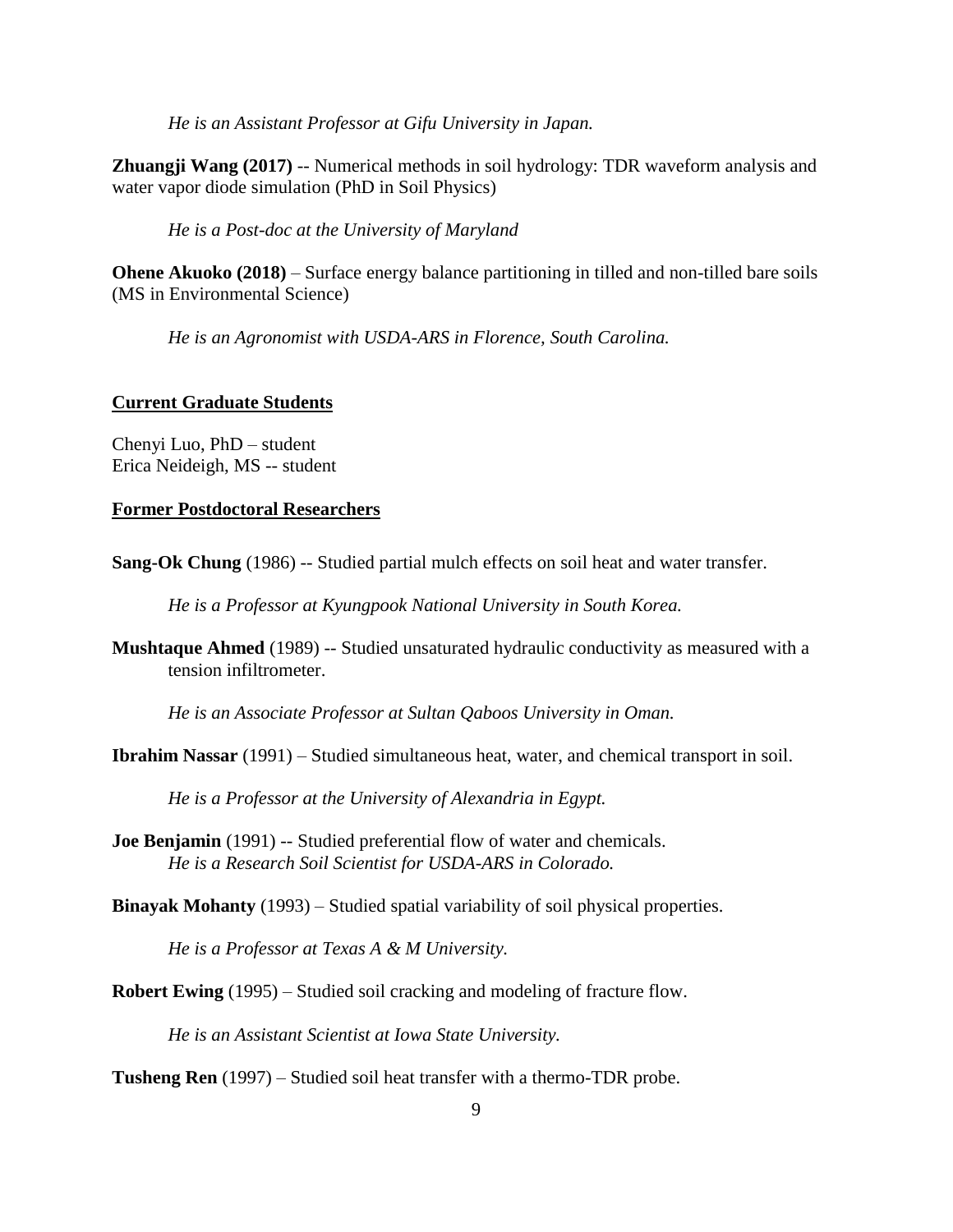*He is an Assistant Professor at Gifu University in Japan.*

**Zhuangji Wang (2017)** -- Numerical methods in soil hydrology: TDR waveform analysis and water vapor diode simulation (PhD in Soil Physics)

*He is a Post-doc at the University of Maryland*

**Ohene Akuoko (2018)** – Surface energy balance partitioning in tilled and non-tilled bare soils (MS in Environmental Science)

*He is an Agronomist with USDA-ARS in Florence, South Carolina.*

## Current Graduate Students

Chenyi Luo, PhD – student
Erica Neideigh, MS -- student

## Former Postdoctoral Researchers

**Sang-Ok Chung** (1986) -- Studied partial mulch effects on soil heat and water transfer.

*He is a Professor at Kyungpook National University in South Korea.*

**Mushtaque Ahmed** (1989) -- Studied unsaturated hydraulic conductivity as measured with a tension infiltrometer.

*He is an Associate Professor at Sultan Qaboos University in Oman.*

**Ibrahim Nassar** (1991) – Studied simultaneous heat, water, and chemical transport in soil.

*He is a Professor at the University of Alexandria in Egypt.*

**Joe Benjamin** (1991) -- Studied preferential flow of water and chemicals.
*He is a Research Soil Scientist for USDA-ARS in Colorado.*

**Binayak Mohanty** (1993) – Studied spatial variability of soil physical properties.

*He is a Professor at Texas A & M University.*

**Robert Ewing** (1995) – Studied soil cracking and modeling of fracture flow.

*He is an Assistant Scientist at Iowa State University.*

**Tusheng Ren** (1997) – Studied soil heat transfer with a thermo-TDR probe.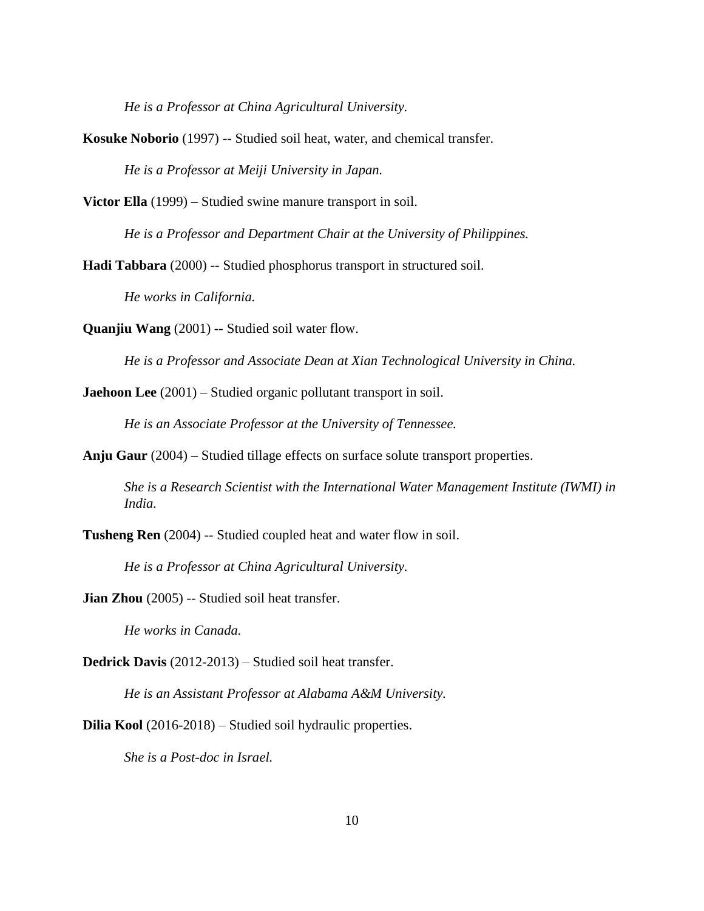*He is a Professor at China Agricultural University.*

**Kosuke Noborio** (1997) -- Studied soil heat, water, and chemical transfer.

*He is a Professor at Meiji University in Japan.*

**Victor Ella** (1999) – Studied swine manure transport in soil.

*He is a Professor and Department Chair at the University of Philippines.*

**Hadi Tabbara** (2000) -- Studied phosphorus transport in structured soil.

*He works in California.*

**Quanjiu Wang** (2001) -- Studied soil water flow.

*He is a Professor and Associate Dean at Xian Technological University in China.*

**Jaehoon Lee** (2001) – Studied organic pollutant transport in soil.

*He is an Associate Professor at the University of Tennessee.*

**Anju Gaur** (2004) – Studied tillage effects on surface solute transport properties.

*She is a Research Scientist with the International Water Management Institute (IWMI) in India.*

**Tusheng Ren** (2004) -- Studied coupled heat and water flow in soil.

*He is a Professor at China Agricultural University.*

**Jian Zhou** (2005) -- Studied soil heat transfer.

*He works in Canada.*

**Dedrick Davis** (2012-2013) – Studied soil heat transfer.

*He is an Assistant Professor at Alabama A&M University.*

**Dilia Kool** (2016-2018) – Studied soil hydraulic properties.

*She is a Post-doc in Israel.*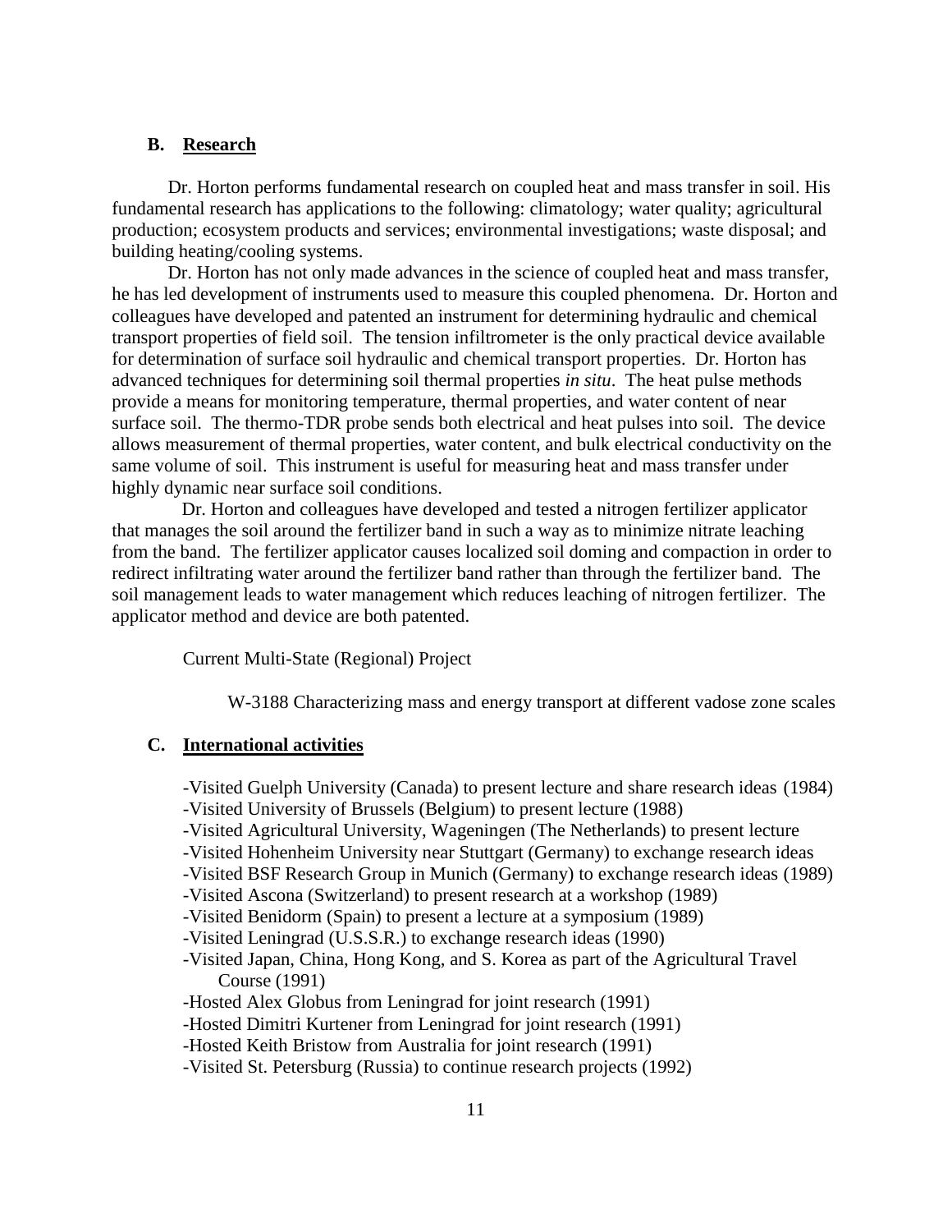## B. Research

Dr. Horton performs fundamental research on coupled heat and mass transfer in soil. His fundamental research has applications to the following: climatology; water quality; agricultural production; ecosystem products and services; environmental investigations; waste disposal; and building heating/cooling systems.

Dr. Horton has not only made advances in the science of coupled heat and mass transfer, he has led development of instruments used to measure this coupled phenomena. Dr. Horton and colleagues have developed and patented an instrument for determining hydraulic and chemical transport properties of field soil. The tension infiltrometer is the only practical device available for determination of surface soil hydraulic and chemical transport properties. Dr. Horton has advanced techniques for determining soil thermal properties *in situ*. The heat pulse methods provide a means for monitoring temperature, thermal properties, and water content of near surface soil. The thermo-TDR probe sends both electrical and heat pulses into soil. The device allows measurement of thermal properties, water content, and bulk electrical conductivity on the same volume of soil. This instrument is useful for measuring heat and mass transfer under highly dynamic near surface soil conditions.

Dr. Horton and colleagues have developed and tested a nitrogen fertilizer applicator that manages the soil around the fertilizer band in such a way as to minimize nitrate leaching from the band. The fertilizer applicator causes localized soil doming and compaction in order to redirect infiltrating water around the fertilizer band rather than through the fertilizer band. The soil management leads to water management which reduces leaching of nitrogen fertilizer. The applicator method and device are both patented.

Current Multi-State (Regional) Project

W-3188 Characterizing mass and energy transport at different vadose zone scales

## C. International activities

- Visited Guelph University (Canada) to present lecture and share research ideas (1984)
- Visited University of Brussels (Belgium) to present lecture (1988)
- Visited Agricultural University, Wageningen (The Netherlands) to present lecture
- Visited Hohenheim University near Stuttgart (Germany) to exchange research ideas
- Visited BSF Research Group in Munich (Germany) to exchange research ideas (1989)
- Visited Ascona (Switzerland) to present research at a workshop (1989)
- Visited Benidorm (Spain) to present a lecture at a symposium (1989)
- Visited Leningrad (U.S.S.R.) to exchange research ideas (1990)
- Visited Japan, China, Hong Kong, and S. Korea as part of the Agricultural Travel Course (1991)
- Hosted Alex Globus from Leningrad for joint research (1991)
- Hosted Dimitri Kurtener from Leningrad for joint research (1991)
- Hosted Keith Bristow from Australia for joint research (1991)
- Visited St. Petersburg (Russia) to continue research projects (1992)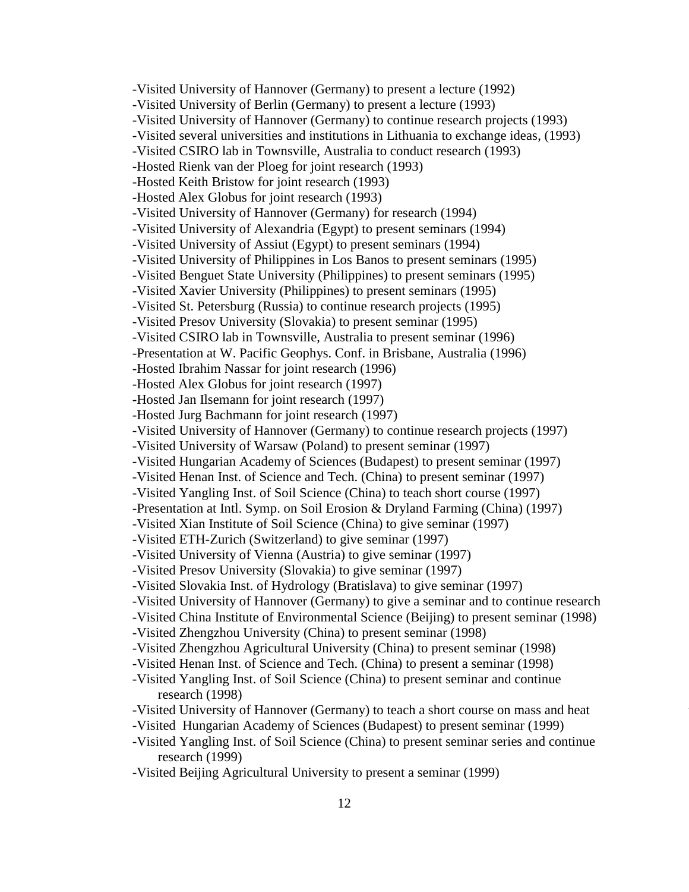-Visited University of Hannover (Germany) to present a lecture (1992)
-Visited University of Berlin (Germany) to present a lecture (1993)
-Visited University of Hannover (Germany) to continue research projects (1993)
-Visited several universities and institutions in Lithuania to exchange ideas, (1993)
-Visited CSIRO lab in Townsville, Australia to conduct research (1993)
-Hosted Rienk van der Ploeg for joint research (1993)
-Hosted Keith Bristow for joint research (1993)
-Hosted Alex Globus for joint research (1993)
-Visited University of Hannover (Germany) for research (1994)
-Visited University of Alexandria (Egypt) to present seminars (1994)
-Visited University of Assiut (Egypt) to present seminars (1994)
-Visited University of Philippines in Los Banos to present seminars (1995)
-Visited Benguet State University (Philippines) to present seminars (1995)
-Visited Xavier University (Philippines) to present seminars (1995)
-Visited St. Petersburg (Russia) to continue research projects (1995)
-Visited Presov University (Slovakia) to present seminar (1995)
-Visited CSIRO lab in Townsville, Australia to present seminar (1996)
-Presentation at W. Pacific Geophys. Conf. in Brisbane, Australia (1996)
-Hosted Ibrahim Nassar for joint research (1996)
-Hosted Alex Globus for joint research (1997)
-Hosted Jan Ilsemann for joint research (1997)
-Hosted Jurg Bachmann for joint research (1997)
-Visited University of Hannover (Germany) to continue research projects (1997)
-Visited University of Warsaw (Poland) to present seminar (1997)
-Visited Hungarian Academy of Sciences (Budapest) to present seminar (1997)
-Visited Henan Inst. of Science and Tech. (China) to present seminar (1997)
-Visited Yangling Inst. of Soil Science (China) to teach short course (1997)
-Presentation at Intl. Symp. on Soil Erosion & Dryland Farming (China) (1997)
-Visited Xian Institute of Soil Science (China) to give seminar (1997)
-Visited ETH-Zurich (Switzerland) to give seminar (1997)
-Visited University of Vienna (Austria) to give seminar (1997)
-Visited Presov University (Slovakia) to give seminar (1997)
-Visited Slovakia Inst. of Hydrology (Bratislava) to give seminar (1997)
-Visited University of Hannover (Germany) to give a seminar and to continue research
-Visited China Institute of Environmental Science (Beijing) to present seminar (1998)
-Visited Zhengzhou University (China) to present seminar (1998)
-Visited Zhengzhou Agricultural University (China) to present seminar (1998)
-Visited Henan Inst. of Science and Tech. (China) to present a seminar (1998)
-Visited Yangling Inst. of Soil Science (China) to present seminar and continue research (1998)
-Visited University of Hannover (Germany) to teach a short course on mass and heat
-Visited Hungarian Academy of Sciences (Budapest) to present seminar (1999)
-Visited Yangling Inst. of Soil Science (China) to present seminar series and continue research (1999)
-Visited Beijing Agricultural University to present a seminar (1999)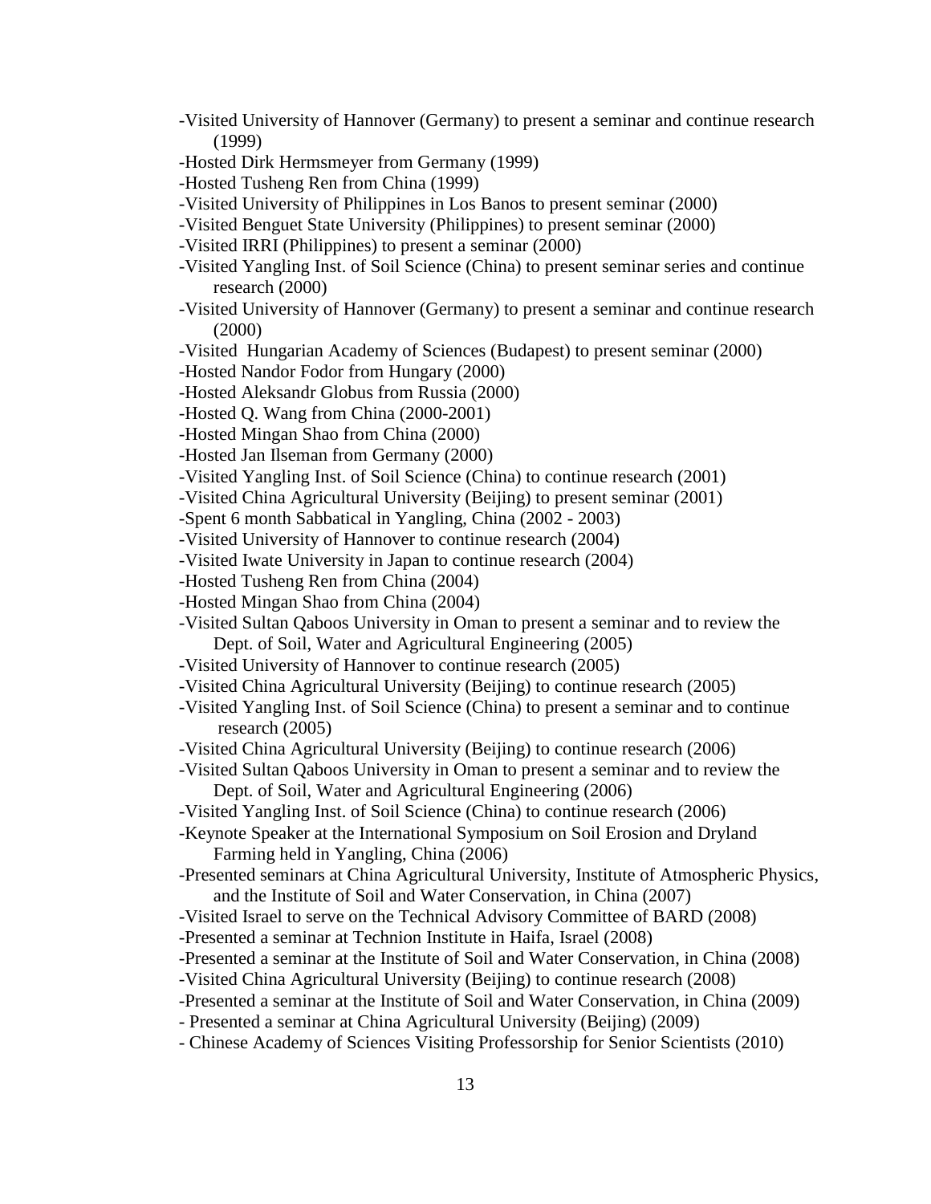-Visited University of Hannover (Germany) to present a seminar and continue research (1999)

-Hosted Dirk Hermsmeyer from Germany (1999)

-Hosted Tusheng Ren from China (1999)

-Visited University of Philippines in Los Banos to present seminar (2000)

-Visited Benguet State University (Philippines) to present seminar (2000)

-Visited IRRI (Philippines) to present a seminar (2000)

-Visited Yangling Inst. of Soil Science (China) to present seminar series and continue research (2000)

-Visited University of Hannover (Germany) to present a seminar and continue research (2000)

-Visited Hungarian Academy of Sciences (Budapest) to present seminar (2000)

-Hosted Nandor Fodor from Hungary (2000)

-Hosted Aleksandr Globus from Russia (2000)

-Hosted Q. Wang from China (2000-2001)

-Hosted Mingan Shao from China (2000)

-Hosted Jan Ilseman from Germany (2000)

-Visited Yangling Inst. of Soil Science (China) to continue research (2001)

-Visited China Agricultural University (Beijing) to present seminar (2001)

-Spent 6 month Sabbatical in Yangling, China (2002 - 2003)

-Visited University of Hannover to continue research (2004)

-Visited Iwate University in Japan to continue research (2004)

-Hosted Tusheng Ren from China (2004)

-Hosted Mingan Shao from China (2004)

-Visited Sultan Qaboos University in Oman to present a seminar and to review the Dept. of Soil, Water and Agricultural Engineering (2005)

-Visited University of Hannover to continue research (2005)

-Visited China Agricultural University (Beijing) to continue research (2005)

-Visited Yangling Inst. of Soil Science (China) to present a seminar and to continue research (2005)

-Visited China Agricultural University (Beijing) to continue research (2006)

-Visited Sultan Qaboos University in Oman to present a seminar and to review the Dept. of Soil, Water and Agricultural Engineering (2006)

-Visited Yangling Inst. of Soil Science (China) to continue research (2006)

-Keynote Speaker at the International Symposium on Soil Erosion and Dryland Farming held in Yangling, China (2006)

-Presented seminars at China Agricultural University, Institute of Atmospheric Physics, and the Institute of Soil and Water Conservation, in China (2007)

-Visited Israel to serve on the Technical Advisory Committee of BARD (2008)

-Presented a seminar at Technion Institute in Haifa, Israel (2008)

-Presented a seminar at the Institute of Soil and Water Conservation, in China (2008)

-Visited China Agricultural University (Beijing) to continue research (2008)

-Presented a seminar at the Institute of Soil and Water Conservation, in China (2009)

- Presented a seminar at China Agricultural University (Beijing) (2009)

- Chinese Academy of Sciences Visiting Professorship for Senior Scientists (2010)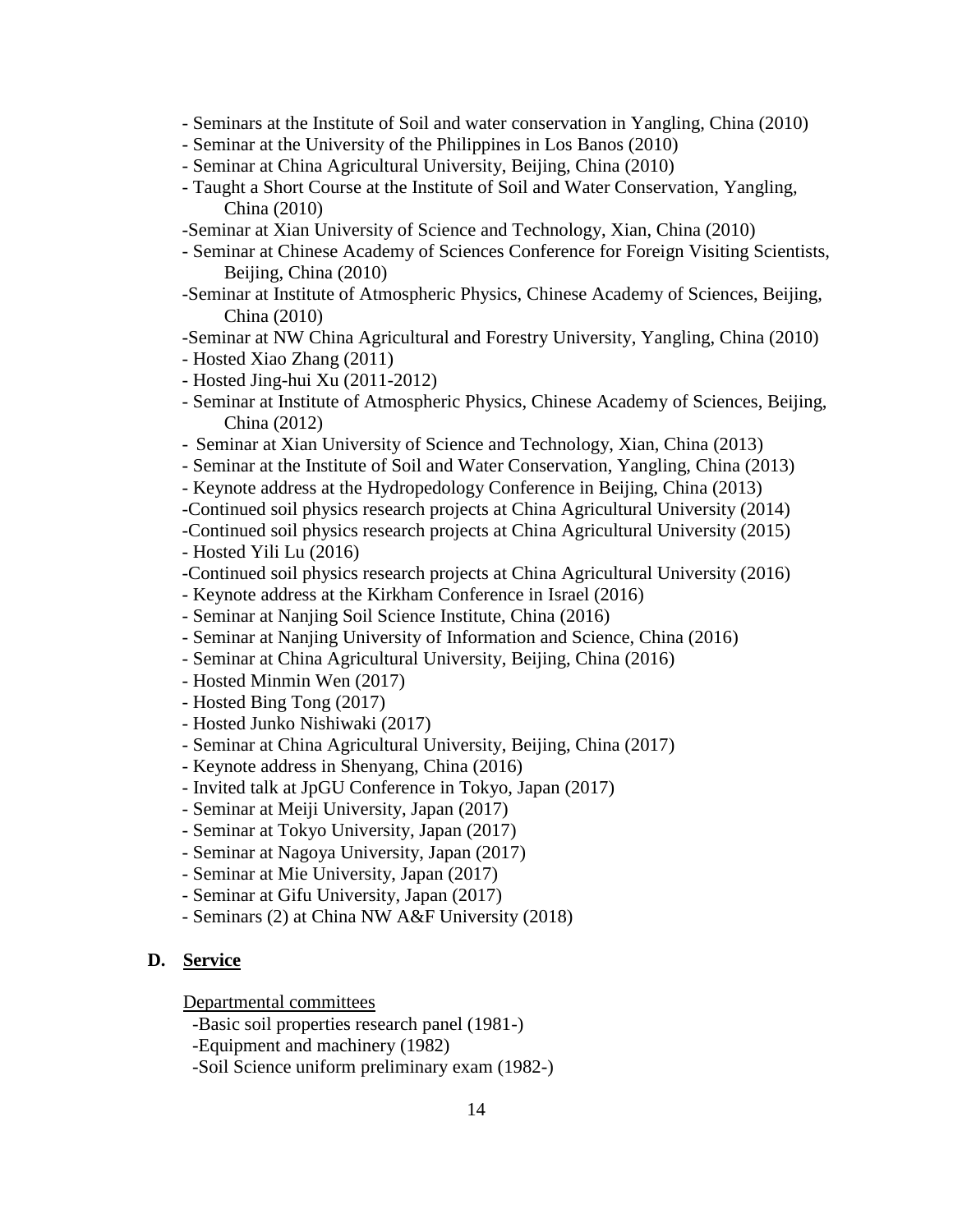- Seminars at the Institute of Soil and water conservation in Yangling, China (2010)
- Seminar at the University of the Philippines in Los Banos (2010)
- Seminar at China Agricultural University, Beijing, China (2010)
- Taught a Short Course at the Institute of Soil and Water Conservation, Yangling, China (2010)
- Seminar at Xian University of Science and Technology, Xian, China (2010)
- Seminar at Chinese Academy of Sciences Conference for Foreign Visiting Scientists, Beijing, China (2010)
- Seminar at Institute of Atmospheric Physics, Chinese Academy of Sciences, Beijing, China (2010)
- Seminar at NW China Agricultural and Forestry University, Yangling, China (2010)
- Hosted Xiao Zhang (2011)
- Hosted Jing-hui Xu (2011-2012)
- Seminar at Institute of Atmospheric Physics, Chinese Academy of Sciences, Beijing, China (2012)
- Seminar at Xian University of Science and Technology, Xian, China (2013)
- Seminar at the Institute of Soil and Water Conservation, Yangling, China (2013)
- Keynote address at the Hydropedology Conference in Beijing, China (2013)
- Continued soil physics research projects at China Agricultural University (2014)
- Continued soil physics research projects at China Agricultural University (2015)
- Hosted Yili Lu (2016)
- Continued soil physics research projects at China Agricultural University (2016)
- Keynote address at the Kirkham Conference in Israel (2016)
- Seminar at Nanjing Soil Science Institute, China (2016)
- Seminar at Nanjing University of Information and Science, China (2016)
- Seminar at China Agricultural University, Beijing, China (2016)
- Hosted Minmin Wen (2017)
- Hosted Bing Tong (2017)
- Hosted Junko Nishiwaki (2017)
- Seminar at China Agricultural University, Beijing, China (2017)
- Keynote address in Shenyang, China (2016)
- Invited talk at JpGU Conference in Tokyo, Japan (2017)
- Seminar at Meiji University, Japan (2017)
- Seminar at Tokyo University, Japan (2017)
- Seminar at Nagoya University, Japan (2017)
- Seminar at Mie University, Japan (2017)
- Seminar at Gifu University, Japan (2017)
- Seminars (2) at China NW A&F University (2018)

## D. Service

Departmental committees

- Basic soil properties research panel (1981-)
- Equipment and machinery (1982)
- Soil Science uniform preliminary exam (1982-)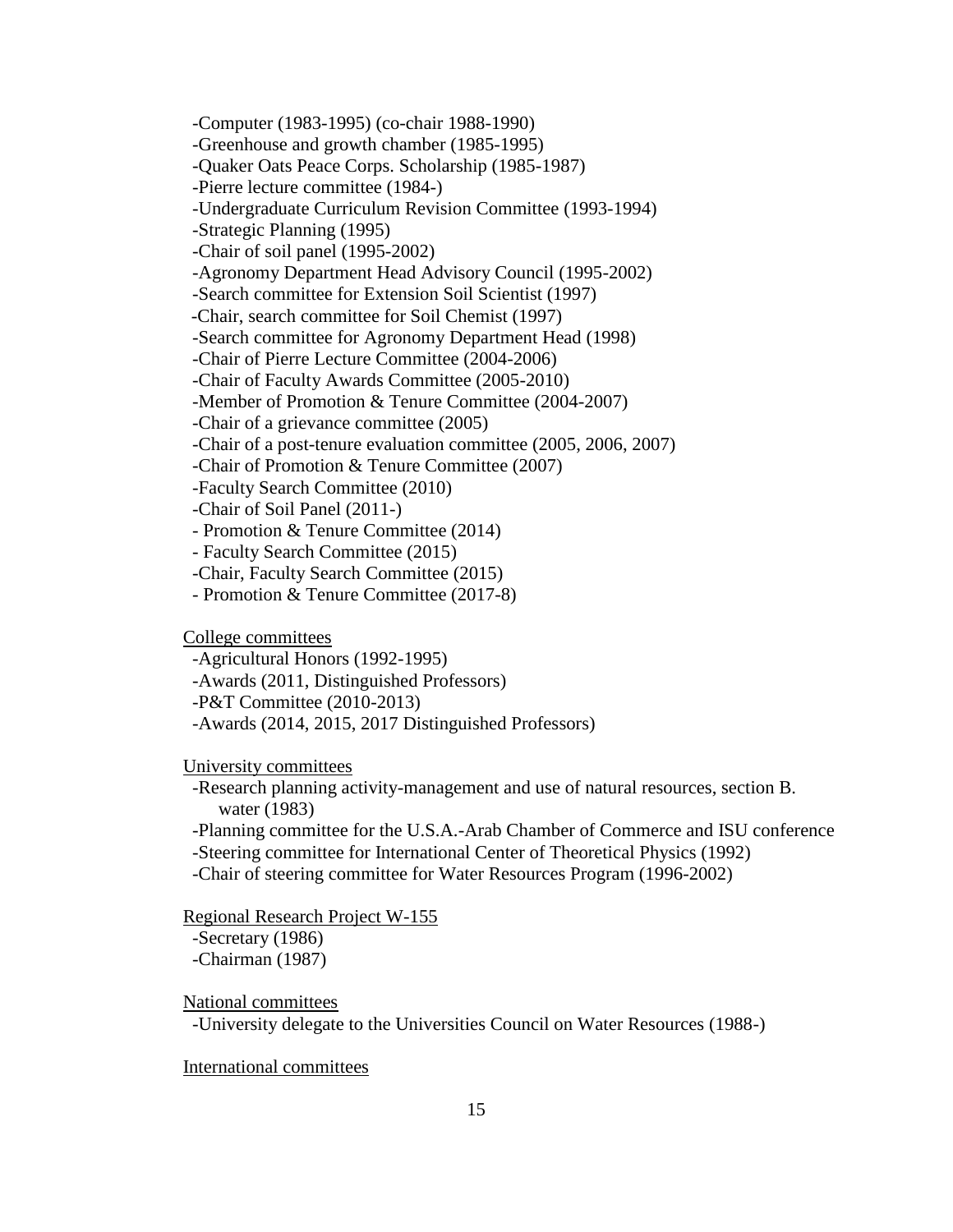-Computer (1983-1995) (co-chair 1988-1990)
-Greenhouse and growth chamber (1985-1995)
-Quaker Oats Peace Corps. Scholarship (1985-1987)
-Pierre lecture committee (1984-)
-Undergraduate Curriculum Revision Committee (1993-1994)
-Strategic Planning (1995)
-Chair of soil panel (1995-2002)
-Agronomy Department Head Advisory Council (1995-2002)
-Search committee for Extension Soil Scientist (1997)
-Chair, search committee for Soil Chemist (1997)
-Search committee for Agronomy Department Head (1998)
-Chair of Pierre Lecture Committee (2004-2006)
-Chair of Faculty Awards Committee (2005-2010)
-Member of Promotion & Tenure Committee (2004-2007)
-Chair of a grievance committee (2005)
-Chair of a post-tenure evaluation committee (2005, 2006, 2007)
-Chair of Promotion & Tenure Committee (2007)
-Faculty Search Committee (2010)
-Chair of Soil Panel (2011-)
- Promotion & Tenure Committee (2014)
- Faculty Search Committee (2015)
-Chair, Faculty Search Committee (2015)
- Promotion & Tenure Committee (2017-8)

<u>College committees</u>

-Agricultural Honors (1992-1995)
-Awards (2011, Distinguished Professors)
-P&T Committee (2010-2013)
-Awards (2014, 2015, 2017 Distinguished Professors)

<u>University committees</u>

-Research planning activity-management and use of natural resources, section B. water (1983)
-Planning committee for the U.S.A.-Arab Chamber of Commerce and ISU conference
-Steering committee for International Center of Theoretical Physics (1992)
-Chair of steering committee for Water Resources Program (1996-2002)

<u>Regional Research Project W-155</u>

-Secretary (1986)
-Chairman (1987)

<u>National committees</u>

-University delegate to the Universities Council on Water Resources (1988-)

<u>International committees</u>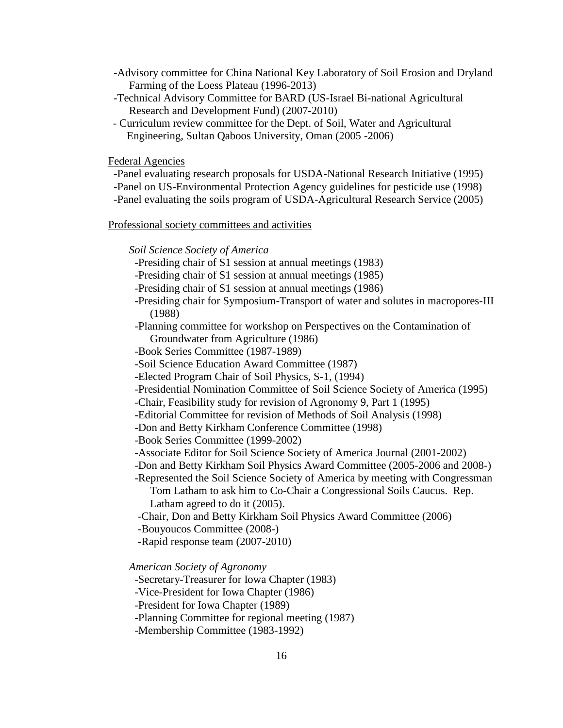-Advisory committee for China National Key Laboratory of Soil Erosion and Dryland Farming of the Loess Plateau (1996-2013)
-Technical Advisory Committee for BARD (US-Israel Bi-national Agricultural Research and Development Fund) (2007-2010)
- Curriculum review committee for the Dept. of Soil, Water and Agricultural Engineering, Sultan Qaboos University, Oman (2005 -2006)

Federal Agencies

-Panel evaluating research proposals for USDA-National Research Initiative (1995)
-Panel on US-Environmental Protection Agency guidelines for pesticide use (1998)
-Panel evaluating the soils program of USDA-Agricultural Research Service (2005)

Professional society committees and activities

*Soil Science Society of America*

-Presiding chair of S1 session at annual meetings (1983)
-Presiding chair of S1 session at annual meetings (1985)
-Presiding chair of S1 session at annual meetings (1986)
-Presiding chair for Symposium-Transport of water and solutes in macropores-III (1988)
-Planning committee for workshop on Perspectives on the Contamination of Groundwater from Agriculture (1986)
-Book Series Committee (1987-1989)
-Soil Science Education Award Committee (1987)
-Elected Program Chair of Soil Physics, S-1, (1994)
-Presidential Nomination Committee of Soil Science Society of America (1995)
-Chair, Feasibility study for revision of Agronomy 9, Part 1 (1995)
-Editorial Committee for revision of Methods of Soil Analysis (1998)
-Don and Betty Kirkham Conference Committee (1998)
-Book Series Committee (1999-2002)
-Associate Editor for Soil Science Society of America Journal (2001-2002)
-Don and Betty Kirkham Soil Physics Award Committee (2005-2006 and 2008-)
-Represented the Soil Science Society of America by meeting with Congressman Tom Latham to ask him to Co-Chair a Congressional Soils Caucus. Rep. Latham agreed to do it (2005).
-Chair, Don and Betty Kirkham Soil Physics Award Committee (2006)
-Bouyoucos Committee (2008-)
-Rapid response team (2007-2010)

*American Society of Agronomy*

-Secretary-Treasurer for Iowa Chapter (1983)
-Vice-President for Iowa Chapter (1986)
-President for Iowa Chapter (1989)
-Planning Committee for regional meeting (1987)
-Membership Committee (1983-1992)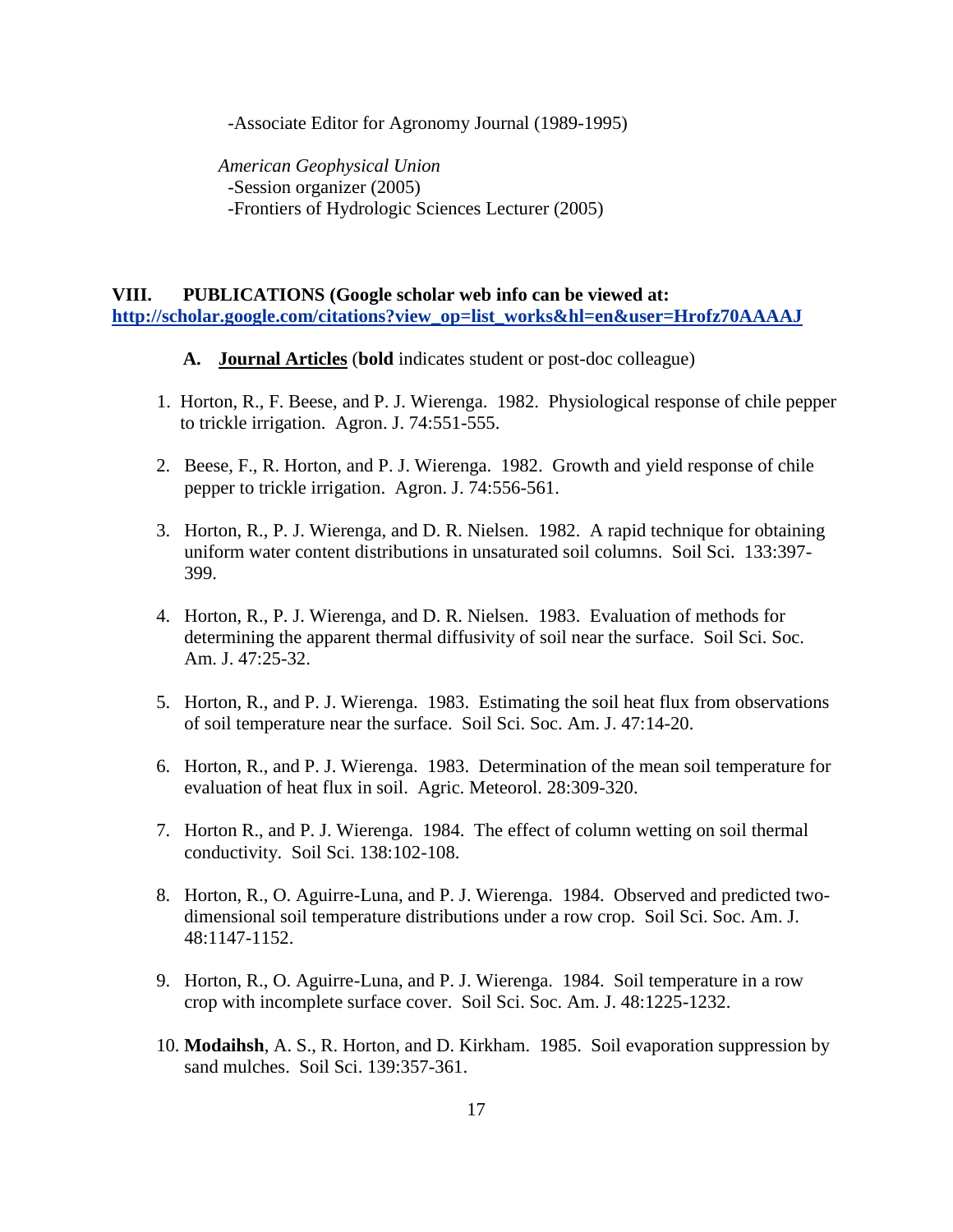-Associate Editor for Agronomy Journal (1989-1995)

*American Geophysical Union*
-Session organizer (2005)
-Frontiers of Hydrologic Sciences Lecturer (2005)

## VIII. PUBLICATIONS (Google scholar web info can be viewed at: http://scholar.google.com/citations?view_op=list_works&hl=en&user=Hrofz70AAAAJ

### A. Journal Articles (**bold** indicates student or post-doc colleague)

1. Horton, R., F. Beese, and P. J. Wierenga. 1982. Physiological response of chile pepper to trickle irrigation. Agron. J. 74:551-555.

2. Beese, F., R. Horton, and P. J. Wierenga. 1982. Growth and yield response of chile pepper to trickle irrigation. Agron. J. 74:556-561.

3. Horton, R., P. J. Wierenga, and D. R. Nielsen. 1982. A rapid technique for obtaining uniform water content distributions in unsaturated soil columns. Soil Sci. 133:397-399.

4. Horton, R., P. J. Wierenga, and D. R. Nielsen. 1983. Evaluation of methods for determining the apparent thermal diffusivity of soil near the surface. Soil Sci. Soc. Am. J. 47:25-32.

5. Horton, R., and P. J. Wierenga. 1983. Estimating the soil heat flux from observations of soil temperature near the surface. Soil Sci. Soc. Am. J. 47:14-20.

6. Horton, R., and P. J. Wierenga. 1983. Determination of the mean soil temperature for evaluation of heat flux in soil. Agric. Meteorol. 28:309-320.

7. Horton R., and P. J. Wierenga. 1984. The effect of column wetting on soil thermal conductivity. Soil Sci. 138:102-108.

8. Horton, R., O. Aguirre-Luna, and P. J. Wierenga. 1984. Observed and predicted two-dimensional soil temperature distributions under a row crop. Soil Sci. Soc. Am. J. 48:1147-1152.

9. Horton, R., O. Aguirre-Luna, and P. J. Wierenga. 1984. Soil temperature in a row crop with incomplete surface cover. Soil Sci. Soc. Am. J. 48:1225-1232.

10. **Modaihsh**, A. S., R. Horton, and D. Kirkham. 1985. Soil evaporation suppression by sand mulches. Soil Sci. 139:357-361.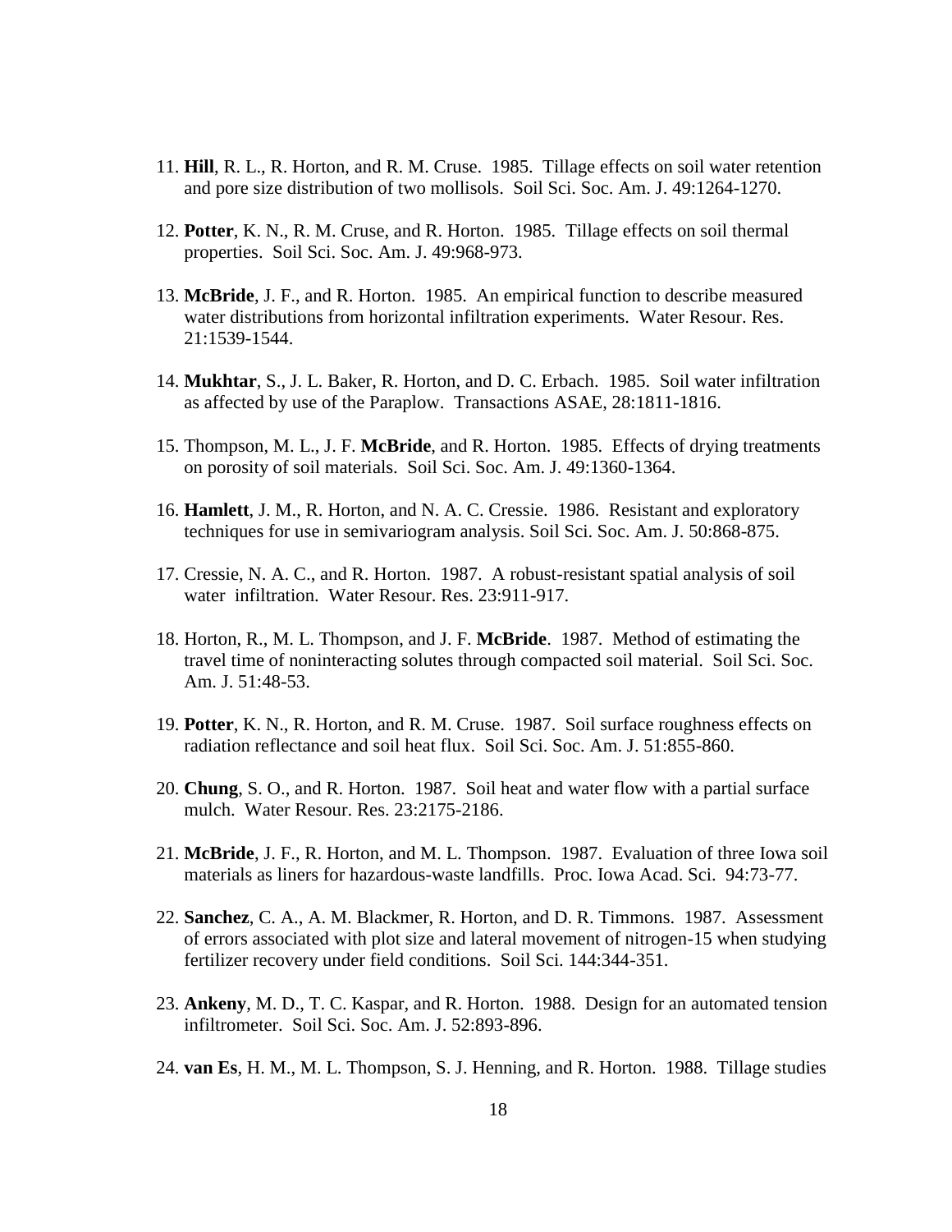11. **Hill**, R. L., R. Horton, and R. M. Cruse. 1985. Tillage effects on soil water retention and pore size distribution of two mollisols. Soil Sci. Soc. Am. J. 49:1264-1270.

12. **Potter**, K. N., R. M. Cruse, and R. Horton. 1985. Tillage effects on soil thermal properties. Soil Sci. Soc. Am. J. 49:968-973.

13. **McBride**, J. F., and R. Horton. 1985. An empirical function to describe measured water distributions from horizontal infiltration experiments. Water Resour. Res. 21:1539-1544.

14. **Mukhtar**, S., J. L. Baker, R. Horton, and D. C. Erbach. 1985. Soil water infiltration as affected by use of the Paraplow. Transactions ASAE, 28:1811-1816.

15. Thompson, M. L., J. F. **McBride**, and R. Horton. 1985. Effects of drying treatments on porosity of soil materials. Soil Sci. Soc. Am. J. 49:1360-1364.

16. **Hamlett**, J. M., R. Horton, and N. A. C. Cressie. 1986. Resistant and exploratory techniques for use in semivariogram analysis. Soil Sci. Soc. Am. J. 50:868-875.

17. Cressie, N. A. C., and R. Horton. 1987. A robust-resistant spatial analysis of soil water infiltration. Water Resour. Res. 23:911-917.

18. Horton, R., M. L. Thompson, and J. F. **McBride**. 1987. Method of estimating the travel time of noninteracting solutes through compacted soil material. Soil Sci. Soc. Am. J. 51:48-53.

19. **Potter**, K. N., R. Horton, and R. M. Cruse. 1987. Soil surface roughness effects on radiation reflectance and soil heat flux. Soil Sci. Soc. Am. J. 51:855-860.

20. **Chung**, S. O., and R. Horton. 1987. Soil heat and water flow with a partial surface mulch. Water Resour. Res. 23:2175-2186.

21. **McBride**, J. F., R. Horton, and M. L. Thompson. 1987. Evaluation of three Iowa soil materials as liners for hazardous-waste landfills. Proc. Iowa Acad. Sci. 94:73-77.

22. **Sanchez**, C. A., A. M. Blackmer, R. Horton, and D. R. Timmons. 1987. Assessment of errors associated with plot size and lateral movement of nitrogen-15 when studying fertilizer recovery under field conditions. Soil Sci. 144:344-351.

23. **Ankeny**, M. D., T. C. Kaspar, and R. Horton. 1988. Design for an automated tension infiltrometer. Soil Sci. Soc. Am. J. 52:893-896.

24. **van Es**, H. M., M. L. Thompson, S. J. Henning, and R. Horton. 1988. Tillage studies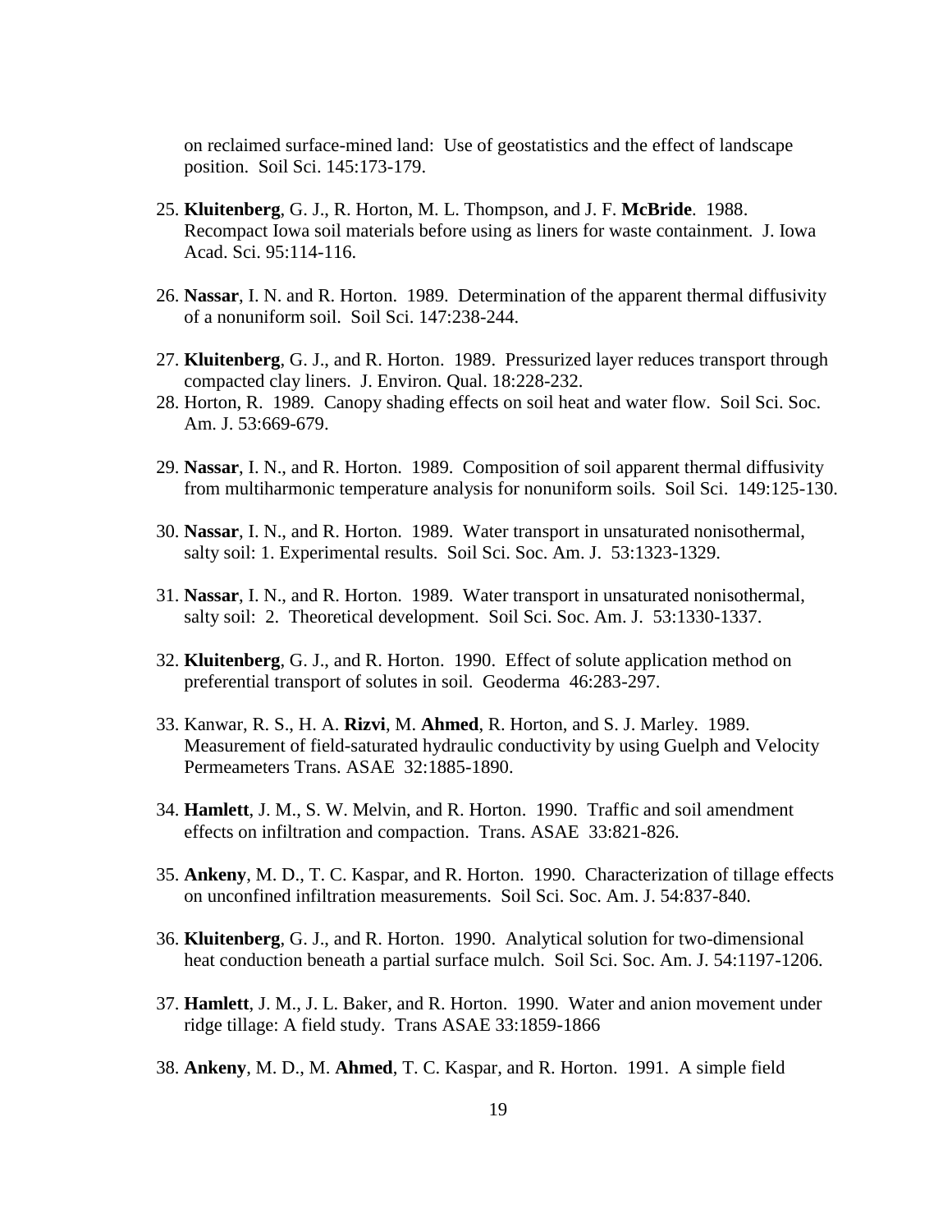on reclaimed surface-mined land: Use of geostatistics and the effect of landscape position. Soil Sci. 145:173-179.

25. **Kluitenberg**, G. J., R. Horton, M. L. Thompson, and J. F. **McBride**. 1988. Recompact Iowa soil materials before using as liners for waste containment. J. Iowa Acad. Sci. 95:114-116.

26. **Nassar**, I. N. and R. Horton. 1989. Determination of the apparent thermal diffusivity of a nonuniform soil. Soil Sci. 147:238-244.

27. **Kluitenberg**, G. J., and R. Horton. 1989. Pressurized layer reduces transport through compacted clay liners. J. Environ. Qual. 18:228-232.

28. Horton, R. 1989. Canopy shading effects on soil heat and water flow. Soil Sci. Soc. Am. J. 53:669-679.

29. **Nassar**, I. N., and R. Horton. 1989. Composition of soil apparent thermal diffusivity from multiharmonic temperature analysis for nonuniform soils. Soil Sci. 149:125-130.

30. **Nassar**, I. N., and R. Horton. 1989. Water transport in unsaturated nonisothermal, salty soil: 1. Experimental results. Soil Sci. Soc. Am. J. 53:1323-1329.

31. **Nassar**, I. N., and R. Horton. 1989. Water transport in unsaturated nonisothermal, salty soil: 2. Theoretical development. Soil Sci. Soc. Am. J. 53:1330-1337.

32. **Kluitenberg**, G. J., and R. Horton. 1990. Effect of solute application method on preferential transport of solutes in soil. Geoderma 46:283-297.

33. Kanwar, R. S., H. A. **Rizvi**, M. **Ahmed**, R. Horton, and S. J. Marley. 1989. Measurement of field-saturated hydraulic conductivity by using Guelph and Velocity Permeameters Trans. ASAE 32:1885-1890.

34. **Hamlett**, J. M., S. W. Melvin, and R. Horton. 1990. Traffic and soil amendment effects on infiltration and compaction. Trans. ASAE 33:821-826.

35. **Ankeny**, M. D., T. C. Kaspar, and R. Horton. 1990. Characterization of tillage effects on unconfined infiltration measurements. Soil Sci. Soc. Am. J. 54:837-840.

36. **Kluitenberg**, G. J., and R. Horton. 1990. Analytical solution for two-dimensional heat conduction beneath a partial surface mulch. Soil Sci. Soc. Am. J. 54:1197-1206.

37. **Hamlett**, J. M., J. L. Baker, and R. Horton. 1990. Water and anion movement under ridge tillage: A field study. Trans ASAE 33:1859-1866

38. **Ankeny**, M. D., M. **Ahmed**, T. C. Kaspar, and R. Horton. 1991. A simple field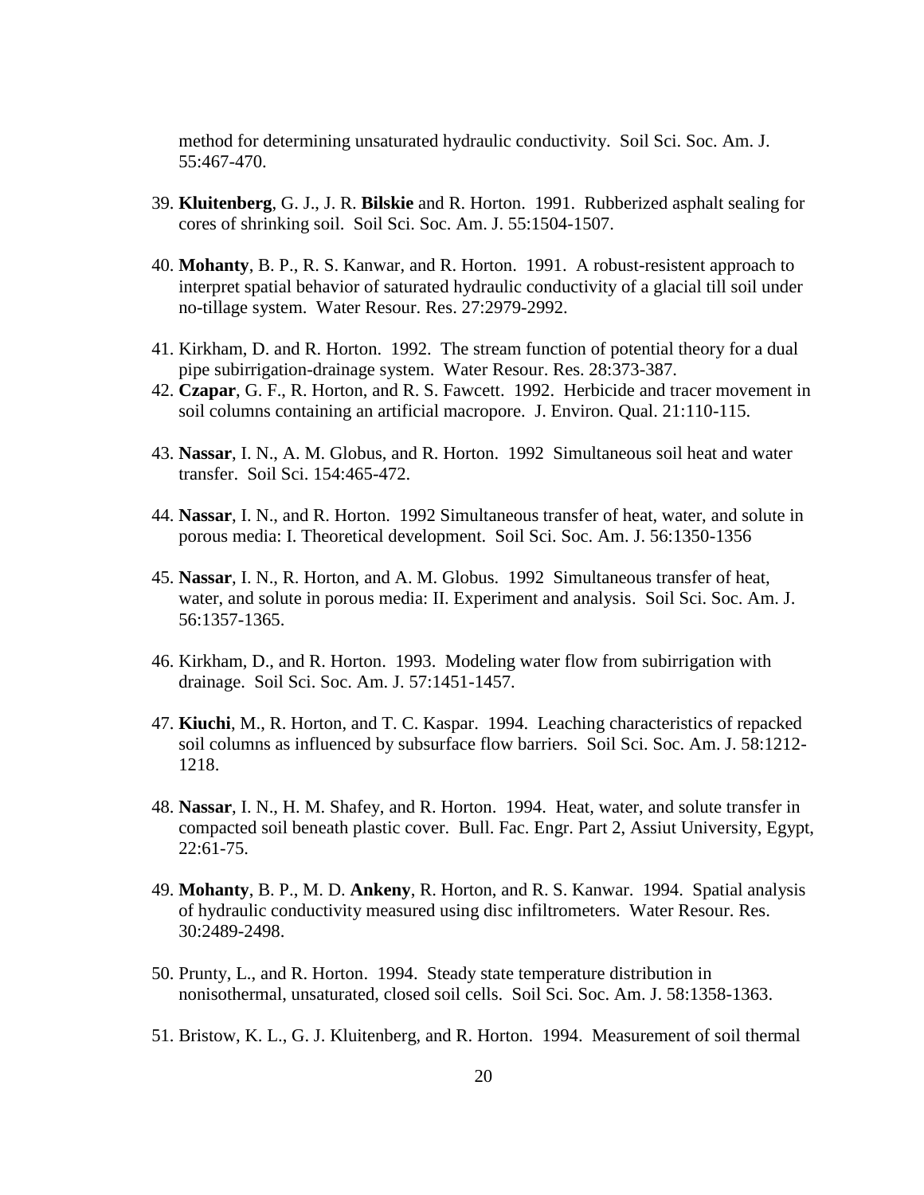method for determining unsaturated hydraulic conductivity. Soil Sci. Soc. Am. J. 55:467-470.

39. **Kluitenberg**, G. J., J. R. **Bilskie** and R. Horton. 1991. Rubberized asphalt sealing for cores of shrinking soil. Soil Sci. Soc. Am. J. 55:1504-1507.

40. **Mohanty**, B. P., R. S. Kanwar, and R. Horton. 1991. A robust-resistent approach to interpret spatial behavior of saturated hydraulic conductivity of a glacial till soil under no-tillage system. Water Resour. Res. 27:2979-2992.

41. Kirkham, D. and R. Horton. 1992. The stream function of potential theory for a dual pipe subirrigation-drainage system. Water Resour. Res. 28:373-387.

42. **Czapar**, G. F., R. Horton, and R. S. Fawcett. 1992. Herbicide and tracer movement in soil columns containing an artificial macropore. J. Environ. Qual. 21:110-115.

43. **Nassar**, I. N., A. M. Globus, and R. Horton. 1992 Simultaneous soil heat and water transfer. Soil Sci. 154:465-472.

44. **Nassar**, I. N., and R. Horton. 1992 Simultaneous transfer of heat, water, and solute in porous media: I. Theoretical development. Soil Sci. Soc. Am. J. 56:1350-1356

45. **Nassar**, I. N., R. Horton, and A. M. Globus. 1992 Simultaneous transfer of heat, water, and solute in porous media: II. Experiment and analysis. Soil Sci. Soc. Am. J. 56:1357-1365.

46. Kirkham, D., and R. Horton. 1993. Modeling water flow from subirrigation with drainage. Soil Sci. Soc. Am. J. 57:1451-1457.

47. **Kiuchi**, M., R. Horton, and T. C. Kaspar. 1994. Leaching characteristics of repacked soil columns as influenced by subsurface flow barriers. Soil Sci. Soc. Am. J. 58:1212-1218.

48. **Nassar**, I. N., H. M. Shafey, and R. Horton. 1994. Heat, water, and solute transfer in compacted soil beneath plastic cover. Bull. Fac. Engr. Part 2, Assiut University, Egypt, 22:61-75.

49. **Mohanty**, B. P., M. D. **Ankeny**, R. Horton, and R. S. Kanwar. 1994. Spatial analysis of hydraulic conductivity measured using disc infiltrometers. Water Resour. Res. 30:2489-2498.

50. Prunty, L., and R. Horton. 1994. Steady state temperature distribution in nonisothermal, unsaturated, closed soil cells. Soil Sci. Soc. Am. J. 58:1358-1363.

51. Bristow, K. L., G. J. Kluitenberg, and R. Horton. 1994. Measurement of soil thermal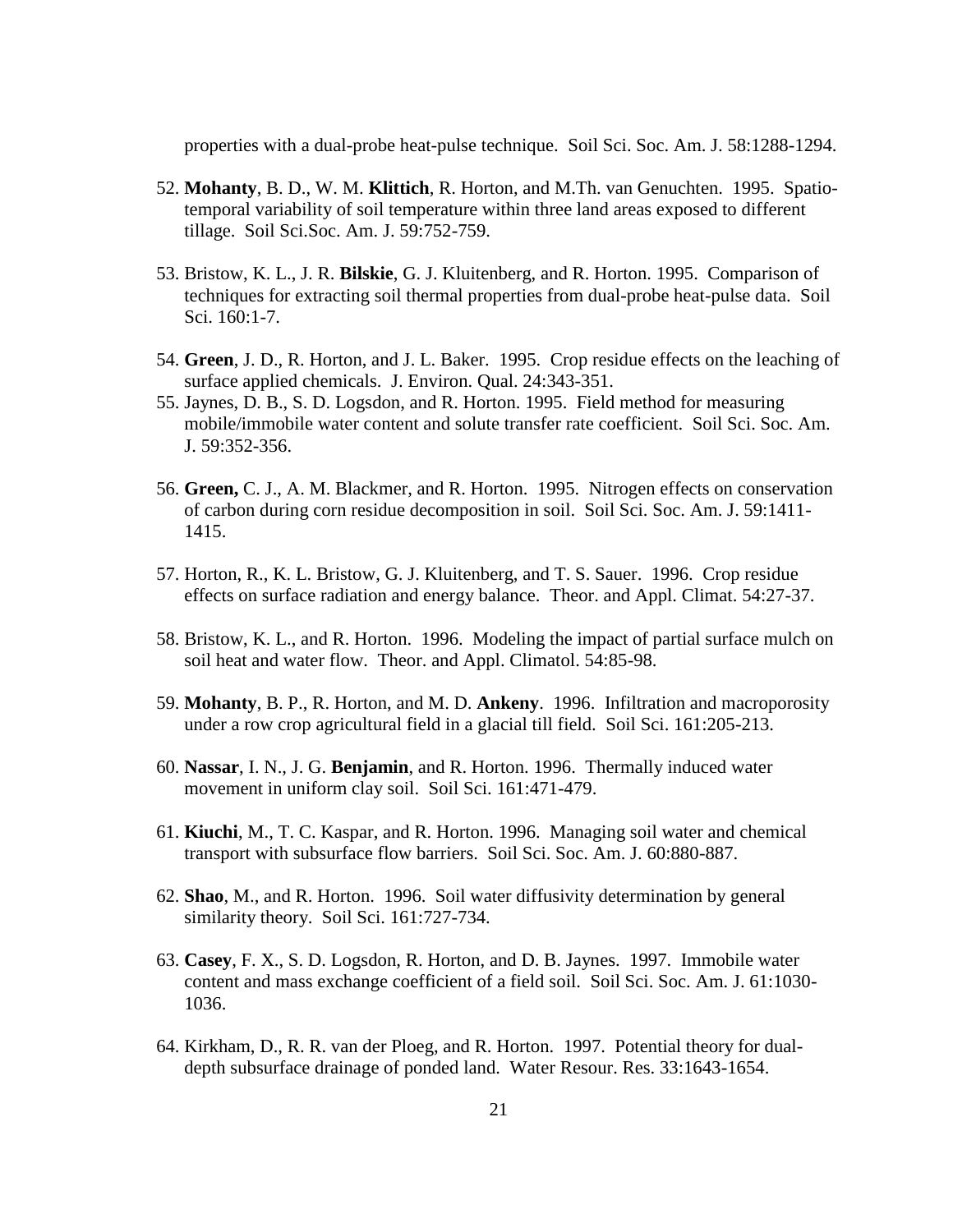properties with a dual-probe heat-pulse technique. Soil Sci. Soc. Am. J. 58:1288-1294.

52. **Mohanty**, B. D., W. M. **Klittich**, R. Horton, and M.Th. van Genuchten. 1995. Spatio-temporal variability of soil temperature within three land areas exposed to different tillage. Soil Sci.Soc. Am. J. 59:752-759.

53. Bristow, K. L., J. R. **Bilskie**, G. J. Kluitenberg, and R. Horton. 1995. Comparison of techniques for extracting soil thermal properties from dual-probe heat-pulse data. Soil Sci. 160:1-7.

54. **Green**, J. D., R. Horton, and J. L. Baker. 1995. Crop residue effects on the leaching of surface applied chemicals. J. Environ. Qual. 24:343-351.

55. Jaynes, D. B., S. D. Logsdon, and R. Horton. 1995. Field method for measuring mobile/immobile water content and solute transfer rate coefficient. Soil Sci. Soc. Am. J. 59:352-356.

56. **Green,** C. J., A. M. Blackmer, and R. Horton. 1995. Nitrogen effects on conservation of carbon during corn residue decomposition in soil. Soil Sci. Soc. Am. J. 59:1411-1415.

57. Horton, R., K. L. Bristow, G. J. Kluitenberg, and T. S. Sauer. 1996. Crop residue effects on surface radiation and energy balance. Theor. and Appl. Climat. 54:27-37.

58. Bristow, K. L., and R. Horton. 1996. Modeling the impact of partial surface mulch on soil heat and water flow. Theor. and Appl. Climatol. 54:85-98.

59. **Mohanty**, B. P., R. Horton, and M. D. **Ankeny**. 1996. Infiltration and macroporosity under a row crop agricultural field in a glacial till field. Soil Sci. 161:205-213.

60. **Nassar**, I. N., J. G. **Benjamin**, and R. Horton. 1996. Thermally induced water movement in uniform clay soil. Soil Sci. 161:471-479.

61. **Kiuchi**, M., T. C. Kaspar, and R. Horton. 1996. Managing soil water and chemical transport with subsurface flow barriers. Soil Sci. Soc. Am. J. 60:880-887.

62. **Shao**, M., and R. Horton. 1996. Soil water diffusivity determination by general similarity theory. Soil Sci. 161:727-734.

63. **Casey**, F. X., S. D. Logsdon, R. Horton, and D. B. Jaynes. 1997. Immobile water content and mass exchange coefficient of a field soil. Soil Sci. Soc. Am. J. 61:1030-1036.

64. Kirkham, D., R. R. van der Ploeg, and R. Horton. 1997. Potential theory for dual-depth subsurface drainage of ponded land. Water Resour. Res. 33:1643-1654.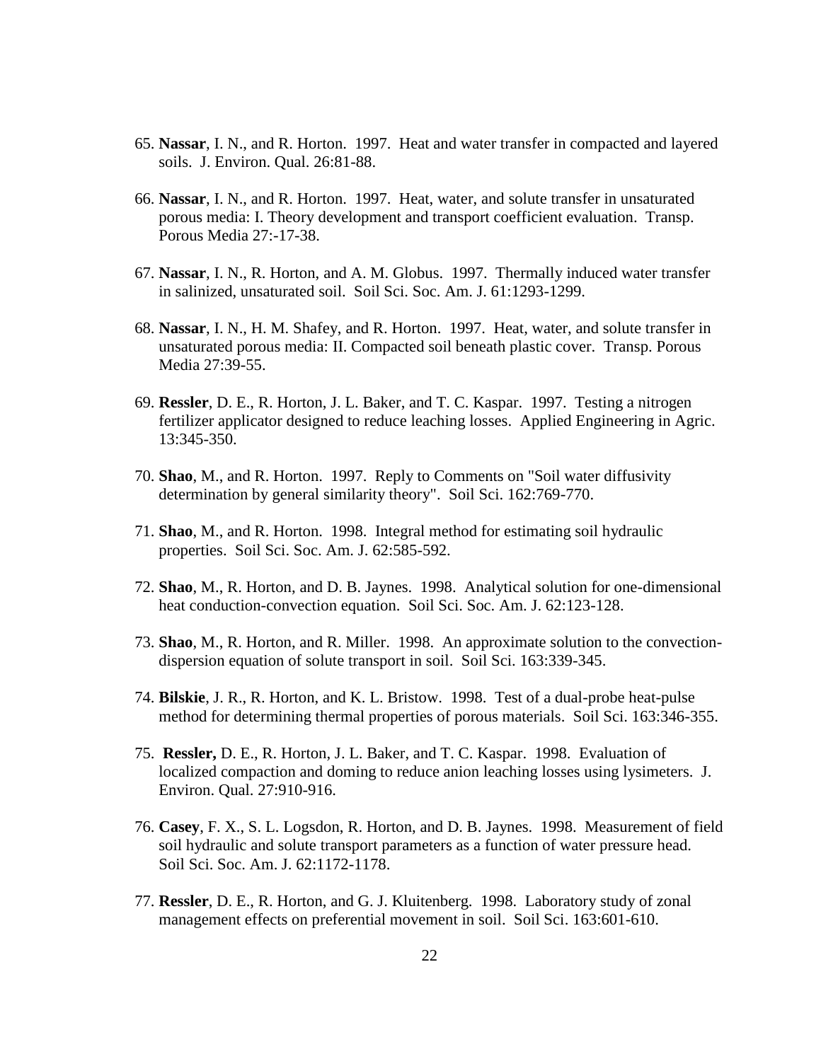65. **Nassar**, I. N., and R. Horton. 1997. Heat and water transfer in compacted and layered soils. J. Environ. Qual. 26:81-88.

66. **Nassar**, I. N., and R. Horton. 1997. Heat, water, and solute transfer in unsaturated porous media: I. Theory development and transport coefficient evaluation. Transp. Porous Media 27:-17-38.

67. **Nassar**, I. N., R. Horton, and A. M. Globus. 1997. Thermally induced water transfer in salinized, unsaturated soil. Soil Sci. Soc. Am. J. 61:1293-1299.

68. **Nassar**, I. N., H. M. Shafey, and R. Horton. 1997. Heat, water, and solute transfer in unsaturated porous media: II. Compacted soil beneath plastic cover. Transp. Porous Media 27:39-55.

69. **Ressler**, D. E., R. Horton, J. L. Baker, and T. C. Kaspar. 1997. Testing a nitrogen fertilizer applicator designed to reduce leaching losses. Applied Engineering in Agric. 13:345-350.

70. **Shao**, M., and R. Horton. 1997. Reply to Comments on "Soil water diffusivity determination by general similarity theory". Soil Sci. 162:769-770.

71. **Shao**, M., and R. Horton. 1998. Integral method for estimating soil hydraulic properties. Soil Sci. Soc. Am. J. 62:585-592.

72. **Shao**, M., R. Horton, and D. B. Jaynes. 1998. Analytical solution for one-dimensional heat conduction-convection equation. Soil Sci. Soc. Am. J. 62:123-128.

73. **Shao**, M., R. Horton, and R. Miller. 1998. An approximate solution to the convection-dispersion equation of solute transport in soil. Soil Sci. 163:339-345.

74. **Bilskie**, J. R., R. Horton, and K. L. Bristow. 1998. Test of a dual-probe heat-pulse method for determining thermal properties of porous materials. Soil Sci. 163:346-355.

75. **Ressler,** D. E., R. Horton, J. L. Baker, and T. C. Kaspar. 1998. Evaluation of localized compaction and doming to reduce anion leaching losses using lysimeters. J. Environ. Qual. 27:910-916.

76. **Casey**, F. X., S. L. Logsdon, R. Horton, and D. B. Jaynes. 1998. Measurement of field soil hydraulic and solute transport parameters as a function of water pressure head. Soil Sci. Soc. Am. J. 62:1172-1178.

77. **Ressler**, D. E., R. Horton, and G. J. Kluitenberg. 1998. Laboratory study of zonal management effects on preferential movement in soil. Soil Sci. 163:601-610.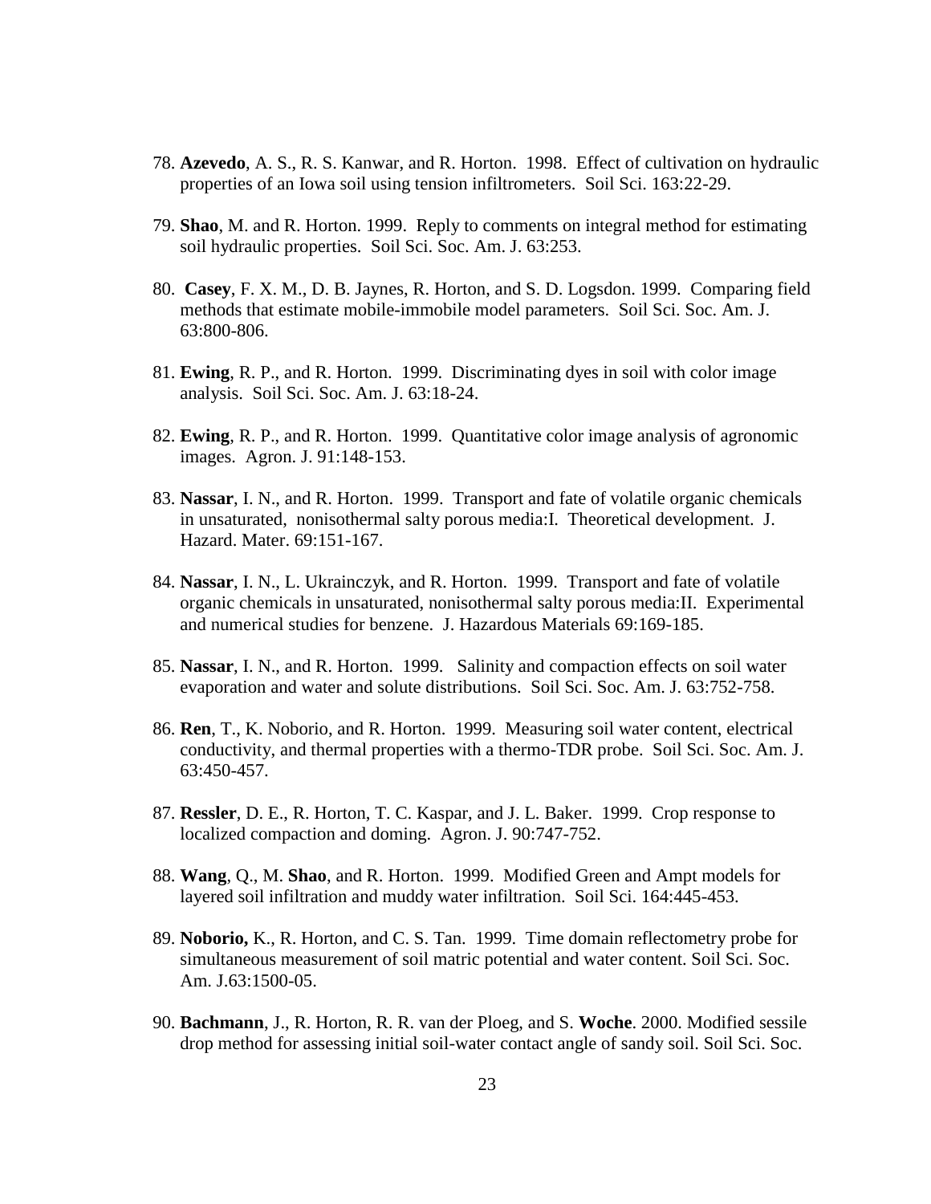78. **Azevedo**, A. S., R. S. Kanwar, and R. Horton. 1998. Effect of cultivation on hydraulic properties of an Iowa soil using tension infiltrometers. Soil Sci. 163:22-29.

79. **Shao**, M. and R. Horton. 1999. Reply to comments on integral method for estimating soil hydraulic properties. Soil Sci. Soc. Am. J. 63:253.

80. **Casey**, F. X. M., D. B. Jaynes, R. Horton, and S. D. Logsdon. 1999. Comparing field methods that estimate mobile-immobile model parameters. Soil Sci. Soc. Am. J. 63:800-806.

81. **Ewing**, R. P., and R. Horton. 1999. Discriminating dyes in soil with color image analysis. Soil Sci. Soc. Am. J. 63:18-24.

82. **Ewing**, R. P., and R. Horton. 1999. Quantitative color image analysis of agronomic images. Agron. J. 91:148-153.

83. **Nassar**, I. N., and R. Horton. 1999. Transport and fate of volatile organic chemicals in unsaturated, nonisothermal salty porous media:I. Theoretical development. J. Hazard. Mater. 69:151-167.

84. **Nassar**, I. N., L. Ukrainczyk, and R. Horton. 1999. Transport and fate of volatile organic chemicals in unsaturated, nonisothermal salty porous media:II. Experimental and numerical studies for benzene. J. Hazardous Materials 69:169-185.

85. **Nassar**, I. N., and R. Horton. 1999. Salinity and compaction effects on soil water evaporation and water and solute distributions. Soil Sci. Soc. Am. J. 63:752-758.

86. **Ren**, T., K. Noborio, and R. Horton. 1999. Measuring soil water content, electrical conductivity, and thermal properties with a thermo-TDR probe. Soil Sci. Soc. Am. J. 63:450-457.

87. **Ressler**, D. E., R. Horton, T. C. Kaspar, and J. L. Baker. 1999. Crop response to localized compaction and doming. Agron. J. 90:747-752.

88. **Wang**, Q., M. **Shao**, and R. Horton. 1999. Modified Green and Ampt models for layered soil infiltration and muddy water infiltration. Soil Sci. 164:445-453.

89. **Noborio,** K., R. Horton, and C. S. Tan. 1999. Time domain reflectometry probe for simultaneous measurement of soil matric potential and water content. Soil Sci. Soc. Am. J.63:1500-05.

90. **Bachmann**, J., R. Horton, R. R. van der Ploeg, and S. **Woche**. 2000. Modified sessile drop method for assessing initial soil-water contact angle of sandy soil. Soil Sci. Soc.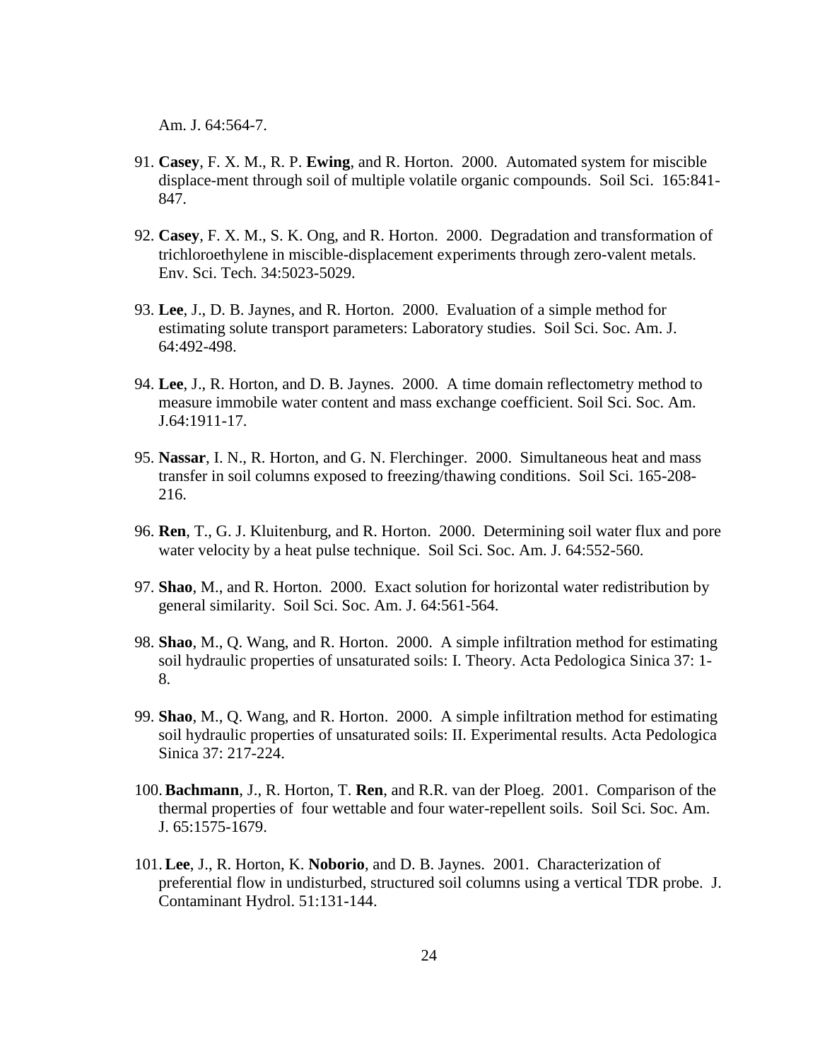Am. J. 64:564-7.

91. **Casey**, F. X. M., R. P. **Ewing**, and R. Horton. 2000. Automated system for miscible displace-ment through soil of multiple volatile organic compounds. Soil Sci. 165:841-847.

92. **Casey**, F. X. M., S. K. Ong, and R. Horton. 2000. Degradation and transformation of trichloroethylene in miscible-displacement experiments through zero-valent metals. Env. Sci. Tech. 34:5023-5029.

93. **Lee**, J., D. B. Jaynes, and R. Horton. 2000. Evaluation of a simple method for estimating solute transport parameters: Laboratory studies. Soil Sci. Soc. Am. J. 64:492-498.

94. **Lee**, J., R. Horton, and D. B. Jaynes. 2000. A time domain reflectometry method to measure immobile water content and mass exchange coefficient. Soil Sci. Soc. Am. J.64:1911-17.

95. **Nassar**, I. N., R. Horton, and G. N. Flerchinger. 2000. Simultaneous heat and mass transfer in soil columns exposed to freezing/thawing conditions. Soil Sci. 165-208-216.

96. **Ren**, T., G. J. Kluitenburg, and R. Horton. 2000. Determining soil water flux and pore water velocity by a heat pulse technique. Soil Sci. Soc. Am. J. 64:552-560.

97. **Shao**, M., and R. Horton. 2000. Exact solution for horizontal water redistribution by general similarity. Soil Sci. Soc. Am. J. 64:561-564.

98. **Shao**, M., Q. Wang, and R. Horton. 2000. A simple infiltration method for estimating soil hydraulic properties of unsaturated soils: I. Theory. Acta Pedologica Sinica 37: 1-8.

99. **Shao**, M., Q. Wang, and R. Horton. 2000. A simple infiltration method for estimating soil hydraulic properties of unsaturated soils: II. Experimental results. Acta Pedologica Sinica 37: 217-224.

100. **Bachmann**, J., R. Horton, T. **Ren**, and R.R. van der Ploeg. 2001. Comparison of the thermal properties of four wettable and four water-repellent soils. Soil Sci. Soc. Am. J. 65:1575-1679.

101. **Lee**, J., R. Horton, K. **Noborio**, and D. B. Jaynes. 2001. Characterization of preferential flow in undisturbed, structured soil columns using a vertical TDR probe. J. Contaminant Hydrol. 51:131-144.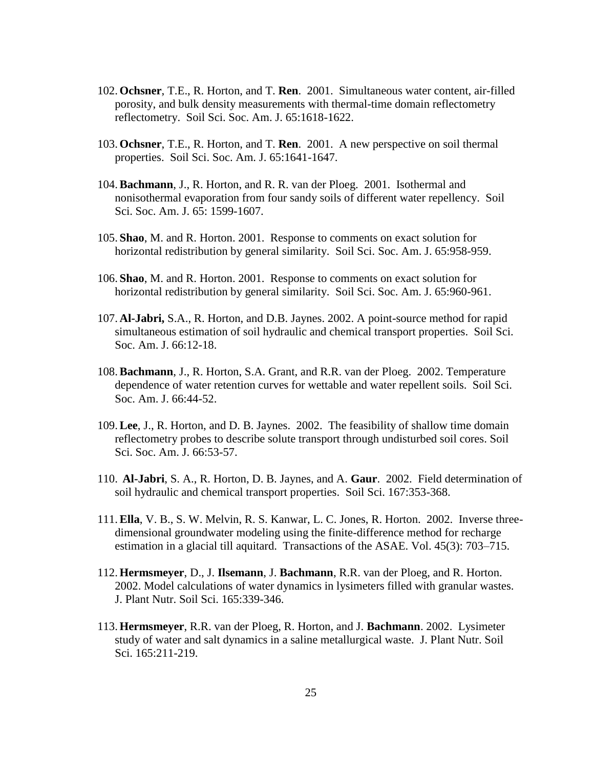102. **Ochsner**, T.E., R. Horton, and T. **Ren**. 2001. Simultaneous water content, air-filled porosity, and bulk density measurements with thermal-time domain reflectometry reflectometry. Soil Sci. Soc. Am. J. 65:1618-1622.

103. **Ochsner**, T.E., R. Horton, and T. **Ren**. 2001. A new perspective on soil thermal properties. Soil Sci. Soc. Am. J. 65:1641-1647.

104. **Bachmann**, J., R. Horton, and R. R. van der Ploeg. 2001. Isothermal and nonisothermal evaporation from four sandy soils of different water repellency. Soil Sci. Soc. Am. J. 65: 1599-1607.

105. **Shao**, M. and R. Horton. 2001. Response to comments on exact solution for horizontal redistribution by general similarity. Soil Sci. Soc. Am. J. 65:958-959.

106. **Shao**, M. and R. Horton. 2001. Response to comments on exact solution for horizontal redistribution by general similarity. Soil Sci. Soc. Am. J. 65:960-961.

107. **Al-Jabri,** S.A., R. Horton, and D.B. Jaynes. 2002. A point-source method for rapid simultaneous estimation of soil hydraulic and chemical transport properties. Soil Sci. Soc. Am. J. 66:12-18.

108. **Bachmann**, J., R. Horton, S.A. Grant, and R.R. van der Ploeg. 2002. Temperature dependence of water retention curves for wettable and water repellent soils. Soil Sci. Soc. Am. J. 66:44-52.

109. **Lee**, J., R. Horton, and D. B. Jaynes. 2002. The feasibility of shallow time domain reflectometry probes to describe solute transport through undisturbed soil cores. Soil Sci. Soc. Am. J. 66:53-57.

110. **Al-Jabri**, S. A., R. Horton, D. B. Jaynes, and A. **Gaur**. 2002. Field determination of soil hydraulic and chemical transport properties. Soil Sci. 167:353-368.

111. **Ella**, V. B., S. W. Melvin, R. S. Kanwar, L. C. Jones, R. Horton. 2002. Inverse three-dimensional groundwater modeling using the finite-difference method for recharge estimation in a glacial till aquitard. Transactions of the ASAE. Vol. 45(3): 703–715.

112. **Hermsmeyer**, D., J. **Ilsemann**, J. **Bachmann**, R.R. van der Ploeg, and R. Horton. 2002. Model calculations of water dynamics in lysimeters filled with granular wastes. J. Plant Nutr. Soil Sci. 165:339-346.

113. **Hermsmeyer**, R.R. van der Ploeg, R. Horton, and J. **Bachmann**. 2002. Lysimeter study of water and salt dynamics in a saline metallurgical waste. J. Plant Nutr. Soil Sci. 165:211-219.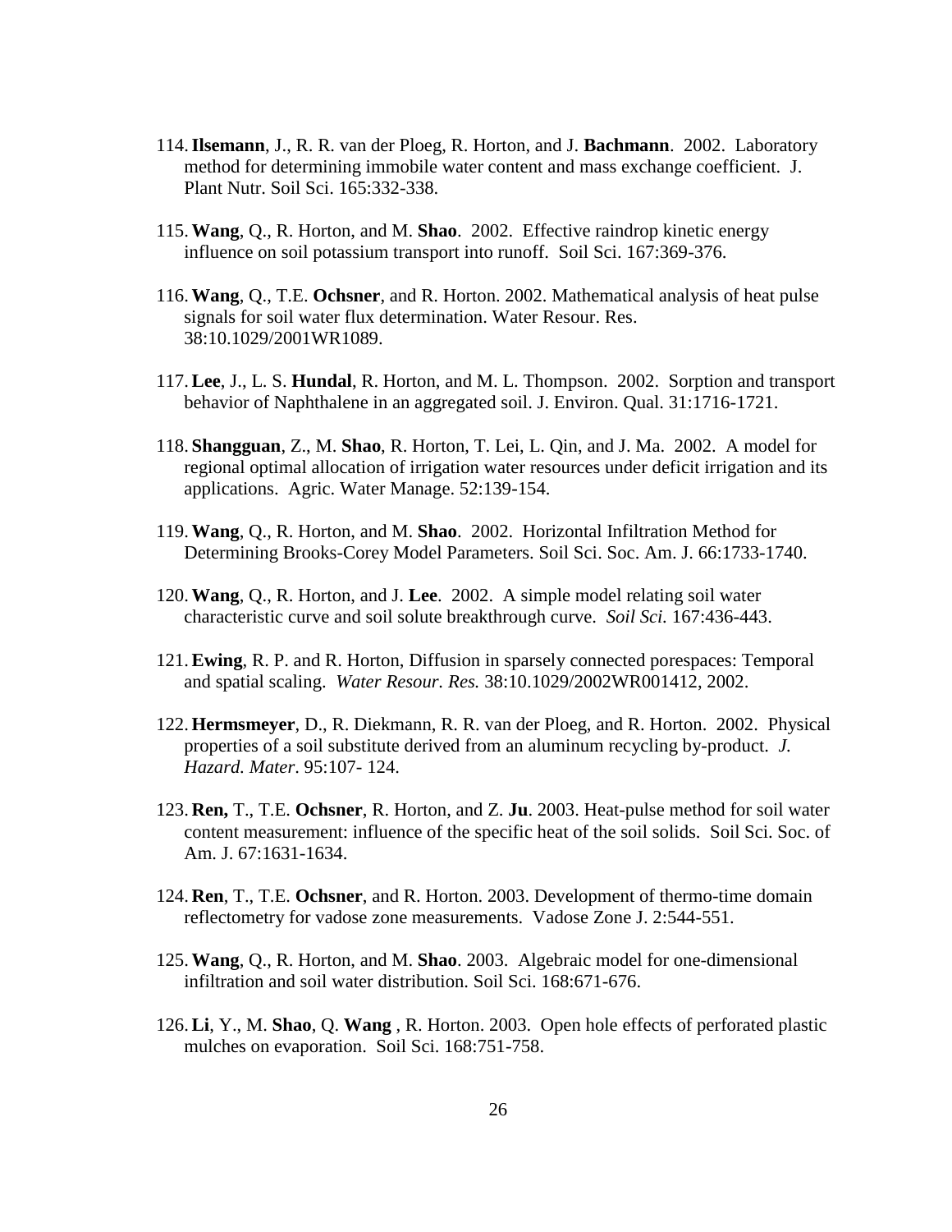114. **Ilsemann**, J., R. R. van der Ploeg, R. Horton, and J. **Bachmann**. 2002. Laboratory method for determining immobile water content and mass exchange coefficient. J. Plant Nutr. Soil Sci. 165:332-338.

115. **Wang**, Q., R. Horton, and M. **Shao**. 2002. Effective raindrop kinetic energy influence on soil potassium transport into runoff. Soil Sci. 167:369-376.

116. **Wang**, Q., T.E. **Ochsner**, and R. Horton. 2002. Mathematical analysis of heat pulse signals for soil water flux determination. Water Resour. Res. 38:10.1029/2001WR1089.

117. **Lee**, J., L. S. **Hundal**, R. Horton, and M. L. Thompson. 2002. Sorption and transport behavior of Naphthalene in an aggregated soil. J. Environ. Qual. 31:1716-1721.

118. **Shangguan**, Z., M. **Shao**, R. Horton, T. Lei, L. Qin, and J. Ma. 2002. A model for regional optimal allocation of irrigation water resources under deficit irrigation and its applications. Agric. Water Manage. 52:139-154.

119. **Wang**, Q., R. Horton, and M. **Shao**. 2002. Horizontal Infiltration Method for Determining Brooks-Corey Model Parameters. Soil Sci. Soc. Am. J. 66:1733-1740.

120. **Wang**, Q., R. Horton, and J. **Lee**. 2002. A simple model relating soil water characteristic curve and soil solute breakthrough curve. *Soil Sci.* 167:436-443.

121. **Ewing**, R. P. and R. Horton, Diffusion in sparsely connected porespaces: Temporal and spatial scaling. *Water Resour. Res.* 38:10.1029/2002WR001412, 2002.

122. **Hermsmeyer**, D., R. Diekmann, R. R. van der Ploeg, and R. Horton. 2002. Physical properties of a soil substitute derived from an aluminum recycling by-product. *J. Hazard. Mater*. 95:107- 124.

123. **Ren,** T., T.E. **Ochsner**, R. Horton, and Z. **Ju**. 2003. Heat-pulse method for soil water content measurement: influence of the specific heat of the soil solids. Soil Sci. Soc. of Am. J. 67:1631-1634.

124. **Ren**, T., T.E. **Ochsner**, and R. Horton. 2003. Development of thermo-time domain reflectometry for vadose zone measurements. Vadose Zone J. 2:544-551.

125. **Wang**, Q., R. Horton, and M. **Shao**. 2003. Algebraic model for one-dimensional infiltration and soil water distribution. Soil Sci. 168:671-676.

126. **Li**, Y., M. **Shao**, Q. **Wang** , R. Horton. 2003. Open hole effects of perforated plastic mulches on evaporation. Soil Sci. 168:751-758.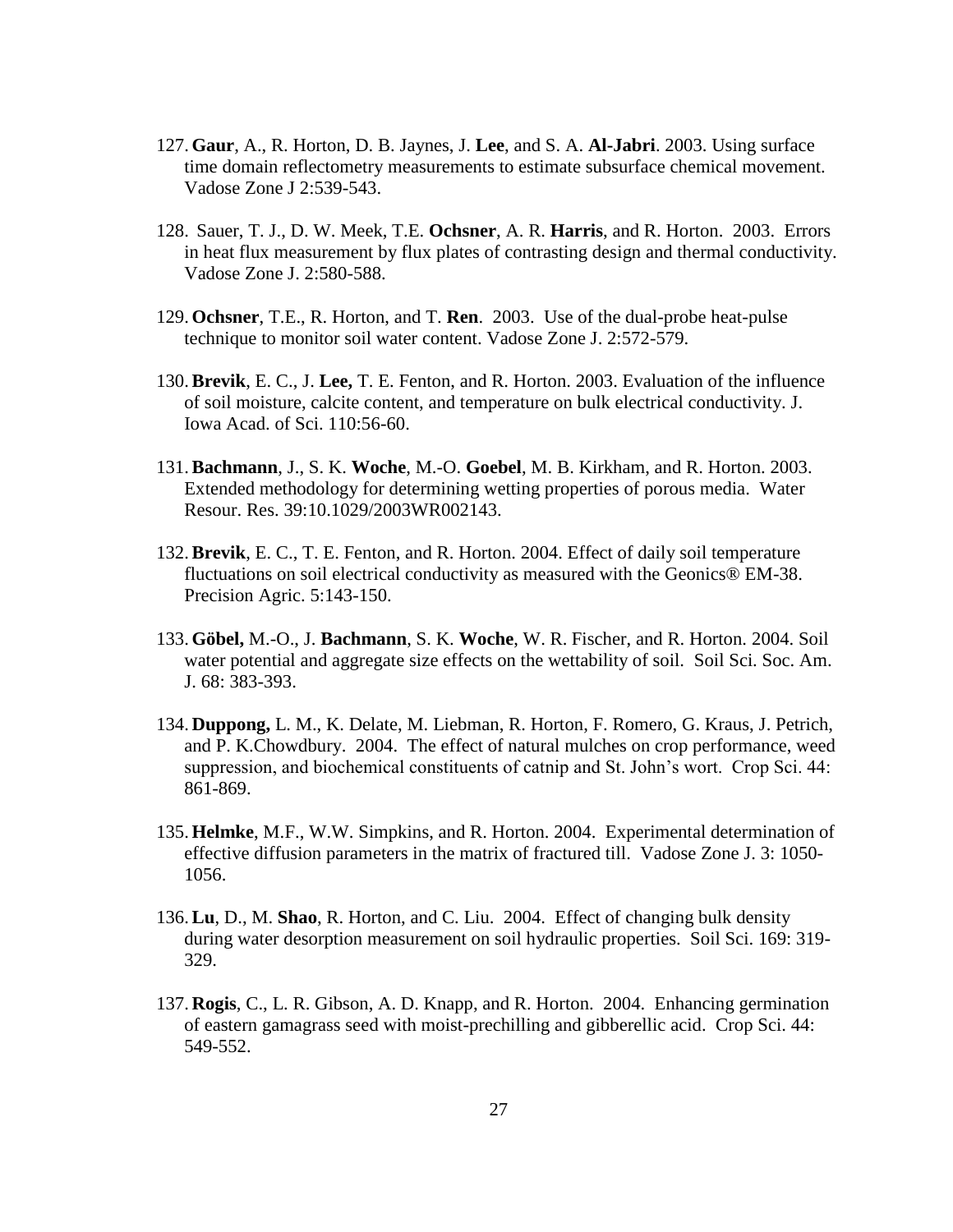127. **Gaur**, A., R. Horton, D. B. Jaynes, J. **Lee**, and S. A. **Al-Jabri**. 2003. Using surface time domain reflectometry measurements to estimate subsurface chemical movement. Vadose Zone J 2:539-543.

128. Sauer, T. J., D. W. Meek, T.E. **Ochsner**, A. R. **Harris**, and R. Horton. 2003. Errors in heat flux measurement by flux plates of contrasting design and thermal conductivity. Vadose Zone J. 2:580-588.

129. **Ochsner**, T.E., R. Horton, and T. **Ren**. 2003. Use of the dual-probe heat-pulse technique to monitor soil water content. Vadose Zone J. 2:572-579.

130. **Brevik**, E. C., J. **Lee,** T. E. Fenton, and R. Horton. 2003. Evaluation of the influence of soil moisture, calcite content, and temperature on bulk electrical conductivity. J. Iowa Acad. of Sci. 110:56-60.

131. **Bachmann**, J., S. K. **Woche**, M.-O. **Goebel**, M. B. Kirkham, and R. Horton. 2003. Extended methodology for determining wetting properties of porous media. Water Resour. Res. 39:10.1029/2003WR002143.

132. **Brevik**, E. C., T. E. Fenton, and R. Horton. 2004. Effect of daily soil temperature fluctuations on soil electrical conductivity as measured with the Geonics® EM-38. Precision Agric. 5:143-150.

133. **Göbel,** M.-O., J. **Bachmann**, S. K. **Woche**, W. R. Fischer, and R. Horton. 2004. Soil water potential and aggregate size effects on the wettability of soil. Soil Sci. Soc. Am. J. 68: 383-393.

134. **Duppong,** L. M., K. Delate, M. Liebman, R. Horton, F. Romero, G. Kraus, J. Petrich, and P. K.Chowdbury. 2004. The effect of natural mulches on crop performance, weed suppression, and biochemical constituents of catnip and St. John's wort. Crop Sci. 44: 861-869.

135. **Helmke**, M.F., W.W. Simpkins, and R. Horton. 2004. Experimental determination of effective diffusion parameters in the matrix of fractured till. Vadose Zone J. 3: 1050-1056.

136. **Lu**, D., M. **Shao**, R. Horton, and C. Liu. 2004. Effect of changing bulk density during water desorption measurement on soil hydraulic properties. Soil Sci. 169: 319-329.

137. **Rogis**, C., L. R. Gibson, A. D. Knapp, and R. Horton. 2004. Enhancing germination of eastern gamagrass seed with moist-prechilling and gibberellic acid. Crop Sci. 44: 549-552.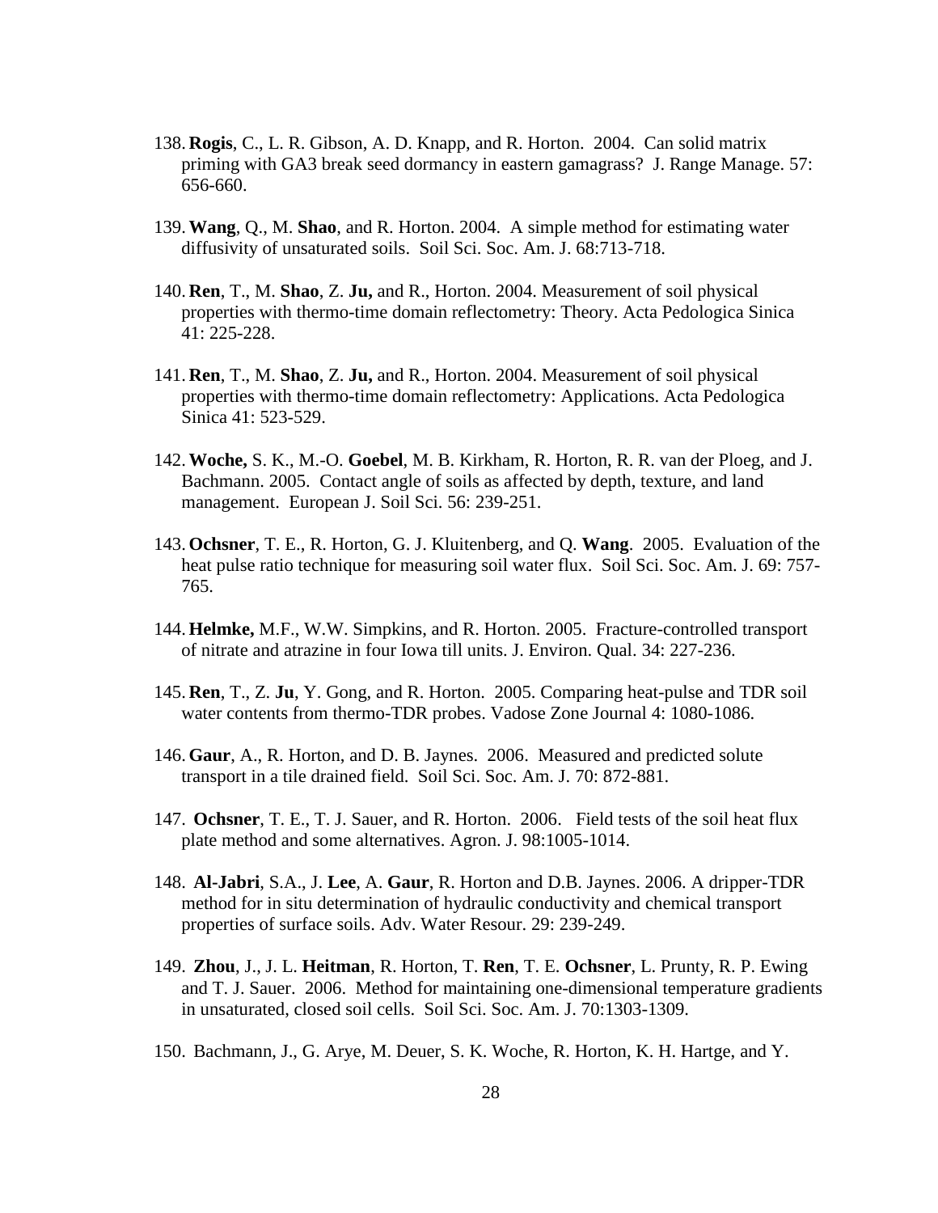138. **Rogis**, C., L. R. Gibson, A. D. Knapp, and R. Horton. 2004. Can solid matrix priming with GA3 break seed dormancy in eastern gamagrass? J. Range Manage. 57: 656-660.

139. **Wang**, Q., M. **Shao**, and R. Horton. 2004. A simple method for estimating water diffusivity of unsaturated soils. Soil Sci. Soc. Am. J. 68:713-718.

140. **Ren**, T., M. **Shao**, Z. **Ju,** and R., Horton. 2004. Measurement of soil physical properties with thermo-time domain reflectometry: Theory. Acta Pedologica Sinica 41: 225-228.

141. **Ren**, T., M. **Shao**, Z. **Ju,** and R., Horton. 2004. Measurement of soil physical properties with thermo-time domain reflectometry: Applications. Acta Pedologica Sinica 41: 523-529.

142. **Woche,** S. K., M.-O. **Goebel**, M. B. Kirkham, R. Horton, R. R. van der Ploeg, and J. Bachmann. 2005. Contact angle of soils as affected by depth, texture, and land management. European J. Soil Sci. 56: 239-251.

143. **Ochsner**, T. E., R. Horton, G. J. Kluitenberg, and Q. **Wang**. 2005. Evaluation of the heat pulse ratio technique for measuring soil water flux. Soil Sci. Soc. Am. J. 69: 757-765.

144. **Helmke,** M.F., W.W. Simpkins, and R. Horton. 2005. Fracture-controlled transport of nitrate and atrazine in four Iowa till units. J. Environ. Qual. 34: 227-236.

145. **Ren**, T., Z. **Ju**, Y. Gong, and R. Horton. 2005. Comparing heat-pulse and TDR soil water contents from thermo-TDR probes. Vadose Zone Journal 4: 1080-1086.

146. **Gaur**, A., R. Horton, and D. B. Jaynes. 2006. Measured and predicted solute transport in a tile drained field. Soil Sci. Soc. Am. J. 70: 872-881.

147. **Ochsner**, T. E., T. J. Sauer, and R. Horton. 2006. Field tests of the soil heat flux plate method and some alternatives. Agron. J. 98:1005-1014.

148. **Al-Jabri**, S.A., J. **Lee**, A. **Gaur**, R. Horton and D.B. Jaynes. 2006. A dripper-TDR method for in situ determination of hydraulic conductivity and chemical transport properties of surface soils. Adv. Water Resour. 29: 239-249.

149. **Zhou**, J., J. L. **Heitman**, R. Horton, T. **Ren**, T. E. **Ochsner**, L. Prunty, R. P. Ewing and T. J. Sauer. 2006. Method for maintaining one-dimensional temperature gradients in unsaturated, closed soil cells. Soil Sci. Soc. Am. J. 70:1303-1309.

150. Bachmann, J., G. Arye, M. Deuer, S. K. Woche, R. Horton, K. H. Hartge, and Y.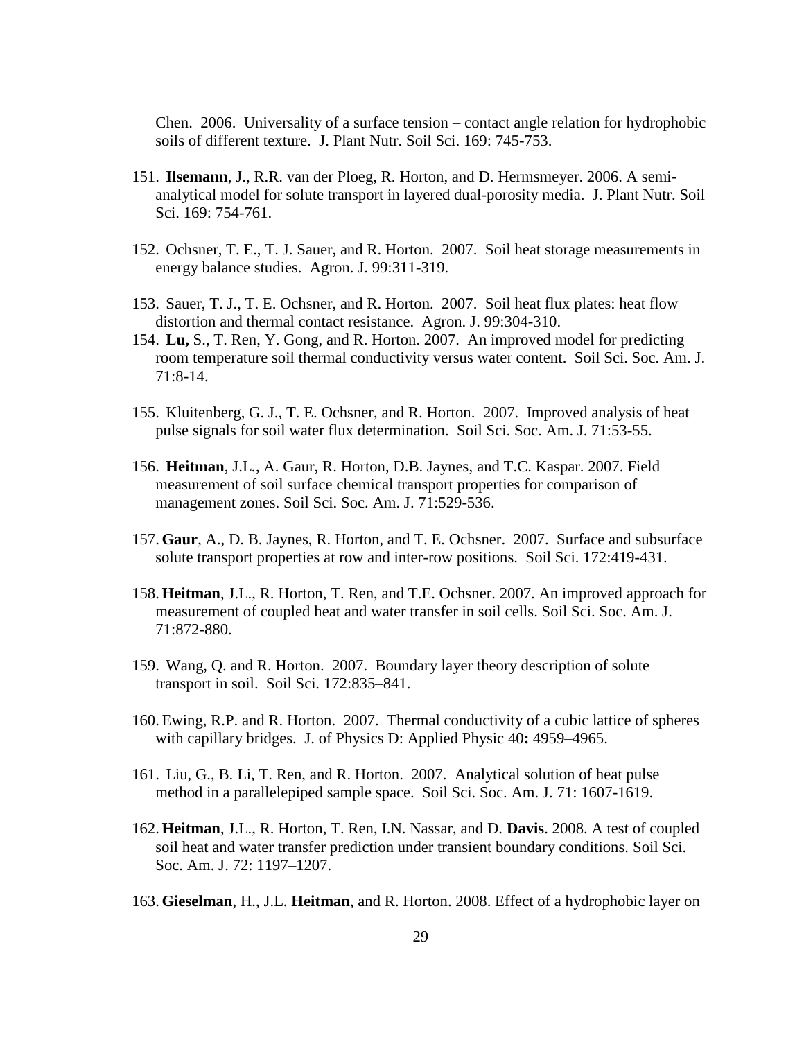Chen. 2006. Universality of a surface tension – contact angle relation for hydrophobic soils of different texture. J. Plant Nutr. Soil Sci. 169: 745-753.

151. **Ilsemann**, J., R.R. van der Ploeg, R. Horton, and D. Hermsmeyer. 2006. A semi-analytical model for solute transport in layered dual-porosity media. J. Plant Nutr. Soil Sci. 169: 754-761.

152. Ochsner, T. E., T. J. Sauer, and R. Horton. 2007. Soil heat storage measurements in energy balance studies. Agron. J. 99:311-319.

153. Sauer, T. J., T. E. Ochsner, and R. Horton. 2007. Soil heat flux plates: heat flow distortion and thermal contact resistance. Agron. J. 99:304-310.

154. **Lu,** S., T. Ren, Y. Gong, and R. Horton. 2007. An improved model for predicting room temperature soil thermal conductivity versus water content. Soil Sci. Soc. Am. J. 71:8-14.

155. Kluitenberg, G. J., T. E. Ochsner, and R. Horton. 2007. Improved analysis of heat pulse signals for soil water flux determination. Soil Sci. Soc. Am. J. 71:53-55.

156. **Heitman**, J.L., A. Gaur, R. Horton, D.B. Jaynes, and T.C. Kaspar. 2007. Field measurement of soil surface chemical transport properties for comparison of management zones. Soil Sci. Soc. Am. J. 71:529-536.

157. **Gaur**, A., D. B. Jaynes, R. Horton, and T. E. Ochsner. 2007. Surface and subsurface solute transport properties at row and inter-row positions. Soil Sci. 172:419-431.

158. **Heitman**, J.L., R. Horton, T. Ren, and T.E. Ochsner. 2007. An improved approach for measurement of coupled heat and water transfer in soil cells. Soil Sci. Soc. Am. J. 71:872-880.

159. Wang, Q. and R. Horton. 2007. Boundary layer theory description of solute transport in soil. Soil Sci. 172:835–841.

160. Ewing, R.P. and R. Horton. 2007. Thermal conductivity of a cubic lattice of spheres with capillary bridges. J. of Physics D: Applied Physic 40**:** 4959–4965.

161. Liu, G., B. Li, T. Ren, and R. Horton. 2007. Analytical solution of heat pulse method in a parallelepiped sample space. Soil Sci. Soc. Am. J. 71: 1607-1619.

162. **Heitman**, J.L., R. Horton, T. Ren, I.N. Nassar, and D. **Davis**. 2008. A test of coupled soil heat and water transfer prediction under transient boundary conditions. Soil Sci. Soc. Am. J. 72: 1197–1207.

163. **Gieselman**, H., J.L. **Heitman**, and R. Horton. 2008. Effect of a hydrophobic layer on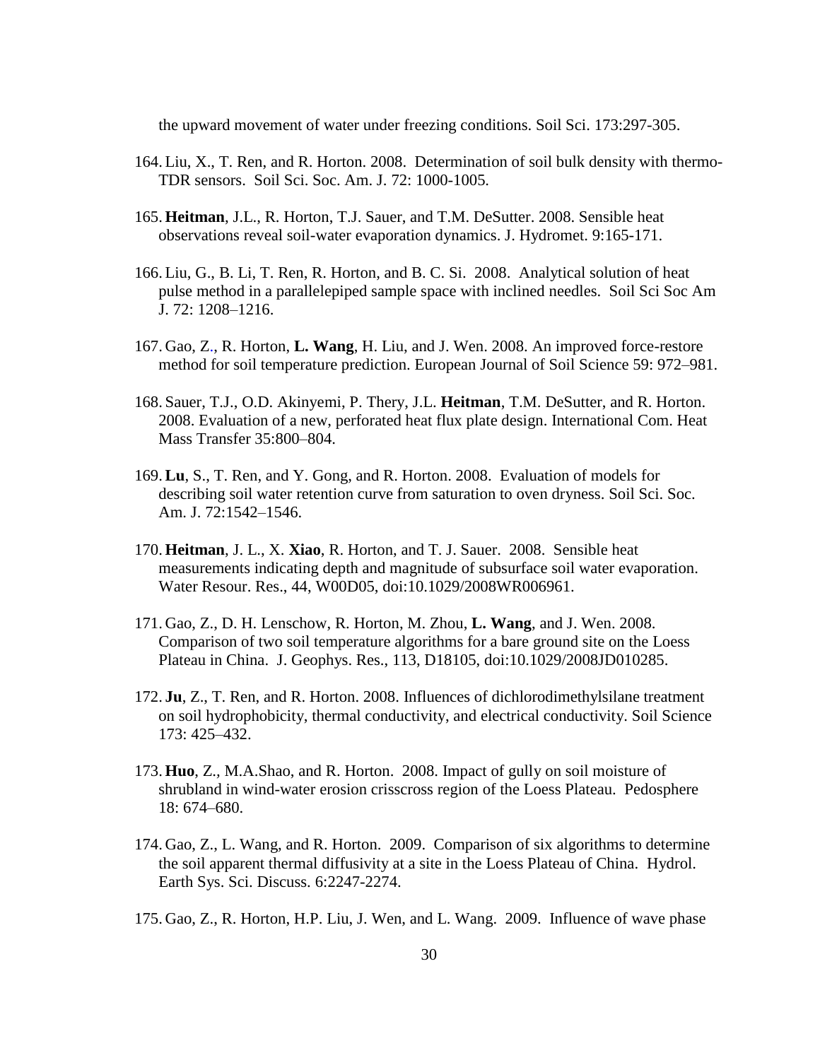the upward movement of water under freezing conditions. Soil Sci. 173:297-305.

164. Liu, X., T. Ren, and R. Horton. 2008. Determination of soil bulk density with thermo-TDR sensors. Soil Sci. Soc. Am. J. 72: 1000-1005.

165. **Heitman**, J.L., R. Horton, T.J. Sauer, and T.M. DeSutter. 2008. Sensible heat observations reveal soil-water evaporation dynamics. J. Hydromet. 9:165-171.

166. Liu, G., B. Li, T. Ren, R. Horton, and B. C. Si. 2008. Analytical solution of heat pulse method in a parallelepiped sample space with inclined needles. Soil Sci Soc Am J. 72: 1208–1216.

167. Gao, Z., R. Horton, **L. Wang**, H. Liu, and J. Wen. 2008. An improved force-restore method for soil temperature prediction. European Journal of Soil Science 59: 972–981.

168. Sauer, T.J., O.D. Akinyemi, P. Thery, J.L. **Heitman**, T.M. DeSutter, and R. Horton. 2008. Evaluation of a new, perforated heat flux plate design. International Com. Heat Mass Transfer 35:800–804.

169. **Lu**, S., T. Ren, and Y. Gong, and R. Horton. 2008. Evaluation of models for describing soil water retention curve from saturation to oven dryness. Soil Sci. Soc. Am. J. 72:1542–1546.

170. **Heitman**, J. L., X. **Xiao**, R. Horton, and T. J. Sauer. 2008. Sensible heat measurements indicating depth and magnitude of subsurface soil water evaporation. Water Resour. Res., 44, W00D05, doi:10.1029/2008WR006961.

171. Gao, Z., D. H. Lenschow, R. Horton, M. Zhou, **L. Wang**, and J. Wen. 2008. Comparison of two soil temperature algorithms for a bare ground site on the Loess Plateau in China. J. Geophys. Res., 113, D18105, doi:10.1029/2008JD010285.

172. **Ju**, Z., T. Ren, and R. Horton. 2008. Influences of dichlorodimethylsilane treatment on soil hydrophobicity, thermal conductivity, and electrical conductivity. Soil Science 173: 425–432.

173. **Huo**, Z., M.A.Shao, and R. Horton. 2008. Impact of gully on soil moisture of shrubland in wind-water erosion crisscross region of the Loess Plateau. Pedosphere 18: 674–680.

174. Gao, Z., L. Wang, and R. Horton. 2009. Comparison of six algorithms to determine the soil apparent thermal diffusivity at a site in the Loess Plateau of China. Hydrol. Earth Sys. Sci. Discuss. 6:2247-2274.

175. Gao, Z., R. Horton, H.P. Liu, J. Wen, and L. Wang. 2009. Influence of wave phase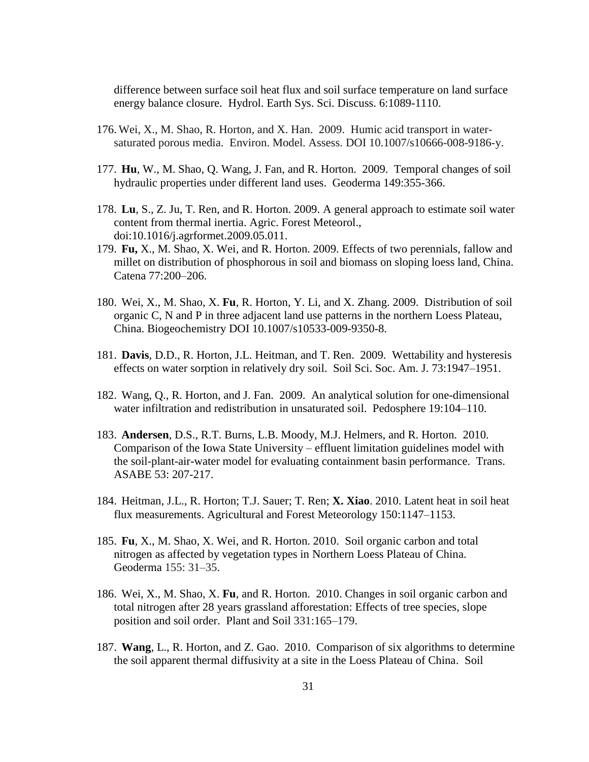difference between surface soil heat flux and soil surface temperature on land surface energy balance closure. Hydrol. Earth Sys. Sci. Discuss. 6:1089-1110.

176. Wei, X., M. Shao, R. Horton, and X. Han. 2009. Humic acid transport in water-saturated porous media. Environ. Model. Assess. DOI 10.1007/s10666-008-9186-y.

177. **Hu**, W., M. Shao, Q. Wang, J. Fan, and R. Horton. 2009. Temporal changes of soil hydraulic properties under different land uses. Geoderma 149:355-366.

178. **Lu**, S., Z. Ju, T. Ren, and R. Horton. 2009. A general approach to estimate soil water content from thermal inertia. Agric. Forest Meteorol., doi:10.1016/j.agrformet.2009.05.011.

179. **Fu,** X., M. Shao, X. Wei, and R. Horton. 2009. Effects of two perennials, fallow and millet on distribution of phosphorous in soil and biomass on sloping loess land, China. Catena 77:200–206.

180. Wei, X., M. Shao, X. **Fu**, R. Horton, Y. Li, and X. Zhang. 2009. Distribution of soil organic C, N and P in three adjacent land use patterns in the northern Loess Plateau, China. Biogeochemistry DOI 10.1007/s10533-009-9350-8.

181. **Davis**, D.D., R. Horton, J.L. Heitman, and T. Ren. 2009. Wettability and hysteresis effects on water sorption in relatively dry soil. Soil Sci. Soc. Am. J. 73:1947–1951.

182. Wang, Q., R. Horton, and J. Fan. 2009. An analytical solution for one-dimensional water infiltration and redistribution in unsaturated soil. Pedosphere 19:104–110.

183. **Andersen**, D.S., R.T. Burns, L.B. Moody, M.J. Helmers, and R. Horton. 2010. Comparison of the Iowa State University – effluent limitation guidelines model with the soil-plant-air-water model for evaluating containment basin performance. Trans. ASABE 53: 207-217.

184. Heitman, J.L., R. Horton; T.J. Sauer; T. Ren; **X. Xiao**. 2010. Latent heat in soil heat flux measurements. Agricultural and Forest Meteorology 150:1147–1153.

185. **Fu**, X., M. Shao, X. Wei, and R. Horton. 2010. Soil organic carbon and total nitrogen as affected by vegetation types in Northern Loess Plateau of China. Geoderma 155: 31–35.

186. Wei, X., M. Shao, X. **Fu**, and R. Horton. 2010. Changes in soil organic carbon and total nitrogen after 28 years grassland afforestation: Effects of tree species, slope position and soil order. Plant and Soil 331:165–179.

187. **Wang**, L., R. Horton, and Z. Gao. 2010. Comparison of six algorithms to determine the soil apparent thermal diffusivity at a site in the Loess Plateau of China. Soil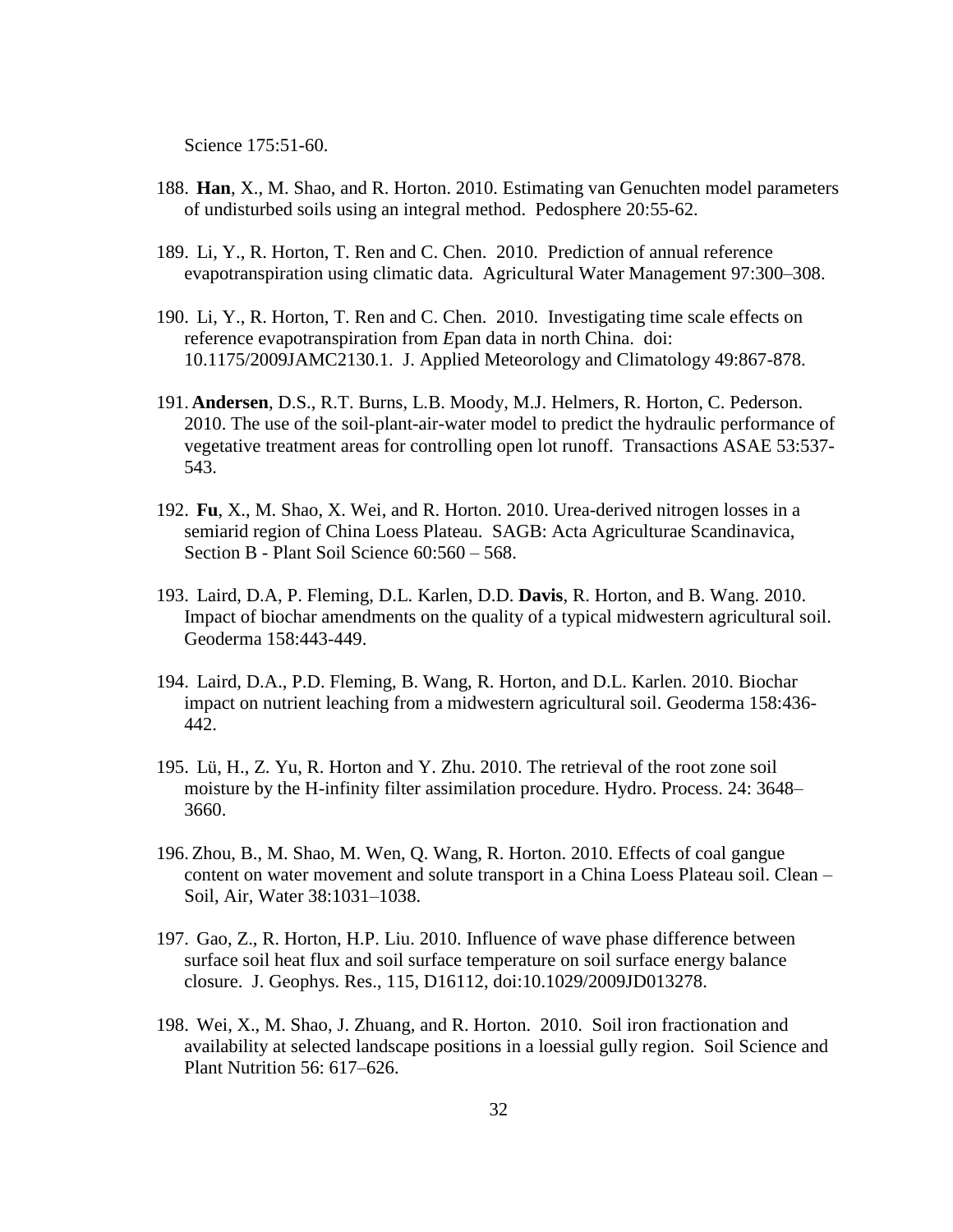Science 175:51-60.

188. **Han**, X., M. Shao, and R. Horton. 2010. Estimating van Genuchten model parameters of undisturbed soils using an integral method. Pedosphere 20:55-62.

189. Li, Y., R. Horton, T. Ren and C. Chen. 2010. Prediction of annual reference evapotranspiration using climatic data. Agricultural Water Management 97:300–308.

190. Li, Y., R. Horton, T. Ren and C. Chen. 2010. Investigating time scale effects on reference evapotranspiration from *E*pan data in north China. doi: 10.1175/2009JAMC2130.1. J. Applied Meteorology and Climatology 49:867-878.

191. **Andersen**, D.S., R.T. Burns, L.B. Moody, M.J. Helmers, R. Horton, C. Pederson. 2010. The use of the soil-plant-air-water model to predict the hydraulic performance of vegetative treatment areas for controlling open lot runoff. Transactions ASAE 53:537-543.

192. **Fu**, X., M. Shao, X. Wei, and R. Horton. 2010. Urea-derived nitrogen losses in a semiarid region of China Loess Plateau. SAGB: Acta Agriculturae Scandinavica, Section B - Plant Soil Science 60:560 – 568.

193. Laird, D.A, P. Fleming, D.L. Karlen, D.D. **Davis**, R. Horton, and B. Wang. 2010. Impact of biochar amendments on the quality of a typical midwestern agricultural soil. Geoderma 158:443-449.

194. Laird, D.A., P.D. Fleming, B. Wang, R. Horton, and D.L. Karlen. 2010. Biochar impact on nutrient leaching from a midwestern agricultural soil. Geoderma 158:436-442.

195. Lü, H., Z. Yu, R. Horton and Y. Zhu. 2010. The retrieval of the root zone soil moisture by the H-infinity filter assimilation procedure. Hydro. Process. 24: 3648–3660.

196. Zhou, B., M. Shao, M. Wen, Q. Wang, R. Horton. 2010. Effects of coal gangue content on water movement and solute transport in a China Loess Plateau soil. Clean – Soil, Air, Water 38:1031–1038.

197. Gao, Z., R. Horton, H.P. Liu. 2010. Influence of wave phase difference between surface soil heat flux and soil surface temperature on soil surface energy balance closure. J. Geophys. Res., 115, D16112, doi:10.1029/2009JD013278.

198. Wei, X., M. Shao, J. Zhuang, and R. Horton. 2010. Soil iron fractionation and availability at selected landscape positions in a loessial gully region. Soil Science and Plant Nutrition 56: 617–626.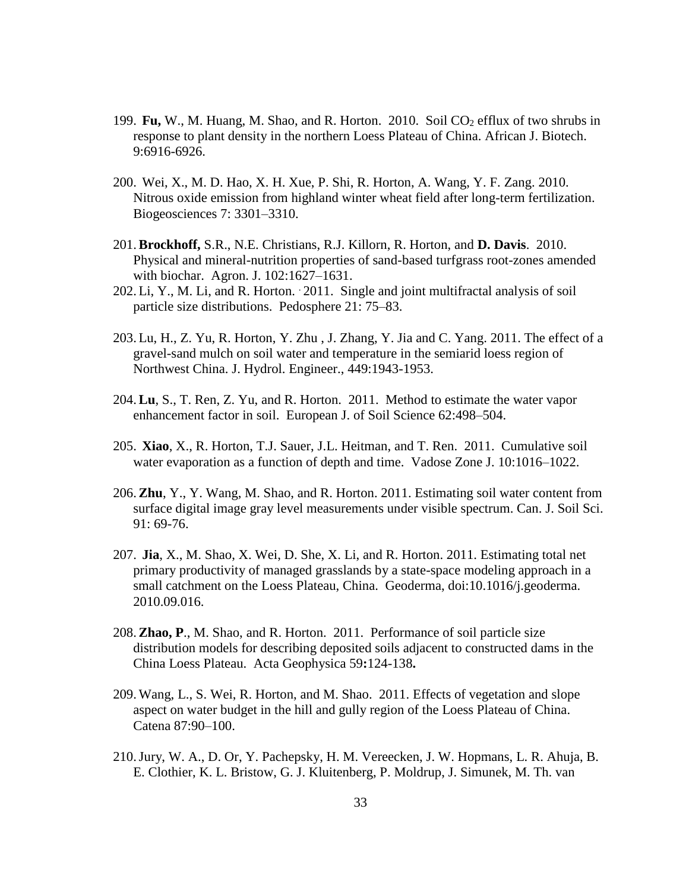199. **Fu,** W., M. Huang, M. Shao, and R. Horton. 2010. Soil $CO_2$ efflux of two shrubs in response to plant density in the northern Loess Plateau of China. African J. Biotech. 9:6916-6926.

200. Wei, X., M. D. Hao, X. H. Xue, P. Shi, R. Horton, A. Wang, Y. F. Zang. 2010. Nitrous oxide emission from highland winter wheat field after long-term fertilization. Biogeosciences 7: 3301–3310.

201. **Brockhoff,** S.R., N.E. Christians, R.J. Killorn, R. Horton, and **D. Davis**. 2010. Physical and mineral-nutrition properties of sand-based turfgrass root-zones amended with biochar. Agron. J. 102:1627–1631.

202. Li, Y., M. Li, and R. Horton. 2011. Single and joint multifractal analysis of soil particle size distributions. Pedosphere 21: 75–83.

203. Lu, H., Z. Yu, R. Horton, Y. Zhu , J. Zhang, Y. Jia and C. Yang. 2011. The effect of a gravel-sand mulch on soil water and temperature in the semiarid loess region of Northwest China. J. Hydrol. Engineer., 449:1943-1953.

204. **Lu**, S., T. Ren, Z. Yu, and R. Horton. 2011. Method to estimate the water vapor enhancement factor in soil. European J. of Soil Science 62:498–504.

205. **Xiao**, X., R. Horton, T.J. Sauer, J.L. Heitman, and T. Ren. 2011. Cumulative soil water evaporation as a function of depth and time. Vadose Zone J. 10:1016–1022.

206. **Zhu**, Y., Y. Wang, M. Shao, and R. Horton. 2011. Estimating soil water content from surface digital image gray level measurements under visible spectrum. Can. J. Soil Sci. 91: 69-76.

207. **Jia**, X., M. Shao, X. Wei, D. She, X. Li, and R. Horton. 2011. Estimating total net primary productivity of managed grasslands by a state-space modeling approach in a small catchment on the Loess Plateau, China. Geoderma, doi:10.1016/j.geoderma. 2010.09.016.

208. **Zhao, P**., M. Shao, and R. Horton. 2011. Performance of soil particle size distribution models for describing deposited soils adjacent to constructed dams in the China Loess Plateau. Acta Geophysica 59**:**124-138**.**

209. Wang, L., S. Wei, R. Horton, and M. Shao. 2011. Effects of vegetation and slope aspect on water budget in the hill and gully region of the Loess Plateau of China. Catena 87:90–100.

210. Jury, W. A., D. Or, Y. Pachepsky, H. M. Vereecken, J. W. Hopmans, L. R. Ahuja, B. E. Clothier, K. L. Bristow, G. J. Kluitenberg, P. Moldrup, J. Simunek, M. Th. van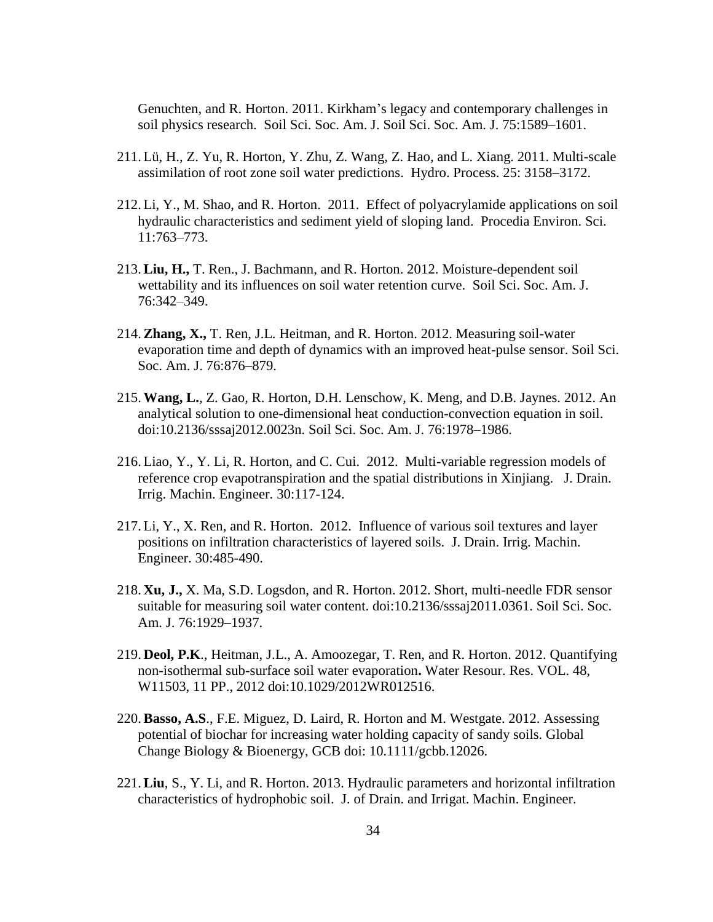Genuchten, and R. Horton. 2011. Kirkham's legacy and contemporary challenges in soil physics research. Soil Sci. Soc. Am. J. Soil Sci. Soc. Am. J. 75:1589–1601.

211. Lü, H., Z. Yu, R. Horton, Y. Zhu, Z. Wang, Z. Hao, and L. Xiang. 2011. Multi-scale assimilation of root zone soil water predictions. Hydro. Process. 25: 3158–3172.

212. Li, Y., M. Shao, and R. Horton. 2011. Effect of polyacrylamide applications on soil hydraulic characteristics and sediment yield of sloping land. Procedia Environ. Sci. 11:763–773.

213. **Liu, H.,** T. Ren., J. Bachmann, and R. Horton. 2012. Moisture-dependent soil wettability and its influences on soil water retention curve. Soil Sci. Soc. Am. J. 76:342–349.

214. **Zhang, X.,** T. Ren, J.L. Heitman, and R. Horton. 2012. Measuring soil-water evaporation time and depth of dynamics with an improved heat-pulse sensor. Soil Sci. Soc. Am. J. 76:876–879.

215. **Wang, L.**, Z. Gao, R. Horton, D.H. Lenschow, K. Meng, and D.B. Jaynes. 2012. An analytical solution to one-dimensional heat conduction-convection equation in soil. doi:10.2136/sssaj2012.0023n. Soil Sci. Soc. Am. J. 76:1978–1986.

216. Liao, Y., Y. Li, R. Horton, and C. Cui. 2012. Multi-variable regression models of reference crop evapotranspiration and the spatial distributions in Xinjiang. J. Drain. Irrig. Machin. Engineer. 30:117-124.

217. Li, Y., X. Ren, and R. Horton. 2012. Influence of various soil textures and layer positions on infiltration characteristics of layered soils. J. Drain. Irrig. Machin. Engineer. 30:485-490.

218. **Xu, J.,** X. Ma, S.D. Logsdon, and R. Horton. 2012. Short, multi-needle FDR sensor suitable for measuring soil water content. doi:10.2136/sssaj2011.0361. Soil Sci. Soc. Am. J. 76:1929–1937.

219. **Deol, P.K**., Heitman, J.L., A. Amoozegar, T. Ren, and R. Horton. 2012. Quantifying non-isothermal sub-surface soil water evaporation**.** Water Resour. Res. VOL. 48, W11503, 11 PP., 2012 doi:10.1029/2012WR012516.

220. **Basso, A.S**., F.E. Miguez, D. Laird, R. Horton and M. Westgate. 2012. Assessing potential of biochar for increasing water holding capacity of sandy soils. Global Change Biology & Bioenergy, GCB doi: 10.1111/gcbb.12026.

221. **Liu**, S., Y. Li, and R. Horton. 2013. Hydraulic parameters and horizontal infiltration characteristics of hydrophobic soil. J. of Drain. and Irrigat. Machin. Engineer.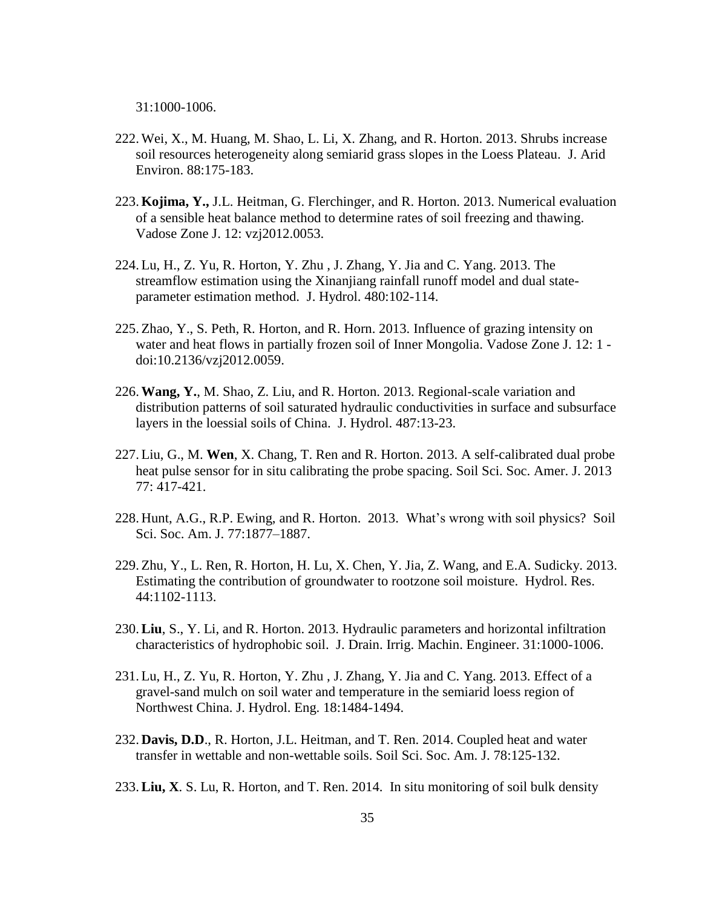31:1000-1006.

222. Wei, X., M. Huang, M. Shao, L. Li, X. Zhang, and R. Horton. 2013. Shrubs increase soil resources heterogeneity along semiarid grass slopes in the Loess Plateau. J. Arid Environ. 88:175-183.

223. **Kojima, Y.,** J.L. Heitman, G. Flerchinger, and R. Horton. 2013. Numerical evaluation of a sensible heat balance method to determine rates of soil freezing and thawing. Vadose Zone J. 12: vzj2012.0053.

224. Lu, H., Z. Yu, R. Horton, Y. Zhu , J. Zhang, Y. Jia and C. Yang. 2013. The streamflow estimation using the Xinanjiang rainfall runoff model and dual state-parameter estimation method. J. Hydrol. 480:102-114.

225. Zhao, Y., S. Peth, R. Horton, and R. Horn. 2013. Influence of grazing intensity on water and heat flows in partially frozen soil of Inner Mongolia. Vadose Zone J. 12: 1 - doi:10.2136/vzj2012.0059.

226. **Wang, Y.**, M. Shao, Z. Liu, and R. Horton. 2013. Regional-scale variation and distribution patterns of soil saturated hydraulic conductivities in surface and subsurface layers in the loessial soils of China. J. Hydrol. 487:13-23.

227. Liu, G., M. **Wen**, X. Chang, T. Ren and R. Horton. 2013. A self-calibrated dual probe heat pulse sensor for in situ calibrating the probe spacing. Soil Sci. Soc. Amer. J. 2013 77: 417-421.

228. Hunt, A.G., R.P. Ewing, and R. Horton. 2013. What's wrong with soil physics? Soil Sci. Soc. Am. J. 77:1877–1887.

229. Zhu, Y., L. Ren, R. Horton, H. Lu, X. Chen, Y. Jia, Z. Wang, and E.A. Sudicky. 2013. Estimating the contribution of groundwater to rootzone soil moisture. Hydrol. Res. 44:1102-1113.

230. **Liu**, S., Y. Li, and R. Horton. 2013. Hydraulic parameters and horizontal infiltration characteristics of hydrophobic soil. J. Drain. Irrig. Machin. Engineer. 31:1000-1006.

231. Lu, H., Z. Yu, R. Horton, Y. Zhu , J. Zhang, Y. Jia and C. Yang. 2013. Effect of a gravel-sand mulch on soil water and temperature in the semiarid loess region of Northwest China. J. Hydrol. Eng. 18:1484-1494.

232. **Davis, D.D**., R. Horton, J.L. Heitman, and T. Ren. 2014. Coupled heat and water transfer in wettable and non-wettable soils. Soil Sci. Soc. Am. J. 78:125-132.

233. **Liu, X**. S. Lu, R. Horton, and T. Ren. 2014. In situ monitoring of soil bulk density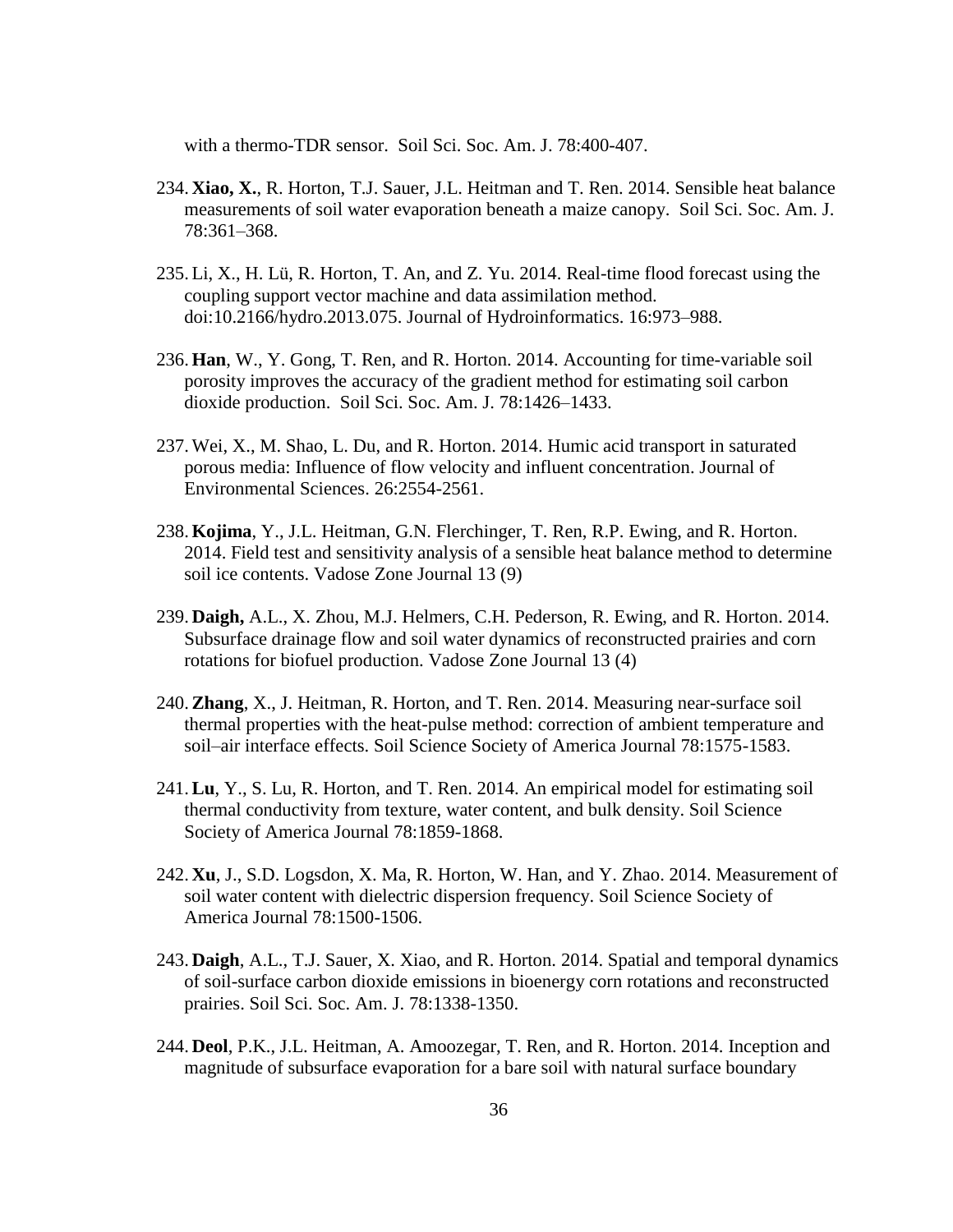with a thermo-TDR sensor. Soil Sci. Soc. Am. J. 78:400-407.

234. **Xiao, X.**, R. Horton, T.J. Sauer, J.L. Heitman and T. Ren. 2014. Sensible heat balance measurements of soil water evaporation beneath a maize canopy. Soil Sci. Soc. Am. J. 78:361–368.

235. Li, X., H. Lü, R. Horton, T. An, and Z. Yu. 2014. Real-time flood forecast using the coupling support vector machine and data assimilation method. doi:10.2166/hydro.2013.075. Journal of Hydroinformatics. 16:973–988.

236. **Han**, W., Y. Gong, T. Ren, and R. Horton. 2014. Accounting for time-variable soil porosity improves the accuracy of the gradient method for estimating soil carbon dioxide production. Soil Sci. Soc. Am. J. 78:1426–1433.

237. Wei, X., M. Shao, L. Du, and R. Horton. 2014. Humic acid transport in saturated porous media: Influence of flow velocity and influent concentration. Journal of Environmental Sciences. 26:2554-2561.

238. **Kojima**, Y., J.L. Heitman, G.N. Flerchinger, T. Ren, R.P. Ewing, and R. Horton. 2014. Field test and sensitivity analysis of a sensible heat balance method to determine soil ice contents. Vadose Zone Journal 13 (9)

239. **Daigh,** A.L., X. Zhou, M.J. Helmers, C.H. Pederson, R. Ewing, and R. Horton. 2014. Subsurface drainage flow and soil water dynamics of reconstructed prairies and corn rotations for biofuel production. Vadose Zone Journal 13 (4)

240. **Zhang**, X., J. Heitman, R. Horton, and T. Ren. 2014. Measuring near-surface soil thermal properties with the heat-pulse method: correction of ambient temperature and soil–air interface effects. Soil Science Society of America Journal 78:1575-1583.

241. **Lu**, Y., S. Lu, R. Horton, and T. Ren. 2014. An empirical model for estimating soil thermal conductivity from texture, water content, and bulk density. Soil Science Society of America Journal 78:1859-1868.

242. **Xu**, J., S.D. Logsdon, X. Ma, R. Horton, W. Han, and Y. Zhao. 2014. Measurement of soil water content with dielectric dispersion frequency. Soil Science Society of America Journal 78:1500-1506.

243. **Daigh**, A.L., T.J. Sauer, X. Xiao, and R. Horton. 2014. Spatial and temporal dynamics of soil-surface carbon dioxide emissions in bioenergy corn rotations and reconstructed prairies. Soil Sci. Soc. Am. J. 78:1338-1350.

244. **Deol**, P.K., J.L. Heitman, A. Amoozegar, T. Ren, and R. Horton. 2014. Inception and magnitude of subsurface evaporation for a bare soil with natural surface boundary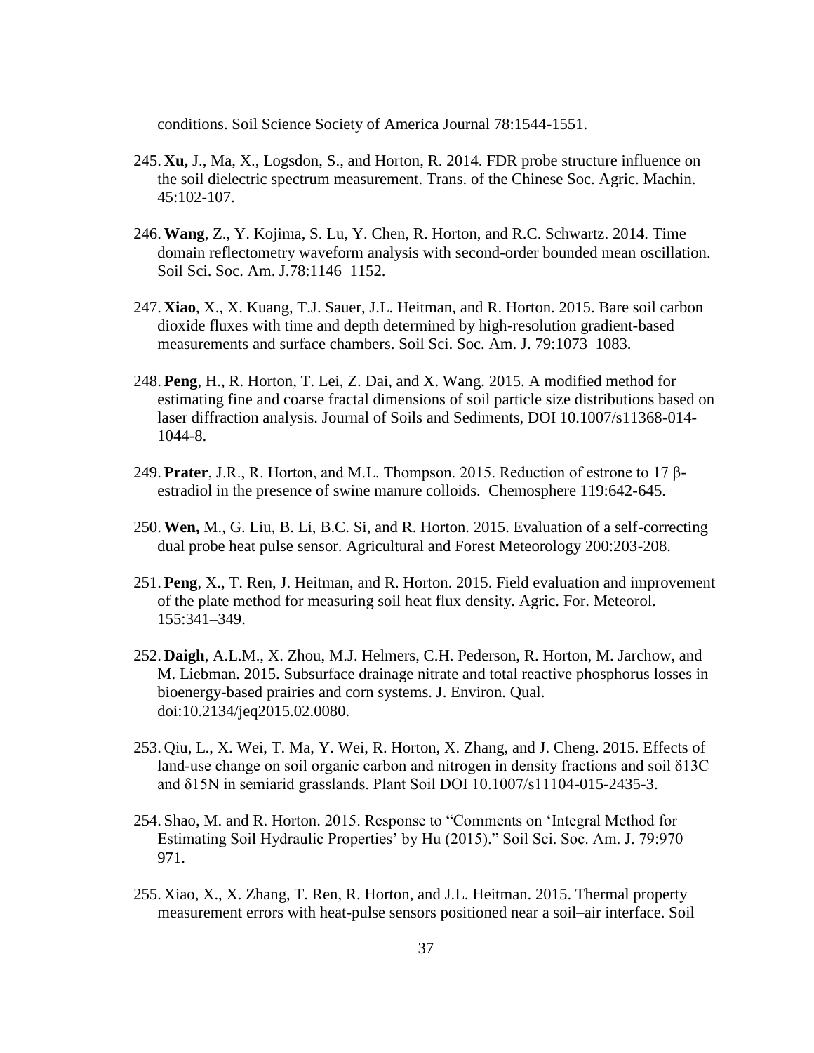conditions. Soil Science Society of America Journal 78:1544-1551.

245. **Xu,** J., Ma, X., Logsdon, S., and Horton, R. 2014. FDR probe structure influence on the soil dielectric spectrum measurement. Trans. of the Chinese Soc. Agric. Machin. 45:102-107.

246. **Wang**, Z., Y. Kojima, S. Lu, Y. Chen, R. Horton, and R.C. Schwartz. 2014. Time domain reflectometry waveform analysis with second-order bounded mean oscillation. Soil Sci. Soc. Am. J.78:1146–1152.

247. **Xiao**, X., X. Kuang, T.J. Sauer, J.L. Heitman, and R. Horton. 2015. Bare soil carbon dioxide fluxes with time and depth determined by high-resolution gradient-based measurements and surface chambers. Soil Sci. Soc. Am. J. 79:1073–1083.

248. **Peng**, H., R. Horton, T. Lei, Z. Dai, and X. Wang. 2015. A modified method for estimating fine and coarse fractal dimensions of soil particle size distributions based on laser diffraction analysis. Journal of Soils and Sediments, DOI 10.1007/s11368-014-1044-8.

249. **Prater**, J.R., R. Horton, and M.L. Thompson. 2015. Reduction of estrone to 17 β-estradiol in the presence of swine manure colloids. Chemosphere 119:642-645.

250. **Wen,** M., G. Liu, B. Li, B.C. Si, and R. Horton. 2015. Evaluation of a self-correcting dual probe heat pulse sensor. Agricultural and Forest Meteorology 200:203-208.

251. **Peng**, X., T. Ren, J. Heitman, and R. Horton. 2015. Field evaluation and improvement of the plate method for measuring soil heat flux density. Agric. For. Meteorol. 155:341–349.

252. **Daigh**, A.L.M., X. Zhou, M.J. Helmers, C.H. Pederson, R. Horton, M. Jarchow, and M. Liebman. 2015. Subsurface drainage nitrate and total reactive phosphorus losses in bioenergy-based prairies and corn systems. J. Environ. Qual. doi:10.2134/jeq2015.02.0080.

253. Qiu, L., X. Wei, T. Ma, Y. Wei, R. Horton, X. Zhang, and J. Cheng. 2015. Effects of land-use change on soil organic carbon and nitrogen in density fractions and soil δ13C and δ15N in semiarid grasslands. Plant Soil DOI 10.1007/s11104-015-2435-3.

254. Shao, M. and R. Horton. 2015. Response to "Comments on 'Integral Method for Estimating Soil Hydraulic Properties' by Hu (2015)." Soil Sci. Soc. Am. J. 79:970–971.

255. Xiao, X., X. Zhang, T. Ren, R. Horton, and J.L. Heitman. 2015. Thermal property measurement errors with heat-pulse sensors positioned near a soil–air interface. Soil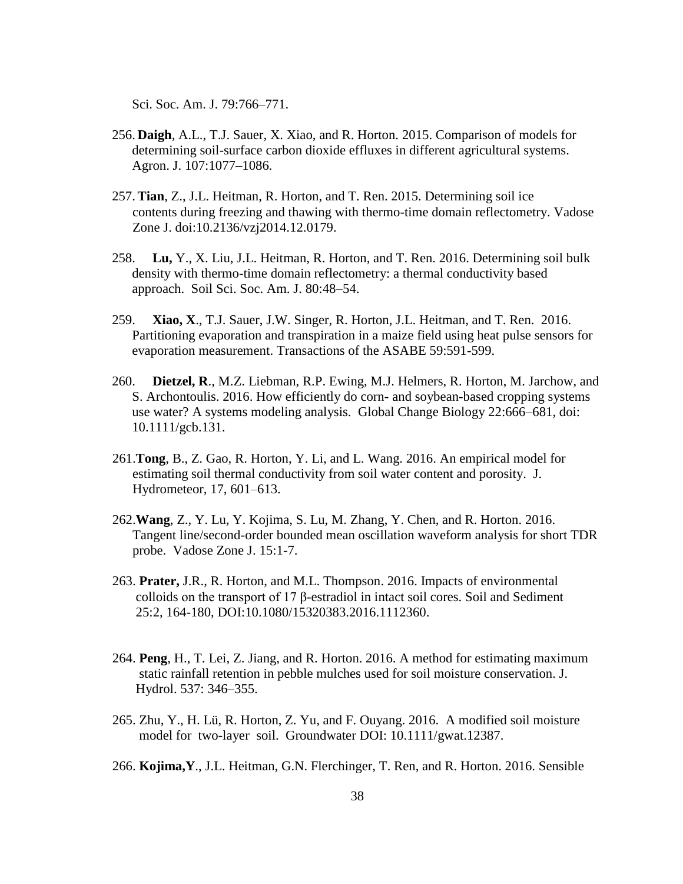Sci. Soc. Am. J. 79:766–771.

256. **Daigh**, A.L., T.J. Sauer, X. Xiao, and R. Horton. 2015. Comparison of models for determining soil-surface carbon dioxide effluxes in different agricultural systems. Agron. J. 107:1077–1086.

257. **Tian**, Z., J.L. Heitman, R. Horton, and T. Ren. 2015. Determining soil ice contents during freezing and thawing with thermo-time domain reflectometry. Vadose Zone J. doi:10.2136/vzj2014.12.0179.

258. **Lu,** Y., X. Liu, J.L. Heitman, R. Horton, and T. Ren. 2016. Determining soil bulk density with thermo-time domain reflectometry: a thermal conductivity based approach. Soil Sci. Soc. Am. J. 80:48–54.

259. **Xiao, X**., T.J. Sauer, J.W. Singer, R. Horton, J.L. Heitman, and T. Ren. 2016. Partitioning evaporation and transpiration in a maize field using heat pulse sensors for evaporation measurement. Transactions of the ASABE 59:591-599.

260. **Dietzel, R**., M.Z. Liebman, R.P. Ewing, M.J. Helmers, R. Horton, M. Jarchow, and S. Archontoulis. 2016. How efficiently do corn- and soybean-based cropping systems use water? A systems modeling analysis. Global Change Biology 22:666–681, doi: 10.1111/gcb.131.

261. **Tong**, B., Z. Gao, R. Horton, Y. Li, and L. Wang. 2016. An empirical model for estimating soil thermal conductivity from soil water content and porosity. J. Hydrometeor, 17, 601–613.

262. **Wang**, Z., Y. Lu, Y. Kojima, S. Lu, M. Zhang, Y. Chen, and R. Horton. 2016. Tangent line/second-order bounded mean oscillation waveform analysis for short TDR probe. Vadose Zone J. 15:1-7.

263. **Prater,** J.R., R. Horton, and M.L. Thompson. 2016. Impacts of environmental colloids on the transport of 17 β-estradiol in intact soil cores. Soil and Sediment 25:2, 164-180, DOI:10.1080/15320383.2016.1112360.

264. **Peng**, H., T. Lei, Z. Jiang, and R. Horton. 2016. A method for estimating maximum static rainfall retention in pebble mulches used for soil moisture conservation. J. Hydrol. 537: 346–355.

265. Zhu, Y., H. Lü, R. Horton, Z. Yu, and F. Ouyang. 2016. A modified soil moisture model for two-layer soil. Groundwater DOI: 10.1111/gwat.12387.

266. **Kojima,Y**., J.L. Heitman, G.N. Flerchinger, T. Ren, and R. Horton. 2016. Sensible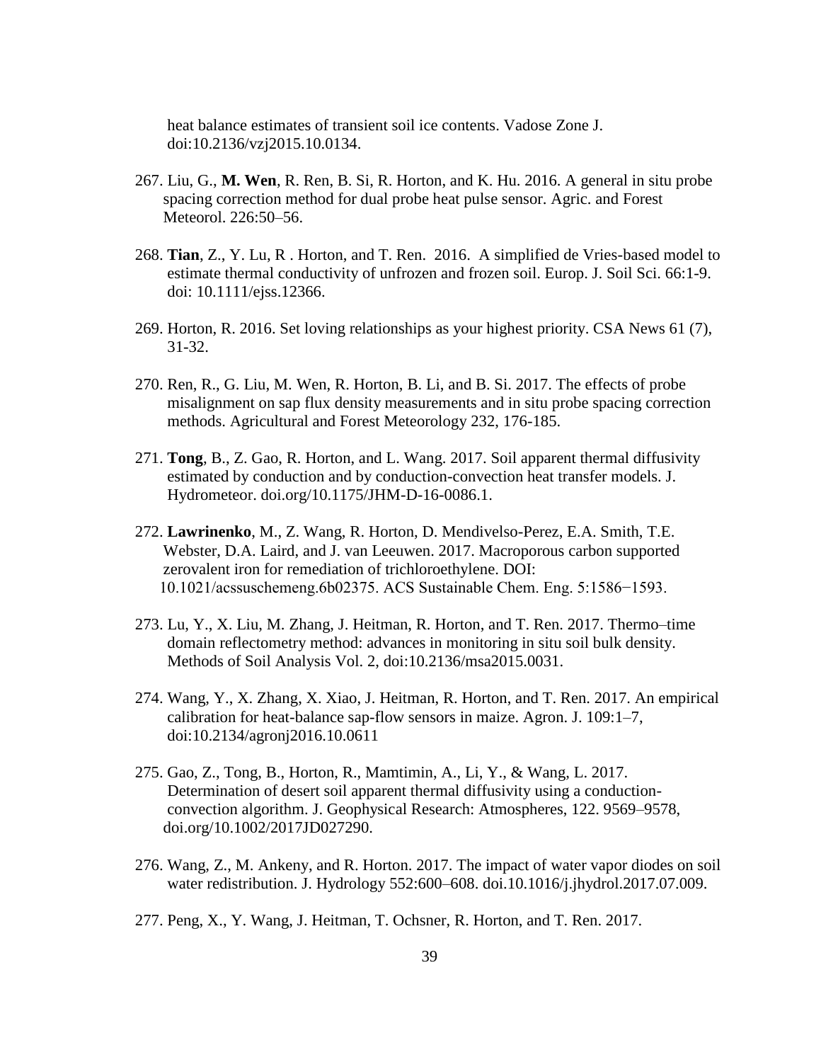heat balance estimates of transient soil ice contents. Vadose Zone J. doi:10.2136/vzj2015.10.0134.

267. Liu, G., **M. Wen**, R. Ren, B. Si, R. Horton, and K. Hu. 2016. A general in situ probe spacing correction method for dual probe heat pulse sensor. Agric. and Forest Meteorol. 226:50–56.

268. **Tian**, Z., Y. Lu, R . Horton, and T. Ren. 2016. A simplified de Vries-based model to estimate thermal conductivity of unfrozen and frozen soil. Europ. J. Soil Sci. 66:1-9. doi: 10.1111/ejss.12366.

269. Horton, R. 2016. Set loving relationships as your highest priority. CSA News 61 (7), 31-32.

270. Ren, R., G. Liu, M. Wen, R. Horton, B. Li, and B. Si. 2017. The effects of probe misalignment on sap flux density measurements and in situ probe spacing correction methods. Agricultural and Forest Meteorology 232, 176-185.

271. **Tong**, B., Z. Gao, R. Horton, and L. Wang. 2017. Soil apparent thermal diffusivity estimated by conduction and by conduction-convection heat transfer models. J. Hydrometeor. doi.org/10.1175/JHM-D-16-0086.1.

272. **Lawrinenko**, M., Z. Wang, R. Horton, D. Mendivelso-Perez, E.A. Smith, T.E. Webster, D.A. Laird, and J. van Leeuwen. 2017. Macroporous carbon supported zerovalent iron for remediation of trichloroethylene. DOI: 10.1021/acssuschemeng.6b02375. ACS Sustainable Chem. Eng. 5:1586−1593.

273. Lu, Y., X. Liu, M. Zhang, J. Heitman, R. Horton, and T. Ren. 2017. Thermo–time domain reflectometry method: advances in monitoring in situ soil bulk density. Methods of Soil Analysis Vol. 2, doi:10.2136/msa2015.0031.

274. Wang, Y., X. Zhang, X. Xiao, J. Heitman, R. Horton, and T. Ren. 2017. An empirical calibration for heat-balance sap-flow sensors in maize. Agron. J. 109:1–7, doi:10.2134/agronj2016.10.0611

275. Gao, Z., Tong, B., Horton, R., Mamtimin, A., Li, Y., & Wang, L. 2017. Determination of desert soil apparent thermal diffusivity using a conduction-convection algorithm. J. Geophysical Research: Atmospheres, 122. 9569–9578, doi.org/10.1002/2017JD027290.

276. Wang, Z., M. Ankeny, and R. Horton. 2017. The impact of water vapor diodes on soil water redistribution. J. Hydrology 552:600–608. doi.10.1016/j.jhydrol.2017.07.009.

277. Peng, X., Y. Wang, J. Heitman, T. Ochsner, R. Horton, and T. Ren. 2017.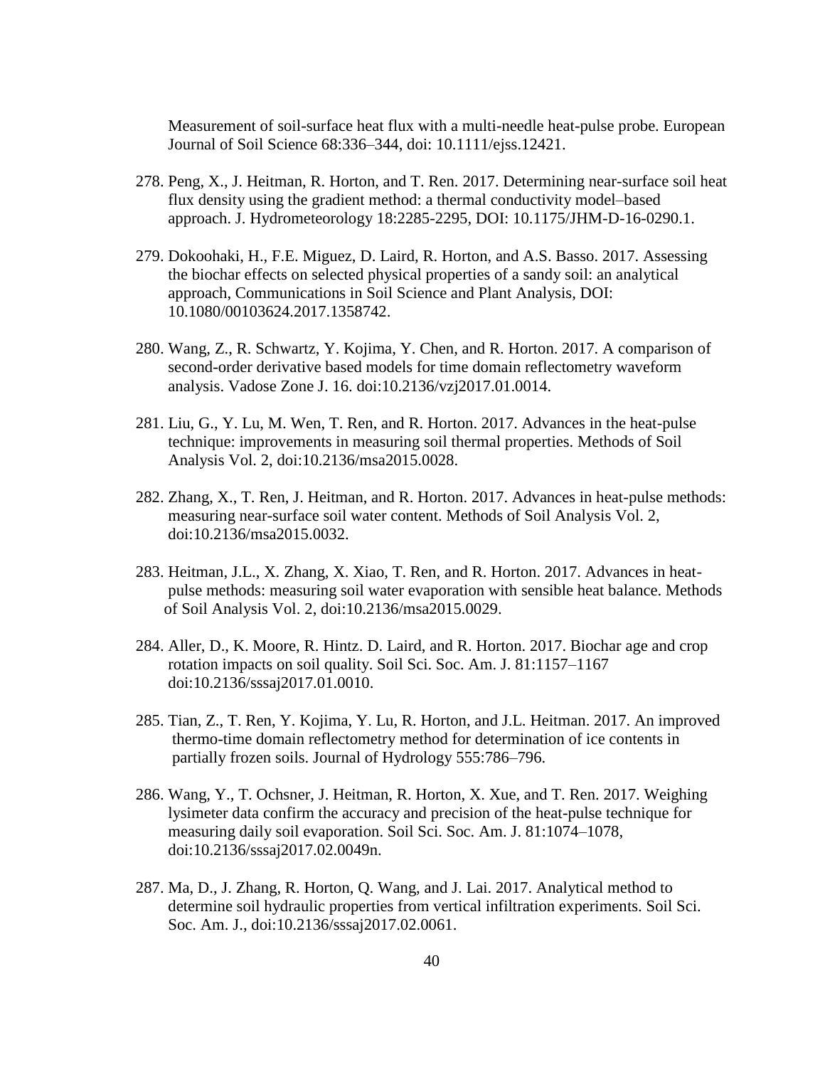Measurement of soil-surface heat flux with a multi-needle heat-pulse probe. European Journal of Soil Science 68:336–344, doi: 10.1111/ejss.12421.

278. Peng, X., J. Heitman, R. Horton, and T. Ren. 2017. Determining near-surface soil heat flux density using the gradient method: a thermal conductivity model–based approach. J. Hydrometeorology 18:2285-2295, DOI: 10.1175/JHM-D-16-0290.1.

279. Dokoohaki, H., F.E. Miguez, D. Laird, R. Horton, and A.S. Basso. 2017. Assessing the biochar effects on selected physical properties of a sandy soil: an analytical approach, Communications in Soil Science and Plant Analysis, DOI: 10.1080/00103624.2017.1358742.

280. Wang, Z., R. Schwartz, Y. Kojima, Y. Chen, and R. Horton. 2017. A comparison of second-order derivative based models for time domain reflectometry waveform analysis. Vadose Zone J. 16. doi:10.2136/vzj2017.01.0014.

281. Liu, G., Y. Lu, M. Wen, T. Ren, and R. Horton. 2017. Advances in the heat-pulse technique: improvements in measuring soil thermal properties. Methods of Soil Analysis Vol. 2, doi:10.2136/msa2015.0028.

282. Zhang, X., T. Ren, J. Heitman, and R. Horton. 2017. Advances in heat-pulse methods: measuring near-surface soil water content. Methods of Soil Analysis Vol. 2, doi:10.2136/msa2015.0032.

283. Heitman, J.L., X. Zhang, X. Xiao, T. Ren, and R. Horton. 2017. Advances in heat-pulse methods: measuring soil water evaporation with sensible heat balance. Methods of Soil Analysis Vol. 2, doi:10.2136/msa2015.0029.

284. Aller, D., K. Moore, R. Hintz. D. Laird, and R. Horton. 2017. Biochar age and crop rotation impacts on soil quality. Soil Sci. Soc. Am. J. 81:1157–1167 doi:10.2136/sssaj2017.01.0010.

285. Tian, Z., T. Ren, Y. Kojima, Y. Lu, R. Horton, and J.L. Heitman. 2017. An improved thermo-time domain reflectometry method for determination of ice contents in partially frozen soils. Journal of Hydrology 555:786–796.

286. Wang, Y., T. Ochsner, J. Heitman, R. Horton, X. Xue, and T. Ren. 2017. Weighing lysimeter data confirm the accuracy and precision of the heat-pulse technique for measuring daily soil evaporation. Soil Sci. Soc. Am. J. 81:1074–1078, doi:10.2136/sssaj2017.02.0049n.

287. Ma, D., J. Zhang, R. Horton, Q. Wang, and J. Lai. 2017. Analytical method to determine soil hydraulic properties from vertical infiltration experiments. Soil Sci. Soc. Am. J., doi:10.2136/sssaj2017.02.0061.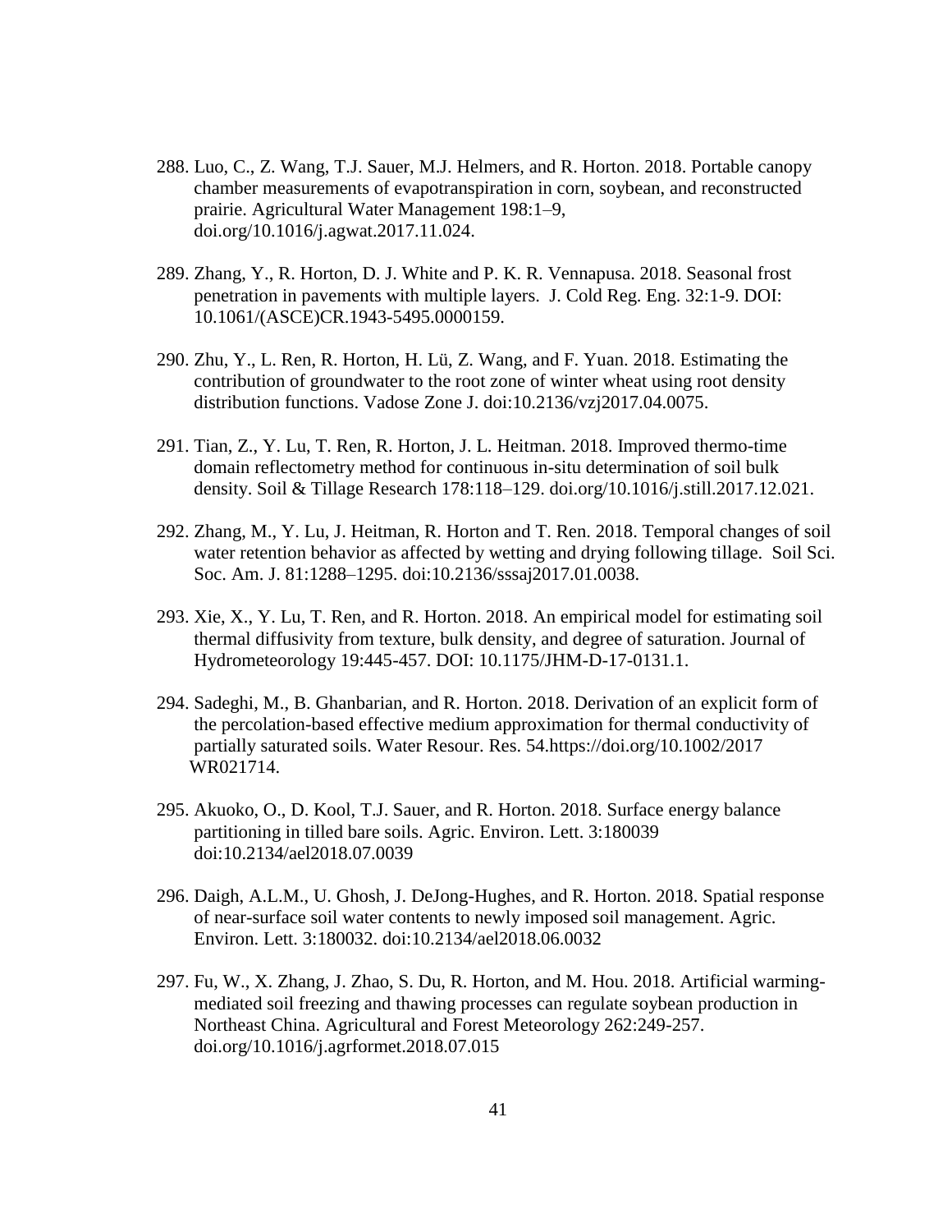288. Luo, C., Z. Wang, T.J. Sauer, M.J. Helmers, and R. Horton. 2018. Portable canopy chamber measurements of evapotranspiration in corn, soybean, and reconstructed prairie. Agricultural Water Management 198:1–9, doi.org/10.1016/j.agwat.2017.11.024.

289. Zhang, Y., R. Horton, D. J. White and P. K. R. Vennapusa. 2018. Seasonal frost penetration in pavements with multiple layers. J. Cold Reg. Eng. 32:1-9. DOI: 10.1061/(ASCE)CR.1943-5495.0000159.

290. Zhu, Y., L. Ren, R. Horton, H. Lü, Z. Wang, and F. Yuan. 2018. Estimating the contribution of groundwater to the root zone of winter wheat using root density distribution functions. Vadose Zone J. doi:10.2136/vzj2017.04.0075.

291. Tian, Z., Y. Lu, T. Ren, R. Horton, J. L. Heitman. 2018. Improved thermo-time domain reflectometry method for continuous in-situ determination of soil bulk density. Soil & Tillage Research 178:118–129. doi.org/10.1016/j.still.2017.12.021.

292. Zhang, M., Y. Lu, J. Heitman, R. Horton and T. Ren. 2018. Temporal changes of soil water retention behavior as affected by wetting and drying following tillage. Soil Sci. Soc. Am. J. 81:1288–1295. doi:10.2136/sssaj2017.01.0038.

293. Xie, X., Y. Lu, T. Ren, and R. Horton. 2018. An empirical model for estimating soil thermal diffusivity from texture, bulk density, and degree of saturation. Journal of Hydrometeorology 19:445-457. DOI: 10.1175/JHM-D-17-0131.1.

294. Sadeghi, M., B. Ghanbarian, and R. Horton. 2018. Derivation of an explicit form of the percolation-based effective medium approximation for thermal conductivity of partially saturated soils. Water Resour. Res. 54.https://doi.org/10.1002/2017 WR021714.

295. Akuoko, O., D. Kool, T.J. Sauer, and R. Horton. 2018. Surface energy balance partitioning in tilled bare soils. Agric. Environ. Lett. 3:180039 doi:10.2134/ael2018.07.0039

296. Daigh, A.L.M., U. Ghosh, J. DeJong-Hughes, and R. Horton. 2018. Spatial response of near-surface soil water contents to newly imposed soil management. Agric. Environ. Lett. 3:180032. doi:10.2134/ael2018.06.0032

297. Fu, W., X. Zhang, J. Zhao, S. Du, R. Horton, and M. Hou. 2018. Artificial warming-mediated soil freezing and thawing processes can regulate soybean production in Northeast China. Agricultural and Forest Meteorology 262:249-257. doi.org/10.1016/j.agrformet.2018.07.015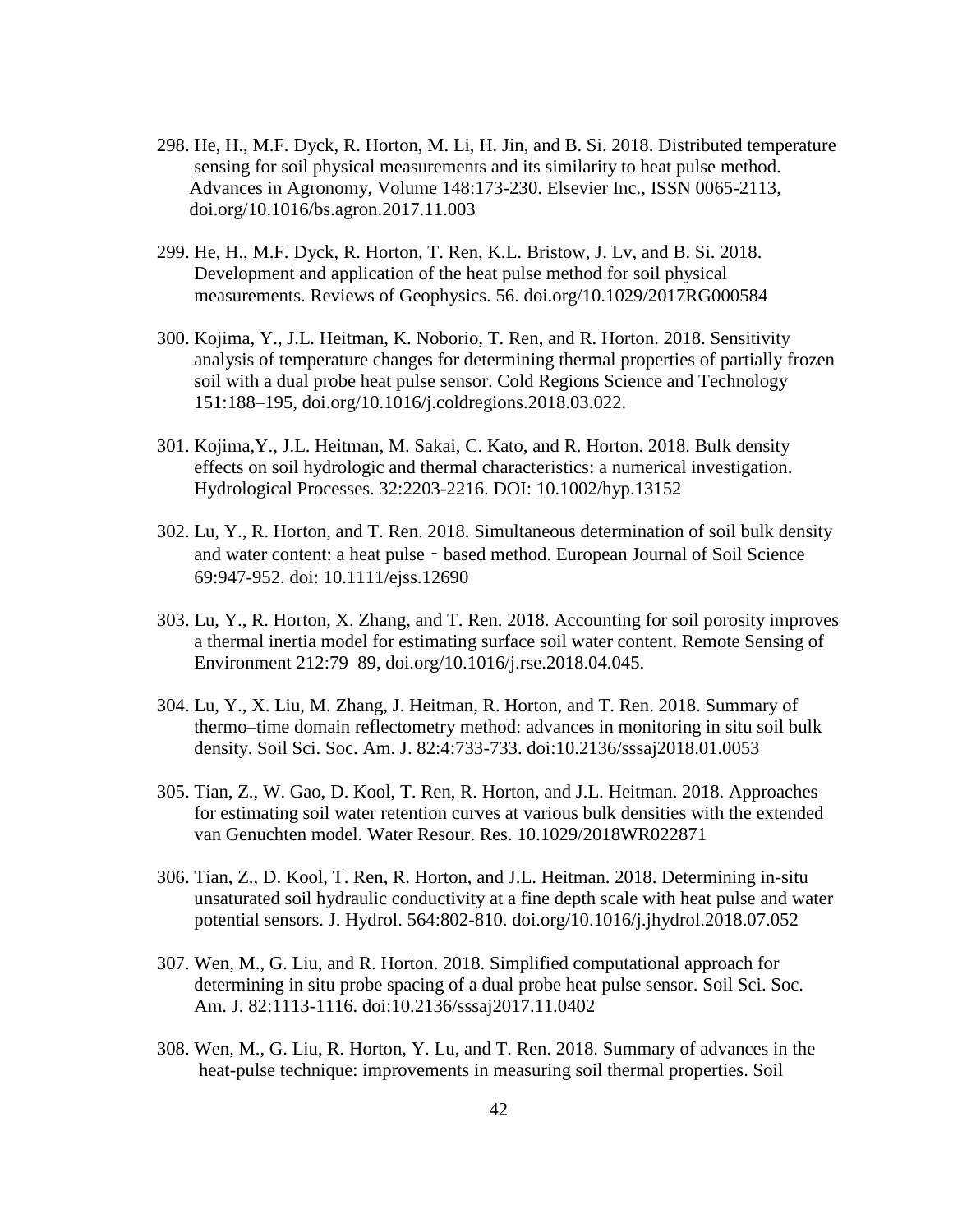298. He, H., M.F. Dyck, R. Horton, M. Li, H. Jin, and B. Si. 2018. Distributed temperature sensing for soil physical measurements and its similarity to heat pulse method. Advances in Agronomy, Volume 148:173-230. Elsevier Inc., ISSN 0065-2113, doi.org/10.1016/bs.agron.2017.11.003

299. He, H., M.F. Dyck, R. Horton, T. Ren, K.L. Bristow, J. Lv, and B. Si. 2018. Development and application of the heat pulse method for soil physical measurements. Reviews of Geophysics. 56. doi.org/10.1029/2017RG000584

300. Kojima, Y., J.L. Heitman, K. Noborio, T. Ren, and R. Horton. 2018. Sensitivity analysis of temperature changes for determining thermal properties of partially frozen soil with a dual probe heat pulse sensor. Cold Regions Science and Technology 151:188–195, doi.org/10.1016/j.coldregions.2018.03.022.

301. Kojima,Y., J.L. Heitman, M. Sakai, C. Kato, and R. Horton. 2018. Bulk density effects on soil hydrologic and thermal characteristics: a numerical investigation. Hydrological Processes. 32:2203-2216. DOI: 10.1002/hyp.13152

302. Lu, Y., R. Horton, and T. Ren. 2018. Simultaneous determination of soil bulk density and water content: a heat pulse‐based method. European Journal of Soil Science 69:947-952. doi: 10.1111/ejss.12690

303. Lu, Y., R. Horton, X. Zhang, and T. Ren. 2018. Accounting for soil porosity improves a thermal inertia model for estimating surface soil water content. Remote Sensing of Environment 212:79–89, doi.org/10.1016/j.rse.2018.04.045.

304. Lu, Y., X. Liu, M. Zhang, J. Heitman, R. Horton, and T. Ren. 2018. Summary of thermo–time domain reflectometry method: advances in monitoring in situ soil bulk density. Soil Sci. Soc. Am. J. 82:4:733-733. doi:10.2136/sssaj2018.01.0053

305. Tian, Z., W. Gao, D. Kool, T. Ren, R. Horton, and J.L. Heitman. 2018. Approaches for estimating soil water retention curves at various bulk densities with the extended van Genuchten model. Water Resour. Res. 10.1029/2018WR022871

306. Tian, Z., D. Kool, T. Ren, R. Horton, and J.L. Heitman. 2018. Determining in-situ unsaturated soil hydraulic conductivity at a fine depth scale with heat pulse and water potential sensors. J. Hydrol. 564:802-810. doi.org/10.1016/j.jhydrol.2018.07.052

307. Wen, M., G. Liu, and R. Horton. 2018. Simplified computational approach for determining in situ probe spacing of a dual probe heat pulse sensor. Soil Sci. Soc. Am. J. 82:1113-1116. doi:10.2136/sssaj2017.11.0402

308. Wen, M., G. Liu, R. Horton, Y. Lu, and T. Ren. 2018. Summary of advances in the heat-pulse technique: improvements in measuring soil thermal properties. Soil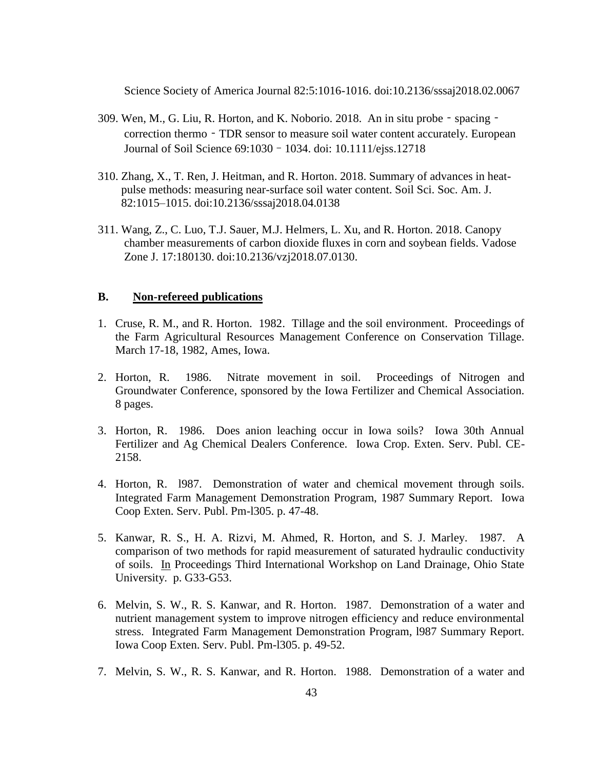Science Society of America Journal 82:5:1016-1016. doi:10.2136/sssaj2018.02.0067

309. Wen, M., G. Liu, R. Horton, and K. Noborio. 2018. An in situ probe‐spacing‐correction thermo‐TDR sensor to measure soil water content accurately. European Journal of Soil Science 69:1030‐1034. doi: 10.1111/ejss.12718

310. Zhang, X., T. Ren, J. Heitman, and R. Horton. 2018. Summary of advances in heat-pulse methods: measuring near-surface soil water content. Soil Sci. Soc. Am. J. 82:1015–1015. doi:10.2136/sssaj2018.04.0138

311. Wang, Z., C. Luo, T.J. Sauer, M.J. Helmers, L. Xu, and R. Horton. 2018. Canopy chamber measurements of carbon dioxide fluxes in corn and soybean fields. Vadose Zone J. 17:180130. doi:10.2136/vzj2018.07.0130.

## B. Non-refereed publications

1. Cruse, R. M., and R. Horton. 1982. Tillage and the soil environment. Proceedings of the Farm Agricultural Resources Management Conference on Conservation Tillage. March 17-18, 1982, Ames, Iowa.

2. Horton, R. 1986. Nitrate movement in soil. Proceedings of Nitrogen and Groundwater Conference, sponsored by the Iowa Fertilizer and Chemical Association. 8 pages.

3. Horton, R. 1986. Does anion leaching occur in Iowa soils? Iowa 30th Annual Fertilizer and Ag Chemical Dealers Conference. Iowa Crop. Exten. Serv. Publ. CE-2158.

4. Horton, R. l987. Demonstration of water and chemical movement through soils. Integrated Farm Management Demonstration Program, 1987 Summary Report. Iowa Coop Exten. Serv. Publ. Pm-l305. p. 47-48.

5. Kanwar, R. S., H. A. Rizvi, M. Ahmed, R. Horton, and S. J. Marley. 1987. A comparison of two methods for rapid measurement of saturated hydraulic conductivity of soils. In Proceedings Third International Workshop on Land Drainage, Ohio State University. p. G33-G53.

6. Melvin, S. W., R. S. Kanwar, and R. Horton. 1987. Demonstration of a water and nutrient management system to improve nitrogen efficiency and reduce environmental stress. Integrated Farm Management Demonstration Program, l987 Summary Report. Iowa Coop Exten. Serv. Publ. Pm-l305. p. 49-52.

7. Melvin, S. W., R. S. Kanwar, and R. Horton. 1988. Demonstration of a water and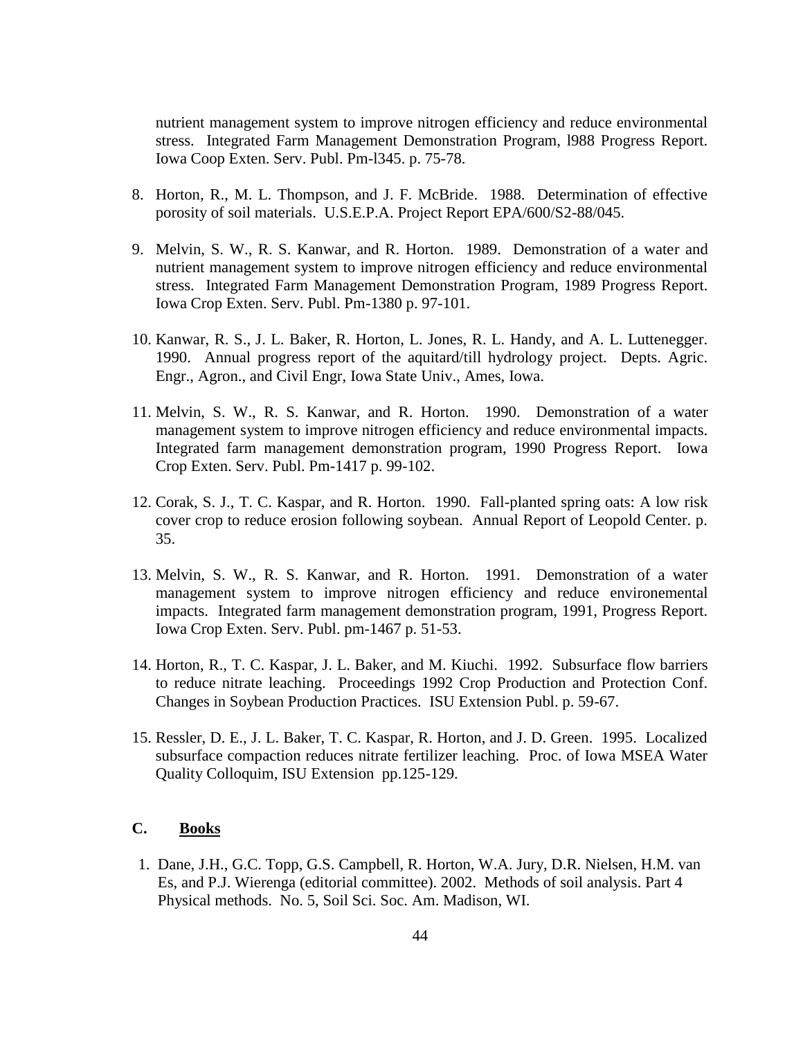nutrient management system to improve nitrogen efficiency and reduce environmental stress. Integrated Farm Management Demonstration Program, l988 Progress Report. Iowa Coop Exten. Serv. Publ. Pm-l345. p. 75-78.

8. Horton, R., M. L. Thompson, and J. F. McBride. 1988. Determination of effective porosity of soil materials. U.S.E.P.A. Project Report EPA/600/S2-88/045.

9. Melvin, S. W., R. S. Kanwar, and R. Horton. 1989. Demonstration of a water and nutrient management system to improve nitrogen efficiency and reduce environmental stress. Integrated Farm Management Demonstration Program, 1989 Progress Report. Iowa Crop Exten. Serv. Publ. Pm-1380 p. 97-101.

10. Kanwar, R. S., J. L. Baker, R. Horton, L. Jones, R. L. Handy, and A. L. Luttenegger. 1990. Annual progress report of the aquitard/till hydrology project. Depts. Agric. Engr., Agron., and Civil Engr, Iowa State Univ., Ames, Iowa.

11. Melvin, S. W., R. S. Kanwar, and R. Horton. 1990. Demonstration of a water management system to improve nitrogen efficiency and reduce environmental impacts. Integrated farm management demonstration program, 1990 Progress Report. Iowa Crop Exten. Serv. Publ. Pm-1417 p. 99-102.

12. Corak, S. J., T. C. Kaspar, and R. Horton. 1990. Fall-planted spring oats: A low risk cover crop to reduce erosion following soybean. Annual Report of Leopold Center. p. 35.

13. Melvin, S. W., R. S. Kanwar, and R. Horton. 1991. Demonstration of a water management system to improve nitrogen efficiency and reduce environemental impacts. Integrated farm management demonstration program, 1991, Progress Report. Iowa Crop Exten. Serv. Publ. pm-1467 p. 51-53.

14. Horton, R., T. C. Kaspar, J. L. Baker, and M. Kiuchi. 1992. Subsurface flow barriers to reduce nitrate leaching. Proceedings 1992 Crop Production and Protection Conf. Changes in Soybean Production Practices. ISU Extension Publ. p. 59-67.

15. Ressler, D. E., J. L. Baker, T. C. Kaspar, R. Horton, and J. D. Green. 1995. Localized subsurface compaction reduces nitrate fertilizer leaching. Proc. of Iowa MSEA Water Quality Colloquim, ISU Extension pp.125-129.

## C. Books

1. Dane, J.H., G.C. Topp, G.S. Campbell, R. Horton, W.A. Jury, D.R. Nielsen, H.M. van Es, and P.J. Wierenga (editorial committee). 2002. Methods of soil analysis. Part 4 Physical methods. No. 5, Soil Sci. Soc. Am. Madison, WI.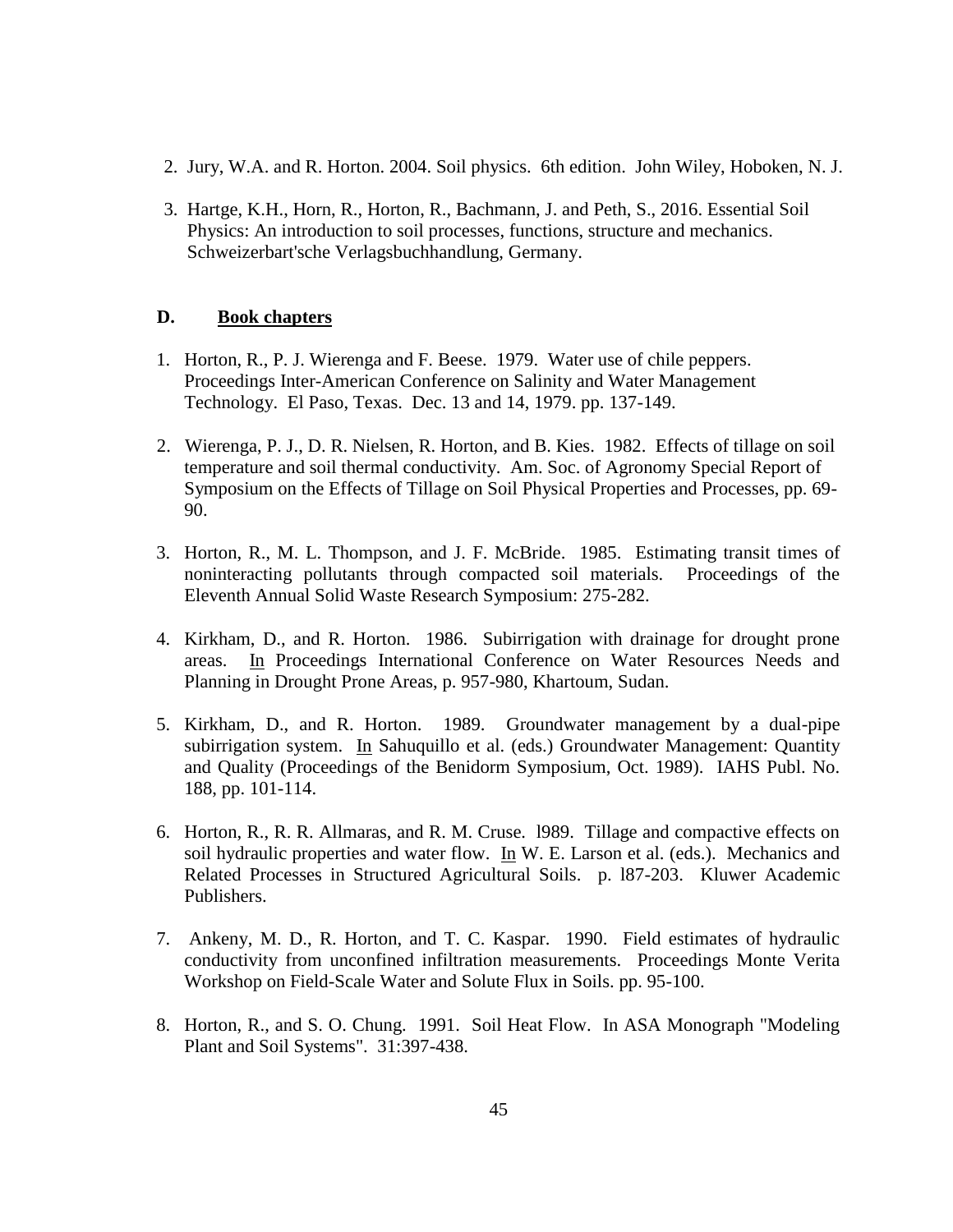2. Jury, W.A. and R. Horton. 2004. Soil physics. 6th edition. John Wiley, Hoboken, N. J.

3. Hartge, K.H., Horn, R., Horton, R., Bachmann, J. and Peth, S., 2016. Essential Soil Physics: An introduction to soil processes, functions, structure and mechanics. Schweizerbart'sche Verlagsbuchhandlung, Germany.

## D. Book chapters

1. Horton, R., P. J. Wierenga and F. Beese. 1979. Water use of chile peppers. Proceedings Inter-American Conference on Salinity and Water Management Technology. El Paso, Texas. Dec. 13 and 14, 1979. pp. 137-149.

2. Wierenga, P. J., D. R. Nielsen, R. Horton, and B. Kies. 1982. Effects of tillage on soil temperature and soil thermal conductivity. Am. Soc. of Agronomy Special Report of Symposium on the Effects of Tillage on Soil Physical Properties and Processes, pp. 69-90.

3. Horton, R., M. L. Thompson, and J. F. McBride. 1985. Estimating transit times of noninteracting pollutants through compacted soil materials. Proceedings of the Eleventh Annual Solid Waste Research Symposium: 275-282.

4. Kirkham, D., and R. Horton. 1986. Subirrigation with drainage for drought prone areas. In Proceedings International Conference on Water Resources Needs and Planning in Drought Prone Areas, p. 957-980, Khartoum, Sudan.

5. Kirkham, D., and R. Horton. 1989. Groundwater management by a dual-pipe subirrigation system. In Sahuquillo et al. (eds.) Groundwater Management: Quantity and Quality (Proceedings of the Benidorm Symposium, Oct. 1989). IAHS Publ. No. 188, pp. 101-114.

6. Horton, R., R. R. Allmaras, and R. M. Cruse. l989. Tillage and compactive effects on soil hydraulic properties and water flow. In W. E. Larson et al. (eds.). Mechanics and Related Processes in Structured Agricultural Soils. p. l87-203. Kluwer Academic Publishers.

7. Ankeny, M. D., R. Horton, and T. C. Kaspar. 1990. Field estimates of hydraulic conductivity from unconfined infiltration measurements. Proceedings Monte Verita Workshop on Field-Scale Water and Solute Flux in Soils. pp. 95-100.

8. Horton, R., and S. O. Chung. 1991. Soil Heat Flow. In ASA Monograph "Modeling Plant and Soil Systems". 31:397-438.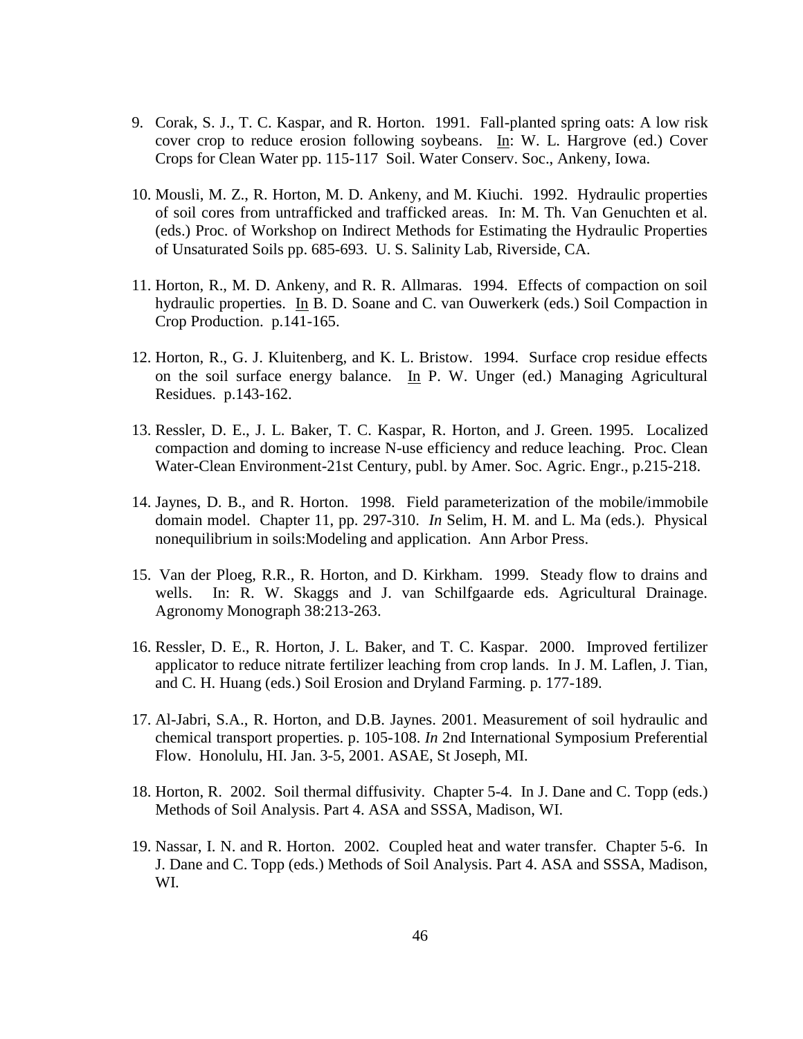9. Corak, S. J., T. C. Kaspar, and R. Horton. 1991. Fall-planted spring oats: A low risk cover crop to reduce erosion following soybeans. In: W. L. Hargrove (ed.) Cover Crops for Clean Water pp. 115-117 Soil. Water Conserv. Soc., Ankeny, Iowa.

10. Mousli, M. Z., R. Horton, M. D. Ankeny, and M. Kiuchi. 1992. Hydraulic properties of soil cores from untrafficked and trafficked areas. In: M. Th. Van Genuchten et al. (eds.) Proc. of Workshop on Indirect Methods for Estimating the Hydraulic Properties of Unsaturated Soils pp. 685-693. U. S. Salinity Lab, Riverside, CA.

11. Horton, R., M. D. Ankeny, and R. R. Allmaras. 1994. Effects of compaction on soil hydraulic properties. In B. D. Soane and C. van Ouwerkerk (eds.) Soil Compaction in Crop Production. p.141-165.

12. Horton, R., G. J. Kluitenberg, and K. L. Bristow. 1994. Surface crop residue effects on the soil surface energy balance. In P. W. Unger (ed.) Managing Agricultural Residues. p.143-162.

13. Ressler, D. E., J. L. Baker, T. C. Kaspar, R. Horton, and J. Green. 1995. Localized compaction and doming to increase N-use efficiency and reduce leaching. Proc. Clean Water-Clean Environment-21st Century, publ. by Amer. Soc. Agric. Engr., p.215-218.

14. Jaynes, D. B., and R. Horton. 1998. Field parameterization of the mobile/immobile domain model. Chapter 11, pp. 297-310. *In* Selim, H. M. and L. Ma (eds.). Physical nonequilibrium in soils:Modeling and application. Ann Arbor Press.

15. Van der Ploeg, R.R., R. Horton, and D. Kirkham. 1999. Steady flow to drains and wells. In: R. W. Skaggs and J. van Schilfgaarde eds. Agricultural Drainage. Agronomy Monograph 38:213-263.

16. Ressler, D. E., R. Horton, J. L. Baker, and T. C. Kaspar. 2000. Improved fertilizer applicator to reduce nitrate fertilizer leaching from crop lands. In J. M. Laflen, J. Tian, and C. H. Huang (eds.) Soil Erosion and Dryland Farming. p. 177-189.

17. Al-Jabri, S.A., R. Horton, and D.B. Jaynes. 2001. Measurement of soil hydraulic and chemical transport properties. p. 105-108. *In* 2nd International Symposium Preferential Flow. Honolulu, HI. Jan. 3-5, 2001. ASAE, St Joseph, MI.

18. Horton, R. 2002. Soil thermal diffusivity. Chapter 5-4. In J. Dane and C. Topp (eds.) Methods of Soil Analysis. Part 4. ASA and SSSA, Madison, WI.

19. Nassar, I. N. and R. Horton. 2002. Coupled heat and water transfer. Chapter 5-6. In J. Dane and C. Topp (eds.) Methods of Soil Analysis. Part 4. ASA and SSSA, Madison, WI.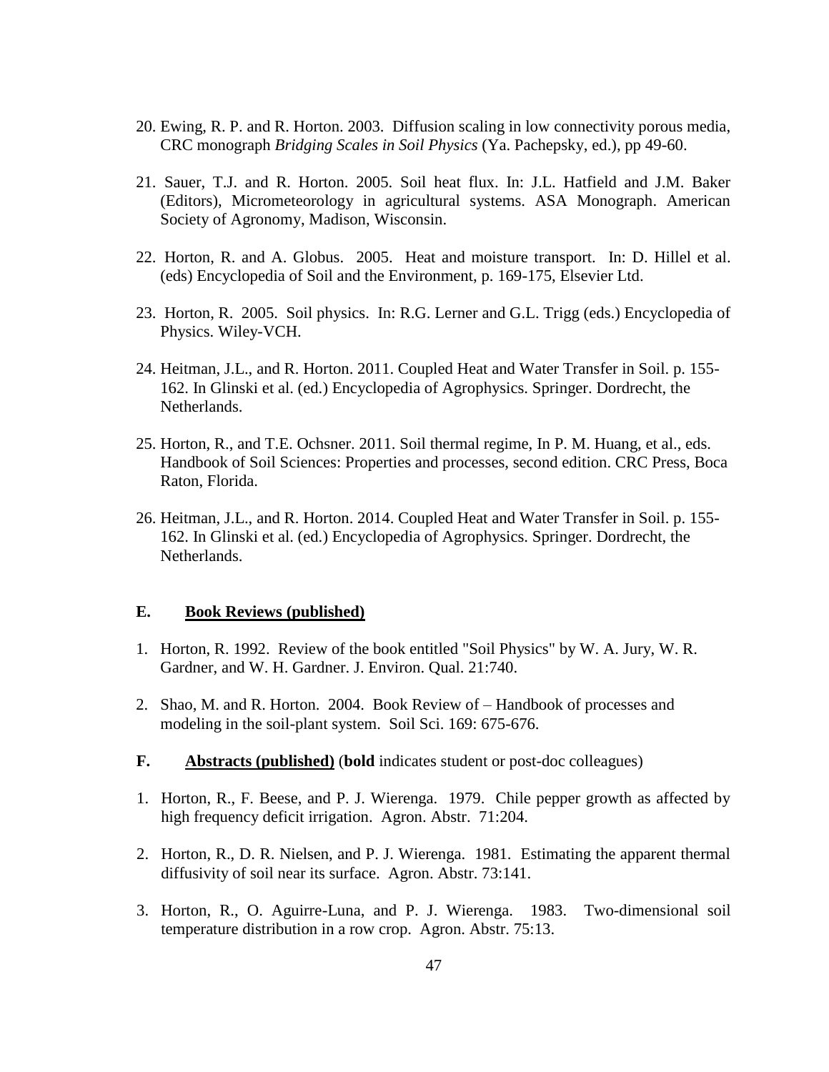20. Ewing, R. P. and R. Horton. 2003. Diffusion scaling in low connectivity porous media, CRC monograph *Bridging Scales in Soil Physics* (Ya. Pachepsky, ed.), pp 49-60.

21. Sauer, T.J. and R. Horton. 2005. Soil heat flux. In: J.L. Hatfield and J.M. Baker (Editors), Micrometeorology in agricultural systems. ASA Monograph. American Society of Agronomy, Madison, Wisconsin.

22. Horton, R. and A. Globus. 2005. Heat and moisture transport. In: D. Hillel et al. (eds) Encyclopedia of Soil and the Environment, p. 169-175, Elsevier Ltd.

23. Horton, R. 2005. Soil physics. In: R.G. Lerner and G.L. Trigg (eds.) Encyclopedia of Physics. Wiley-VCH.

24. Heitman, J.L., and R. Horton. 2011. Coupled Heat and Water Transfer in Soil. p. 155-162. In Glinski et al. (ed.) Encyclopedia of Agrophysics. Springer. Dordrecht, the Netherlands.

25. Horton, R., and T.E. Ochsner. 2011. Soil thermal regime, In P. M. Huang, et al., eds. Handbook of Soil Sciences: Properties and processes, second edition. CRC Press, Boca Raton, Florida.

26. Heitman, J.L., and R. Horton. 2014. Coupled Heat and Water Transfer in Soil. p. 155-162. In Glinski et al. (ed.) Encyclopedia of Agrophysics. Springer. Dordrecht, the Netherlands.

## E. Book Reviews (published)

1. Horton, R. 1992. Review of the book entitled "Soil Physics" by W. A. Jury, W. R. Gardner, and W. H. Gardner. J. Environ. Qual. 21:740.

2. Shao, M. and R. Horton. 2004. Book Review of – Handbook of processes and modeling in the soil-plant system. Soil Sci. 169: 675-676.

## F. Abstracts (published) (**bold** indicates student or post-doc colleagues)

1. Horton, R., F. Beese, and P. J. Wierenga. 1979. Chile pepper growth as affected by high frequency deficit irrigation. Agron. Abstr. 71:204.

2. Horton, R., D. R. Nielsen, and P. J. Wierenga. 1981. Estimating the apparent thermal diffusivity of soil near its surface. Agron. Abstr. 73:141.

3. Horton, R., O. Aguirre-Luna, and P. J. Wierenga. 1983. Two-dimensional soil temperature distribution in a row crop. Agron. Abstr. 75:13.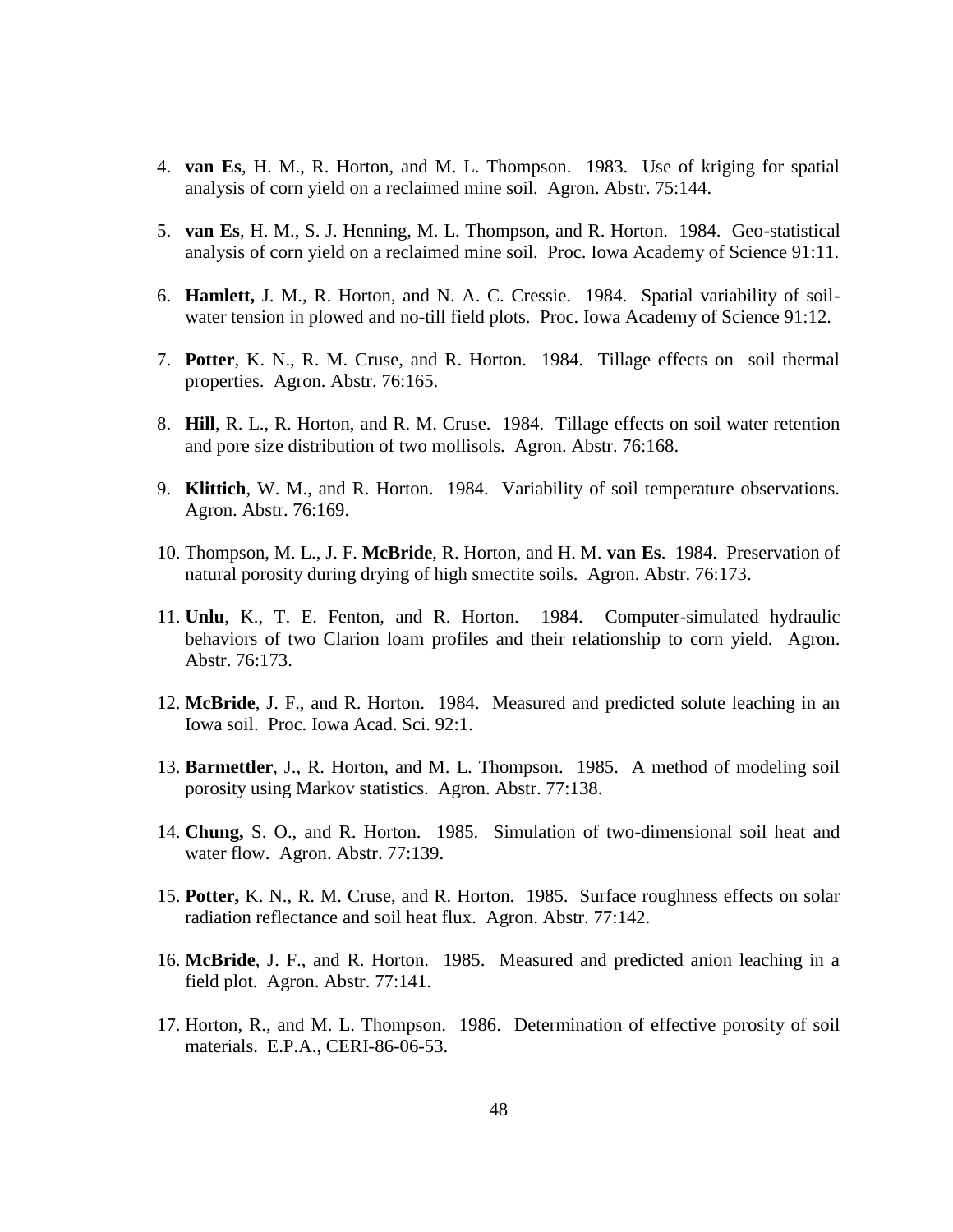4. **van Es**, H. M., R. Horton, and M. L. Thompson. 1983. Use of kriging for spatial analysis of corn yield on a reclaimed mine soil. Agron. Abstr. 75:144.

5. **van Es**, H. M., S. J. Henning, M. L. Thompson, and R. Horton. 1984. Geo-statistical analysis of corn yield on a reclaimed mine soil. Proc. Iowa Academy of Science 91:11.

6. **Hamlett,** J. M., R. Horton, and N. A. C. Cressie. 1984. Spatial variability of soil-water tension in plowed and no-till field plots. Proc. Iowa Academy of Science 91:12.

7. **Potter**, K. N., R. M. Cruse, and R. Horton. 1984. Tillage effects on soil thermal properties. Agron. Abstr. 76:165.

8. **Hill**, R. L., R. Horton, and R. M. Cruse. 1984. Tillage effects on soil water retention and pore size distribution of two mollisols. Agron. Abstr. 76:168.

9. **Klittich**, W. M., and R. Horton. 1984. Variability of soil temperature observations. Agron. Abstr. 76:169.

10. Thompson, M. L., J. F. **McBride**, R. Horton, and H. M. **van Es**. 1984. Preservation of natural porosity during drying of high smectite soils. Agron. Abstr. 76:173.

11. **Unlu**, K., T. E. Fenton, and R. Horton. 1984. Computer-simulated hydraulic behaviors of two Clarion loam profiles and their relationship to corn yield. Agron. Abstr. 76:173.

12. **McBride**, J. F., and R. Horton. 1984. Measured and predicted solute leaching in an Iowa soil. Proc. Iowa Acad. Sci. 92:1.

13. **Barmettler**, J., R. Horton, and M. L. Thompson. 1985. A method of modeling soil porosity using Markov statistics. Agron. Abstr. 77:138.

14. **Chung,** S. O., and R. Horton. 1985. Simulation of two-dimensional soil heat and water flow. Agron. Abstr. 77:139.

15. **Potter,** K. N., R. M. Cruse, and R. Horton. 1985. Surface roughness effects on solar radiation reflectance and soil heat flux. Agron. Abstr. 77:142.

16. **McBride**, J. F., and R. Horton. 1985. Measured and predicted anion leaching in a field plot. Agron. Abstr. 77:141.

17. Horton, R., and M. L. Thompson. 1986. Determination of effective porosity of soil materials. E.P.A., CERI-86-06-53.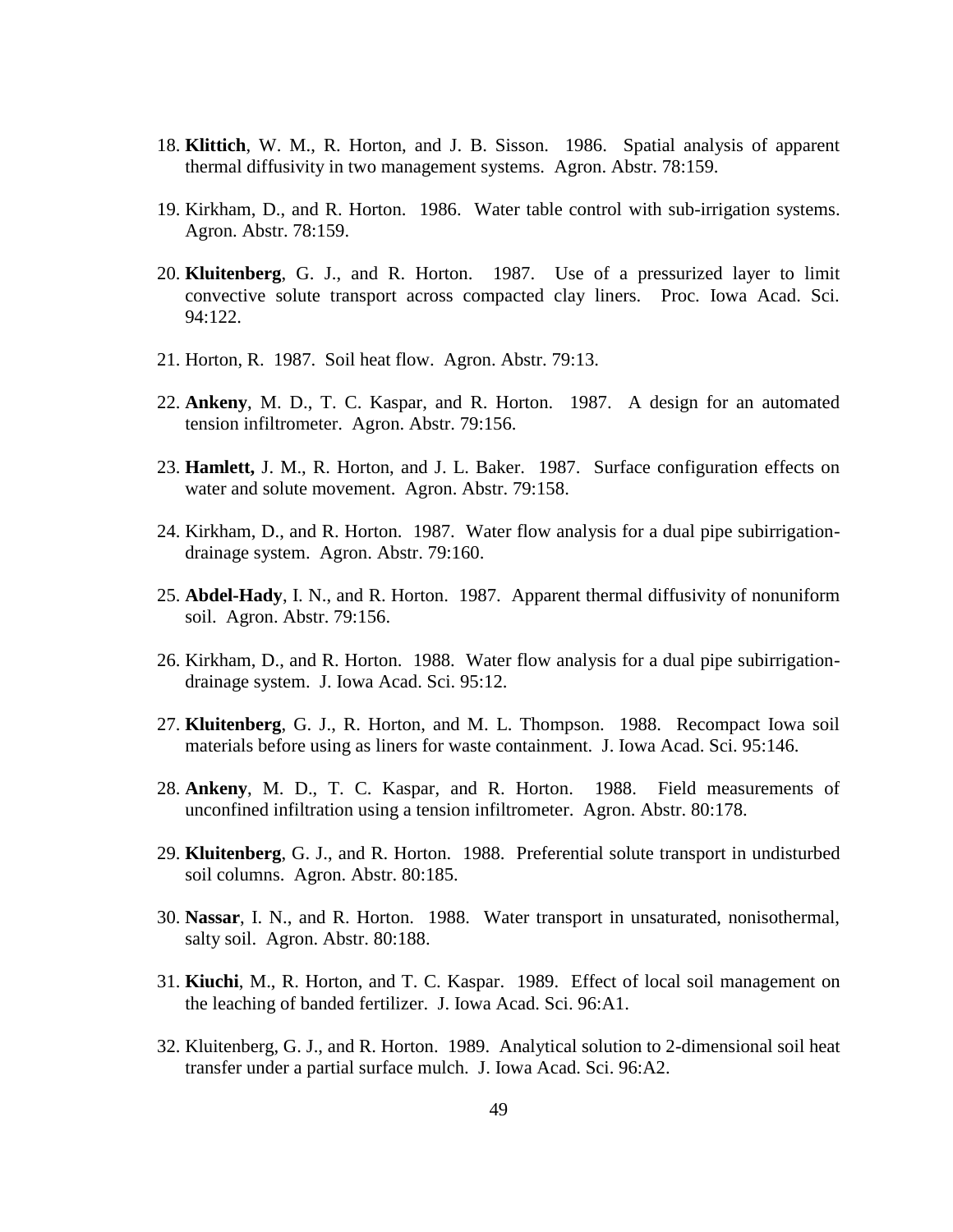18. **Klittich**, W. M., R. Horton, and J. B. Sisson. 1986. Spatial analysis of apparent thermal diffusivity in two management systems. Agron. Abstr. 78:159.

19. Kirkham, D., and R. Horton. 1986. Water table control with sub-irrigation systems. Agron. Abstr. 78:159.

20. **Kluitenberg**, G. J., and R. Horton. 1987. Use of a pressurized layer to limit convective solute transport across compacted clay liners. Proc. Iowa Acad. Sci. 94:122.

21. Horton, R. 1987. Soil heat flow. Agron. Abstr. 79:13.

22. **Ankeny**, M. D., T. C. Kaspar, and R. Horton. 1987. A design for an automated tension infiltrometer. Agron. Abstr. 79:156.

23. **Hamlett,** J. M., R. Horton, and J. L. Baker. 1987. Surface configuration effects on water and solute movement. Agron. Abstr. 79:158.

24. Kirkham, D., and R. Horton. 1987. Water flow analysis for a dual pipe subirrigation-drainage system. Agron. Abstr. 79:160.

25. **Abdel-Hady**, I. N., and R. Horton. 1987. Apparent thermal diffusivity of nonuniform soil. Agron. Abstr. 79:156.

26. Kirkham, D., and R. Horton. 1988. Water flow analysis for a dual pipe subirrigation-drainage system. J. Iowa Acad. Sci. 95:12.

27. **Kluitenberg**, G. J., R. Horton, and M. L. Thompson. 1988. Recompact Iowa soil materials before using as liners for waste containment. J. Iowa Acad. Sci. 95:146.

28. **Ankeny**, M. D., T. C. Kaspar, and R. Horton. 1988. Field measurements of unconfined infiltration using a tension infiltrometer. Agron. Abstr. 80:178.

29. **Kluitenberg**, G. J., and R. Horton. 1988. Preferential solute transport in undisturbed soil columns. Agron. Abstr. 80:185.

30. **Nassar**, I. N., and R. Horton. 1988. Water transport in unsaturated, nonisothermal, salty soil. Agron. Abstr. 80:188.

31. **Kiuchi**, M., R. Horton, and T. C. Kaspar. 1989. Effect of local soil management on the leaching of banded fertilizer. J. Iowa Acad. Sci. 96:A1.

32. Kluitenberg, G. J., and R. Horton. 1989. Analytical solution to 2-dimensional soil heat transfer under a partial surface mulch. J. Iowa Acad. Sci. 96:A2.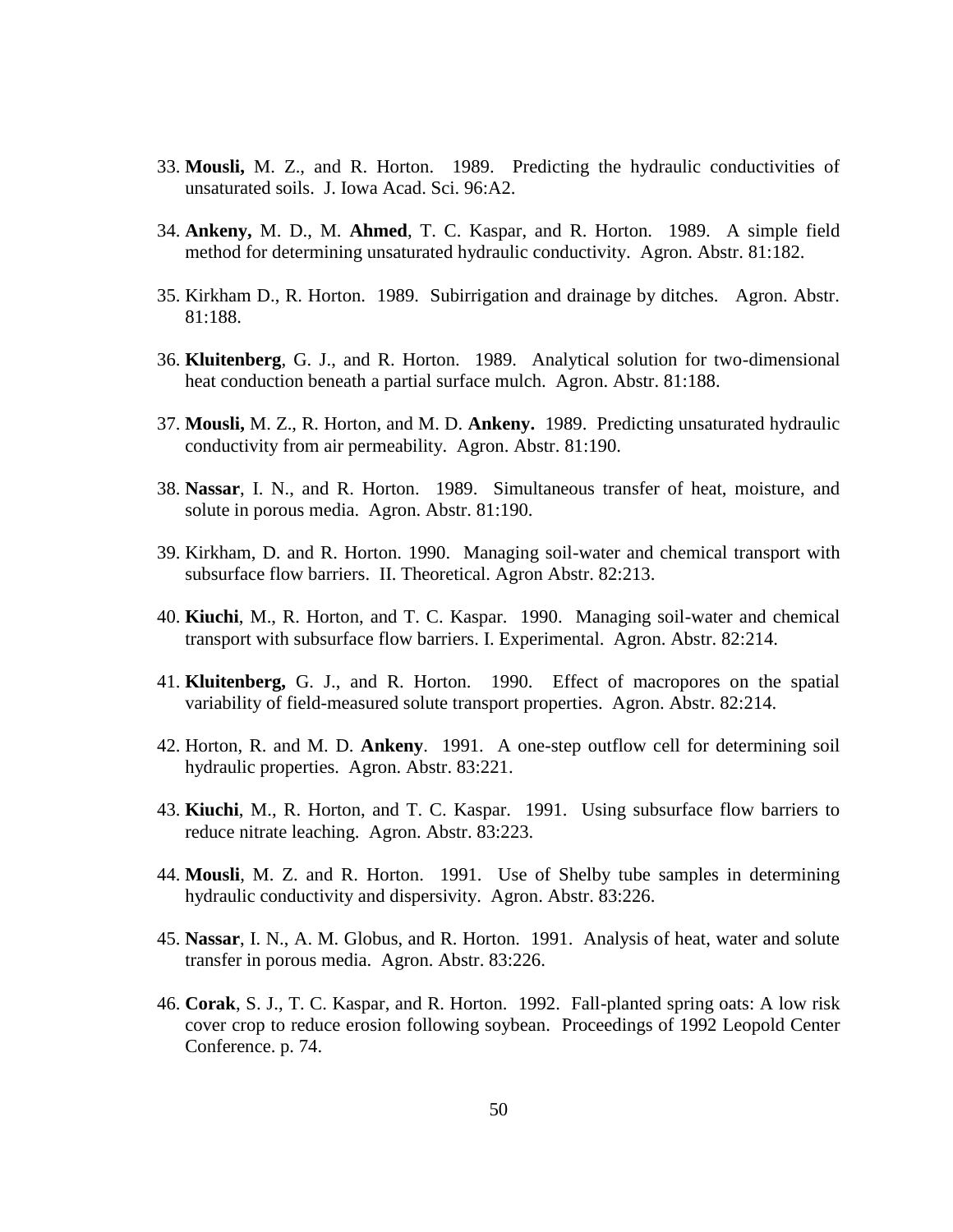33. **Mousli,** M. Z., and R. Horton. 1989. Predicting the hydraulic conductivities of unsaturated soils. J. Iowa Acad. Sci. 96:A2.

34. **Ankeny,** M. D., M. **Ahmed**, T. C. Kaspar, and R. Horton. 1989. A simple field method for determining unsaturated hydraulic conductivity. Agron. Abstr. 81:182.

35. Kirkham D., R. Horton. 1989. Subirrigation and drainage by ditches. Agron. Abstr. 81:188.

36. **Kluitenberg**, G. J., and R. Horton. 1989. Analytical solution for two-dimensional heat conduction beneath a partial surface mulch. Agron. Abstr. 81:188.

37. **Mousli,** M. Z., R. Horton, and M. D. **Ankeny.** 1989. Predicting unsaturated hydraulic conductivity from air permeability. Agron. Abstr. 81:190.

38. **Nassar**, I. N., and R. Horton. 1989. Simultaneous transfer of heat, moisture, and solute in porous media. Agron. Abstr. 81:190.

39. Kirkham, D. and R. Horton. 1990. Managing soil-water and chemical transport with subsurface flow barriers. II. Theoretical. Agron Abstr. 82:213.

40. **Kiuchi**, M., R. Horton, and T. C. Kaspar. 1990. Managing soil-water and chemical transport with subsurface flow barriers. I. Experimental. Agron. Abstr. 82:214.

41. **Kluitenberg,** G. J., and R. Horton. 1990. Effect of macropores on the spatial variability of field-measured solute transport properties. Agron. Abstr. 82:214.

42. Horton, R. and M. D. **Ankeny**. 1991. A one-step outflow cell for determining soil hydraulic properties. Agron. Abstr. 83:221.

43. **Kiuchi**, M., R. Horton, and T. C. Kaspar. 1991. Using subsurface flow barriers to reduce nitrate leaching. Agron. Abstr. 83:223.

44. **Mousli**, M. Z. and R. Horton. 1991. Use of Shelby tube samples in determining hydraulic conductivity and dispersivity. Agron. Abstr. 83:226.

45. **Nassar**, I. N., A. M. Globus, and R. Horton. 1991. Analysis of heat, water and solute transfer in porous media. Agron. Abstr. 83:226.

46. **Corak**, S. J., T. C. Kaspar, and R. Horton. 1992. Fall-planted spring oats: A low risk cover crop to reduce erosion following soybean. Proceedings of 1992 Leopold Center Conference. p. 74.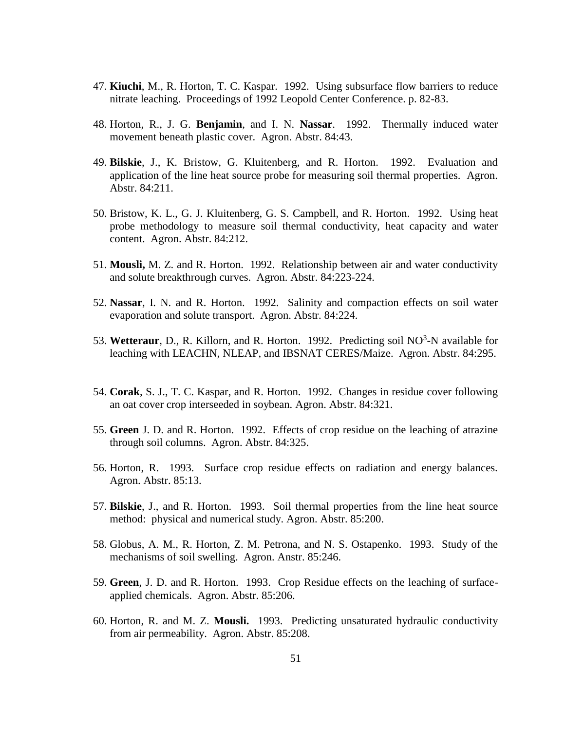47. **Kiuchi**, M., R. Horton, T. C. Kaspar. 1992. Using subsurface flow barriers to reduce nitrate leaching. Proceedings of 1992 Leopold Center Conference. p. 82-83.

48. Horton, R., J. G. **Benjamin**, and I. N. **Nassar**. 1992. Thermally induced water movement beneath plastic cover. Agron. Abstr. 84:43.

49. **Bilskie**, J., K. Bristow, G. Kluitenberg, and R. Horton. 1992. Evaluation and application of the line heat source probe for measuring soil thermal properties. Agron. Abstr. 84:211.

50. Bristow, K. L., G. J. Kluitenberg, G. S. Campbell, and R. Horton. 1992. Using heat probe methodology to measure soil thermal conductivity, heat capacity and water content. Agron. Abstr. 84:212.

51. **Mousli,** M. Z. and R. Horton. 1992. Relationship between air and water conductivity and solute breakthrough curves. Agron. Abstr. 84:223-224.

52. **Nassar**, I. N. and R. Horton. 1992. Salinity and compaction effects on soil water evaporation and solute transport. Agron. Abstr. 84:224.

53. **Wetteraur**, D., R. Killorn, and R. Horton. 1992. Predicting soil $NO^3$-N available for leaching with LEACHN, NLEAP, and IBSNAT CERES/Maize. Agron. Abstr. 84:295.

54. **Corak**, S. J., T. C. Kaspar, and R. Horton. 1992. Changes in residue cover following an oat cover crop interseeded in soybean. Agron. Abstr. 84:321.

55. **Green** J. D. and R. Horton. 1992. Effects of crop residue on the leaching of atrazine through soil columns. Agron. Abstr. 84:325.

56. Horton, R. 1993. Surface crop residue effects on radiation and energy balances. Agron. Abstr. 85:13.

57. **Bilskie**, J., and R. Horton. 1993. Soil thermal properties from the line heat source method: physical and numerical study. Agron. Abstr. 85:200.

58. Globus, A. M., R. Horton, Z. M. Petrona, and N. S. Ostapenko. 1993. Study of the mechanisms of soil swelling. Agron. Anstr. 85:246.

59. **Green**, J. D. and R. Horton. 1993. Crop Residue effects on the leaching of surface-applied chemicals. Agron. Abstr. 85:206.

60. Horton, R. and M. Z. **Mousli.** 1993. Predicting unsaturated hydraulic conductivity from air permeability. Agron. Abstr. 85:208.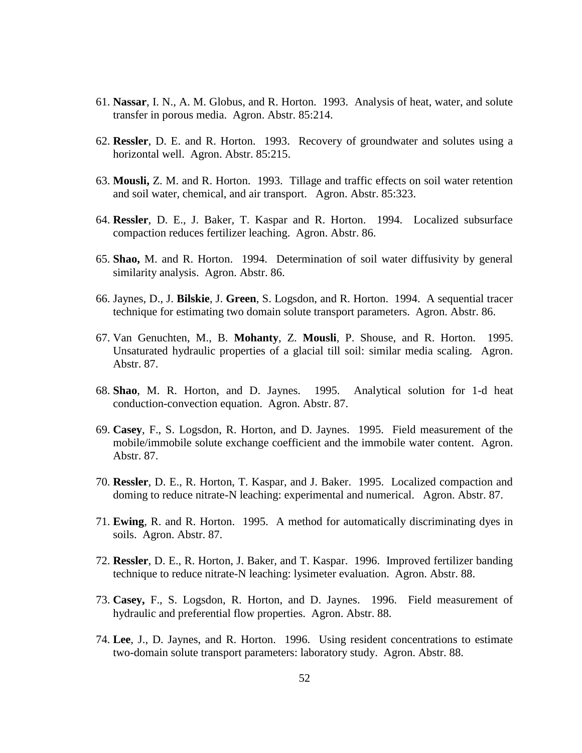61. **Nassar**, I. N., A. M. Globus, and R. Horton. 1993. Analysis of heat, water, and solute transfer in porous media. Agron. Abstr. 85:214.

62. **Ressler**, D. E. and R. Horton. 1993. Recovery of groundwater and solutes using a horizontal well. Agron. Abstr. 85:215.

63. **Mousli,** Z. M. and R. Horton. 1993. Tillage and traffic effects on soil water retention and soil water, chemical, and air transport. Agron. Abstr. 85:323.

64. **Ressler**, D. E., J. Baker, T. Kaspar and R. Horton. 1994. Localized subsurface compaction reduces fertilizer leaching. Agron. Abstr. 86.

65. **Shao,** M. and R. Horton. 1994. Determination of soil water diffusivity by general similarity analysis. Agron. Abstr. 86.

66. Jaynes, D., J. **Bilskie**, J. **Green**, S. Logsdon, and R. Horton. 1994. A sequential tracer technique for estimating two domain solute transport parameters. Agron. Abstr. 86.

67. Van Genuchten, M., B. **Mohanty**, Z. **Mousli**, P. Shouse, and R. Horton. 1995. Unsaturated hydraulic properties of a glacial till soil: similar media scaling. Agron. Abstr. 87.

68. **Shao**, M. R. Horton, and D. Jaynes. 1995. Analytical solution for 1-d heat conduction-convection equation. Agron. Abstr. 87.

69. **Casey**, F., S. Logsdon, R. Horton, and D. Jaynes. 1995. Field measurement of the mobile/immobile solute exchange coefficient and the immobile water content. Agron. Abstr. 87.

70. **Ressler**, D. E., R. Horton, T. Kaspar, and J. Baker. 1995. Localized compaction and doming to reduce nitrate-N leaching: experimental and numerical. Agron. Abstr. 87.

71. **Ewing**, R. and R. Horton. 1995. A method for automatically discriminating dyes in soils. Agron. Abstr. 87.

72. **Ressler**, D. E., R. Horton, J. Baker, and T. Kaspar. 1996. Improved fertilizer banding technique to reduce nitrate-N leaching: lysimeter evaluation. Agron. Abstr. 88.

73. **Casey,** F., S. Logsdon, R. Horton, and D. Jaynes. 1996. Field measurement of hydraulic and preferential flow properties. Agron. Abstr. 88.

74. **Lee**, J., D. Jaynes, and R. Horton. 1996. Using resident concentrations to estimate two-domain solute transport parameters: laboratory study. Agron. Abstr. 88.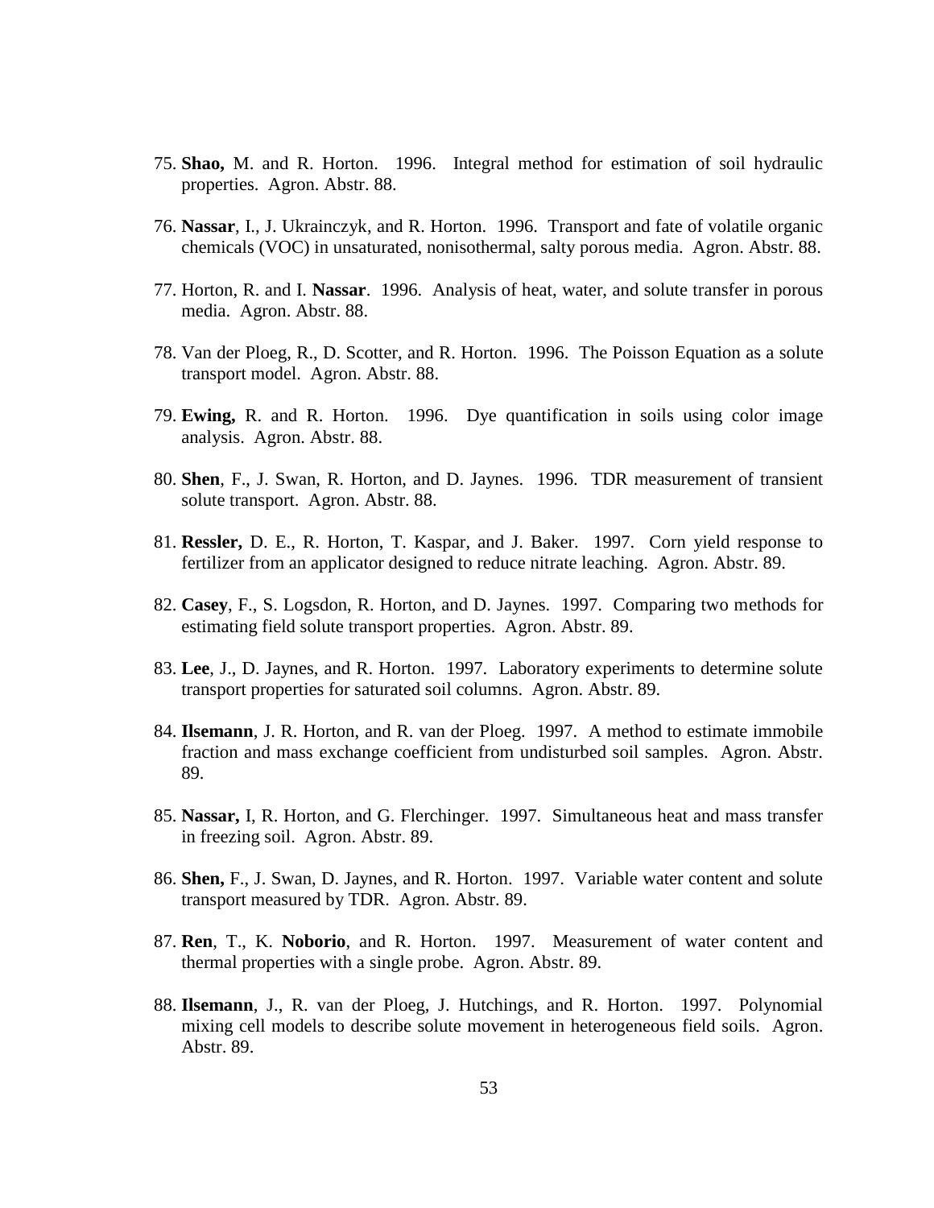75. **Shao,** M. and R. Horton. 1996. Integral method for estimation of soil hydraulic properties. Agron. Abstr. 88.

76. **Nassar**, I., J. Ukrainczyk, and R. Horton. 1996. Transport and fate of volatile organic chemicals (VOC) in unsaturated, nonisothermal, salty porous media. Agron. Abstr. 88.

77. Horton, R. and I. **Nassar**. 1996. Analysis of heat, water, and solute transfer in porous media. Agron. Abstr. 88.

78. Van der Ploeg, R., D. Scotter, and R. Horton. 1996. The Poisson Equation as a solute transport model. Agron. Abstr. 88.

79. **Ewing,** R. and R. Horton. 1996. Dye quantification in soils using color image analysis. Agron. Abstr. 88.

80. **Shen**, F., J. Swan, R. Horton, and D. Jaynes. 1996. TDR measurement of transient solute transport. Agron. Abstr. 88.

81. **Ressler,** D. E., R. Horton, T. Kaspar, and J. Baker. 1997. Corn yield response to fertilizer from an applicator designed to reduce nitrate leaching. Agron. Abstr. 89.

82. **Casey**, F., S. Logsdon, R. Horton, and D. Jaynes. 1997. Comparing two methods for estimating field solute transport properties. Agron. Abstr. 89.

83. **Lee**, J., D. Jaynes, and R. Horton. 1997. Laboratory experiments to determine solute transport properties for saturated soil columns. Agron. Abstr. 89.

84. **Ilsemann**, J. R. Horton, and R. van der Ploeg. 1997. A method to estimate immobile fraction and mass exchange coefficient from undisturbed soil samples. Agron. Abstr. 89.

85. **Nassar,** I, R. Horton, and G. Flerchinger. 1997. Simultaneous heat and mass transfer in freezing soil. Agron. Abstr. 89.

86. **Shen,** F., J. Swan, D. Jaynes, and R. Horton. 1997. Variable water content and solute transport measured by TDR. Agron. Abstr. 89.

87. **Ren**, T., K. **Noborio**, and R. Horton. 1997. Measurement of water content and thermal properties with a single probe. Agron. Abstr. 89.

88. **Ilsemann**, J., R. van der Ploeg, J. Hutchings, and R. Horton. 1997. Polynomial mixing cell models to describe solute movement in heterogeneous field soils. Agron. Abstr. 89.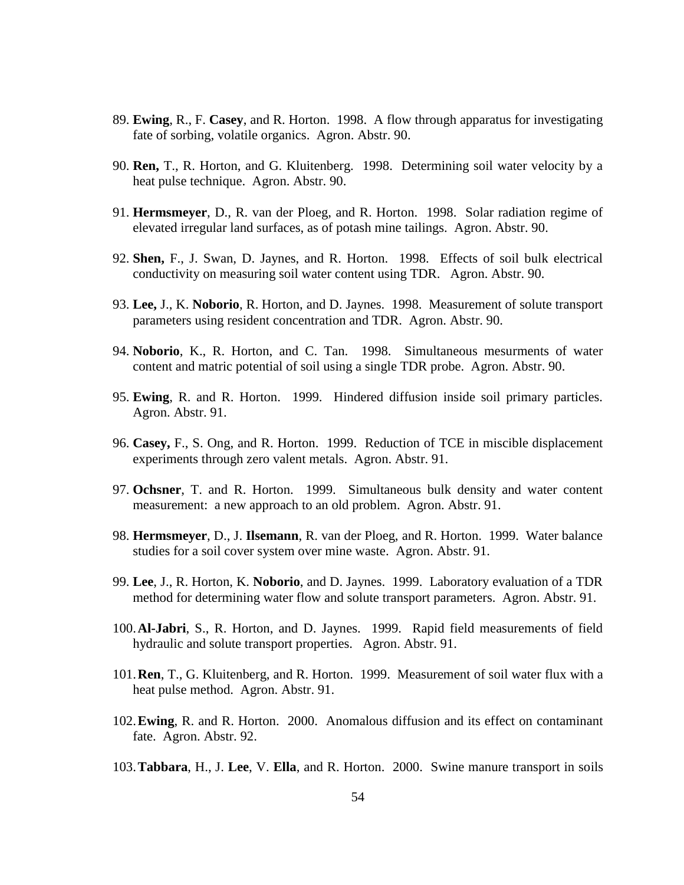89. **Ewing**, R., F. **Casey**, and R. Horton. 1998. A flow through apparatus for investigating fate of sorbing, volatile organics. Agron. Abstr. 90.

90. **Ren,** T., R. Horton, and G. Kluitenberg. 1998. Determining soil water velocity by a heat pulse technique. Agron. Abstr. 90.

91. **Hermsmeyer**, D., R. van der Ploeg, and R. Horton. 1998. Solar radiation regime of elevated irregular land surfaces, as of potash mine tailings. Agron. Abstr. 90.

92. **Shen,** F., J. Swan, D. Jaynes, and R. Horton. 1998. Effects of soil bulk electrical conductivity on measuring soil water content using TDR. Agron. Abstr. 90.

93. **Lee,** J., K. **Noborio**, R. Horton, and D. Jaynes. 1998. Measurement of solute transport parameters using resident concentration and TDR. Agron. Abstr. 90.

94. **Noborio**, K., R. Horton, and C. Tan. 1998. Simultaneous mesurments of water content and matric potential of soil using a single TDR probe. Agron. Abstr. 90.

95. **Ewing**, R. and R. Horton. 1999. Hindered diffusion inside soil primary particles. Agron. Abstr. 91.

96. **Casey,** F., S. Ong, and R. Horton. 1999. Reduction of TCE in miscible displacement experiments through zero valent metals. Agron. Abstr. 91.

97. **Ochsner**, T. and R. Horton. 1999. Simultaneous bulk density and water content measurement: a new approach to an old problem. Agron. Abstr. 91.

98. **Hermsmeyer**, D., J. **Ilsemann**, R. van der Ploeg, and R. Horton. 1999. Water balance studies for a soil cover system over mine waste. Agron. Abstr. 91.

99. **Lee**, J., R. Horton, K. **Noborio**, and D. Jaynes. 1999. Laboratory evaluation of a TDR method for determining water flow and solute transport parameters. Agron. Abstr. 91.

100. **Al-Jabri**, S., R. Horton, and D. Jaynes. 1999. Rapid field measurements of field hydraulic and solute transport properties. Agron. Abstr. 91.

101. **Ren**, T., G. Kluitenberg, and R. Horton. 1999. Measurement of soil water flux with a heat pulse method. Agron. Abstr. 91.

102. **Ewing**, R. and R. Horton. 2000. Anomalous diffusion and its effect on contaminant fate. Agron. Abstr. 92.

103. **Tabbara**, H., J. **Lee**, V. **Ella**, and R. Horton. 2000. Swine manure transport in soils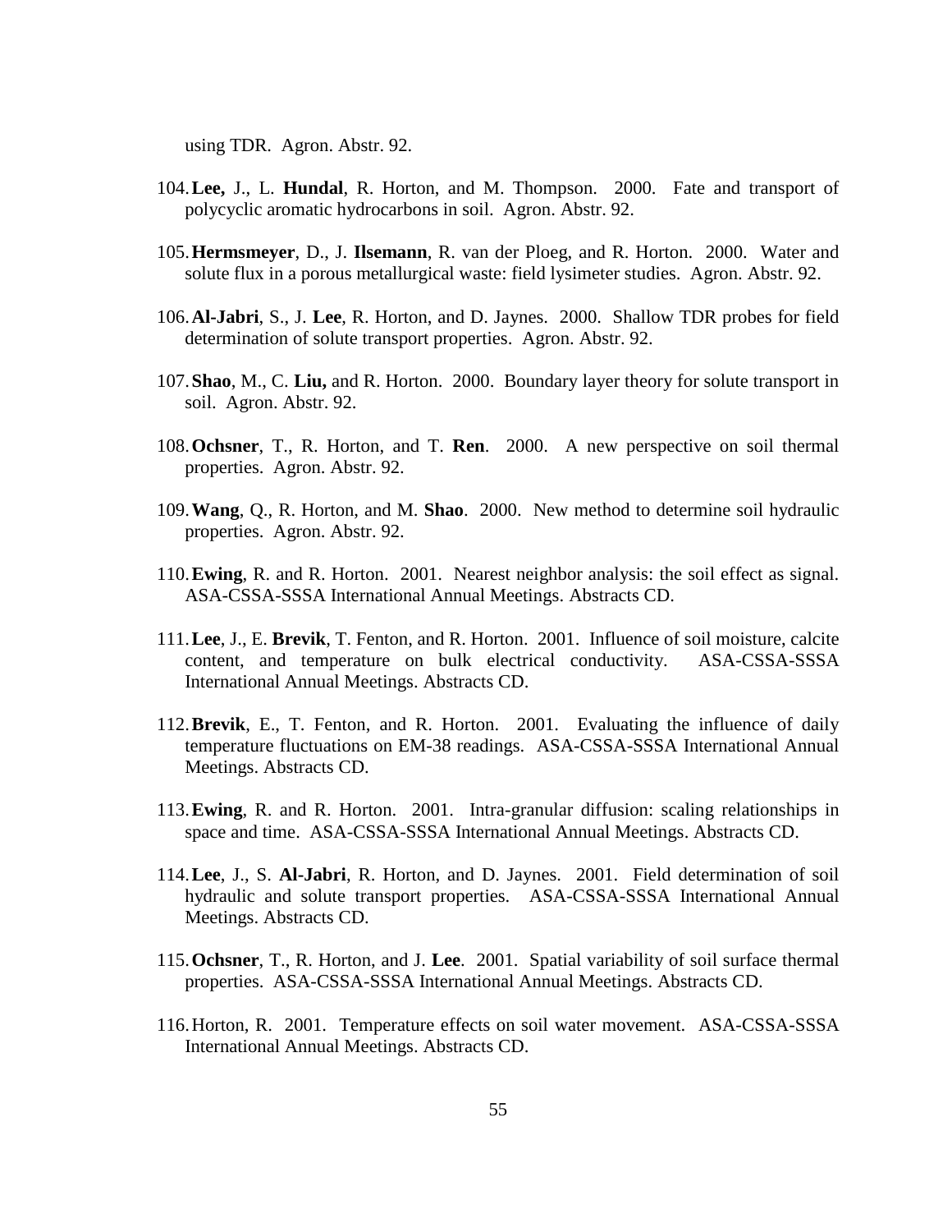using TDR. Agron. Abstr. 92.

104. **Lee,** J., L. **Hundal**, R. Horton, and M. Thompson. 2000. Fate and transport of polycyclic aromatic hydrocarbons in soil. Agron. Abstr. 92.

105. **Hermsmeyer**, D., J. **Ilsemann**, R. van der Ploeg, and R. Horton. 2000. Water and solute flux in a porous metallurgical waste: field lysimeter studies. Agron. Abstr. 92.

106. **Al-Jabri**, S., J. **Lee**, R. Horton, and D. Jaynes. 2000. Shallow TDR probes for field determination of solute transport properties. Agron. Abstr. 92.

107. **Shao**, M., C. **Liu,** and R. Horton. 2000. Boundary layer theory for solute transport in soil. Agron. Abstr. 92.

108. **Ochsner**, T., R. Horton, and T. **Ren**. 2000. A new perspective on soil thermal properties. Agron. Abstr. 92.

109. **Wang**, Q., R. Horton, and M. **Shao**. 2000. New method to determine soil hydraulic properties. Agron. Abstr. 92.

110. **Ewing**, R. and R. Horton. 2001. Nearest neighbor analysis: the soil effect as signal. ASA-CSSA-SSSA International Annual Meetings. Abstracts CD.

111. **Lee**, J., E. **Brevik**, T. Fenton, and R. Horton. 2001. Influence of soil moisture, calcite content, and temperature on bulk electrical conductivity. ASA-CSSA-SSSA International Annual Meetings. Abstracts CD.

112. **Brevik**, E., T. Fenton, and R. Horton. 2001. Evaluating the influence of daily temperature fluctuations on EM-38 readings. ASA-CSSA-SSSA International Annual Meetings. Abstracts CD.

113. **Ewing**, R. and R. Horton. 2001. Intra-granular diffusion: scaling relationships in space and time. ASA-CSSA-SSSA International Annual Meetings. Abstracts CD.

114. **Lee**, J., S. **Al-Jabri**, R. Horton, and D. Jaynes. 2001. Field determination of soil hydraulic and solute transport properties. ASA-CSSA-SSSA International Annual Meetings. Abstracts CD.

115. **Ochsner**, T., R. Horton, and J. **Lee**. 2001. Spatial variability of soil surface thermal properties. ASA-CSSA-SSSA International Annual Meetings. Abstracts CD.

116. Horton, R. 2001. Temperature effects on soil water movement. ASA-CSSA-SSSA International Annual Meetings. Abstracts CD.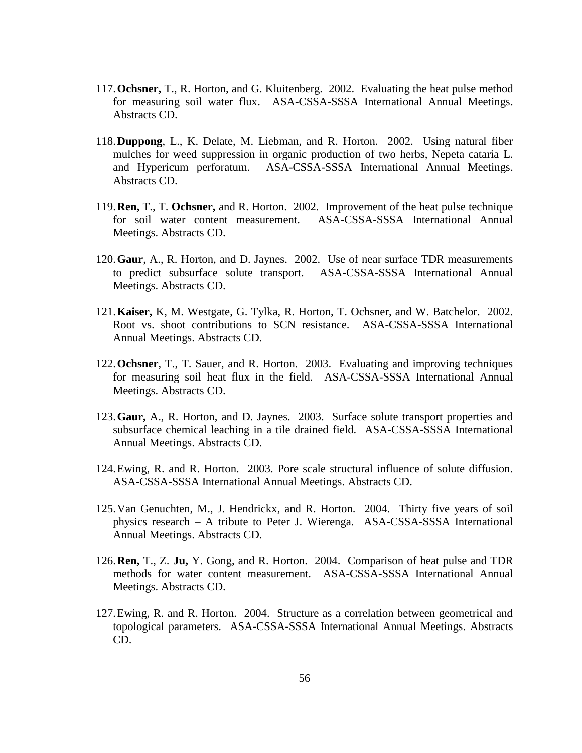117. **Ochsner,** T., R. Horton, and G. Kluitenberg. 2002. Evaluating the heat pulse method for measuring soil water flux. ASA-CSSA-SSSA International Annual Meetings. Abstracts CD.

118. **Duppong**, L., K. Delate, M. Liebman, and R. Horton. 2002. Using natural fiber mulches for weed suppression in organic production of two herbs, Nepeta cataria L. and Hypericum perforatum. ASA-CSSA-SSSA International Annual Meetings. Abstracts CD.

119. **Ren,** T., T. **Ochsner,** and R. Horton. 2002. Improvement of the heat pulse technique for soil water content measurement. ASA-CSSA-SSSA International Annual Meetings. Abstracts CD.

120. **Gaur**, A., R. Horton, and D. Jaynes. 2002. Use of near surface TDR measurements to predict subsurface solute transport. ASA-CSSA-SSSA International Annual Meetings. Abstracts CD.

121. **Kaiser,** K, M. Westgate, G. Tylka, R. Horton, T. Ochsner, and W. Batchelor. 2002. Root vs. shoot contributions to SCN resistance. ASA-CSSA-SSSA International Annual Meetings. Abstracts CD.

122. **Ochsner**, T., T. Sauer, and R. Horton. 2003. Evaluating and improving techniques for measuring soil heat flux in the field. ASA-CSSA-SSSA International Annual Meetings. Abstracts CD.

123. **Gaur,** A., R. Horton, and D. Jaynes. 2003. Surface solute transport properties and subsurface chemical leaching in a tile drained field. ASA-CSSA-SSSA International Annual Meetings. Abstracts CD.

124. Ewing, R. and R. Horton. 2003. Pore scale structural influence of solute diffusion. ASA-CSSA-SSSA International Annual Meetings. Abstracts CD.

125. Van Genuchten, M., J. Hendrickx, and R. Horton. 2004. Thirty five years of soil physics research – A tribute to Peter J. Wierenga. ASA-CSSA-SSSA International Annual Meetings. Abstracts CD.

126. **Ren,** T., Z. **Ju,** Y. Gong, and R. Horton. 2004. Comparison of heat pulse and TDR methods for water content measurement. ASA-CSSA-SSSA International Annual Meetings. Abstracts CD.

127. Ewing, R. and R. Horton. 2004. Structure as a correlation between geometrical and topological parameters. ASA-CSSA-SSSA International Annual Meetings. Abstracts CD.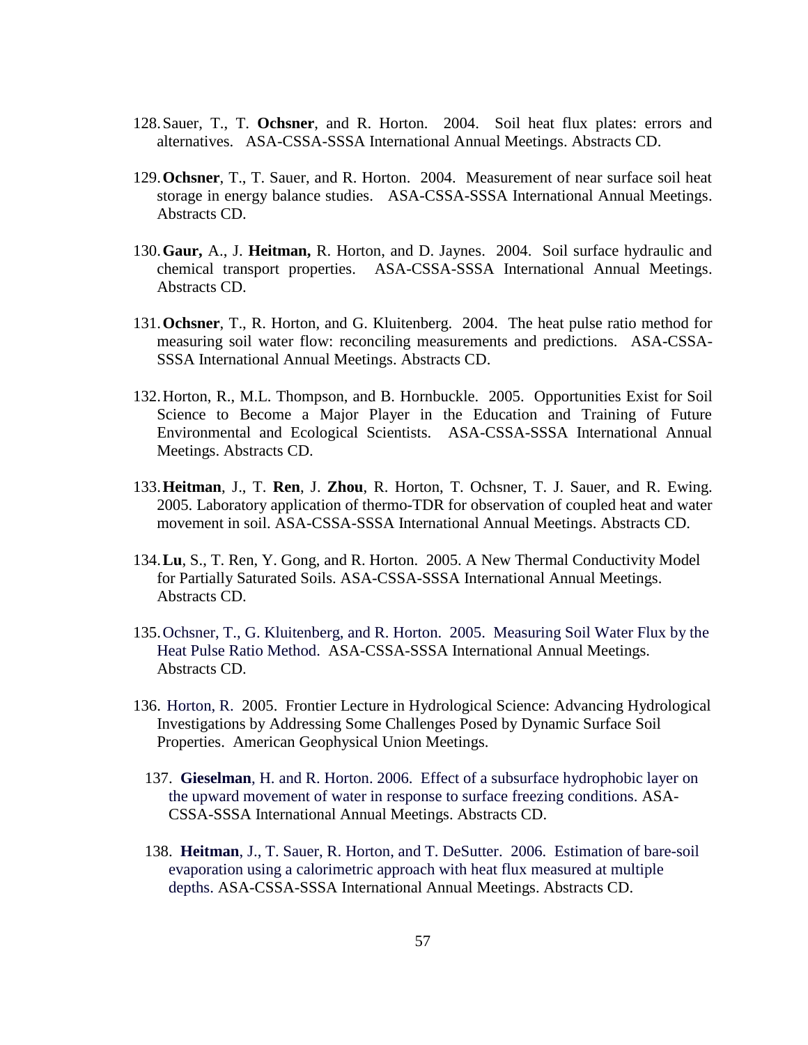128. Sauer, T., T. **Ochsner**, and R. Horton. 2004. Soil heat flux plates: errors and alternatives. ASA-CSSA-SSSA International Annual Meetings. Abstracts CD.

129. **Ochsner**, T., T. Sauer, and R. Horton. 2004. Measurement of near surface soil heat storage in energy balance studies. ASA-CSSA-SSSA International Annual Meetings. Abstracts CD.

130. **Gaur,** A., J. **Heitman,** R. Horton, and D. Jaynes. 2004. Soil surface hydraulic and chemical transport properties. ASA-CSSA-SSSA International Annual Meetings. Abstracts CD.

131. **Ochsner**, T., R. Horton, and G. Kluitenberg. 2004. The heat pulse ratio method for measuring soil water flow: reconciling measurements and predictions. ASA-CSSA-SSSA International Annual Meetings. Abstracts CD.

132. Horton, R., M.L. Thompson, and B. Hornbuckle. 2005. Opportunities Exist for Soil Science to Become a Major Player in the Education and Training of Future Environmental and Ecological Scientists. ASA-CSSA-SSSA International Annual Meetings. Abstracts CD.

133. **Heitman**, J., T. **Ren**, J. **Zhou**, R. Horton, T. Ochsner, T. J. Sauer, and R. Ewing. 2005. Laboratory application of thermo-TDR for observation of coupled heat and water movement in soil. ASA-CSSA-SSSA International Annual Meetings. Abstracts CD.

134. **Lu**, S., T. Ren, Y. Gong, and R. Horton. 2005. A New Thermal Conductivity Model for Partially Saturated Soils. ASA-CSSA-SSSA International Annual Meetings. Abstracts CD.

135. Ochsner, T., G. Kluitenberg, and R. Horton. 2005. Measuring Soil Water Flux by the Heat Pulse Ratio Method. ASA-CSSA-SSSA International Annual Meetings. Abstracts CD.

136. Horton, R. 2005. Frontier Lecture in Hydrological Science: Advancing Hydrological Investigations by Addressing Some Challenges Posed by Dynamic Surface Soil Properties. American Geophysical Union Meetings.

137. **Gieselman**, H. and R. Horton. 2006. Effect of a subsurface hydrophobic layer on the upward movement of water in response to surface freezing conditions. ASA-CSSA-SSSA International Annual Meetings. Abstracts CD.

138. **Heitman**, J., T. Sauer, R. Horton, and T. DeSutter. 2006. Estimation of bare-soil evaporation using a calorimetric approach with heat flux measured at multiple depths. ASA-CSSA-SSSA International Annual Meetings. Abstracts CD.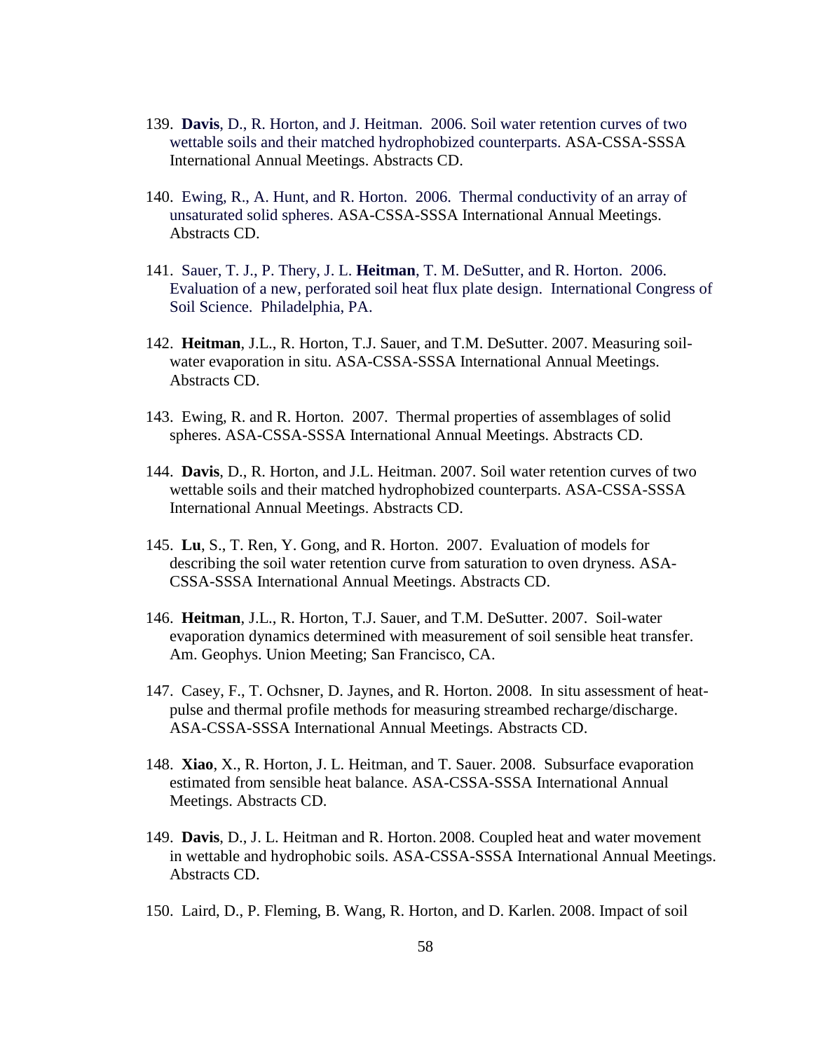139. **Davis**, D., R. Horton, and J. Heitman. 2006. Soil water retention curves of two wettable soils and their matched hydrophobized counterparts. ASA-CSSA-SSSA International Annual Meetings. Abstracts CD.

140. Ewing, R., A. Hunt, and R. Horton. 2006. Thermal conductivity of an array of unsaturated solid spheres. ASA-CSSA-SSSA International Annual Meetings. Abstracts CD.

141. Sauer, T. J., P. Thery, J. L. **Heitman**, T. M. DeSutter, and R. Horton. 2006. Evaluation of a new, perforated soil heat flux plate design. International Congress of Soil Science. Philadelphia, PA.

142. **Heitman**, J.L., R. Horton, T.J. Sauer, and T.M. DeSutter. 2007. Measuring soil-water evaporation in situ. ASA-CSSA-SSSA International Annual Meetings. Abstracts CD.

143. Ewing, R. and R. Horton. 2007. Thermal properties of assemblages of solid spheres. ASA-CSSA-SSSA International Annual Meetings. Abstracts CD.

144. **Davis**, D., R. Horton, and J.L. Heitman. 2007. Soil water retention curves of two wettable soils and their matched hydrophobized counterparts. ASA-CSSA-SSSA International Annual Meetings. Abstracts CD.

145. **Lu**, S., T. Ren, Y. Gong, and R. Horton. 2007. Evaluation of models for describing the soil water retention curve from saturation to oven dryness. ASA-CSSA-SSSA International Annual Meetings. Abstracts CD.

146. **Heitman**, J.L., R. Horton, T.J. Sauer, and T.M. DeSutter. 2007. Soil-water evaporation dynamics determined with measurement of soil sensible heat transfer. Am. Geophys. Union Meeting; San Francisco, CA.

147. Casey, F., T. Ochsner, D. Jaynes, and R. Horton. 2008. In situ assessment of heat-pulse and thermal profile methods for measuring streambed recharge/discharge. ASA-CSSA-SSSA International Annual Meetings. Abstracts CD.

148. **Xiao**, X., R. Horton, J. L. Heitman, and T. Sauer. 2008. Subsurface evaporation estimated from sensible heat balance. ASA-CSSA-SSSA International Annual Meetings. Abstracts CD.

149. **Davis**, D., J. L. Heitman and R. Horton. 2008. Coupled heat and water movement in wettable and hydrophobic soils. ASA-CSSA-SSSA International Annual Meetings. Abstracts CD.

150. Laird, D., P. Fleming, B. Wang, R. Horton, and D. Karlen. 2008. Impact of soil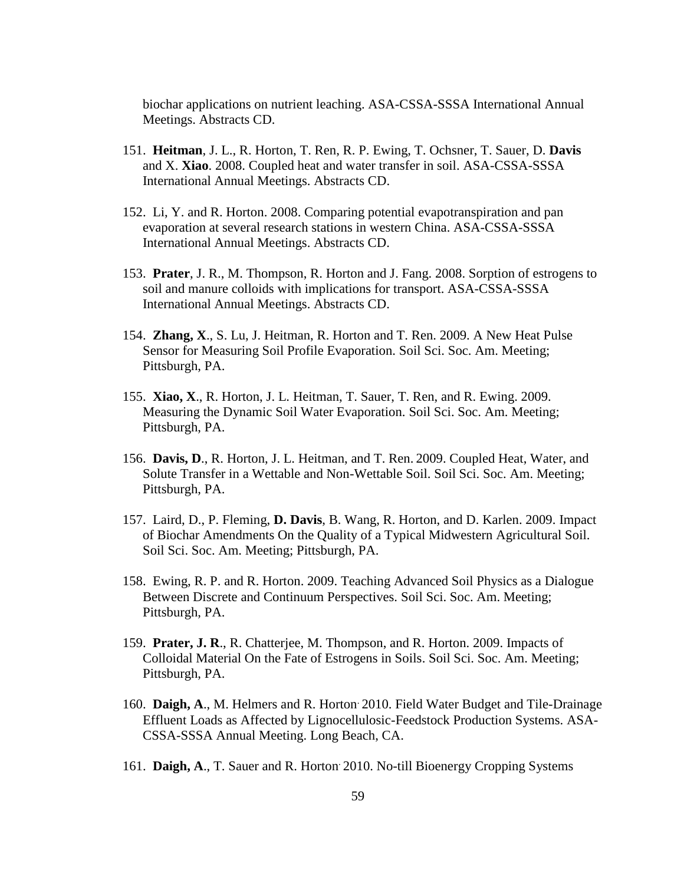biochar applications on nutrient leaching. ASA-CSSA-SSSA International Annual Meetings. Abstracts CD.

151. **Heitman**, J. L., R. Horton, T. Ren, R. P. Ewing, T. Ochsner, T. Sauer, D. **Davis** and X. **Xiao**. 2008. Coupled heat and water transfer in soil. ASA-CSSA-SSSA International Annual Meetings. Abstracts CD.

152. Li, Y. and R. Horton. 2008. Comparing potential evapotranspiration and pan evaporation at several research stations in western China. ASA-CSSA-SSSA International Annual Meetings. Abstracts CD.

153. **Prater**, J. R., M. Thompson, R. Horton and J. Fang. 2008. Sorption of estrogens to soil and manure colloids with implications for transport. ASA-CSSA-SSSA International Annual Meetings. Abstracts CD.

154. **Zhang, X**., S. Lu, J. Heitman, R. Horton and T. Ren. 2009. A New Heat Pulse Sensor for Measuring Soil Profile Evaporation. Soil Sci. Soc. Am. Meeting; Pittsburgh, PA.

155. **Xiao, X**., R. Horton, J. L. Heitman, T. Sauer, T. Ren, and R. Ewing. 2009. Measuring the Dynamic Soil Water Evaporation. Soil Sci. Soc. Am. Meeting; Pittsburgh, PA.

156. **Davis, D**., R. Horton, J. L. Heitman, and T. Ren. 2009. Coupled Heat, Water, and Solute Transfer in a Wettable and Non-Wettable Soil. Soil Sci. Soc. Am. Meeting; Pittsburgh, PA.

157. Laird, D., P. Fleming, **D. Davis**, B. Wang, R. Horton, and D. Karlen. 2009. Impact of Biochar Amendments On the Quality of a Typical Midwestern Agricultural Soil. Soil Sci. Soc. Am. Meeting; Pittsburgh, PA.

158. Ewing, R. P. and R. Horton. 2009. Teaching Advanced Soil Physics as a Dialogue Between Discrete and Continuum Perspectives. Soil Sci. Soc. Am. Meeting; Pittsburgh, PA.

159. **Prater, J. R**., R. Chatterjee, M. Thompson, and R. Horton. 2009. Impacts of Colloidal Material On the Fate of Estrogens in Soils. Soil Sci. Soc. Am. Meeting; Pittsburgh, PA.

160. **Daigh, A**., M. Helmers and R. Horton. 2010. Field Water Budget and Tile-Drainage Effluent Loads as Affected by Lignocellulosic-Feedstock Production Systems. ASA-CSSA-SSSA Annual Meeting. Long Beach, CA.

161. **Daigh, A**., T. Sauer and R. Horton. 2010. No-till Bioenergy Cropping Systems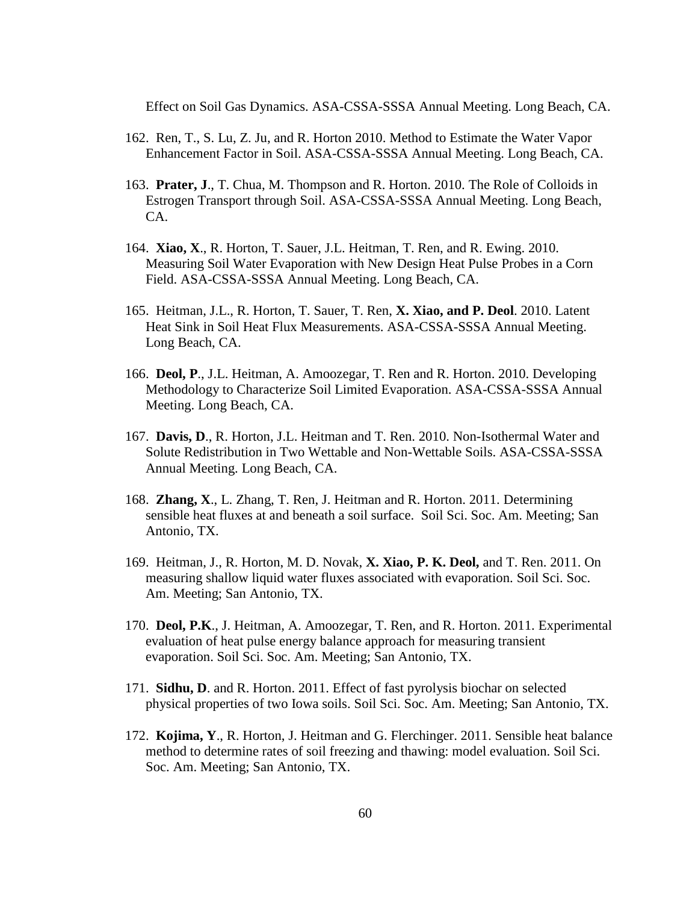Effect on Soil Gas Dynamics. ASA-CSSA-SSSA Annual Meeting. Long Beach, CA.

162. Ren, T., S. Lu, Z. Ju, and R. Horton 2010. Method to Estimate the Water Vapor Enhancement Factor in Soil. ASA-CSSA-SSSA Annual Meeting. Long Beach, CA.

163. **Prater, J**., T. Chua, M. Thompson and R. Horton. 2010. The Role of Colloids in Estrogen Transport through Soil. ASA-CSSA-SSSA Annual Meeting. Long Beach, CA.

164. **Xiao, X**., R. Horton, T. Sauer, J.L. Heitman, T. Ren, and R. Ewing. 2010. Measuring Soil Water Evaporation with New Design Heat Pulse Probes in a Corn Field. ASA-CSSA-SSSA Annual Meeting. Long Beach, CA.

165. Heitman, J.L., R. Horton, T. Sauer, T. Ren, **X. Xiao, and P. Deol**. 2010. Latent Heat Sink in Soil Heat Flux Measurements. ASA-CSSA-SSSA Annual Meeting. Long Beach, CA.

166. **Deol, P**., J.L. Heitman, A. Amoozegar, T. Ren and R. Horton. 2010. Developing Methodology to Characterize Soil Limited Evaporation. ASA-CSSA-SSSA Annual Meeting. Long Beach, CA.

167. **Davis, D**., R. Horton, J.L. Heitman and T. Ren. 2010. Non-Isothermal Water and Solute Redistribution in Two Wettable and Non-Wettable Soils. ASA-CSSA-SSSA Annual Meeting. Long Beach, CA.

168. **Zhang, X**., L. Zhang, T. Ren, J. Heitman and R. Horton. 2011. Determining sensible heat fluxes at and beneath a soil surface. Soil Sci. Soc. Am. Meeting; San Antonio, TX.

169. Heitman, J., R. Horton, M. D. Novak, **X. Xiao, P. K. Deol,** and T. Ren. 2011. On measuring shallow liquid water fluxes associated with evaporation. Soil Sci. Soc. Am. Meeting; San Antonio, TX.

170. **Deol, P.K**., J. Heitman, A. Amoozegar, T. Ren, and R. Horton. 2011. Experimental evaluation of heat pulse energy balance approach for measuring transient evaporation. Soil Sci. Soc. Am. Meeting; San Antonio, TX.

171. **Sidhu, D**. and R. Horton. 2011. Effect of fast pyrolysis biochar on selected physical properties of two Iowa soils. Soil Sci. Soc. Am. Meeting; San Antonio, TX.

172. **Kojima, Y**., R. Horton, J. Heitman and G. Flerchinger. 2011. Sensible heat balance method to determine rates of soil freezing and thawing: model evaluation. Soil Sci. Soc. Am. Meeting; San Antonio, TX.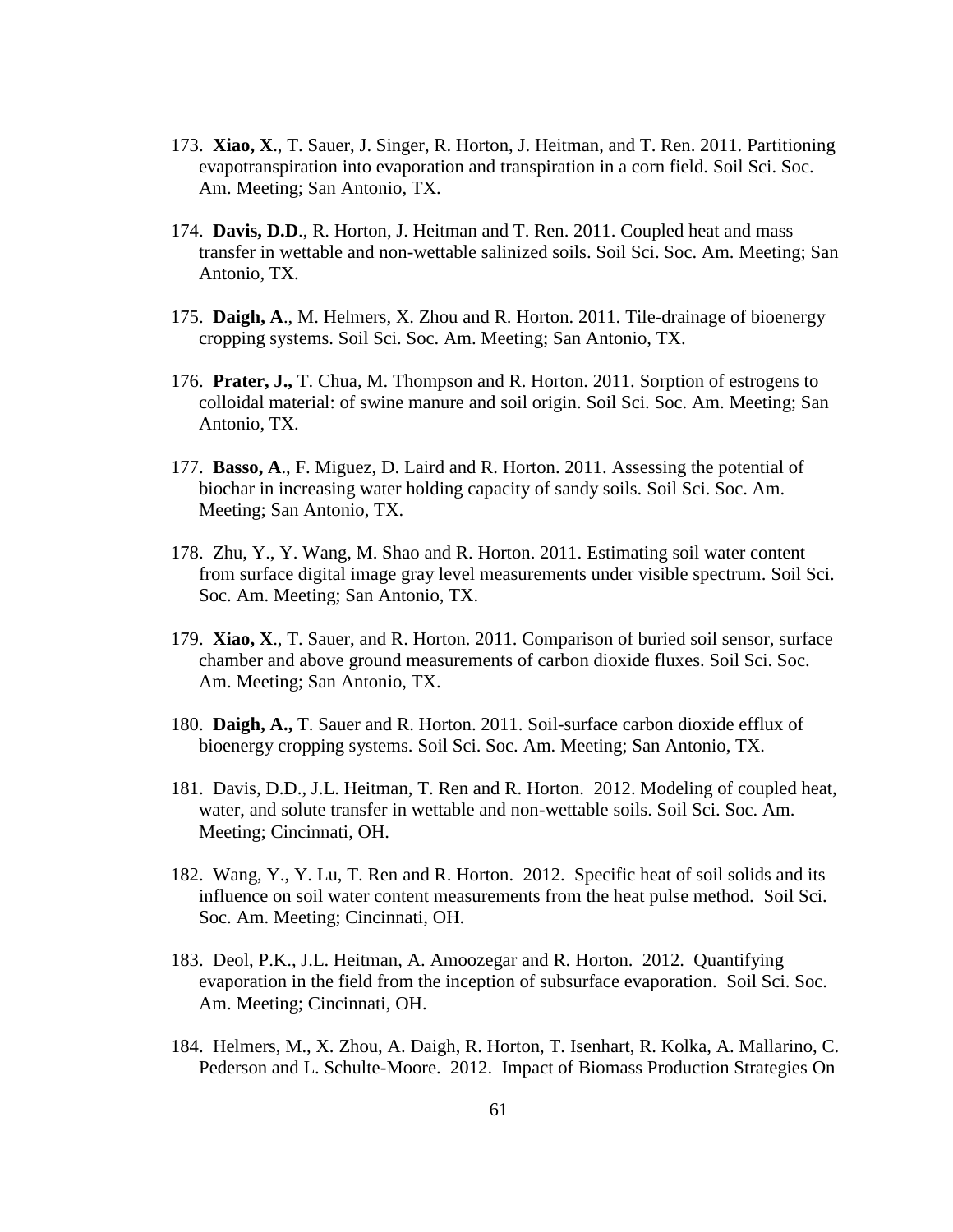173. **Xiao, X**., T. Sauer, J. Singer, R. Horton, J. Heitman, and T. Ren. 2011. Partitioning evapotranspiration into evaporation and transpiration in a corn field. Soil Sci. Soc. Am. Meeting; San Antonio, TX.

174. **Davis, D.D**., R. Horton, J. Heitman and T. Ren. 2011. Coupled heat and mass transfer in wettable and non-wettable salinized soils. Soil Sci. Soc. Am. Meeting; San Antonio, TX.

175. **Daigh, A**., M. Helmers, X. Zhou and R. Horton. 2011. Tile-drainage of bioenergy cropping systems. Soil Sci. Soc. Am. Meeting; San Antonio, TX.

176. **Prater, J.,** T. Chua, M. Thompson and R. Horton. 2011. Sorption of estrogens to colloidal material: of swine manure and soil origin. Soil Sci. Soc. Am. Meeting; San Antonio, TX.

177. **Basso, A**., F. Miguez, D. Laird and R. Horton. 2011. Assessing the potential of biochar in increasing water holding capacity of sandy soils. Soil Sci. Soc. Am. Meeting; San Antonio, TX.

178. Zhu, Y., Y. Wang, M. Shao and R. Horton. 2011. Estimating soil water content from surface digital image gray level measurements under visible spectrum. Soil Sci. Soc. Am. Meeting; San Antonio, TX.

179. **Xiao, X**., T. Sauer, and R. Horton. 2011. Comparison of buried soil sensor, surface chamber and above ground measurements of carbon dioxide fluxes. Soil Sci. Soc. Am. Meeting; San Antonio, TX.

180. **Daigh, A.,** T. Sauer and R. Horton. 2011. Soil-surface carbon dioxide efflux of bioenergy cropping systems. Soil Sci. Soc. Am. Meeting; San Antonio, TX.

181. Davis, D.D., J.L. Heitman, T. Ren and R. Horton. 2012. Modeling of coupled heat, water, and solute transfer in wettable and non-wettable soils. Soil Sci. Soc. Am. Meeting; Cincinnati, OH.

182. Wang, Y., Y. Lu, T. Ren and R. Horton. 2012. Specific heat of soil solids and its influence on soil water content measurements from the heat pulse method. Soil Sci. Soc. Am. Meeting; Cincinnati, OH.

183. Deol, P.K., J.L. Heitman, A. Amoozegar and R. Horton. 2012. Quantifying evaporation in the field from the inception of subsurface evaporation. Soil Sci. Soc. Am. Meeting; Cincinnati, OH.

184. Helmers, M., X. Zhou, A. Daigh, R. Horton, T. Isenhart, R. Kolka, A. Mallarino, C. Pederson and L. Schulte-Moore. 2012. Impact of Biomass Production Strategies On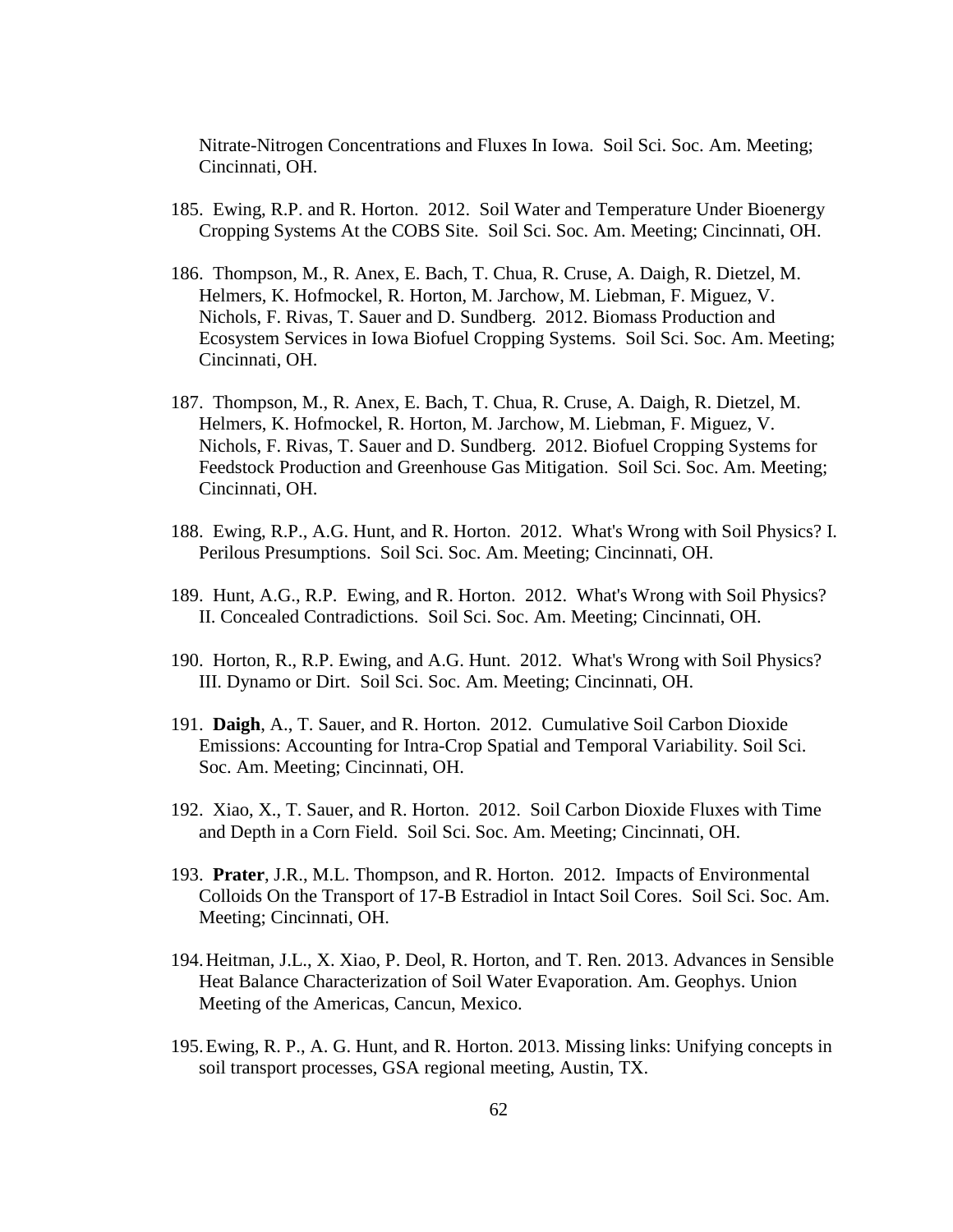Nitrate-Nitrogen Concentrations and Fluxes In Iowa. Soil Sci. Soc. Am. Meeting; Cincinnati, OH.

185. Ewing, R.P. and R. Horton. 2012. Soil Water and Temperature Under Bioenergy Cropping Systems At the COBS Site. Soil Sci. Soc. Am. Meeting; Cincinnati, OH.

186. Thompson, M., R. Anex, E. Bach, T. Chua, R. Cruse, A. Daigh, R. Dietzel, M. Helmers, K. Hofmockel, R. Horton, M. Jarchow, M. Liebman, F. Miguez, V. Nichols, F. Rivas, T. Sauer and D. Sundberg. 2012. Biomass Production and Ecosystem Services in Iowa Biofuel Cropping Systems. Soil Sci. Soc. Am. Meeting; Cincinnati, OH.

187. Thompson, M., R. Anex, E. Bach, T. Chua, R. Cruse, A. Daigh, R. Dietzel, M. Helmers, K. Hofmockel, R. Horton, M. Jarchow, M. Liebman, F. Miguez, V. Nichols, F. Rivas, T. Sauer and D. Sundberg. 2012. Biofuel Cropping Systems for Feedstock Production and Greenhouse Gas Mitigation. Soil Sci. Soc. Am. Meeting; Cincinnati, OH.

188. Ewing, R.P., A.G. Hunt, and R. Horton. 2012. What's Wrong with Soil Physics? I. Perilous Presumptions. Soil Sci. Soc. Am. Meeting; Cincinnati, OH.

189. Hunt, A.G., R.P. Ewing, and R. Horton. 2012. What's Wrong with Soil Physics? II. Concealed Contradictions. Soil Sci. Soc. Am. Meeting; Cincinnati, OH.

190. Horton, R., R.P. Ewing, and A.G. Hunt. 2012. What's Wrong with Soil Physics? III. Dynamo or Dirt. Soil Sci. Soc. Am. Meeting; Cincinnati, OH.

191. **Daigh**, A., T. Sauer, and R. Horton. 2012. Cumulative Soil Carbon Dioxide Emissions: Accounting for Intra-Crop Spatial and Temporal Variability. Soil Sci. Soc. Am. Meeting; Cincinnati, OH.

192. Xiao, X., T. Sauer, and R. Horton. 2012. Soil Carbon Dioxide Fluxes with Time and Depth in a Corn Field. Soil Sci. Soc. Am. Meeting; Cincinnati, OH.

193. **Prater**, J.R., M.L. Thompson, and R. Horton. 2012. Impacts of Environmental Colloids On the Transport of 17-B Estradiol in Intact Soil Cores. Soil Sci. Soc. Am. Meeting; Cincinnati, OH.

194. Heitman, J.L., X. Xiao, P. Deol, R. Horton, and T. Ren. 2013. Advances in Sensible Heat Balance Characterization of Soil Water Evaporation. Am. Geophys. Union Meeting of the Americas, Cancun, Mexico.

195. Ewing, R. P., A. G. Hunt, and R. Horton. 2013. Missing links: Unifying concepts in soil transport processes, GSA regional meeting, Austin, TX.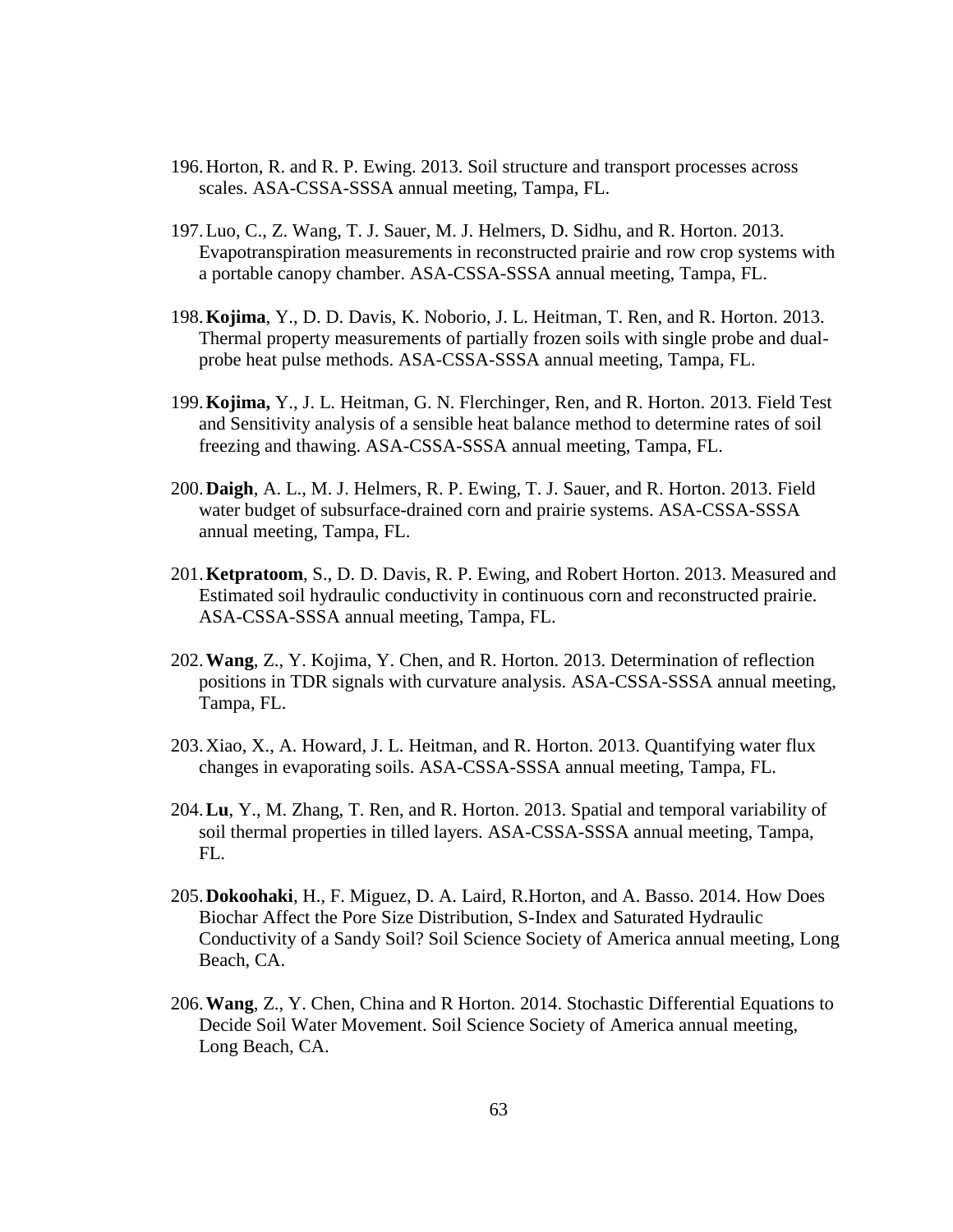196. Horton, R. and R. P. Ewing. 2013. Soil structure and transport processes across scales. ASA-CSSA-SSSA annual meeting, Tampa, FL.

197. Luo, C., Z. Wang, T. J. Sauer, M. J. Helmers, D. Sidhu, and R. Horton. 2013. Evapotranspiration measurements in reconstructed prairie and row crop systems with a portable canopy chamber. ASA-CSSA-SSSA annual meeting, Tampa, FL.

198. **Kojima**, Y., D. D. Davis, K. Noborio, J. L. Heitman, T. Ren, and R. Horton. 2013. Thermal property measurements of partially frozen soils with single probe and dual-probe heat pulse methods. ASA-CSSA-SSSA annual meeting, Tampa, FL.

199. **Kojima,** Y., J. L. Heitman, G. N. Flerchinger, Ren, and R. Horton. 2013. Field Test and Sensitivity analysis of a sensible heat balance method to determine rates of soil freezing and thawing. ASA-CSSA-SSSA annual meeting, Tampa, FL.

200. **Daigh**, A. L., M. J. Helmers, R. P. Ewing, T. J. Sauer, and R. Horton. 2013. Field water budget of subsurface-drained corn and prairie systems. ASA-CSSA-SSSA annual meeting, Tampa, FL.

201. **Ketpratoom**, S., D. D. Davis, R. P. Ewing, and Robert Horton. 2013. Measured and Estimated soil hydraulic conductivity in continuous corn and reconstructed prairie. ASA-CSSA-SSSA annual meeting, Tampa, FL.

202. **Wang**, Z., Y. Kojima, Y. Chen, and R. Horton. 2013. Determination of reflection positions in TDR signals with curvature analysis. ASA-CSSA-SSSA annual meeting, Tampa, FL.

203. Xiao, X., A. Howard, J. L. Heitman, and R. Horton. 2013. Quantifying water flux changes in evaporating soils. ASA-CSSA-SSSA annual meeting, Tampa, FL.

204. **Lu**, Y., M. Zhang, T. Ren, and R. Horton. 2013. Spatial and temporal variability of soil thermal properties in tilled layers. ASA-CSSA-SSSA annual meeting, Tampa, FL.

205. **Dokoohaki**, H., F. Miguez, D. A. Laird, R.Horton, and A. Basso. 2014. How Does Biochar Affect the Pore Size Distribution, S-Index and Saturated Hydraulic Conductivity of a Sandy Soil? Soil Science Society of America annual meeting, Long Beach, CA.

206. **Wang**, Z., Y. Chen, China and R Horton. 2014. Stochastic Differential Equations to Decide Soil Water Movement. Soil Science Society of America annual meeting, Long Beach, CA.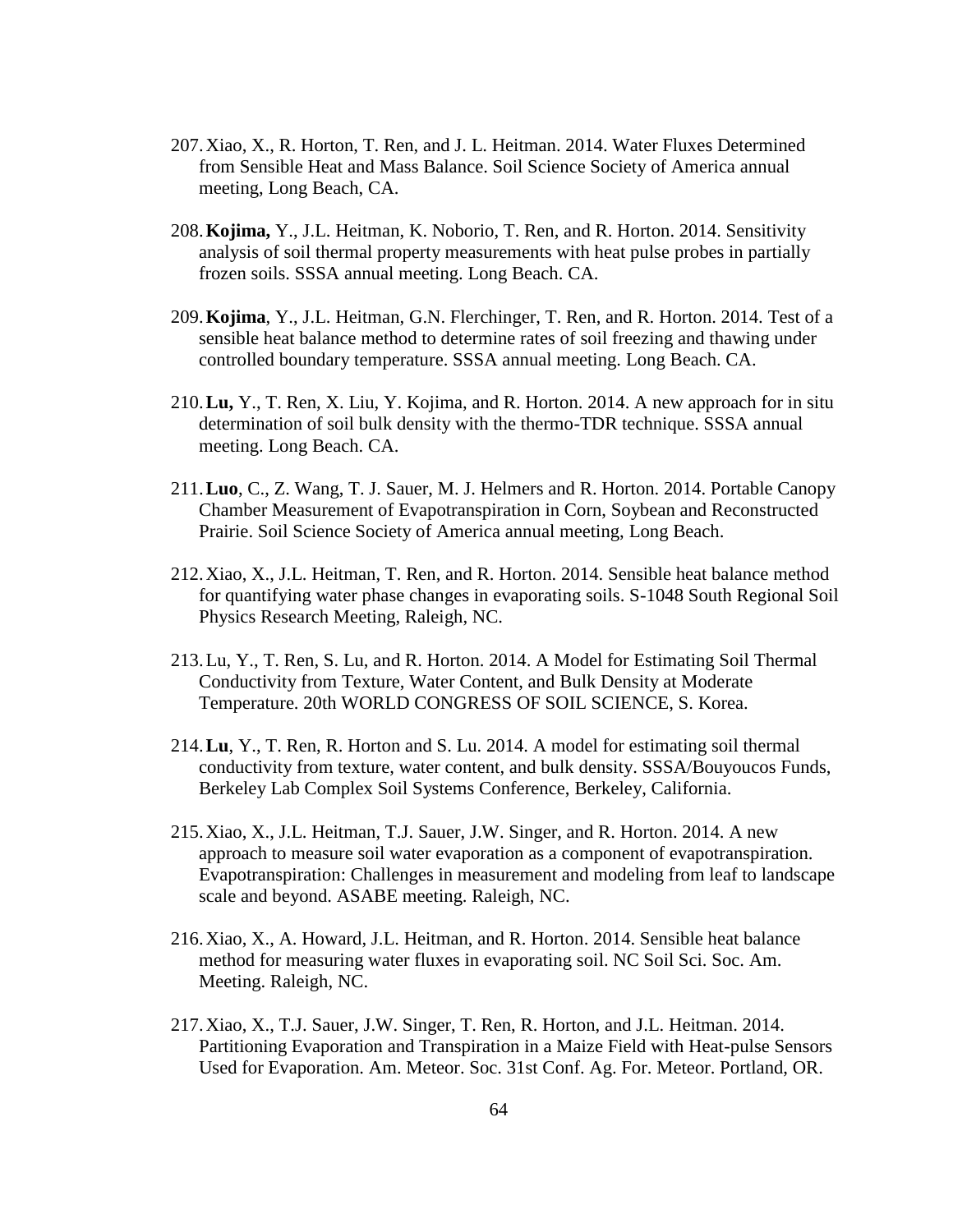207. Xiao, X., R. Horton, T. Ren, and J. L. Heitman. 2014. Water Fluxes Determined from Sensible Heat and Mass Balance. Soil Science Society of America annual meeting, Long Beach, CA.

208. **Kojima,** Y., J.L. Heitman, K. Noborio, T. Ren, and R. Horton. 2014. Sensitivity analysis of soil thermal property measurements with heat pulse probes in partially frozen soils. SSSA annual meeting. Long Beach. CA.

209. **Kojima**, Y., J.L. Heitman, G.N. Flerchinger, T. Ren, and R. Horton. 2014. Test of a sensible heat balance method to determine rates of soil freezing and thawing under controlled boundary temperature. SSSA annual meeting. Long Beach. CA.

210. **Lu,** Y., T. Ren, X. Liu, Y. Kojima, and R. Horton. 2014. A new approach for in situ determination of soil bulk density with the thermo-TDR technique. SSSA annual meeting. Long Beach. CA.

211. **Luo**, C., Z. Wang, T. J. Sauer, M. J. Helmers and R. Horton. 2014. Portable Canopy Chamber Measurement of Evapotranspiration in Corn, Soybean and Reconstructed Prairie. Soil Science Society of America annual meeting, Long Beach.

212. Xiao, X., J.L. Heitman, T. Ren, and R. Horton. 2014. Sensible heat balance method for quantifying water phase changes in evaporating soils. S-1048 South Regional Soil Physics Research Meeting, Raleigh, NC.

213. Lu, Y., T. Ren, S. Lu, and R. Horton. 2014. A Model for Estimating Soil Thermal Conductivity from Texture, Water Content, and Bulk Density at Moderate Temperature. 20th WORLD CONGRESS OF SOIL SCIENCE, S. Korea.

214. **Lu**, Y., T. Ren, R. Horton and S. Lu. 2014. A model for estimating soil thermal conductivity from texture, water content, and bulk density. SSSA/Bouyoucos Funds, Berkeley Lab Complex Soil Systems Conference, Berkeley, California.

215. Xiao, X., J.L. Heitman, T.J. Sauer, J.W. Singer, and R. Horton. 2014. A new approach to measure soil water evaporation as a component of evapotranspiration. Evapotranspiration: Challenges in measurement and modeling from leaf to landscape scale and beyond. ASABE meeting. Raleigh, NC.

216. Xiao, X., A. Howard, J.L. Heitman, and R. Horton. 2014. Sensible heat balance method for measuring water fluxes in evaporating soil. NC Soil Sci. Soc. Am. Meeting. Raleigh, NC.

217. Xiao, X., T.J. Sauer, J.W. Singer, T. Ren, R. Horton, and J.L. Heitman. 2014. Partitioning Evaporation and Transpiration in a Maize Field with Heat-pulse Sensors Used for Evaporation. Am. Meteor. Soc. 31st Conf. Ag. For. Meteor. Portland, OR.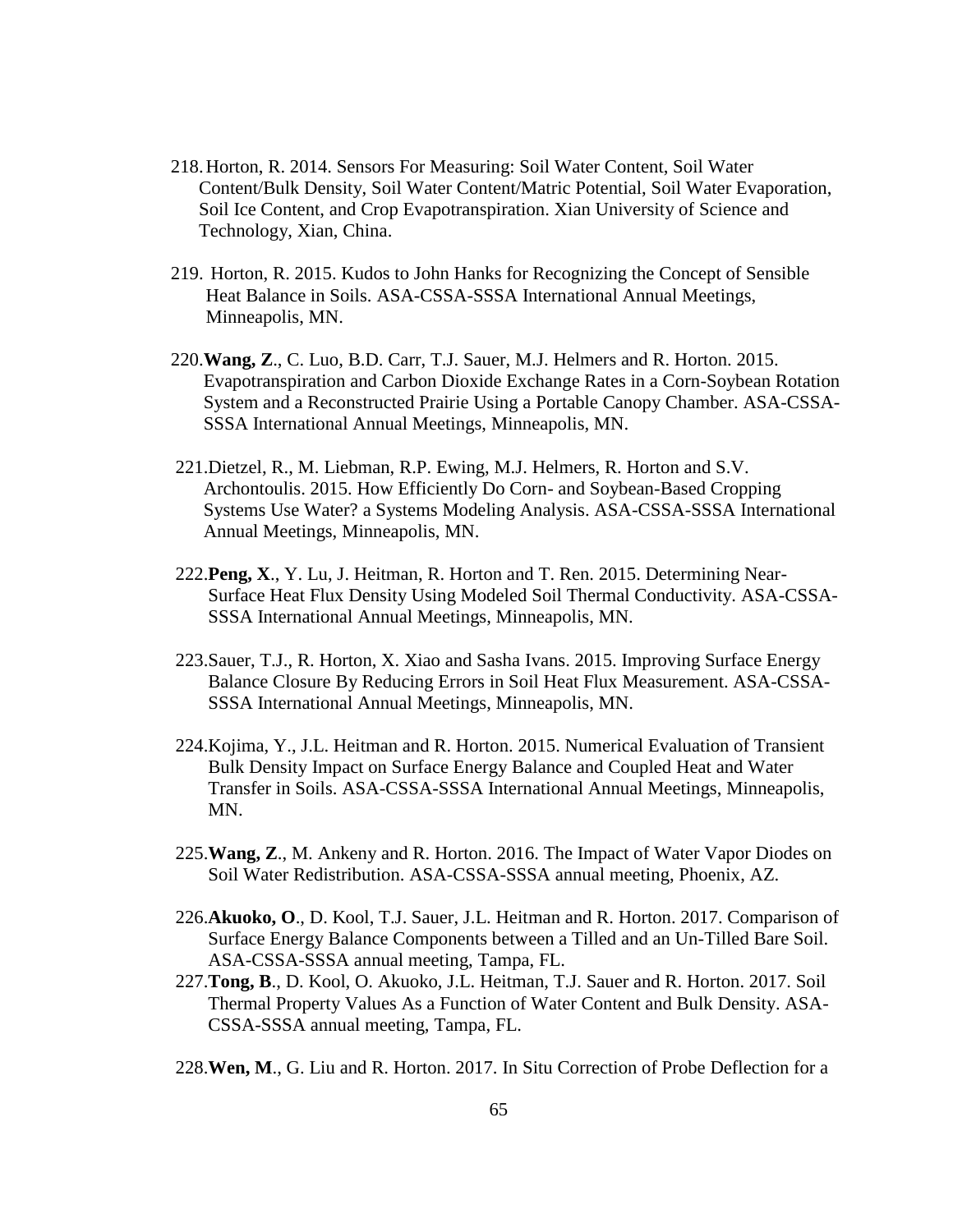218. Horton, R. 2014. Sensors For Measuring: Soil Water Content, Soil Water Content/Bulk Density, Soil Water Content/Matric Potential, Soil Water Evaporation, Soil Ice Content, and Crop Evapotranspiration. Xian University of Science and Technology, Xian, China.

219. Horton, R. 2015. Kudos to John Hanks for Recognizing the Concept of Sensible Heat Balance in Soils. ASA-CSSA-SSSA International Annual Meetings, Minneapolis, MN.

220. **Wang, Z**., C. Luo, B.D. Carr, T.J. Sauer, M.J. Helmers and R. Horton. 2015. Evapotranspiration and Carbon Dioxide Exchange Rates in a Corn-Soybean Rotation System and a Reconstructed Prairie Using a Portable Canopy Chamber. ASA-CSSA-SSSA International Annual Meetings, Minneapolis, MN.

221. Dietzel, R., M. Liebman, R.P. Ewing, M.J. Helmers, R. Horton and S.V. Archontoulis. 2015. How Efficiently Do Corn- and Soybean-Based Cropping Systems Use Water? a Systems Modeling Analysis. ASA-CSSA-SSSA International Annual Meetings, Minneapolis, MN.

222. **Peng, X**., Y. Lu, J. Heitman, R. Horton and T. Ren. 2015. Determining Near-Surface Heat Flux Density Using Modeled Soil Thermal Conductivity. ASA-CSSA-SSSA International Annual Meetings, Minneapolis, MN.

223. Sauer, T.J., R. Horton, X. Xiao and Sasha Ivans. 2015. Improving Surface Energy Balance Closure By Reducing Errors in Soil Heat Flux Measurement. ASA-CSSA-SSSA International Annual Meetings, Minneapolis, MN.

224. Kojima, Y., J.L. Heitman and R. Horton. 2015. Numerical Evaluation of Transient Bulk Density Impact on Surface Energy Balance and Coupled Heat and Water Transfer in Soils. ASA-CSSA-SSSA International Annual Meetings, Minneapolis, MN.

225. **Wang, Z**., M. Ankeny and R. Horton. 2016. The Impact of Water Vapor Diodes on Soil Water Redistribution. ASA-CSSA-SSSA annual meeting, Phoenix, AZ.

226. **Akuoko, O**., D. Kool, T.J. Sauer, J.L. Heitman and R. Horton. 2017. Comparison of Surface Energy Balance Components between a Tilled and an Un-Tilled Bare Soil. ASA-CSSA-SSSA annual meeting, Tampa, FL.

227. **Tong, B**., D. Kool, O. Akuoko, J.L. Heitman, T.J. Sauer and R. Horton. 2017. Soil Thermal Property Values As a Function of Water Content and Bulk Density. ASA-CSSA-SSSA annual meeting, Tampa, FL.

228. **Wen, M**., G. Liu and R. Horton. 2017. In Situ Correction of Probe Deflection for a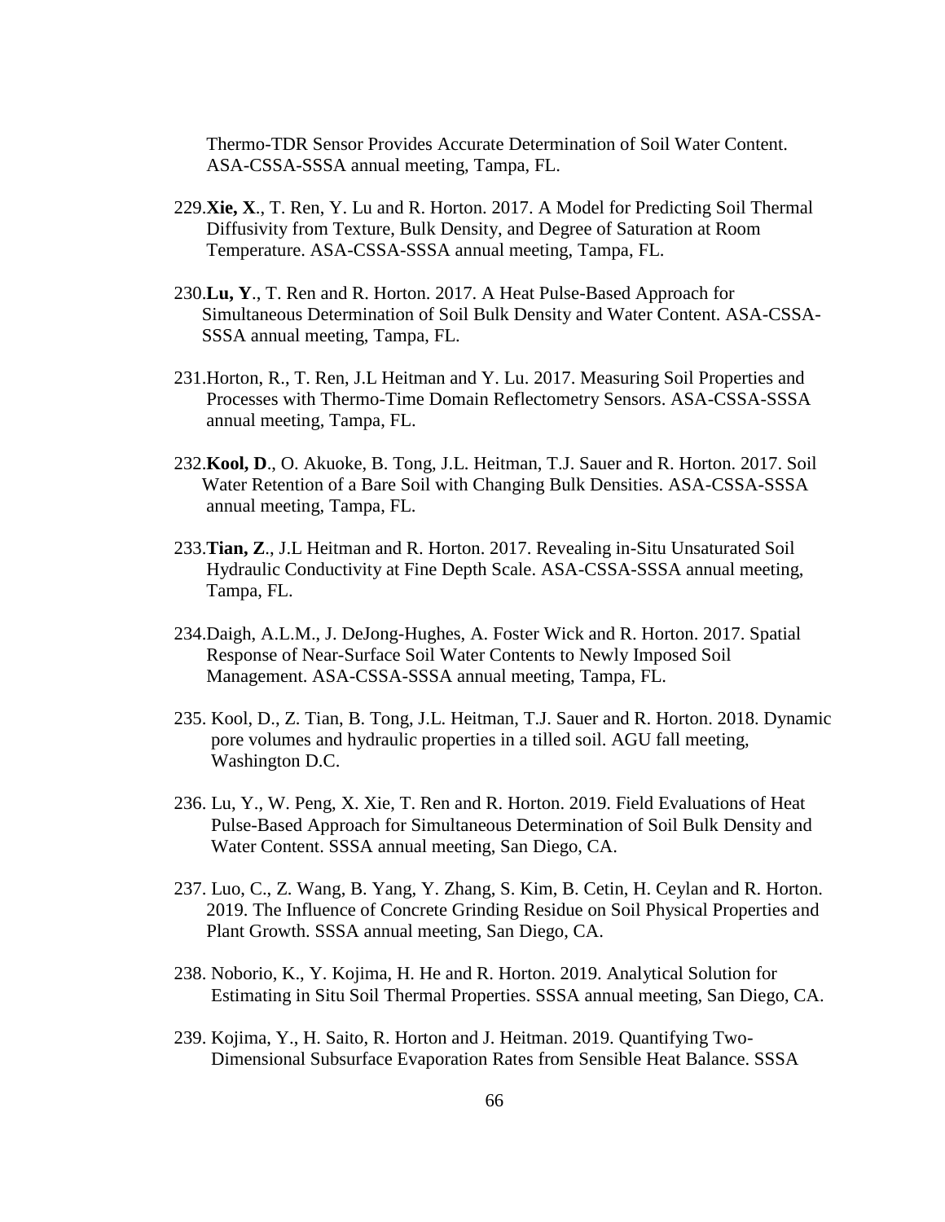Thermo-TDR Sensor Provides Accurate Determination of Soil Water Content. ASA-CSSA-SSSA annual meeting, Tampa, FL.

229. **Xie, X**., T. Ren, Y. Lu and R. Horton. 2017. A Model for Predicting Soil Thermal Diffusivity from Texture, Bulk Density, and Degree of Saturation at Room Temperature. ASA-CSSA-SSSA annual meeting, Tampa, FL.

230. **Lu, Y**., T. Ren and R. Horton. 2017. A Heat Pulse-Based Approach for Simultaneous Determination of Soil Bulk Density and Water Content. ASA-CSSA-SSSA annual meeting, Tampa, FL.

231. Horton, R., T. Ren, J.L Heitman and Y. Lu. 2017. Measuring Soil Properties and Processes with Thermo-Time Domain Reflectometry Sensors. ASA-CSSA-SSSA annual meeting, Tampa, FL.

232. **Kool, D**., O. Akuoke, B. Tong, J.L. Heitman, T.J. Sauer and R. Horton. 2017. Soil Water Retention of a Bare Soil with Changing Bulk Densities. ASA-CSSA-SSSA annual meeting, Tampa, FL.

233. **Tian, Z**., J.L Heitman and R. Horton. 2017. Revealing in-Situ Unsaturated Soil Hydraulic Conductivity at Fine Depth Scale. ASA-CSSA-SSSA annual meeting, Tampa, FL.

234. Daigh, A.L.M., J. DeJong-Hughes, A. Foster Wick and R. Horton. 2017. Spatial Response of Near-Surface Soil Water Contents to Newly Imposed Soil Management. ASA-CSSA-SSSA annual meeting, Tampa, FL.

235. Kool, D., Z. Tian, B. Tong, J.L. Heitman, T.J. Sauer and R. Horton. 2018. Dynamic pore volumes and hydraulic properties in a tilled soil. AGU fall meeting, Washington D.C.

236. Lu, Y., W. Peng, X. Xie, T. Ren and R. Horton. 2019. Field Evaluations of Heat Pulse-Based Approach for Simultaneous Determination of Soil Bulk Density and Water Content. SSSA annual meeting, San Diego, CA.

237. Luo, C., Z. Wang, B. Yang, Y. Zhang, S. Kim, B. Cetin, H. Ceylan and R. Horton. 2019. The Influence of Concrete Grinding Residue on Soil Physical Properties and Plant Growth. SSSA annual meeting, San Diego, CA.

238. Noborio, K., Y. Kojima, H. He and R. Horton. 2019. Analytical Solution for Estimating in Situ Soil Thermal Properties. SSSA annual meeting, San Diego, CA.

239. Kojima, Y., H. Saito, R. Horton and J. Heitman. 2019. Quantifying Two-Dimensional Subsurface Evaporation Rates from Sensible Heat Balance. SSSA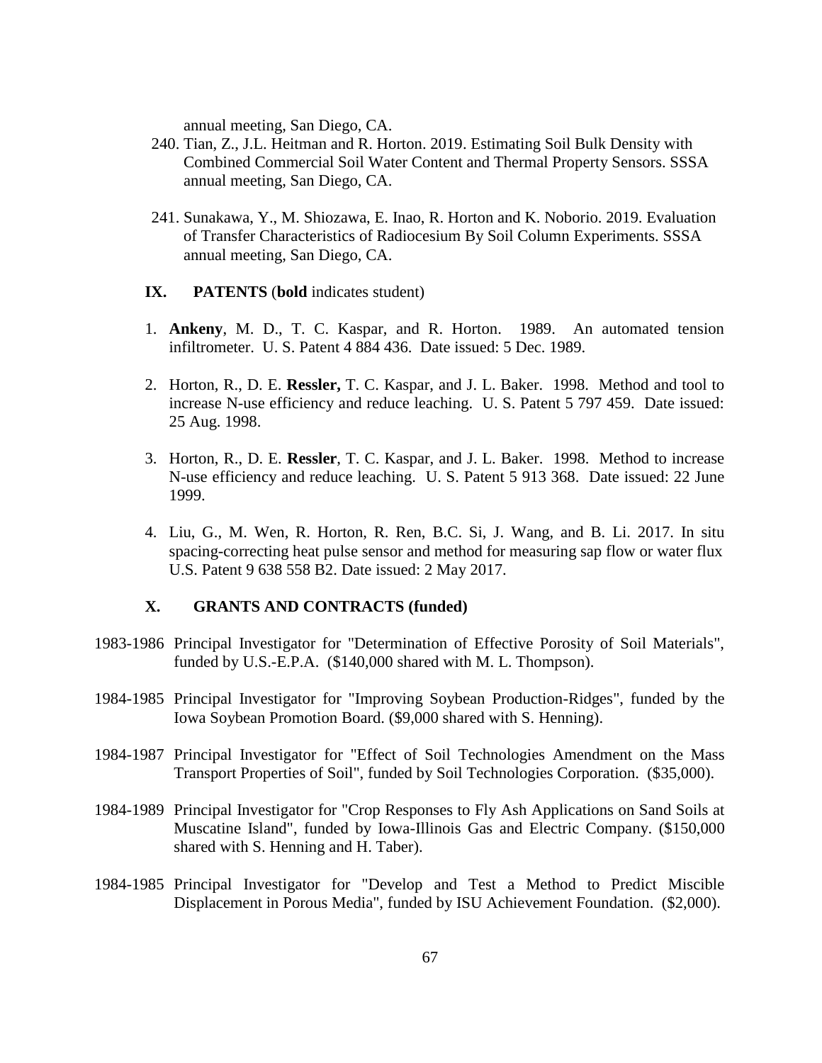annual meeting, San Diego, CA.

240. Tian, Z., J.L. Heitman and R. Horton. 2019. Estimating Soil Bulk Density with Combined Commercial Soil Water Content and Thermal Property Sensors. SSSA annual meeting, San Diego, CA.

241. Sunakawa, Y., M. Shiozawa, E. Inao, R. Horton and K. Noborio. 2019. Evaluation of Transfer Characteristics of Radiocesium By Soil Column Experiments. SSSA annual meeting, San Diego, CA.

## IX. PATENTS (**bold** indicates student)

1. **Ankeny**, M. D., T. C. Kaspar, and R. Horton. 1989. An automated tension infiltrometer. U. S. Patent 4 884 436. Date issued: 5 Dec. 1989.

2. Horton, R., D. E. **Ressler,** T. C. Kaspar, and J. L. Baker. 1998. Method and tool to increase N-use efficiency and reduce leaching. U. S. Patent 5 797 459. Date issued: 25 Aug. 1998.

3. Horton, R., D. E. **Ressler**, T. C. Kaspar, and J. L. Baker. 1998. Method to increase N-use efficiency and reduce leaching. U. S. Patent 5 913 368. Date issued: 22 June 1999.

4. Liu, G., M. Wen, R. Horton, R. Ren, B.C. Si, J. Wang, and B. Li. 2017. In situ spacing-correcting heat pulse sensor and method for measuring sap flow or water flux U.S. Patent 9 638 558 B2. Date issued: 2 May 2017.

## X. GRANTS AND CONTRACTS (funded)

1983-1986 Principal Investigator for "Determination of Effective Porosity of Soil Materials", funded by U.S.-E.P.A. ($140,000 shared with M. L. Thompson).

1984-1985 Principal Investigator for "Improving Soybean Production-Ridges", funded by the Iowa Soybean Promotion Board. ($9,000 shared with S. Henning).

1984-1987 Principal Investigator for "Effect of Soil Technologies Amendment on the Mass Transport Properties of Soil", funded by Soil Technologies Corporation. ($35,000).

1984-1989 Principal Investigator for "Crop Responses to Fly Ash Applications on Sand Soils at Muscatine Island", funded by Iowa-Illinois Gas and Electric Company. ($150,000 shared with S. Henning and H. Taber).

1984-1985 Principal Investigator for "Develop and Test a Method to Predict Miscible Displacement in Porous Media", funded by ISU Achievement Foundation. ($2,000).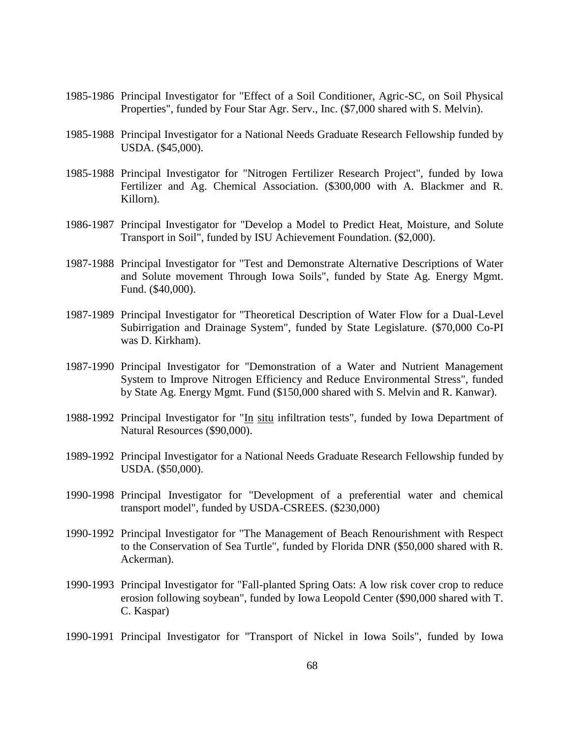1985-1986 Principal Investigator for "Effect of a Soil Conditioner, Agric-SC, on Soil Physical Properties", funded by Four Star Agr. Serv., Inc. ($7,000 shared with S. Melvin).

1985-1988 Principal Investigator for a National Needs Graduate Research Fellowship funded by USDA. ($45,000).

1985-1988 Principal Investigator for "Nitrogen Fertilizer Research Project", funded by Iowa Fertilizer and Ag. Chemical Association. ($300,000 with A. Blackmer and R. Killorn).

1986-1987 Principal Investigator for "Develop a Model to Predict Heat, Moisture, and Solute Transport in Soil", funded by ISU Achievement Foundation. ($2,000).

1987-1988 Principal Investigator for "Test and Demonstrate Alternative Descriptions of Water and Solute movement Through Iowa Soils", funded by State Ag. Energy Mgmt. Fund. ($40,000).

1987-1989 Principal Investigator for "Theoretical Description of Water Flow for a Dual-Level Subirrigation and Drainage System", funded by State Legislature. ($70,000 Co-PI was D. Kirkham).

1987-1990 Principal Investigator for "Demonstration of a Water and Nutrient Management System to Improve Nitrogen Efficiency and Reduce Environmental Stress", funded by State Ag. Energy Mgmt. Fund ($150,000 shared with S. Melvin and R. Kanwar).

1988-1992 Principal Investigator for "In situ infiltration tests", funded by Iowa Department of Natural Resources ($90,000).

1989-1992 Principal Investigator for a National Needs Graduate Research Fellowship funded by USDA. ($50,000).

1990-1998 Principal Investigator for "Development of a preferential water and chemical transport model", funded by USDA-CSREES. ($230,000)

1990-1992 Principal Investigator for "The Management of Beach Renourishment with Respect to the Conservation of Sea Turtle", funded by Florida DNR ($50,000 shared with R. Ackerman).

1990-1993 Principal Investigator for "Fall-planted Spring Oats: A low risk cover crop to reduce erosion following soybean", funded by Iowa Leopold Center ($90,000 shared with T. C. Kaspar)

1990-1991 Principal Investigator for "Transport of Nickel in Iowa Soils", funded by Iowa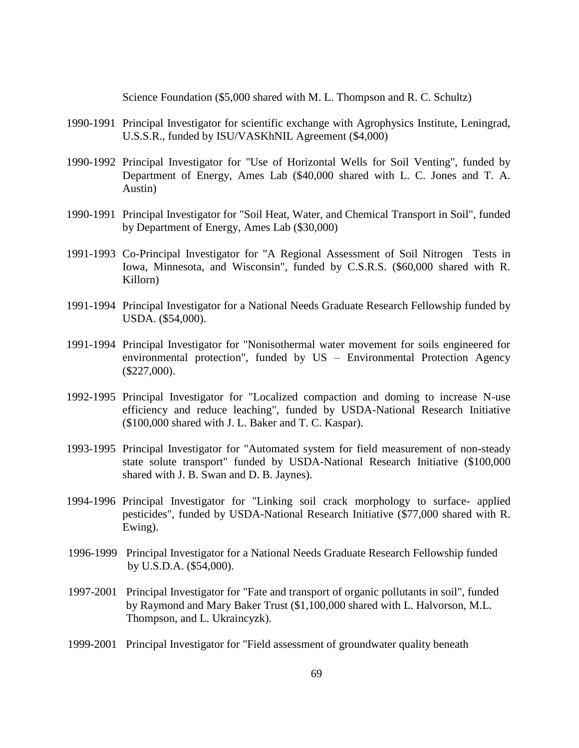Science Foundation ($5,000 shared with M. L. Thompson and R. C. Schultz)

1990-1991 Principal Investigator for scientific exchange with Agrophysics Institute, Leningrad, U.S.S.R., funded by ISU/VASKhNIL Agreement ($4,000)

1990-1992 Principal Investigator for "Use of Horizontal Wells for Soil Venting", funded by Department of Energy, Ames Lab ($40,000 shared with L. C. Jones and T. A. Austin)

1990-1991 Principal Investigator for "Soil Heat, Water, and Chemical Transport in Soil", funded by Department of Energy, Ames Lab ($30,000)

1991-1993 Co-Principal Investigator for "A Regional Assessment of Soil Nitrogen Tests in Iowa, Minnesota, and Wisconsin", funded by C.S.R.S. ($60,000 shared with R. Killorn)

1991-1994 Principal Investigator for a National Needs Graduate Research Fellowship funded by USDA. ($54,000).

1991-1994 Principal Investigator for "Nonisothermal water movement for soils engineered for environmental protection", funded by US – Environmental Protection Agency ($227,000).

1992-1995 Principal Investigator for "Localized compaction and doming to increase N-use efficiency and reduce leaching", funded by USDA-National Research Initiative ($100,000 shared with J. L. Baker and T. C. Kaspar).

1993-1995 Principal Investigator for "Automated system for field measurement of non-steady state solute transport" funded by USDA-National Research Initiative ($100,000 shared with J. B. Swan and D. B. Jaynes).

1994-1996 Principal Investigator for "Linking soil crack morphology to surface- applied pesticides", funded by USDA-National Research Initiative ($77,000 shared with R. Ewing).

1996-1999 Principal Investigator for a National Needs Graduate Research Fellowship funded by U.S.D.A. ($54,000).

1997-2001 Principal Investigator for "Fate and transport of organic pollutants in soil", funded by Raymond and Mary Baker Trust ($1,100,000 shared with L. Halvorson, M.L. Thompson, and L. Ukraincyzk).

1999-2001 Principal Investigator for "Field assessment of groundwater quality beneath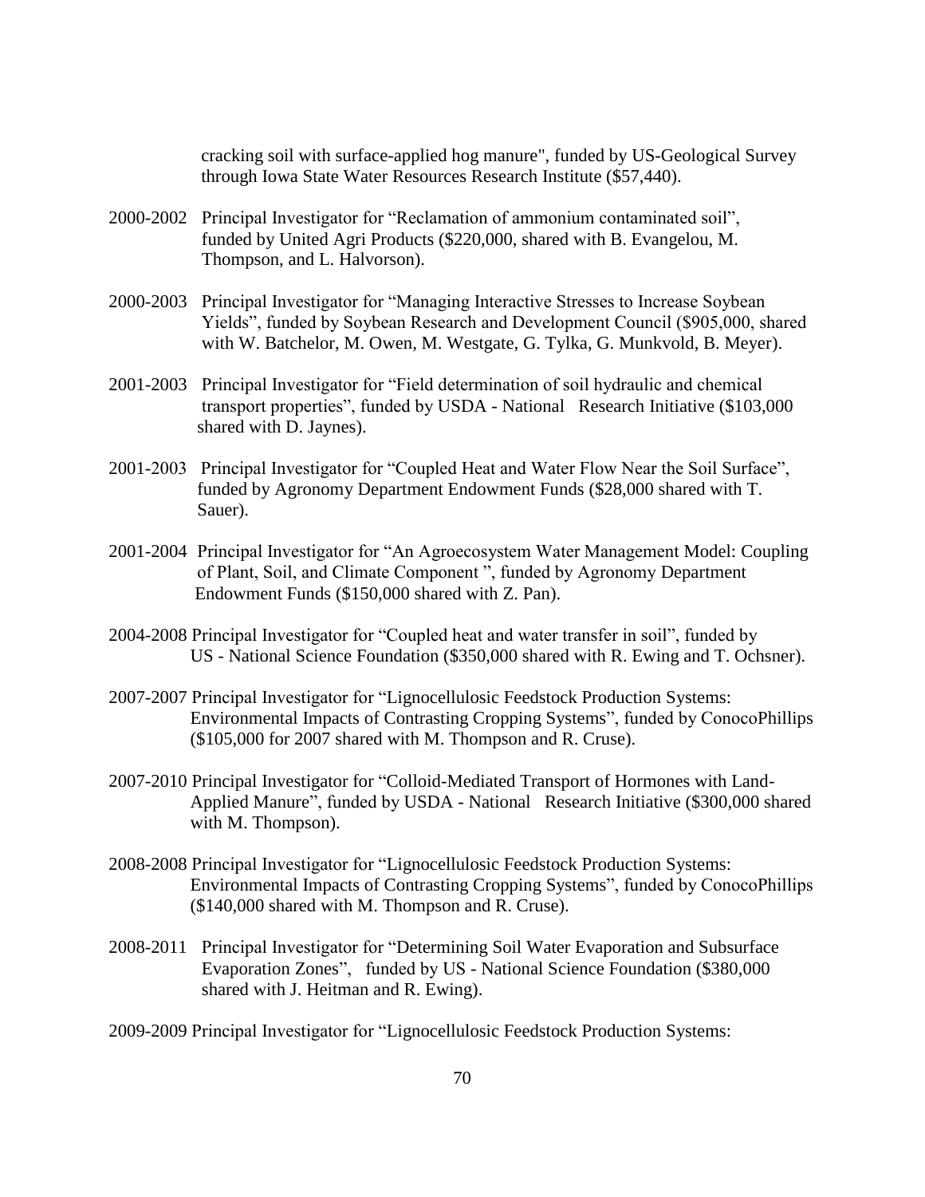cracking soil with surface-applied hog manure", funded by US-Geological Survey through Iowa State Water Resources Research Institute ($57,440).

2000-2002 Principal Investigator for "Reclamation of ammonium contaminated soil", funded by United Agri Products ($220,000, shared with B. Evangelou, M. Thompson, and L. Halvorson).

2000-2003 Principal Investigator for "Managing Interactive Stresses to Increase Soybean Yields", funded by Soybean Research and Development Council ($905,000, shared with W. Batchelor, M. Owen, M. Westgate, G. Tylka, G. Munkvold, B. Meyer).

2001-2003 Principal Investigator for "Field determination of soil hydraulic and chemical transport properties", funded by USDA - National Research Initiative ($103,000 shared with D. Jaynes).

2001-2003 Principal Investigator for "Coupled Heat and Water Flow Near the Soil Surface", funded by Agronomy Department Endowment Funds ($28,000 shared with T. Sauer).

2001-2004 Principal Investigator for "An Agroecosystem Water Management Model: Coupling of Plant, Soil, and Climate Component ", funded by Agronomy Department Endowment Funds ($150,000 shared with Z. Pan).

2004-2008 Principal Investigator for "Coupled heat and water transfer in soil", funded by US - National Science Foundation ($350,000 shared with R. Ewing and T. Ochsner).

2007-2007 Principal Investigator for "Lignocellulosic Feedstock Production Systems: Environmental Impacts of Contrasting Cropping Systems", funded by ConocoPhillips ($105,000 for 2007 shared with M. Thompson and R. Cruse).

2007-2010 Principal Investigator for "Colloid-Mediated Transport of Hormones with Land-Applied Manure", funded by USDA - National Research Initiative ($300,000 shared with M. Thompson).

2008-2008 Principal Investigator for "Lignocellulosic Feedstock Production Systems: Environmental Impacts of Contrasting Cropping Systems", funded by ConocoPhillips ($140,000 shared with M. Thompson and R. Cruse).

2008-2011 Principal Investigator for "Determining Soil Water Evaporation and Subsurface Evaporation Zones", funded by US - National Science Foundation ($380,000 shared with J. Heitman and R. Ewing).

2009-2009 Principal Investigator for "Lignocellulosic Feedstock Production Systems: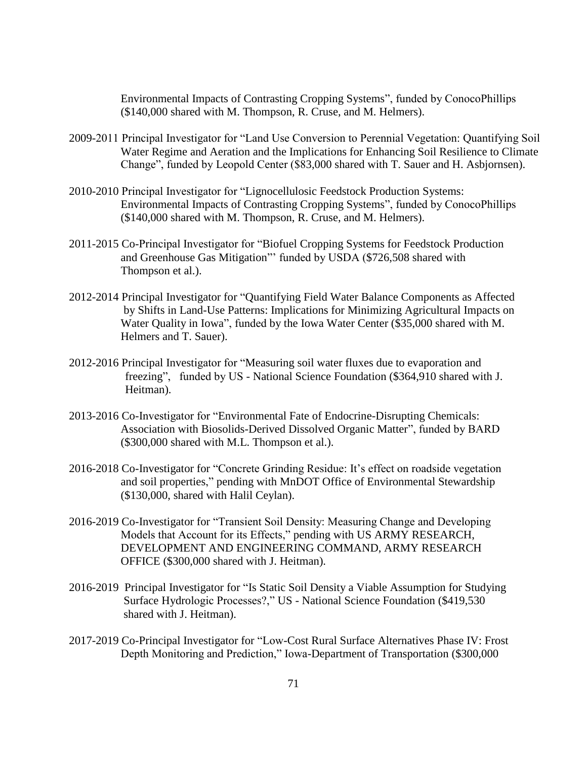Environmental Impacts of Contrasting Cropping Systems", funded by ConocoPhillips ($140,000 shared with M. Thompson, R. Cruse, and M. Helmers).

2009-2011 Principal Investigator for "Land Use Conversion to Perennial Vegetation: Quantifying Soil Water Regime and Aeration and the Implications for Enhancing Soil Resilience to Climate Change", funded by Leopold Center ($83,000 shared with T. Sauer and H. Asbjornsen).

2010-2010 Principal Investigator for "Lignocellulosic Feedstock Production Systems: Environmental Impacts of Contrasting Cropping Systems", funded by ConocoPhillips ($140,000 shared with M. Thompson, R. Cruse, and M. Helmers).

2011-2015 Co-Principal Investigator for "Biofuel Cropping Systems for Feedstock Production and Greenhouse Gas Mitigation"' funded by USDA ($726,508 shared with Thompson et al.).

2012-2014 Principal Investigator for "Quantifying Field Water Balance Components as Affected by Shifts in Land-Use Patterns: Implications for Minimizing Agricultural Impacts on Water Quality in Iowa", funded by the Iowa Water Center ($35,000 shared with M. Helmers and T. Sauer).

2012-2016 Principal Investigator for "Measuring soil water fluxes due to evaporation and freezing", funded by US - National Science Foundation ($364,910 shared with J. Heitman).

2013-2016 Co-Investigator for "Environmental Fate of Endocrine-Disrupting Chemicals: Association with Biosolids-Derived Dissolved Organic Matter", funded by BARD ($300,000 shared with M.L. Thompson et al.).

2016-2018 Co-Investigator for "Concrete Grinding Residue: It's effect on roadside vegetation and soil properties," pending with MnDOT Office of Environmental Stewardship ($130,000, shared with Halil Ceylan).

2016-2019 Co-Investigator for "Transient Soil Density: Measuring Change and Developing Models that Account for its Effects," pending with US ARMY RESEARCH, DEVELOPMENT AND ENGINEERING COMMAND, ARMY RESEARCH OFFICE ($300,000 shared with J. Heitman).

2016-2019 Principal Investigator for "Is Static Soil Density a Viable Assumption for Studying Surface Hydrologic Processes?," US - National Science Foundation ($419,530 shared with J. Heitman).

2017-2019 Co-Principal Investigator for "Low-Cost Rural Surface Alternatives Phase IV: Frost Depth Monitoring and Prediction," Iowa-Department of Transportation ($300,000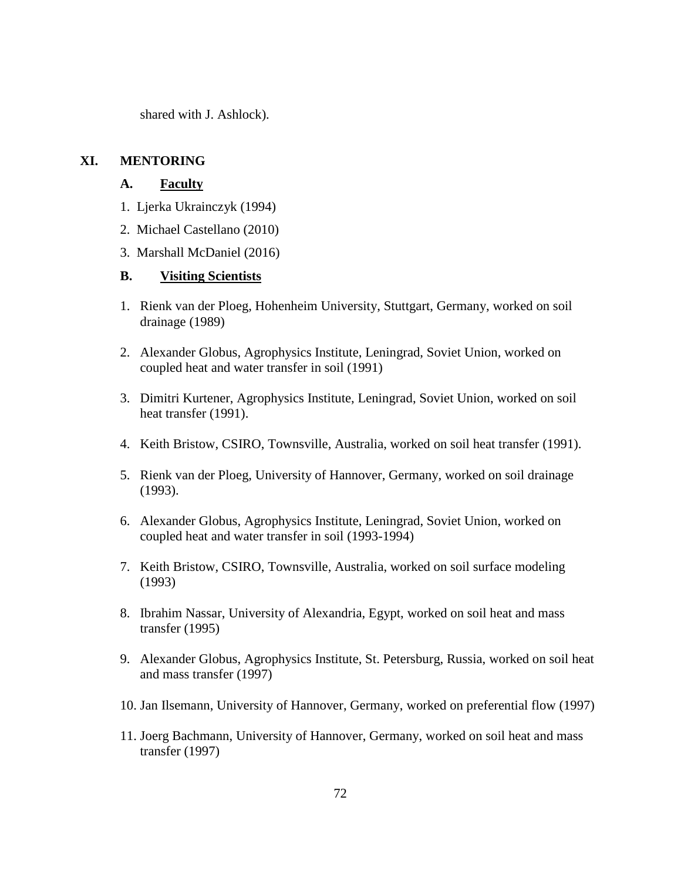shared with J. Ashlock).

## XI. MENTORING

### A. Faculty

1. Ljerka Ukrainczyk (1994)
2. Michael Castellano (2010)
3. Marshall McDaniel (2016)

### B. Visiting Scientists

1. Rienk van der Ploeg, Hohenheim University, Stuttgart, Germany, worked on soil drainage (1989)
2. Alexander Globus, Agrophysics Institute, Leningrad, Soviet Union, worked on coupled heat and water transfer in soil (1991)
3. Dimitri Kurtener, Agrophysics Institute, Leningrad, Soviet Union, worked on soil heat transfer (1991).
4. Keith Bristow, CSIRO, Townsville, Australia, worked on soil heat transfer (1991).
5. Rienk van der Ploeg, University of Hannover, Germany, worked on soil drainage (1993).
6. Alexander Globus, Agrophysics Institute, Leningrad, Soviet Union, worked on coupled heat and water transfer in soil (1993-1994)
7. Keith Bristow, CSIRO, Townsville, Australia, worked on soil surface modeling (1993)
8. Ibrahim Nassar, University of Alexandria, Egypt, worked on soil heat and mass transfer (1995)
9. Alexander Globus, Agrophysics Institute, St. Petersburg, Russia, worked on soil heat and mass transfer (1997)
10. Jan Ilsemann, University of Hannover, Germany, worked on preferential flow (1997)
11. Joerg Bachmann, University of Hannover, Germany, worked on soil heat and mass transfer (1997)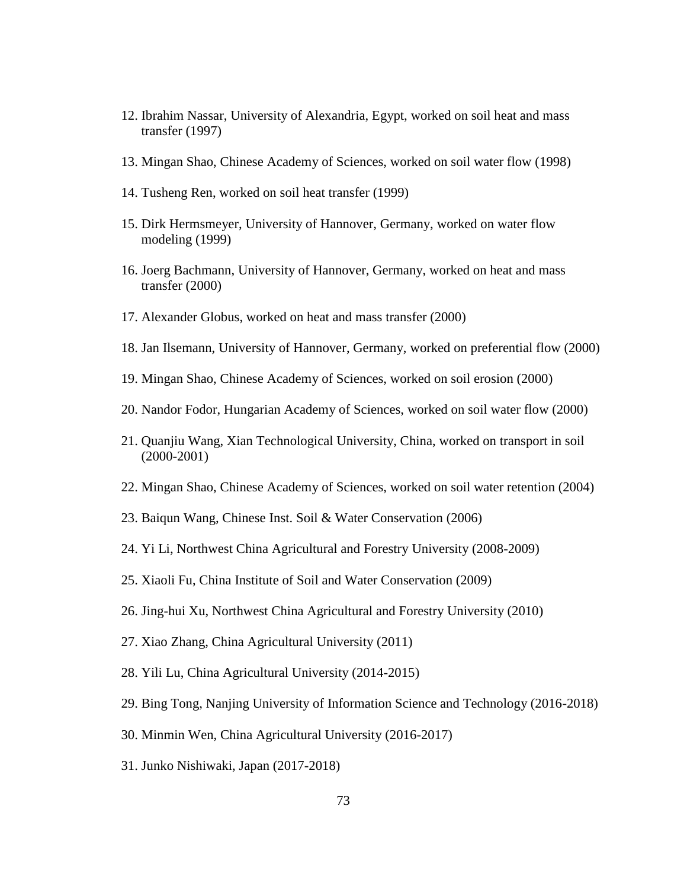12. Ibrahim Nassar, University of Alexandria, Egypt, worked on soil heat and mass transfer (1997)

13. Mingan Shao, Chinese Academy of Sciences, worked on soil water flow (1998)

14. Tusheng Ren, worked on soil heat transfer (1999)

15. Dirk Hermsmeyer, University of Hannover, Germany, worked on water flow modeling (1999)

16. Joerg Bachmann, University of Hannover, Germany, worked on heat and mass transfer (2000)

17. Alexander Globus, worked on heat and mass transfer (2000)

18. Jan Ilsemann, University of Hannover, Germany, worked on preferential flow (2000)

19. Mingan Shao, Chinese Academy of Sciences, worked on soil erosion (2000)

20. Nandor Fodor, Hungarian Academy of Sciences, worked on soil water flow (2000)

21. Quanjiu Wang, Xian Technological University, China, worked on transport in soil (2000-2001)

22. Mingan Shao, Chinese Academy of Sciences, worked on soil water retention (2004)

23. Baiqun Wang, Chinese Inst. Soil & Water Conservation (2006)

24. Yi Li, Northwest China Agricultural and Forestry University (2008-2009)

25. Xiaoli Fu, China Institute of Soil and Water Conservation (2009)

26. Jing-hui Xu, Northwest China Agricultural and Forestry University (2010)

27. Xiao Zhang, China Agricultural University (2011)

28. Yili Lu, China Agricultural University (2014-2015)

29. Bing Tong, Nanjing University of Information Science and Technology (2016-2018)

30. Minmin Wen, China Agricultural University (2016-2017)

31. Junko Nishiwaki, Japan (2017-2018)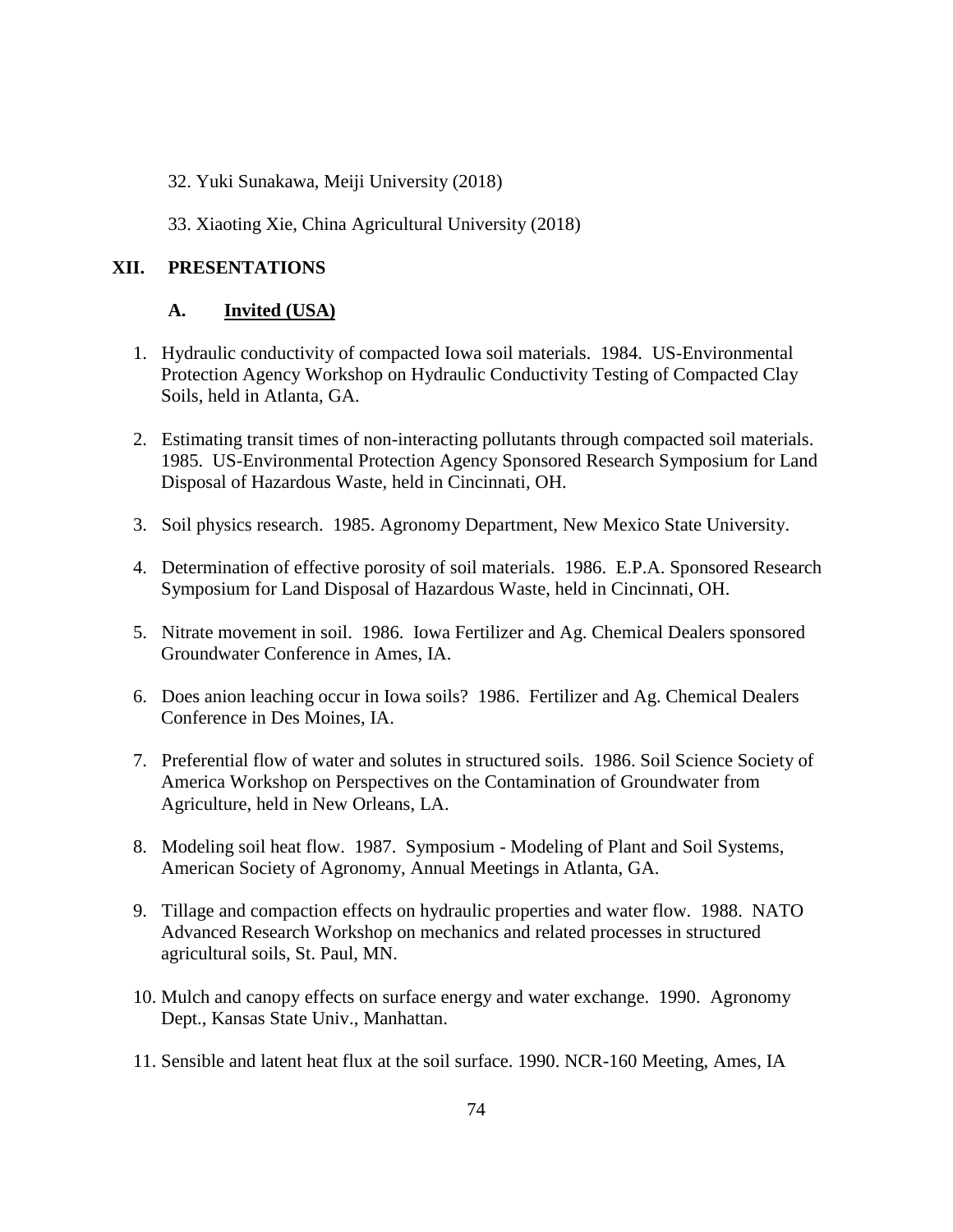32. Yuki Sunakawa, Meiji University (2018)

33. Xiaoting Xie, China Agricultural University (2018)

## XII. PRESENTATIONS

### A. Invited (USA)

1. Hydraulic conductivity of compacted Iowa soil materials. 1984. US-Environmental Protection Agency Workshop on Hydraulic Conductivity Testing of Compacted Clay Soils, held in Atlanta, GA.

2. Estimating transit times of non-interacting pollutants through compacted soil materials. 1985. US-Environmental Protection Agency Sponsored Research Symposium for Land Disposal of Hazardous Waste, held in Cincinnati, OH.

3. Soil physics research. 1985. Agronomy Department, New Mexico State University.

4. Determination of effective porosity of soil materials. 1986. E.P.A. Sponsored Research Symposium for Land Disposal of Hazardous Waste, held in Cincinnati, OH.

5. Nitrate movement in soil. 1986. Iowa Fertilizer and Ag. Chemical Dealers sponsored Groundwater Conference in Ames, IA.

6. Does anion leaching occur in Iowa soils? 1986. Fertilizer and Ag. Chemical Dealers Conference in Des Moines, IA.

7. Preferential flow of water and solutes in structured soils. 1986. Soil Science Society of America Workshop on Perspectives on the Contamination of Groundwater from Agriculture, held in New Orleans, LA.

8. Modeling soil heat flow. 1987. Symposium - Modeling of Plant and Soil Systems, American Society of Agronomy, Annual Meetings in Atlanta, GA.

9. Tillage and compaction effects on hydraulic properties and water flow. 1988. NATO Advanced Research Workshop on mechanics and related processes in structured agricultural soils, St. Paul, MN.

10. Mulch and canopy effects on surface energy and water exchange. 1990. Agronomy Dept., Kansas State Univ., Manhattan.

11. Sensible and latent heat flux at the soil surface. 1990. NCR-160 Meeting, Ames, IA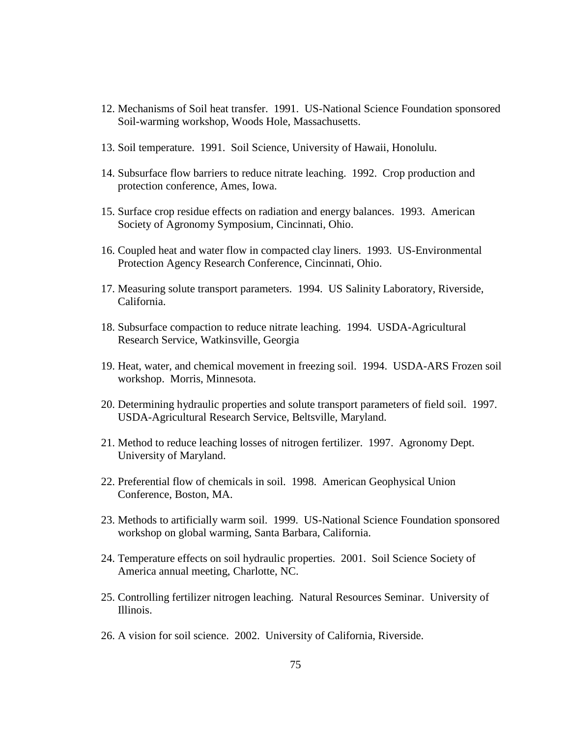12. Mechanisms of Soil heat transfer. 1991. US-National Science Foundation sponsored Soil-warming workshop, Woods Hole, Massachusetts.

13. Soil temperature. 1991. Soil Science, University of Hawaii, Honolulu.

14. Subsurface flow barriers to reduce nitrate leaching. 1992. Crop production and protection conference, Ames, Iowa.

15. Surface crop residue effects on radiation and energy balances. 1993. American Society of Agronomy Symposium, Cincinnati, Ohio.

16. Coupled heat and water flow in compacted clay liners. 1993. US-Environmental Protection Agency Research Conference, Cincinnati, Ohio.

17. Measuring solute transport parameters. 1994. US Salinity Laboratory, Riverside, California.

18. Subsurface compaction to reduce nitrate leaching. 1994. USDA-Agricultural Research Service, Watkinsville, Georgia

19. Heat, water, and chemical movement in freezing soil. 1994. USDA-ARS Frozen soil workshop. Morris, Minnesota.

20. Determining hydraulic properties and solute transport parameters of field soil. 1997. USDA-Agricultural Research Service, Beltsville, Maryland.

21. Method to reduce leaching losses of nitrogen fertilizer. 1997. Agronomy Dept. University of Maryland.

22. Preferential flow of chemicals in soil. 1998. American Geophysical Union Conference, Boston, MA.

23. Methods to artificially warm soil. 1999. US-National Science Foundation sponsored workshop on global warming, Santa Barbara, California.

24. Temperature effects on soil hydraulic properties. 2001. Soil Science Society of America annual meeting, Charlotte, NC.

25. Controlling fertilizer nitrogen leaching. Natural Resources Seminar. University of Illinois.

26. A vision for soil science. 2002. University of California, Riverside.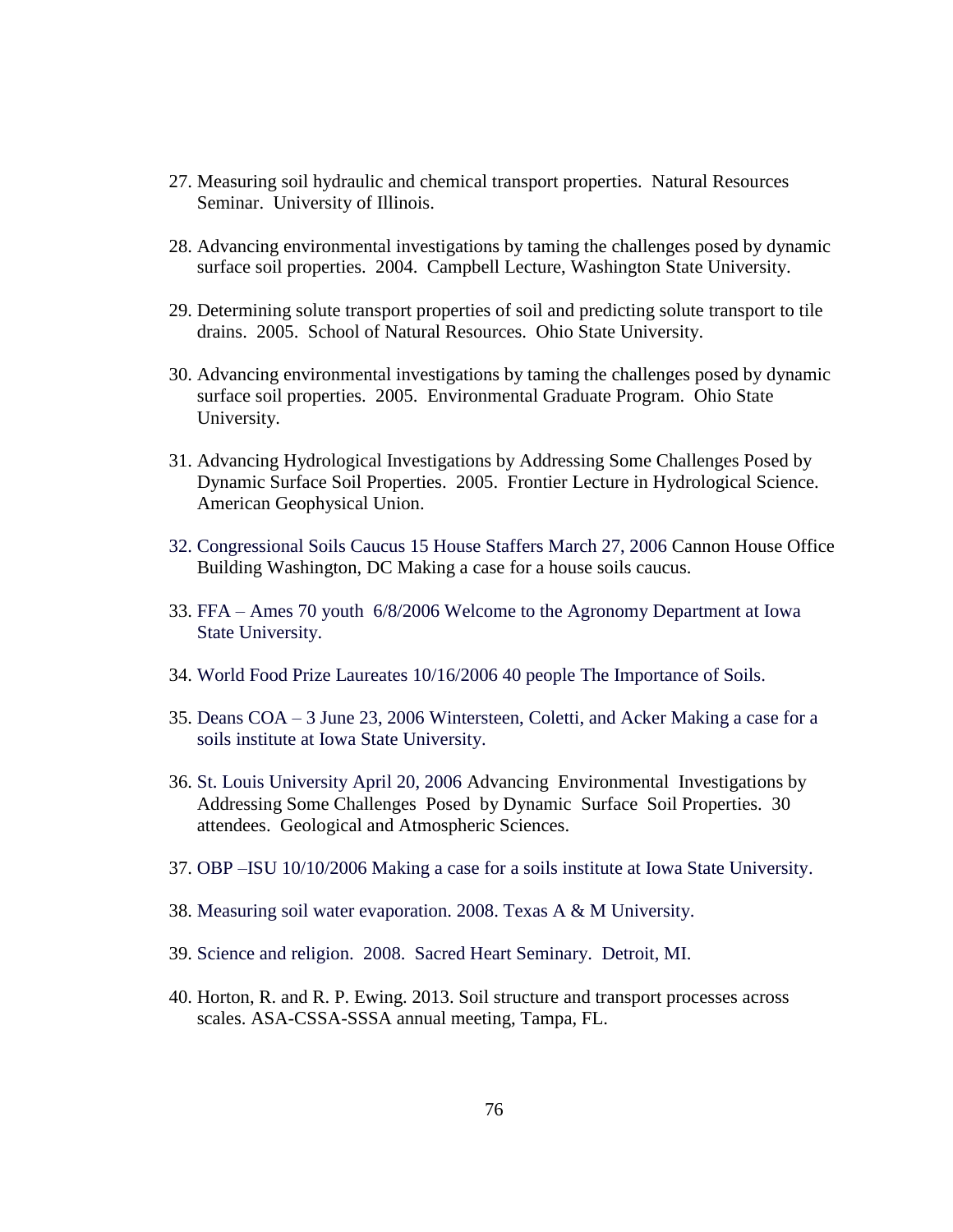27. Measuring soil hydraulic and chemical transport properties. Natural Resources Seminar. University of Illinois.

28. Advancing environmental investigations by taming the challenges posed by dynamic surface soil properties. 2004. Campbell Lecture, Washington State University.

29. Determining solute transport properties of soil and predicting solute transport to tile drains. 2005. School of Natural Resources. Ohio State University.

30. Advancing environmental investigations by taming the challenges posed by dynamic surface soil properties. 2005. Environmental Graduate Program. Ohio State University.

31. Advancing Hydrological Investigations by Addressing Some Challenges Posed by Dynamic Surface Soil Properties. 2005. Frontier Lecture in Hydrological Science. American Geophysical Union.

32. Congressional Soils Caucus 15 House Staffers March 27, 2006 Cannon House Office Building Washington, DC Making a case for a house soils caucus.

33. FFA – Ames 70 youth 6/8/2006 Welcome to the Agronomy Department at Iowa State University.

34. World Food Prize Laureates 10/16/2006 40 people The Importance of Soils.

35. Deans COA – 3 June 23, 2006 Wintersteen, Coletti, and Acker Making a case for a soils institute at Iowa State University.

36. St. Louis University April 20, 2006 Advancing Environmental Investigations by Addressing Some Challenges Posed by Dynamic Surface Soil Properties. 30 attendees. Geological and Atmospheric Sciences.

37. OBP –ISU 10/10/2006 Making a case for a soils institute at Iowa State University.

38. Measuring soil water evaporation. 2008. Texas A & M University.

39. Science and religion. 2008. Sacred Heart Seminary. Detroit, MI.

40. Horton, R. and R. P. Ewing. 2013. Soil structure and transport processes across scales. ASA-CSSA-SSSA annual meeting, Tampa, FL.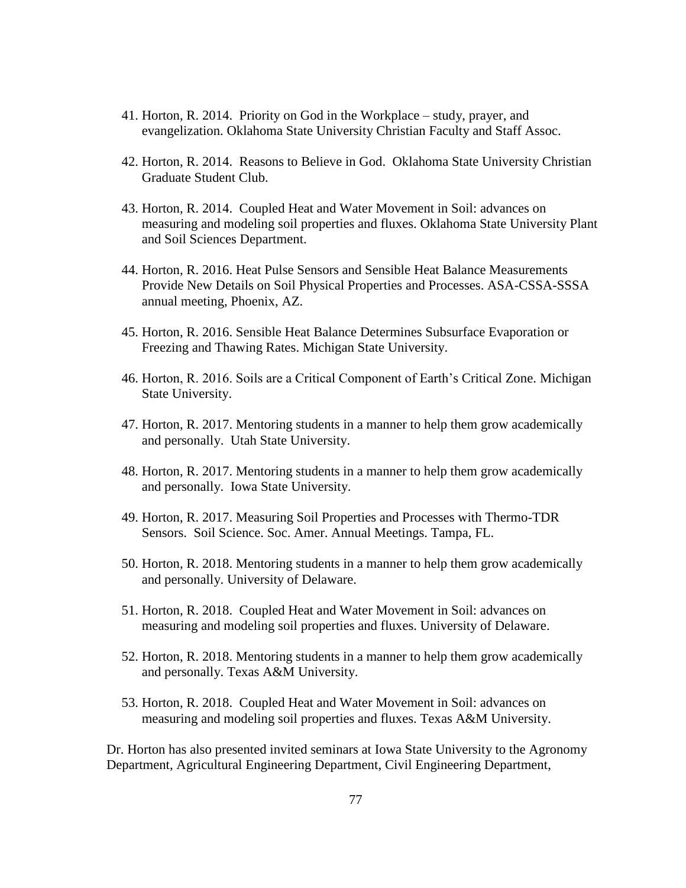41. Horton, R. 2014. Priority on God in the Workplace – study, prayer, and evangelization. Oklahoma State University Christian Faculty and Staff Assoc.

42. Horton, R. 2014. Reasons to Believe in God. Oklahoma State University Christian Graduate Student Club.

43. Horton, R. 2014. Coupled Heat and Water Movement in Soil: advances on measuring and modeling soil properties and fluxes. Oklahoma State University Plant and Soil Sciences Department.

44. Horton, R. 2016. Heat Pulse Sensors and Sensible Heat Balance Measurements Provide New Details on Soil Physical Properties and Processes. ASA-CSSA-SSSA annual meeting, Phoenix, AZ.

45. Horton, R. 2016. Sensible Heat Balance Determines Subsurface Evaporation or Freezing and Thawing Rates. Michigan State University.

46. Horton, R. 2016. Soils are a Critical Component of Earth's Critical Zone. Michigan State University.

47. Horton, R. 2017. Mentoring students in a manner to help them grow academically and personally. Utah State University.

48. Horton, R. 2017. Mentoring students in a manner to help them grow academically and personally. Iowa State University.

49. Horton, R. 2017. Measuring Soil Properties and Processes with Thermo-TDR Sensors. Soil Science. Soc. Amer. Annual Meetings. Tampa, FL.

50. Horton, R. 2018. Mentoring students in a manner to help them grow academically and personally. University of Delaware.

51. Horton, R. 2018. Coupled Heat and Water Movement in Soil: advances on measuring and modeling soil properties and fluxes. University of Delaware.

52. Horton, R. 2018. Mentoring students in a manner to help them grow academically and personally. Texas A&M University.

53. Horton, R. 2018. Coupled Heat and Water Movement in Soil: advances on measuring and modeling soil properties and fluxes. Texas A&M University.

Dr. Horton has also presented invited seminars at Iowa State University to the Agronomy Department, Agricultural Engineering Department, Civil Engineering Department,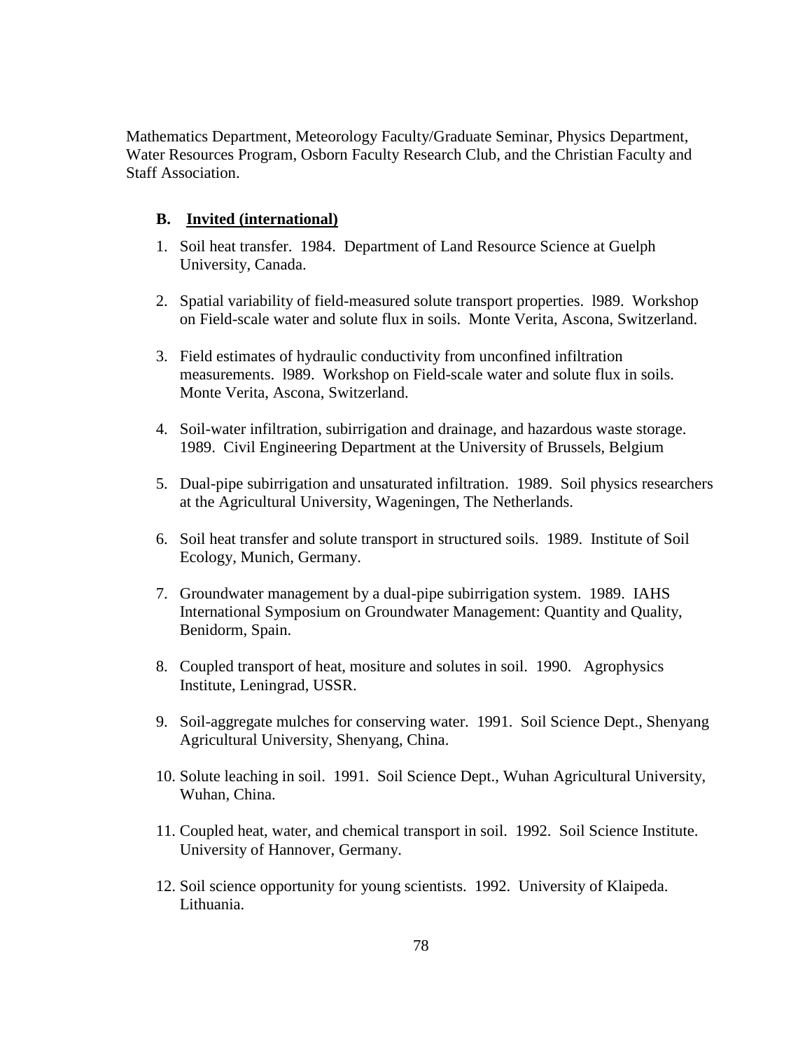Mathematics Department, Meteorology Faculty/Graduate Seminar, Physics Department, Water Resources Program, Osborn Faculty Research Club, and the Christian Faculty and Staff Association.

### B. Invited (international)

1. Soil heat transfer. 1984. Department of Land Resource Science at Guelph University, Canada.

2. Spatial variability of field-measured solute transport properties. l989. Workshop on Field-scale water and solute flux in soils. Monte Verita, Ascona, Switzerland.

3. Field estimates of hydraulic conductivity from unconfined infiltration measurements. l989. Workshop on Field-scale water and solute flux in soils. Monte Verita, Ascona, Switzerland.

4. Soil-water infiltration, subirrigation and drainage, and hazardous waste storage. 1989. Civil Engineering Department at the University of Brussels, Belgium

5. Dual-pipe subirrigation and unsaturated infiltration. 1989. Soil physics researchers at the Agricultural University, Wageningen, The Netherlands.

6. Soil heat transfer and solute transport in structured soils. 1989. Institute of Soil Ecology, Munich, Germany.

7. Groundwater management by a dual-pipe subirrigation system. 1989. IAHS International Symposium on Groundwater Management: Quantity and Quality, Benidorm, Spain.

8. Coupled transport of heat, mositure and solutes in soil. 1990. Agrophysics Institute, Leningrad, USSR.

9. Soil-aggregate mulches for conserving water. 1991. Soil Science Dept., Shenyang Agricultural University, Shenyang, China.

10. Solute leaching in soil. 1991. Soil Science Dept., Wuhan Agricultural University, Wuhan, China.

11. Coupled heat, water, and chemical transport in soil. 1992. Soil Science Institute. University of Hannover, Germany.

12. Soil science opportunity for young scientists. 1992. University of Klaipeda. Lithuania.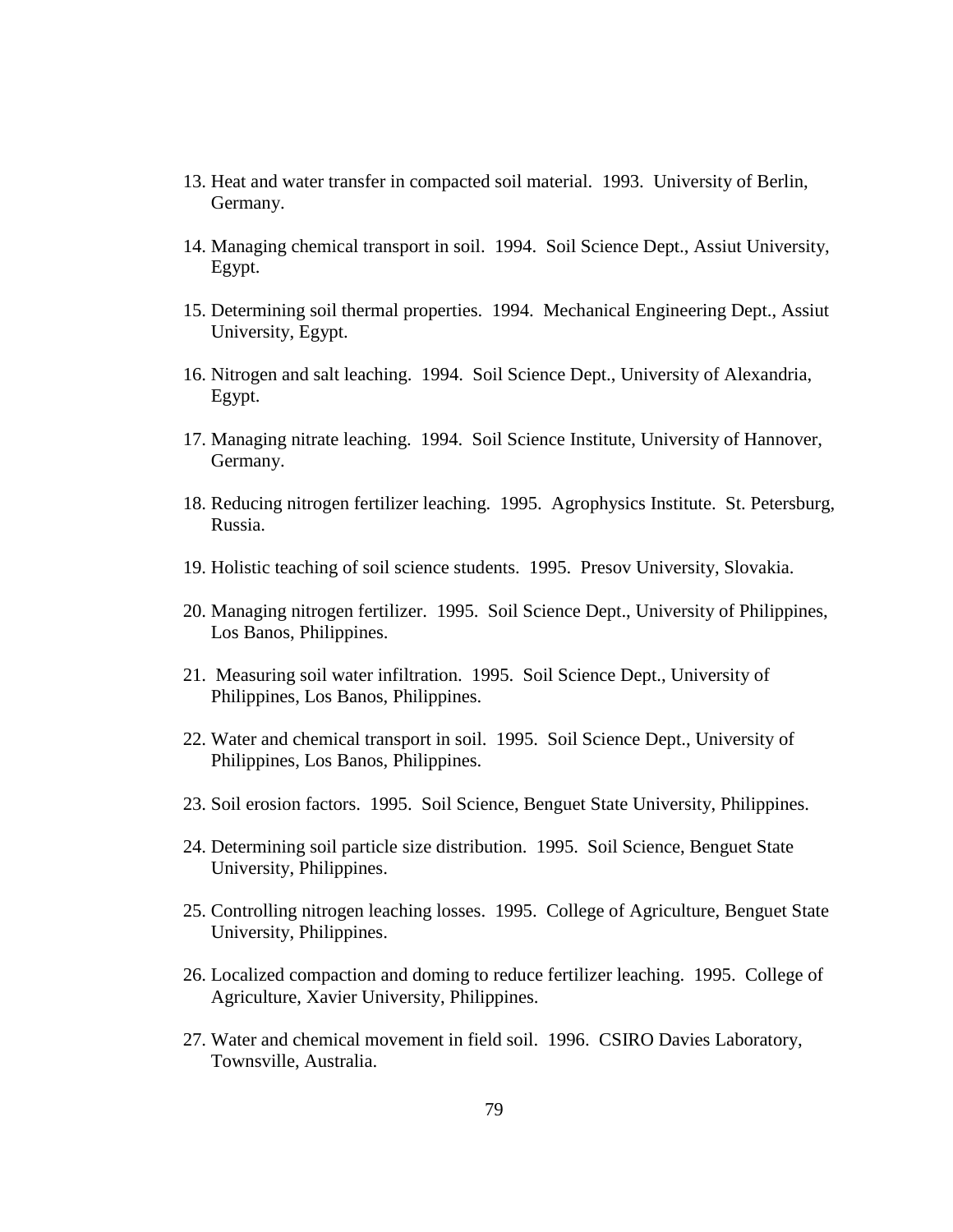13. Heat and water transfer in compacted soil material. 1993. University of Berlin, Germany.

14. Managing chemical transport in soil. 1994. Soil Science Dept., Assiut University, Egypt.

15. Determining soil thermal properties. 1994. Mechanical Engineering Dept., Assiut University, Egypt.

16. Nitrogen and salt leaching. 1994. Soil Science Dept., University of Alexandria, Egypt.

17. Managing nitrate leaching. 1994. Soil Science Institute, University of Hannover, Germany.

18. Reducing nitrogen fertilizer leaching. 1995. Agrophysics Institute. St. Petersburg, Russia.

19. Holistic teaching of soil science students. 1995. Presov University, Slovakia.

20. Managing nitrogen fertilizer. 1995. Soil Science Dept., University of Philippines, Los Banos, Philippines.

21. Measuring soil water infiltration. 1995. Soil Science Dept., University of Philippines, Los Banos, Philippines.

22. Water and chemical transport in soil. 1995. Soil Science Dept., University of Philippines, Los Banos, Philippines.

23. Soil erosion factors. 1995. Soil Science, Benguet State University, Philippines.

24. Determining soil particle size distribution. 1995. Soil Science, Benguet State University, Philippines.

25. Controlling nitrogen leaching losses. 1995. College of Agriculture, Benguet State University, Philippines.

26. Localized compaction and doming to reduce fertilizer leaching. 1995. College of Agriculture, Xavier University, Philippines.

27. Water and chemical movement in field soil. 1996. CSIRO Davies Laboratory, Townsville, Australia.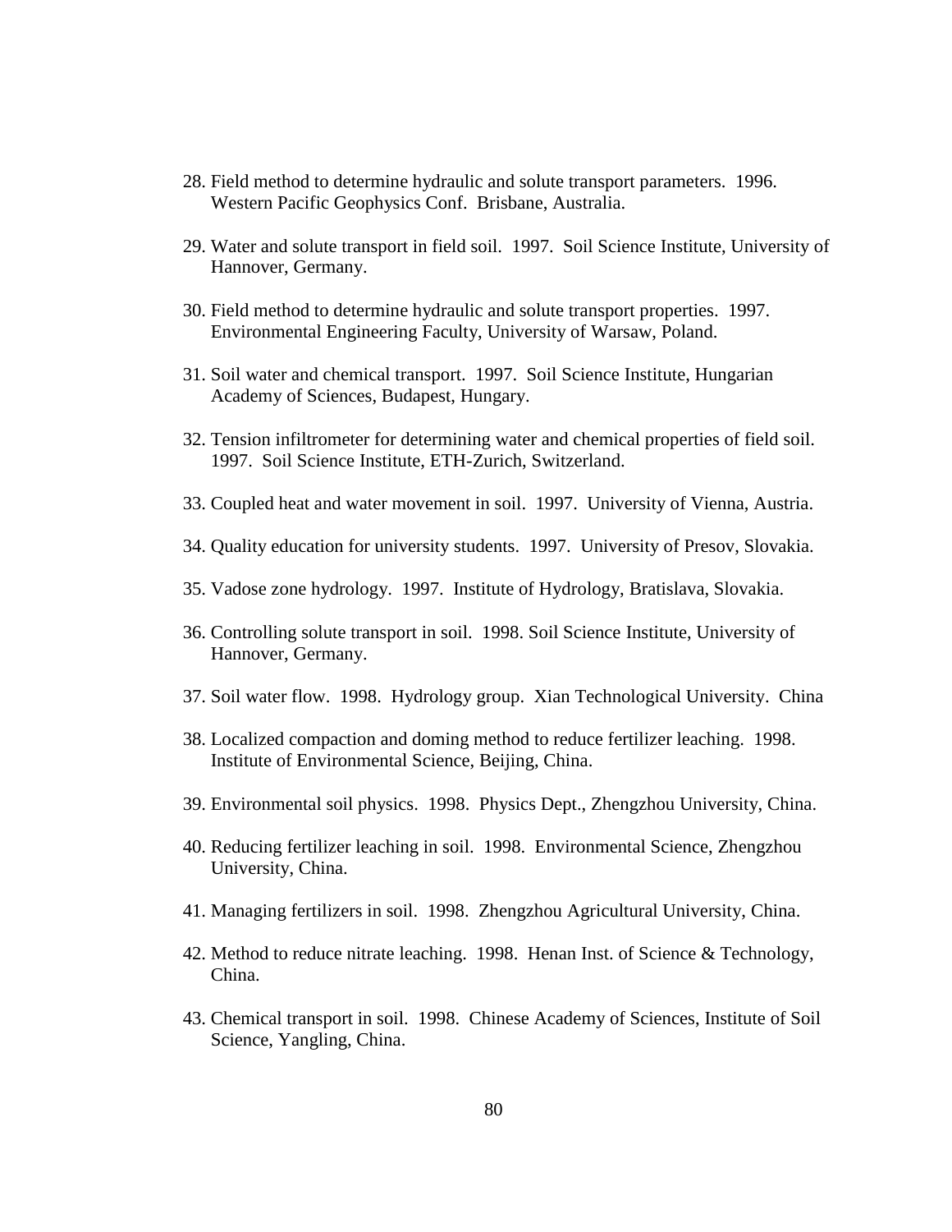28. Field method to determine hydraulic and solute transport parameters. 1996. Western Pacific Geophysics Conf. Brisbane, Australia.

29. Water and solute transport in field soil. 1997. Soil Science Institute, University of Hannover, Germany.

30. Field method to determine hydraulic and solute transport properties. 1997. Environmental Engineering Faculty, University of Warsaw, Poland.

31. Soil water and chemical transport. 1997. Soil Science Institute, Hungarian Academy of Sciences, Budapest, Hungary.

32. Tension infiltrometer for determining water and chemical properties of field soil. 1997. Soil Science Institute, ETH-Zurich, Switzerland.

33. Coupled heat and water movement in soil. 1997. University of Vienna, Austria.

34. Quality education for university students. 1997. University of Presov, Slovakia.

35. Vadose zone hydrology. 1997. Institute of Hydrology, Bratislava, Slovakia.

36. Controlling solute transport in soil. 1998. Soil Science Institute, University of Hannover, Germany.

37. Soil water flow. 1998. Hydrology group. Xian Technological University. China

38. Localized compaction and doming method to reduce fertilizer leaching. 1998. Institute of Environmental Science, Beijing, China.

39. Environmental soil physics. 1998. Physics Dept., Zhengzhou University, China.

40. Reducing fertilizer leaching in soil. 1998. Environmental Science, Zhengzhou University, China.

41. Managing fertilizers in soil. 1998. Zhengzhou Agricultural University, China.

42. Method to reduce nitrate leaching. 1998. Henan Inst. of Science & Technology, China.

43. Chemical transport in soil. 1998. Chinese Academy of Sciences, Institute of Soil Science, Yangling, China.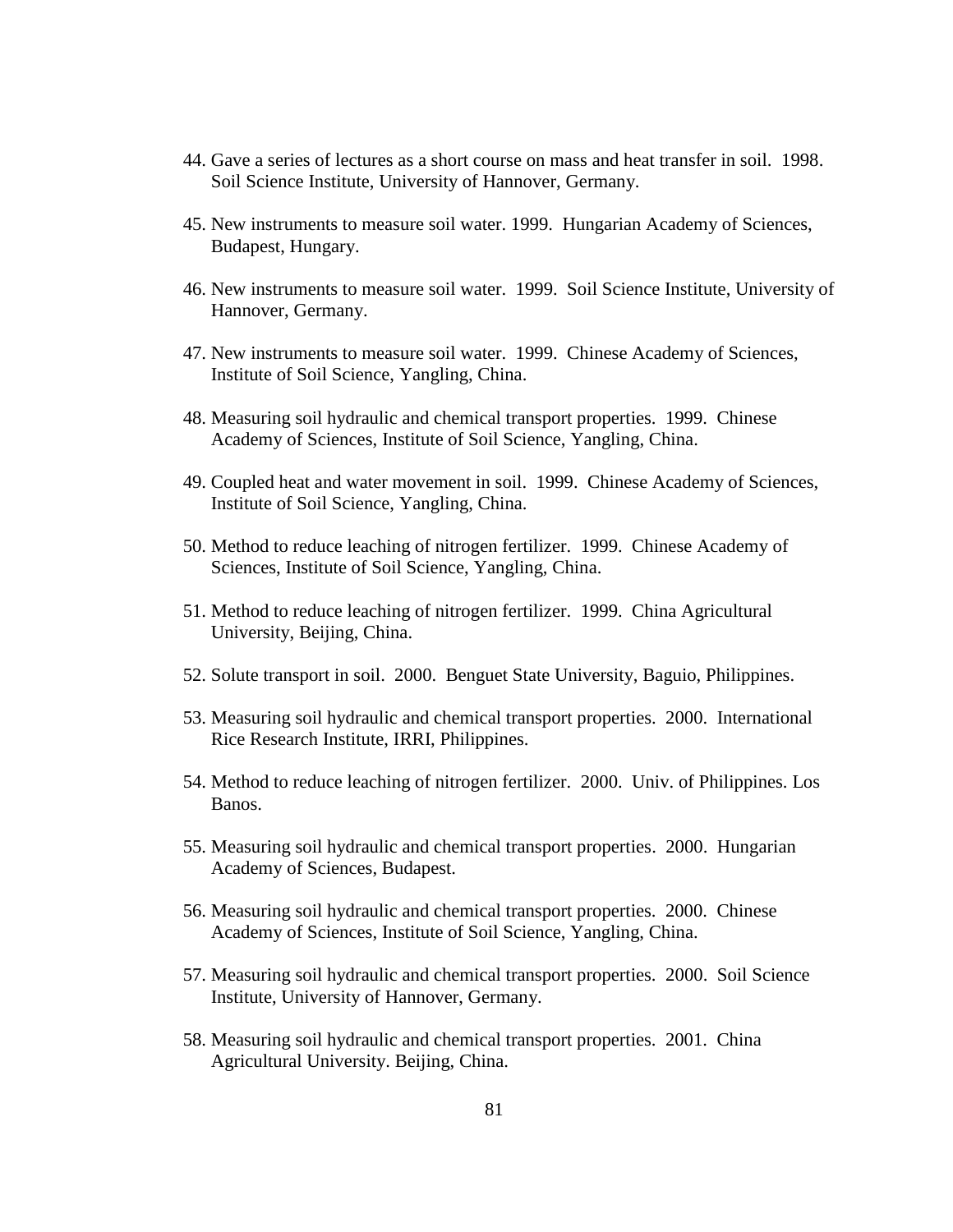44. Gave a series of lectures as a short course on mass and heat transfer in soil. 1998. Soil Science Institute, University of Hannover, Germany.

45. New instruments to measure soil water. 1999. Hungarian Academy of Sciences, Budapest, Hungary.

46. New instruments to measure soil water. 1999. Soil Science Institute, University of Hannover, Germany.

47. New instruments to measure soil water. 1999. Chinese Academy of Sciences, Institute of Soil Science, Yangling, China.

48. Measuring soil hydraulic and chemical transport properties. 1999. Chinese Academy of Sciences, Institute of Soil Science, Yangling, China.

49. Coupled heat and water movement in soil. 1999. Chinese Academy of Sciences, Institute of Soil Science, Yangling, China.

50. Method to reduce leaching of nitrogen fertilizer. 1999. Chinese Academy of Sciences, Institute of Soil Science, Yangling, China.

51. Method to reduce leaching of nitrogen fertilizer. 1999. China Agricultural University, Beijing, China.

52. Solute transport in soil. 2000. Benguet State University, Baguio, Philippines.

53. Measuring soil hydraulic and chemical transport properties. 2000. International Rice Research Institute, IRRI, Philippines.

54. Method to reduce leaching of nitrogen fertilizer. 2000. Univ. of Philippines. Los Banos.

55. Measuring soil hydraulic and chemical transport properties. 2000. Hungarian Academy of Sciences, Budapest.

56. Measuring soil hydraulic and chemical transport properties. 2000. Chinese Academy of Sciences, Institute of Soil Science, Yangling, China.

57. Measuring soil hydraulic and chemical transport properties. 2000. Soil Science Institute, University of Hannover, Germany.

58. Measuring soil hydraulic and chemical transport properties. 2001. China Agricultural University. Beijing, China.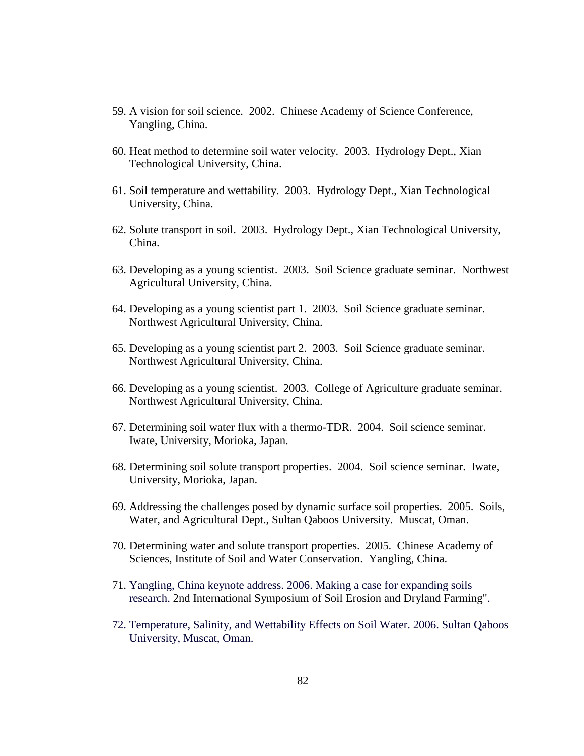59. A vision for soil science.  2002.  Chinese Academy of Science Conference, Yangling, China.

60. Heat method to determine soil water velocity.  2003.  Hydrology Dept., Xian Technological University, China.

61. Soil temperature and wettability.  2003.  Hydrology Dept., Xian Technological University, China.

62. Solute transport in soil.  2003.  Hydrology Dept., Xian Technological University, China.

63. Developing as a young scientist.  2003.  Soil Science graduate seminar.  Northwest Agricultural University, China.

64. Developing as a young scientist part 1.  2003.  Soil Science graduate seminar. Northwest Agricultural University, China.

65. Developing as a young scientist part 2.  2003.  Soil Science graduate seminar. Northwest Agricultural University, China.

66. Developing as a young scientist.  2003.  College of Agriculture graduate seminar. Northwest Agricultural University, China.

67. Determining soil water flux with a thermo-TDR.  2004.  Soil science seminar. Iwate, University, Morioka, Japan.

68. Determining soil solute transport properties.  2004.  Soil science seminar.  Iwate, University, Morioka, Japan.

69. Addressing the challenges posed by dynamic surface soil properties.  2005.  Soils, Water, and Agricultural Dept., Sultan Qaboos University.  Muscat, Oman.

70. Determining water and solute transport properties.  2005.  Chinese Academy of Sciences, Institute of Soil and Water Conservation.  Yangling, China.

71. Yangling, China keynote address. 2006. Making a case for expanding soils research. 2nd International Symposium of Soil Erosion and Dryland Farming".

72. Temperature, Salinity, and Wettability Effects on Soil Water. 2006. Sultan Qaboos University, Muscat, Oman.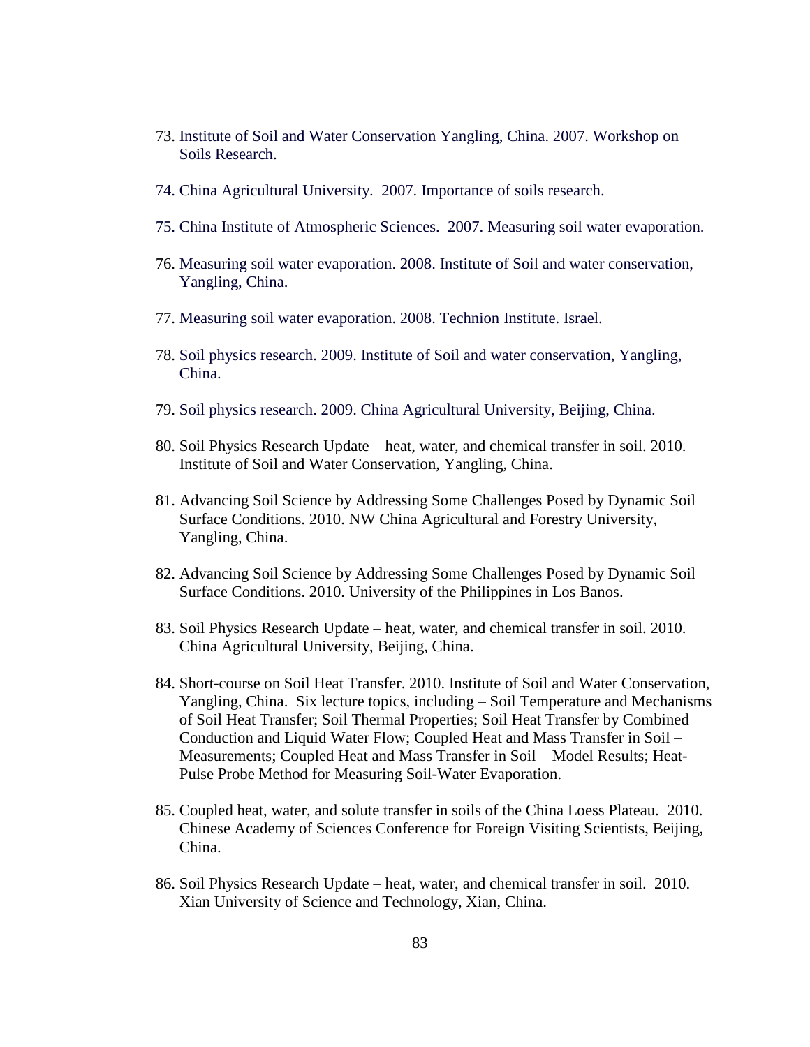73. Institute of Soil and Water Conservation Yangling, China. 2007. Workshop on Soils Research.

74. China Agricultural University. 2007. Importance of soils research.

75. China Institute of Atmospheric Sciences. 2007. Measuring soil water evaporation.

76. Measuring soil water evaporation. 2008. Institute of Soil and water conservation, Yangling, China.

77. Measuring soil water evaporation. 2008. Technion Institute. Israel.

78. Soil physics research. 2009. Institute of Soil and water conservation, Yangling, China.

79. Soil physics research. 2009. China Agricultural University, Beijing, China.

80. Soil Physics Research Update – heat, water, and chemical transfer in soil. 2010. Institute of Soil and Water Conservation, Yangling, China.

81. Advancing Soil Science by Addressing Some Challenges Posed by Dynamic Soil Surface Conditions. 2010. NW China Agricultural and Forestry University, Yangling, China.

82. Advancing Soil Science by Addressing Some Challenges Posed by Dynamic Soil Surface Conditions. 2010. University of the Philippines in Los Banos.

83. Soil Physics Research Update – heat, water, and chemical transfer in soil. 2010. China Agricultural University, Beijing, China.

84. Short-course on Soil Heat Transfer. 2010. Institute of Soil and Water Conservation, Yangling, China. Six lecture topics, including – Soil Temperature and Mechanisms of Soil Heat Transfer; Soil Thermal Properties; Soil Heat Transfer by Combined Conduction and Liquid Water Flow; Coupled Heat and Mass Transfer in Soil – Measurements; Coupled Heat and Mass Transfer in Soil – Model Results; Heat-Pulse Probe Method for Measuring Soil-Water Evaporation.

85. Coupled heat, water, and solute transfer in soils of the China Loess Plateau. 2010. Chinese Academy of Sciences Conference for Foreign Visiting Scientists, Beijing, China.

86. Soil Physics Research Update – heat, water, and chemical transfer in soil. 2010. Xian University of Science and Technology, Xian, China.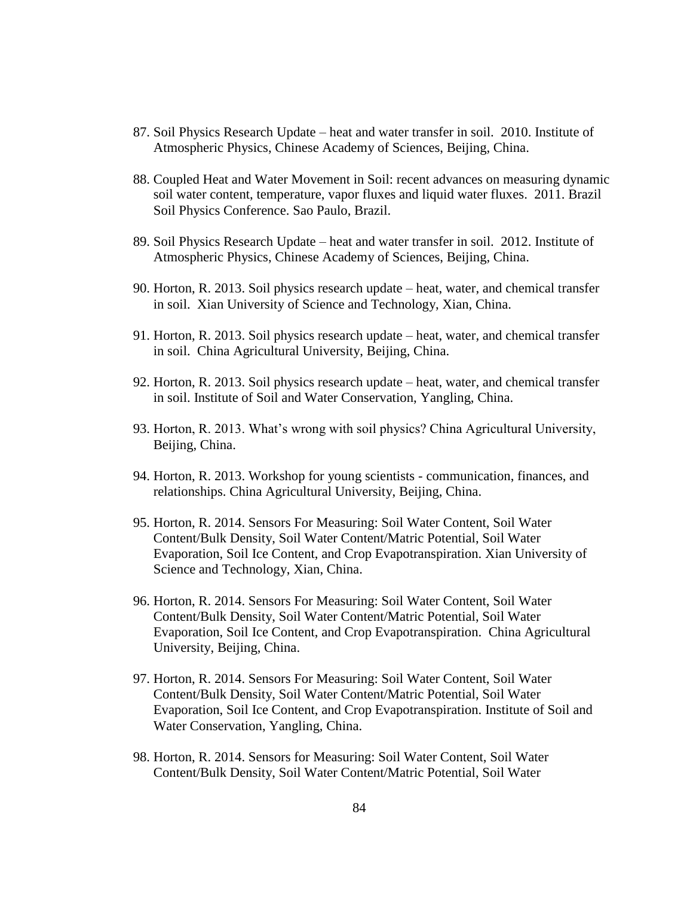87. Soil Physics Research Update – heat and water transfer in soil. 2010. Institute of Atmospheric Physics, Chinese Academy of Sciences, Beijing, China.

88. Coupled Heat and Water Movement in Soil: recent advances on measuring dynamic soil water content, temperature, vapor fluxes and liquid water fluxes. 2011. Brazil Soil Physics Conference. Sao Paulo, Brazil.

89. Soil Physics Research Update – heat and water transfer in soil. 2012. Institute of Atmospheric Physics, Chinese Academy of Sciences, Beijing, China.

90. Horton, R. 2013. Soil physics research update – heat, water, and chemical transfer in soil. Xian University of Science and Technology, Xian, China.

91. Horton, R. 2013. Soil physics research update – heat, water, and chemical transfer in soil. China Agricultural University, Beijing, China.

92. Horton, R. 2013. Soil physics research update – heat, water, and chemical transfer in soil. Institute of Soil and Water Conservation, Yangling, China.

93. Horton, R. 2013. What's wrong with soil physics? China Agricultural University, Beijing, China.

94. Horton, R. 2013. Workshop for young scientists - communication, finances, and relationships. China Agricultural University, Beijing, China.

95. Horton, R. 2014. Sensors For Measuring: Soil Water Content, Soil Water Content/Bulk Density, Soil Water Content/Matric Potential, Soil Water Evaporation, Soil Ice Content, and Crop Evapotranspiration. Xian University of Science and Technology, Xian, China.

96. Horton, R. 2014. Sensors For Measuring: Soil Water Content, Soil Water Content/Bulk Density, Soil Water Content/Matric Potential, Soil Water Evaporation, Soil Ice Content, and Crop Evapotranspiration. China Agricultural University, Beijing, China.

97. Horton, R. 2014. Sensors For Measuring: Soil Water Content, Soil Water Content/Bulk Density, Soil Water Content/Matric Potential, Soil Water Evaporation, Soil Ice Content, and Crop Evapotranspiration. Institute of Soil and Water Conservation, Yangling, China.

98. Horton, R. 2014. Sensors for Measuring: Soil Water Content, Soil Water Content/Bulk Density, Soil Water Content/Matric Potential, Soil Water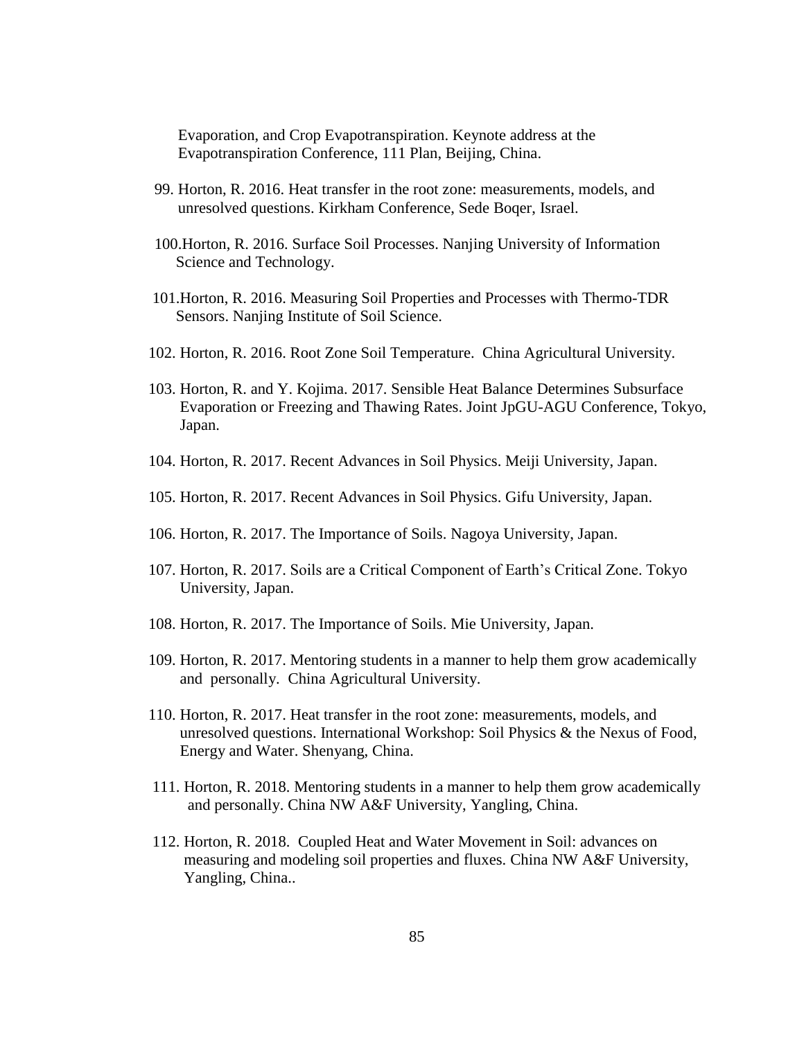Evaporation, and Crop Evapotranspiration. Keynote address at the Evapotranspiration Conference, 111 Plan, Beijing, China.

99. Horton, R. 2016. Heat transfer in the root zone: measurements, models, and unresolved questions. Kirkham Conference, Sede Boqer, Israel.

100. Horton, R. 2016. Surface Soil Processes. Nanjing University of Information Science and Technology.

101. Horton, R. 2016. Measuring Soil Properties and Processes with Thermo-TDR Sensors. Nanjing Institute of Soil Science.

102. Horton, R. 2016. Root Zone Soil Temperature. China Agricultural University.

103. Horton, R. and Y. Kojima. 2017. Sensible Heat Balance Determines Subsurface Evaporation or Freezing and Thawing Rates. Joint JpGU-AGU Conference, Tokyo, Japan.

104. Horton, R. 2017. Recent Advances in Soil Physics. Meiji University, Japan.

105. Horton, R. 2017. Recent Advances in Soil Physics. Gifu University, Japan.

106. Horton, R. 2017. The Importance of Soils. Nagoya University, Japan.

107. Horton, R. 2017. Soils are a Critical Component of Earth's Critical Zone. Tokyo University, Japan.

108. Horton, R. 2017. The Importance of Soils. Mie University, Japan.

109. Horton, R. 2017. Mentoring students in a manner to help them grow academically and personally. China Agricultural University.

110. Horton, R. 2017. Heat transfer in the root zone: measurements, models, and unresolved questions. International Workshop: Soil Physics & the Nexus of Food, Energy and Water. Shenyang, China.

111. Horton, R. 2018. Mentoring students in a manner to help them grow academically and personally. China NW A&F University, Yangling, China.

112. Horton, R. 2018. Coupled Heat and Water Movement in Soil: advances on measuring and modeling soil properties and fluxes. China NW A&F University, Yangling, China..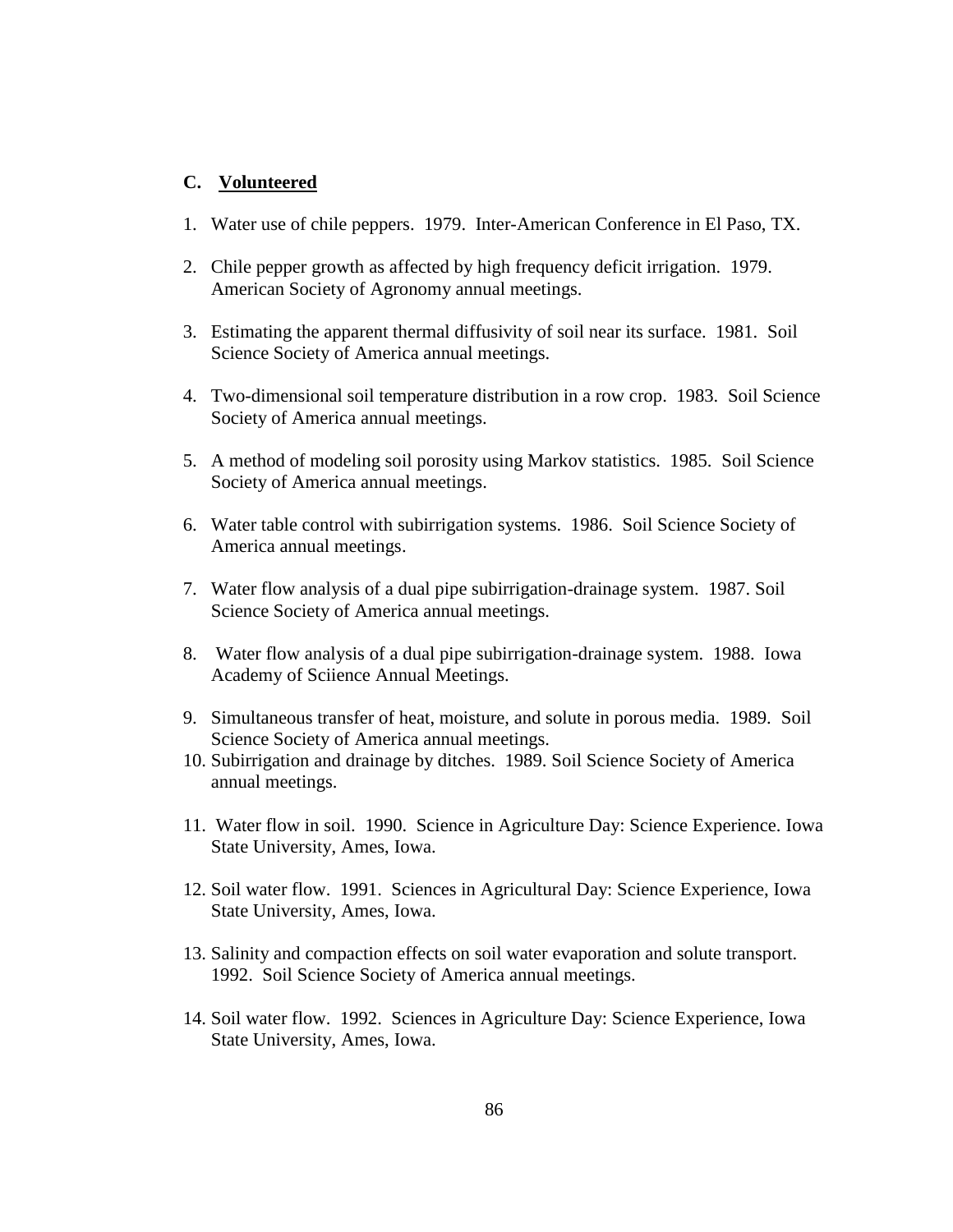## C. Volunteered

1. Water use of chile peppers. 1979. Inter-American Conference in El Paso, TX.

2. Chile pepper growth as affected by high frequency deficit irrigation. 1979. American Society of Agronomy annual meetings.

3. Estimating the apparent thermal diffusivity of soil near its surface. 1981. Soil Science Society of America annual meetings.

4. Two-dimensional soil temperature distribution in a row crop. 1983. Soil Science Society of America annual meetings.

5. A method of modeling soil porosity using Markov statistics. 1985. Soil Science Society of America annual meetings.

6. Water table control with subirrigation systems. 1986. Soil Science Society of America annual meetings.

7. Water flow analysis of a dual pipe subirrigation-drainage system. 1987. Soil Science Society of America annual meetings.

8. Water flow analysis of a dual pipe subirrigation-drainage system. 1988. Iowa Academy of Sciience Annual Meetings.

9. Simultaneous transfer of heat, moisture, and solute in porous media. 1989. Soil Science Society of America annual meetings.

10. Subirrigation and drainage by ditches. 1989. Soil Science Society of America annual meetings.

11. Water flow in soil. 1990. Science in Agriculture Day: Science Experience. Iowa State University, Ames, Iowa.

12. Soil water flow. 1991. Sciences in Agricultural Day: Science Experience, Iowa State University, Ames, Iowa.

13. Salinity and compaction effects on soil water evaporation and solute transport. 1992. Soil Science Society of America annual meetings.

14. Soil water flow. 1992. Sciences in Agriculture Day: Science Experience, Iowa State University, Ames, Iowa.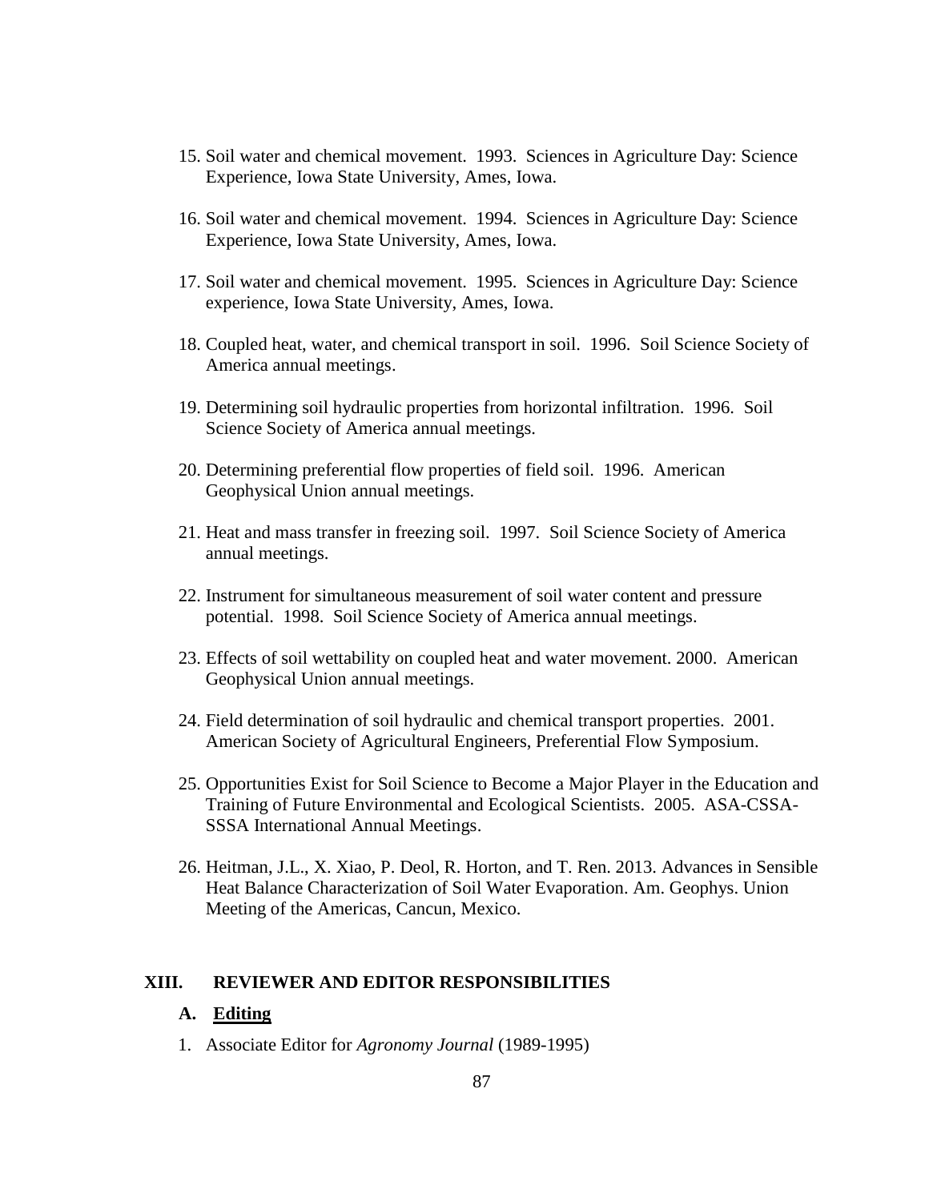15. Soil water and chemical movement. 1993. Sciences in Agriculture Day: Science Experience, Iowa State University, Ames, Iowa.

16. Soil water and chemical movement. 1994. Sciences in Agriculture Day: Science Experience, Iowa State University, Ames, Iowa.

17. Soil water and chemical movement. 1995. Sciences in Agriculture Day: Science experience, Iowa State University, Ames, Iowa.

18. Coupled heat, water, and chemical transport in soil. 1996. Soil Science Society of America annual meetings.

19. Determining soil hydraulic properties from horizontal infiltration. 1996. Soil Science Society of America annual meetings.

20. Determining preferential flow properties of field soil. 1996. American Geophysical Union annual meetings.

21. Heat and mass transfer in freezing soil. 1997. Soil Science Society of America annual meetings.

22. Instrument for simultaneous measurement of soil water content and pressure potential. 1998. Soil Science Society of America annual meetings.

23. Effects of soil wettability on coupled heat and water movement. 2000. American Geophysical Union annual meetings.

24. Field determination of soil hydraulic and chemical transport properties. 2001. American Society of Agricultural Engineers, Preferential Flow Symposium.

25. Opportunities Exist for Soil Science to Become a Major Player in the Education and Training of Future Environmental and Ecological Scientists. 2005. ASA-CSSA-SSSA International Annual Meetings.

26. Heitman, J.L., X. Xiao, P. Deol, R. Horton, and T. Ren. 2013. Advances in Sensible Heat Balance Characterization of Soil Water Evaporation. Am. Geophys. Union Meeting of the Americas, Cancun, Mexico.

## XIII. REVIEWER AND EDITOR RESPONSIBILITIES

### A. Editing

1. Associate Editor for *Agronomy Journal* (1989-1995)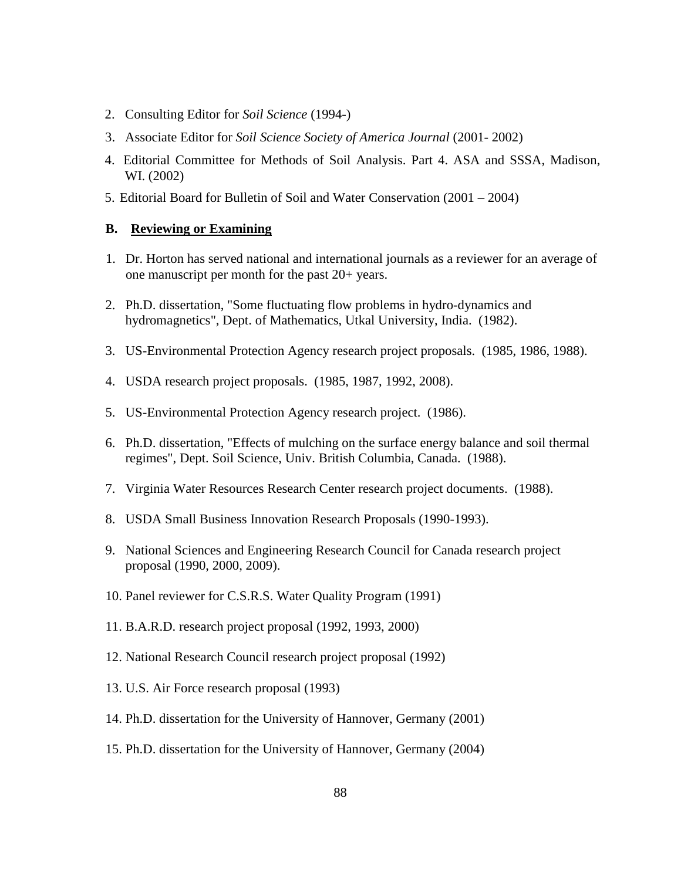2. Consulting Editor for *Soil Science* (1994-)
3. Associate Editor for *Soil Science Society of America Journal* (2001- 2002)
4. Editorial Committee for Methods of Soil Analysis. Part 4. ASA and SSSA, Madison, WI. (2002)
5. Editorial Board for Bulletin of Soil and Water Conservation (2001 – 2004)

**B. Reviewing or Examining**

1. Dr. Horton has served national and international journals as a reviewer for an average of one manuscript per month for the past 20+ years.
2. Ph.D. dissertation, "Some fluctuating flow problems in hydro-dynamics and hydromagnetics", Dept. of Mathematics, Utkal University, India. (1982).
3. US-Environmental Protection Agency research project proposals. (1985, 1986, 1988).
4. USDA research project proposals. (1985, 1987, 1992, 2008).
5. US-Environmental Protection Agency research project. (1986).
6. Ph.D. dissertation, "Effects of mulching on the surface energy balance and soil thermal regimes", Dept. Soil Science, Univ. British Columbia, Canada. (1988).
7. Virginia Water Resources Research Center research project documents. (1988).
8. USDA Small Business Innovation Research Proposals (1990-1993).
9. National Sciences and Engineering Research Council for Canada research project proposal (1990, 2000, 2009).
10. Panel reviewer for C.S.R.S. Water Quality Program (1991)
11. B.A.R.D. research project proposal (1992, 1993, 2000)
12. National Research Council research project proposal (1992)
13. U.S. Air Force research proposal (1993)
14. Ph.D. dissertation for the University of Hannover, Germany (2001)
15. Ph.D. dissertation for the University of Hannover, Germany (2004)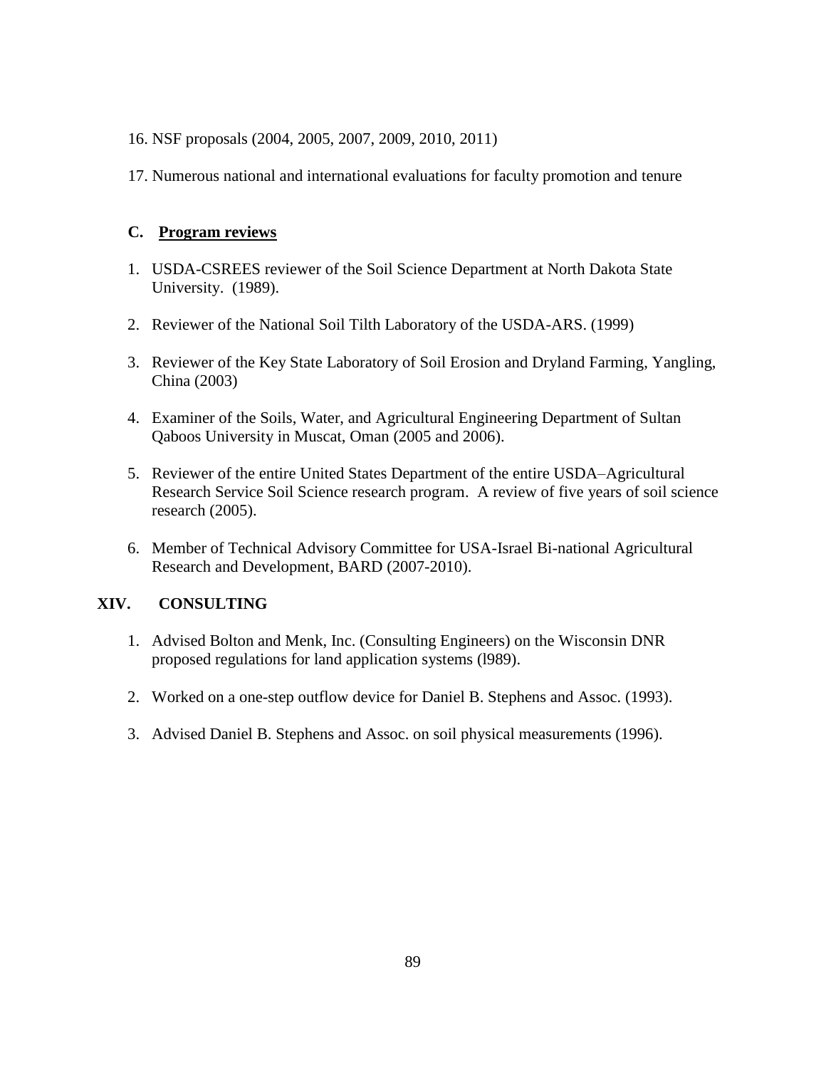16. NSF proposals (2004, 2005, 2007, 2009, 2010, 2011)

17. Numerous national and international evaluations for faculty promotion and tenure

### C. Program reviews

1. USDA-CSREES reviewer of the Soil Science Department at North Dakota State University. (1989).

2. Reviewer of the National Soil Tilth Laboratory of the USDA-ARS. (1999)

3. Reviewer of the Key State Laboratory of Soil Erosion and Dryland Farming, Yangling, China (2003)

4. Examiner of the Soils, Water, and Agricultural Engineering Department of Sultan Qaboos University in Muscat, Oman (2005 and 2006).

5. Reviewer of the entire United States Department of the entire USDA–Agricultural Research Service Soil Science research program. A review of five years of soil science research (2005).

6. Member of Technical Advisory Committee for USA-Israel Bi-national Agricultural Research and Development, BARD (2007-2010).

## XIV. CONSULTING

1. Advised Bolton and Menk, Inc. (Consulting Engineers) on the Wisconsin DNR proposed regulations for land application systems (l989).

2. Worked on a one-step outflow device for Daniel B. Stephens and Assoc. (1993).

3. Advised Daniel B. Stephens and Assoc. on soil physical measurements (1996).